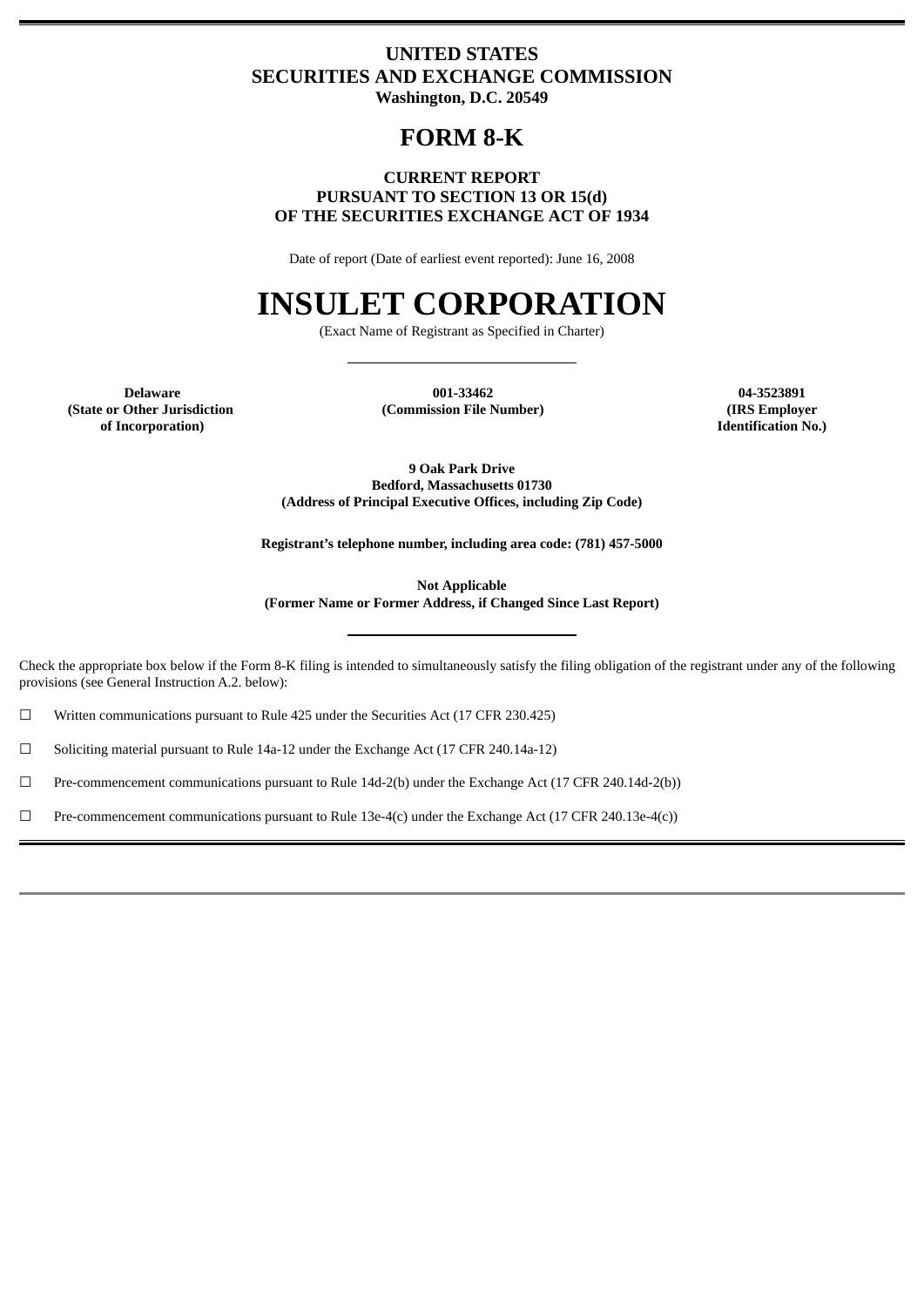# UNITED STATES
# SECURITIES AND EXCHANGE COMMISSION
**Washington, D.C. 20549**

# FORM 8-K

**CURRENT REPORT**
**PURSUANT TO SECTION 13 OR 15(d)**
**OF THE SECURITIES EXCHANGE ACT OF 1934**

Date of report (Date of earliest event reported): June 16, 2008

# INSULET CORPORATION

(Exact Name of Registrant as Specified in Charter)

| Delaware | 001-33462 | 04-3523891 |
|---|---|---|
| (State or Other Jurisdiction of Incorporation) | (Commission File Number) | (IRS Employer Identification No.) |

**9 Oak Park Drive**
**Bedford, Massachusetts 01730**
**(Address of Principal Executive Offices, including Zip Code)**

**Registrant's telephone number, including area code: (781) 457-5000**

**Not Applicable**
**(Former Name or Former Address, if Changed Since Last Report)**

Check the appropriate box below if the Form 8-K filing is intended to simultaneously satisfy the filing obligation of the registrant under any of the following provisions (see General Instruction A.2. below):

☐ Written communications pursuant to Rule 425 under the Securities Act (17 CFR 230.425)

☐ Soliciting material pursuant to Rule 14a-12 under the Exchange Act (17 CFR 240.14a-12)

☐ Pre-commencement communications pursuant to Rule 14d-2(b) under the Exchange Act (17 CFR 240.14d-2(b))

☐ Pre-commencement communications pursuant to Rule 13e-4(c) under the Exchange Act (17 CFR 240.13e-4(c))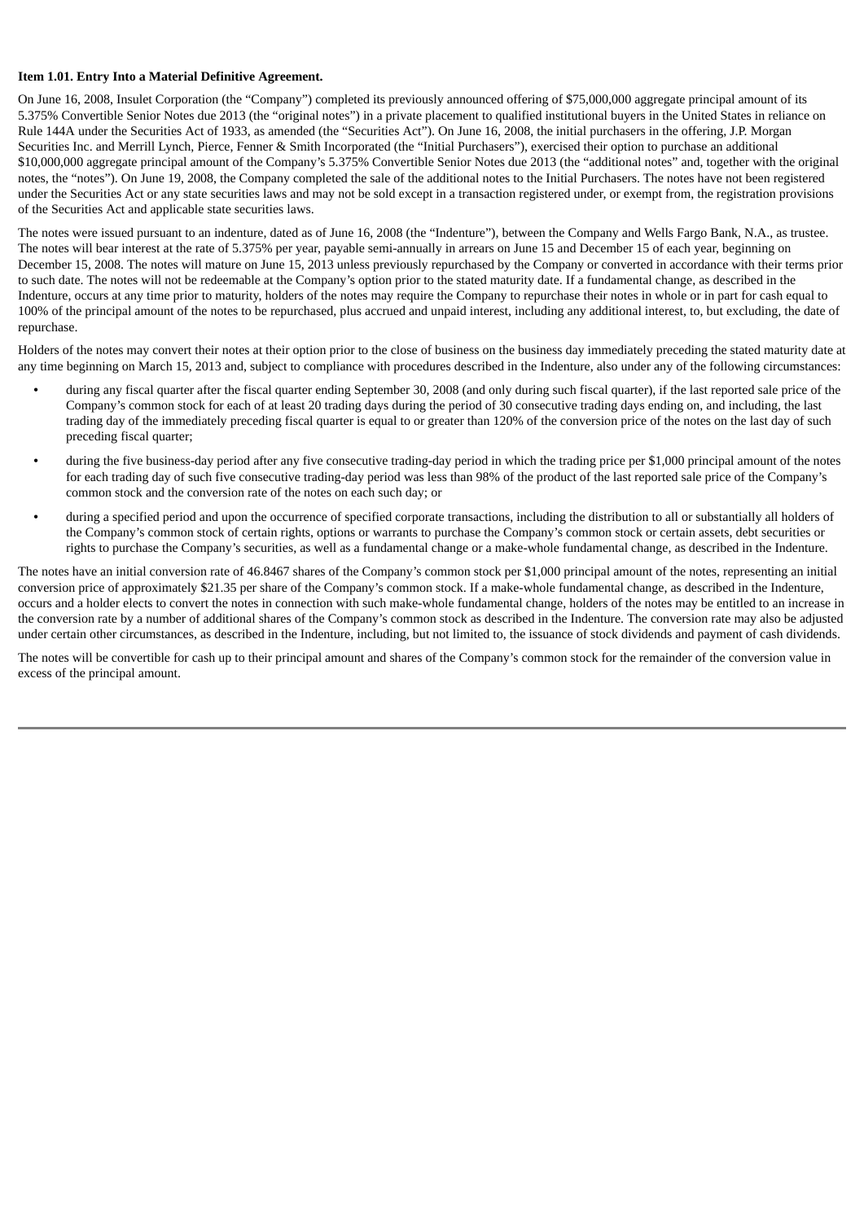**Item 1.01. Entry Into a Material Definitive Agreement.**

On June 16, 2008, Insulet Corporation (the "Company") completed its previously announced offering of $75,000,000 aggregate principal amount of its 5.375% Convertible Senior Notes due 2013 (the "original notes") in a private placement to qualified institutional buyers in the United States in reliance on Rule 144A under the Securities Act of 1933, as amended (the "Securities Act"). On June 16, 2008, the initial purchasers in the offering, J.P. Morgan Securities Inc. and Merrill Lynch, Pierce, Fenner & Smith Incorporated (the "Initial Purchasers"), exercised their option to purchase an additional $10,000,000 aggregate principal amount of the Company's 5.375% Convertible Senior Notes due 2013 (the "additional notes" and, together with the original notes, the "notes"). On June 19, 2008, the Company completed the sale of the additional notes to the Initial Purchasers. The notes have not been registered under the Securities Act or any state securities laws and may not be sold except in a transaction registered under, or exempt from, the registration provisions of the Securities Act and applicable state securities laws.

The notes were issued pursuant to an indenture, dated as of June 16, 2008 (the "Indenture"), between the Company and Wells Fargo Bank, N.A., as trustee. The notes will bear interest at the rate of 5.375% per year, payable semi-annually in arrears on June 15 and December 15 of each year, beginning on December 15, 2008. The notes will mature on June 15, 2013 unless previously repurchased by the Company or converted in accordance with their terms prior to such date. The notes will not be redeemable at the Company's option prior to the stated maturity date. If a fundamental change, as described in the Indenture, occurs at any time prior to maturity, holders of the notes may require the Company to repurchase their notes in whole or in part for cash equal to 100% of the principal amount of the notes to be repurchased, plus accrued and unpaid interest, including any additional interest, to, but excluding, the date of repurchase.

Holders of the notes may convert their notes at their option prior to the close of business on the business day immediately preceding the stated maturity date at any time beginning on March 15, 2013 and, subject to compliance with procedures described in the Indenture, also under any of the following circumstances:

- during any fiscal quarter after the fiscal quarter ending September 30, 2008 (and only during such fiscal quarter), if the last reported sale price of the Company's common stock for each of at least 20 trading days during the period of 30 consecutive trading days ending on, and including, the last trading day of the immediately preceding fiscal quarter is equal to or greater than 120% of the conversion price of the notes on the last day of such preceding fiscal quarter;
- during the five business-day period after any five consecutive trading-day period in which the trading price per $1,000 principal amount of the notes for each trading day of such five consecutive trading-day period was less than 98% of the product of the last reported sale price of the Company's common stock and the conversion rate of the notes on each such day; or
- during a specified period and upon the occurrence of specified corporate transactions, including the distribution to all or substantially all holders of the Company's common stock of certain rights, options or warrants to purchase the Company's common stock or certain assets, debt securities or rights to purchase the Company's securities, as well as a fundamental change or a make-whole fundamental change, as described in the Indenture.

The notes have an initial conversion rate of 46.8467 shares of the Company's common stock per $1,000 principal amount of the notes, representing an initial conversion price of approximately $21.35 per share of the Company's common stock. If a make-whole fundamental change, as described in the Indenture, occurs and a holder elects to convert the notes in connection with such make-whole fundamental change, holders of the notes may be entitled to an increase in the conversion rate by a number of additional shares of the Company's common stock as described in the Indenture. The conversion rate may also be adjusted under certain other circumstances, as described in the Indenture, including, but not limited to, the issuance of stock dividends and payment of cash dividends.

The notes will be convertible for cash up to their principal amount and shares of the Company's common stock for the remainder of the conversion value in excess of the principal amount.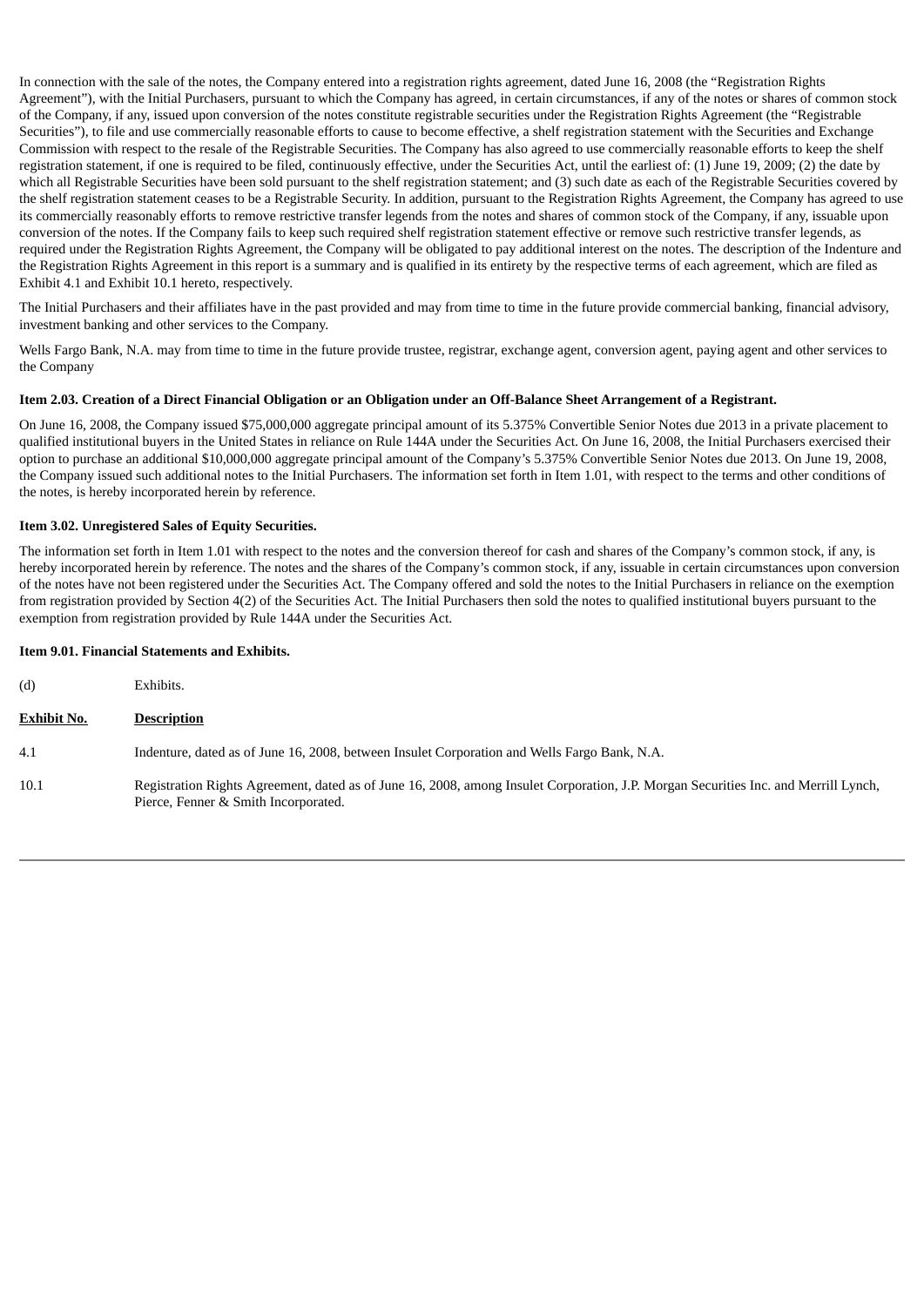In connection with the sale of the notes, the Company entered into a registration rights agreement, dated June 16, 2008 (the "Registration Rights Agreement"), with the Initial Purchasers, pursuant to which the Company has agreed, in certain circumstances, if any of the notes or shares of common stock of the Company, if any, issued upon conversion of the notes constitute registrable securities under the Registration Rights Agreement (the "Registrable Securities"), to file and use commercially reasonable efforts to cause to become effective, a shelf registration statement with the Securities and Exchange Commission with respect to the resale of the Registrable Securities. The Company has also agreed to use commercially reasonable efforts to keep the shelf registration statement, if one is required to be filed, continuously effective, under the Securities Act, until the earliest of: (1) June 19, 2009; (2) the date by which all Registrable Securities have been sold pursuant to the shelf registration statement; and (3) such date as each of the Registrable Securities covered by the shelf registration statement ceases to be a Registrable Security. In addition, pursuant to the Registration Rights Agreement, the Company has agreed to use its commercially reasonably efforts to remove restrictive transfer legends from the notes and shares of common stock of the Company, if any, issuable upon conversion of the notes. If the Company fails to keep such required shelf registration statement effective or remove such restrictive transfer legends, as required under the Registration Rights Agreement, the Company will be obligated to pay additional interest on the notes. The description of the Indenture and the Registration Rights Agreement in this report is a summary and is qualified in its entirety by the respective terms of each agreement, which are filed as Exhibit 4.1 and Exhibit 10.1 hereto, respectively.

The Initial Purchasers and their affiliates have in the past provided and may from time to time in the future provide commercial banking, financial advisory, investment banking and other services to the Company.

Wells Fargo Bank, N.A. may from time to time in the future provide trustee, registrar, exchange agent, conversion agent, paying agent and other services to the Company

**Item 2.03. Creation of a Direct Financial Obligation or an Obligation under an Off-Balance Sheet Arrangement of a Registrant.**

On June 16, 2008, the Company issued $75,000,000 aggregate principal amount of its 5.375% Convertible Senior Notes due 2013 in a private placement to qualified institutional buyers in the United States in reliance on Rule 144A under the Securities Act. On June 16, 2008, the Initial Purchasers exercised their option to purchase an additional $10,000,000 aggregate principal amount of the Company's 5.375% Convertible Senior Notes due 2013. On June 19, 2008, the Company issued such additional notes to the Initial Purchasers. The information set forth in Item 1.01, with respect to the terms and other conditions of the notes, is hereby incorporated herein by reference.

**Item 3.02. Unregistered Sales of Equity Securities.**

The information set forth in Item 1.01 with respect to the notes and the conversion thereof for cash and shares of the Company's common stock, if any, is hereby incorporated herein by reference. The notes and the shares of the Company's common stock, if any, issuable in certain circumstances upon conversion of the notes have not been registered under the Securities Act. The Company offered and sold the notes to the Initial Purchasers in reliance on the exemption from registration provided by Section 4(2) of the Securities Act. The Initial Purchasers then sold the notes to qualified institutional buyers pursuant to the exemption from registration provided by Rule 144A under the Securities Act.

**Item 9.01. Financial Statements and Exhibits.**

(d) Exhibits.

| Exhibit No. | Description |
|---|---|
| 4.1 | Indenture, dated as of June 16, 2008, between Insulet Corporation and Wells Fargo Bank, N.A. |
| 10.1 | Registration Rights Agreement, dated as of June 16, 2008, among Insulet Corporation, J.P. Morgan Securities Inc. and Merrill Lynch, Pierce, Fenner & Smith Incorporated. |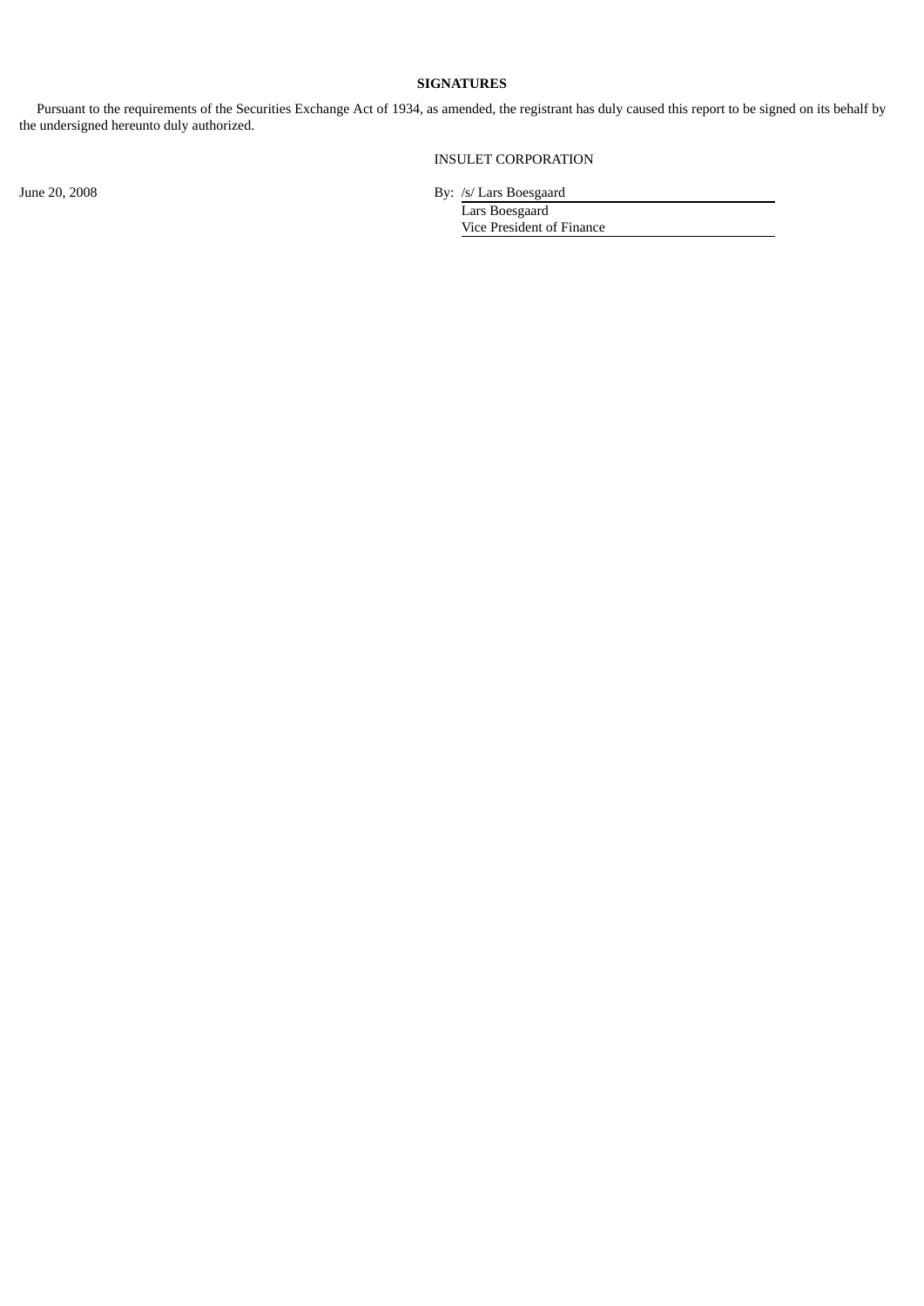**SIGNATURES**

Pursuant to the requirements of the Securities Exchange Act of 1934, as amended, the registrant has duly caused this report to be signed on its behalf by the undersigned hereunto duly authorized.

INSULET CORPORATION

June 20, 2008

By: /s/ Lars Boesgaard

Lars Boesgaard
Vice President of Finance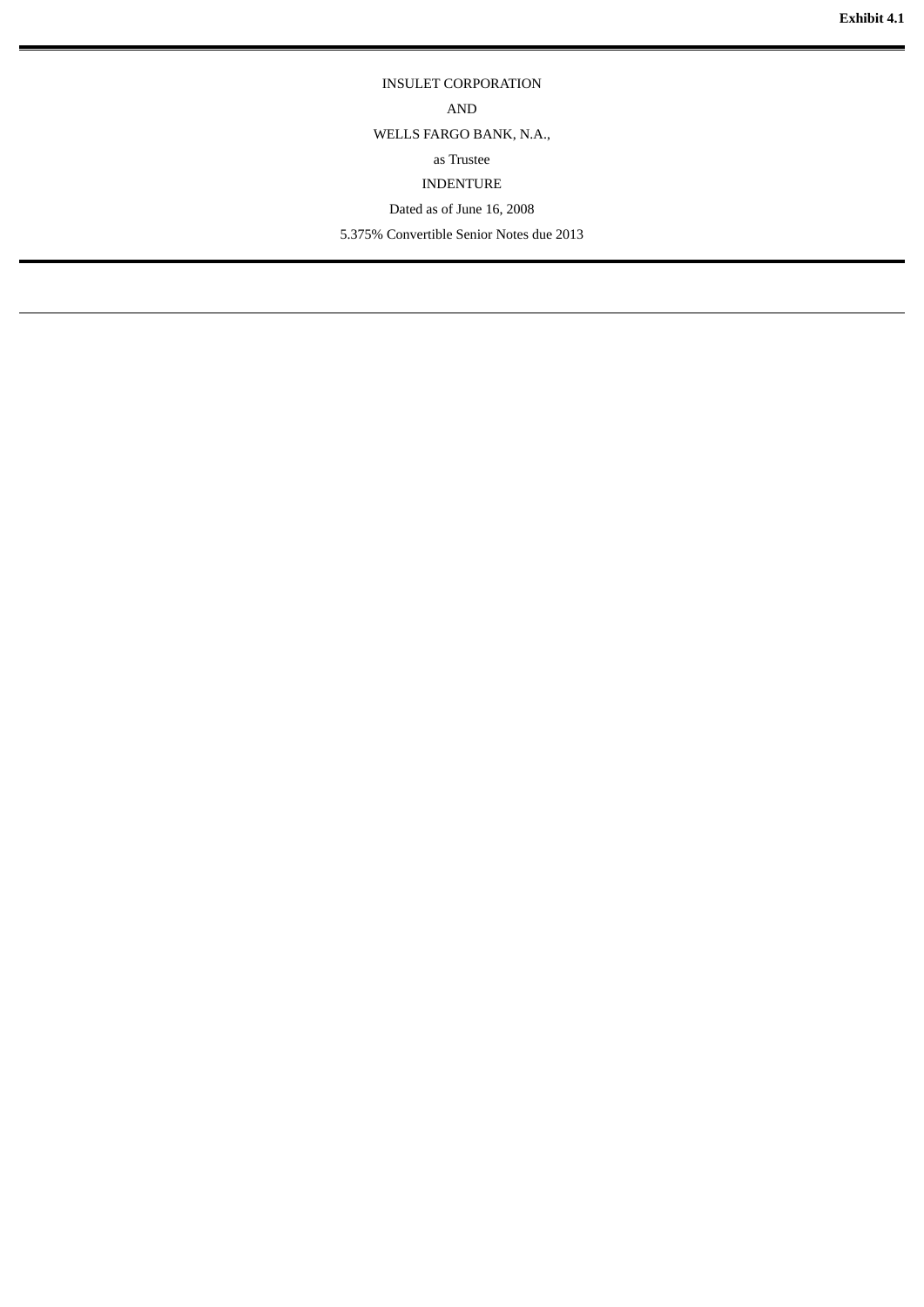Exhibit 4.1

---

INSULET CORPORATION

AND

WELLS FARGO BANK, N.A.,

as Trustee

INDENTURE

Dated as of June 16, 2008

5.375% Convertible Senior Notes due 2013

---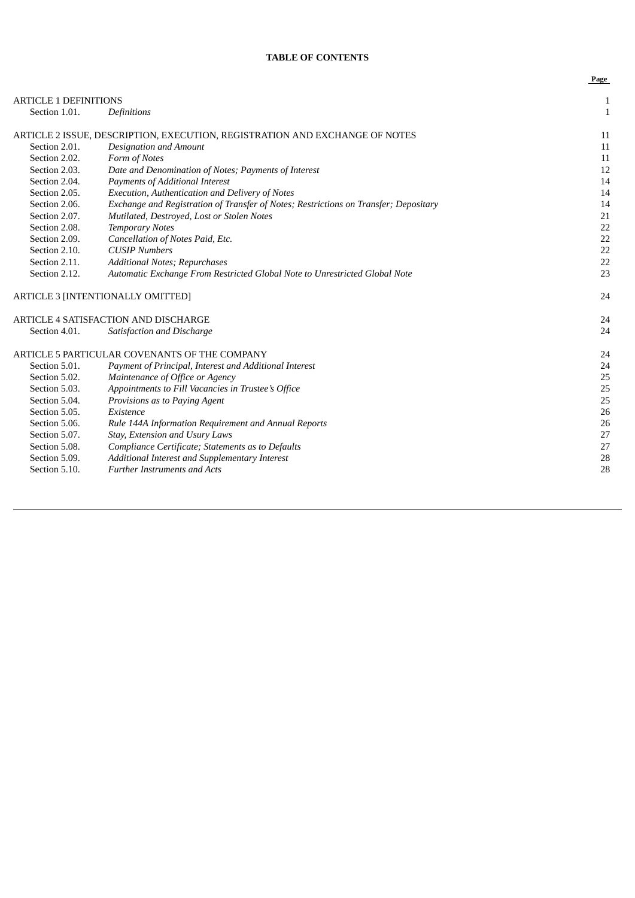## TABLE OF CONTENTS

| | | Page |
|---|---|---|
| ARTICLE 1 DEFINITIONS | | 1 |
| Section 1.01. | *Definitions* | 1 |
| ARTICLE 2 ISSUE, DESCRIPTION, EXECUTION, REGISTRATION AND EXCHANGE OF NOTES | | 11 |
| Section 2.01. | *Designation and Amount* | 11 |
| Section 2.02. | *Form of Notes* | 11 |
| Section 2.03. | *Date and Denomination of Notes; Payments of Interest* | 12 |
| Section 2.04. | *Payments of Additional Interest* | 14 |
| Section 2.05. | *Execution, Authentication and Delivery of Notes* | 14 |
| Section 2.06. | *Exchange and Registration of Transfer of Notes; Restrictions on Transfer; Depositary* | 14 |
| Section 2.07. | *Mutilated, Destroyed, Lost or Stolen Notes* | 21 |
| Section 2.08. | *Temporary Notes* | 22 |
| Section 2.09. | *Cancellation of Notes Paid, Etc.* | 22 |
| Section 2.10. | *CUSIP Numbers* | 22 |
| Section 2.11. | *Additional Notes; Repurchases* | 22 |
| Section 2.12. | *Automatic Exchange From Restricted Global Note to Unrestricted Global Note* | 23 |
| ARTICLE 3 [INTENTIONALLY OMITTED] | | 24 |
| ARTICLE 4 SATISFACTION AND DISCHARGE | | 24 |
| Section 4.01. | *Satisfaction and Discharge* | 24 |
| ARTICLE 5 PARTICULAR COVENANTS OF THE COMPANY | | 24 |
| Section 5.01. | *Payment of Principal, Interest and Additional Interest* | 24 |
| Section 5.02. | *Maintenance of Office or Agency* | 25 |
| Section 5.03. | *Appointments to Fill Vacancies in Trustee's Office* | 25 |
| Section 5.04. | *Provisions as to Paying Agent* | 25 |
| Section 5.05. | *Existence* | 26 |
| Section 5.06. | *Rule 144A Information Requirement and Annual Reports* | 26 |
| Section 5.07. | *Stay, Extension and Usury Laws* | 27 |
| Section 5.08. | *Compliance Certificate; Statements as to Defaults* | 27 |
| Section 5.09. | *Additional Interest and Supplementary Interest* | 28 |
| Section 5.10. | *Further Instruments and Acts* | 28 |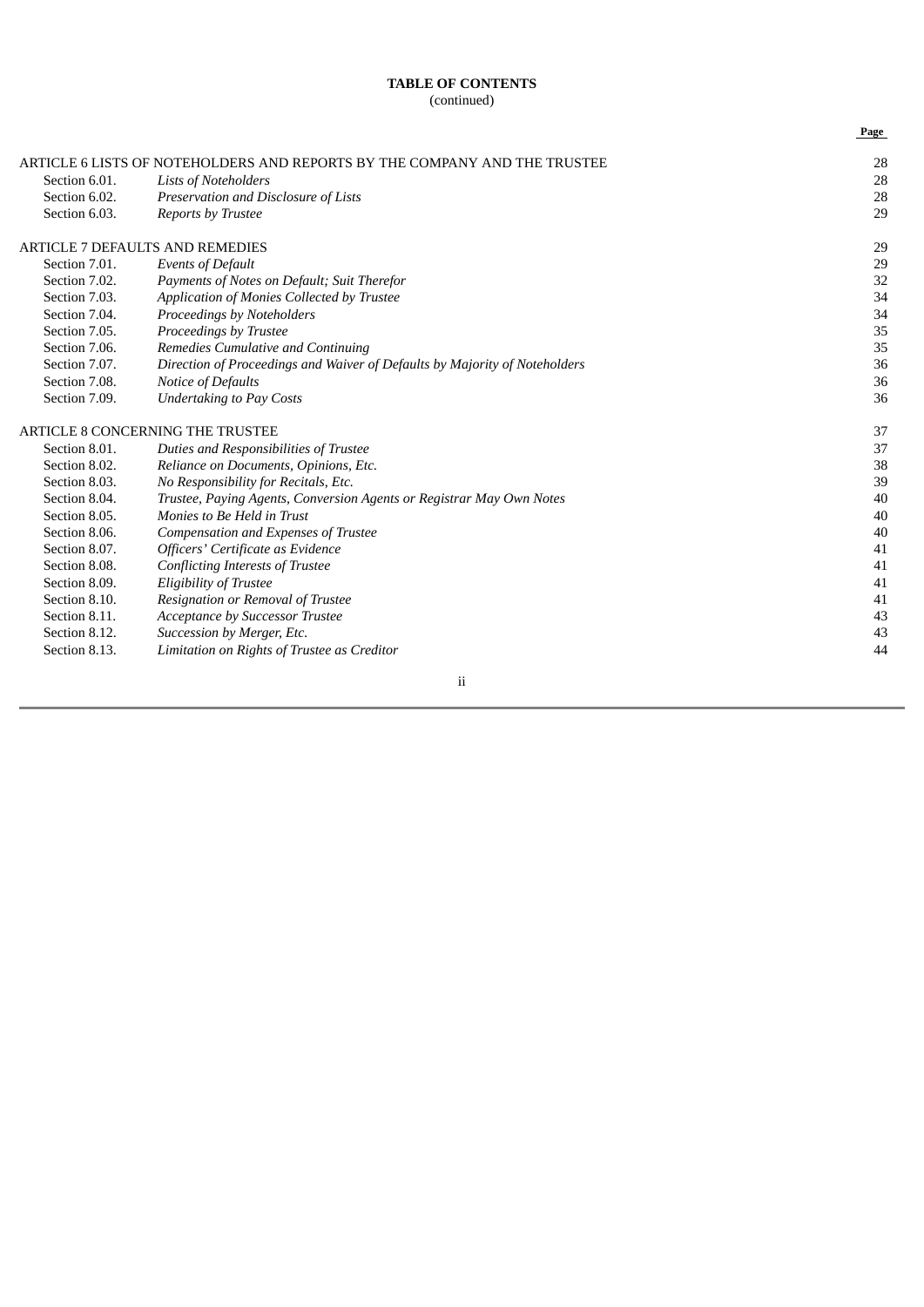**TABLE OF CONTENTS**
(continued)

| | | Page |
|---|---|---|
| ARTICLE 6 LISTS OF NOTEHOLDERS AND REPORTS BY THE COMPANY AND THE TRUSTEE | | 28 |
| Section 6.01. | *Lists of Noteholders* | 28 |
| Section 6.02. | *Preservation and Disclosure of Lists* | 28 |
| Section 6.03. | *Reports by Trustee* | 29 |
| ARTICLE 7 DEFAULTS AND REMEDIES | | 29 |
| Section 7.01. | *Events of Default* | 29 |
| Section 7.02. | *Payments of Notes on Default; Suit Therefor* | 32 |
| Section 7.03. | *Application of Monies Collected by Trustee* | 34 |
| Section 7.04. | *Proceedings by Noteholders* | 34 |
| Section 7.05. | *Proceedings by Trustee* | 35 |
| Section 7.06. | *Remedies Cumulative and Continuing* | 35 |
| Section 7.07. | *Direction of Proceedings and Waiver of Defaults by Majority of Noteholders* | 36 |
| Section 7.08. | *Notice of Defaults* | 36 |
| Section 7.09. | *Undertaking to Pay Costs* | 36 |
| ARTICLE 8 CONCERNING THE TRUSTEE | | 37 |
| Section 8.01. | *Duties and Responsibilities of Trustee* | 37 |
| Section 8.02. | *Reliance on Documents, Opinions, Etc.* | 38 |
| Section 8.03. | *No Responsibility for Recitals, Etc.* | 39 |
| Section 8.04. | *Trustee, Paying Agents, Conversion Agents or Registrar May Own Notes* | 40 |
| Section 8.05. | *Monies to Be Held in Trust* | 40 |
| Section 8.06. | *Compensation and Expenses of Trustee* | 40 |
| Section 8.07. | *Officers' Certificate as Evidence* | 41 |
| Section 8.08. | *Conflicting Interests of Trustee* | 41 |
| Section 8.09. | *Eligibility of Trustee* | 41 |
| Section 8.10. | *Resignation or Removal of Trustee* | 41 |
| Section 8.11. | *Acceptance by Successor Trustee* | 43 |
| Section 8.12. | *Succession by Merger, Etc.* | 43 |
| Section 8.13. | *Limitation on Rights of Trustee as Creditor* | 44 |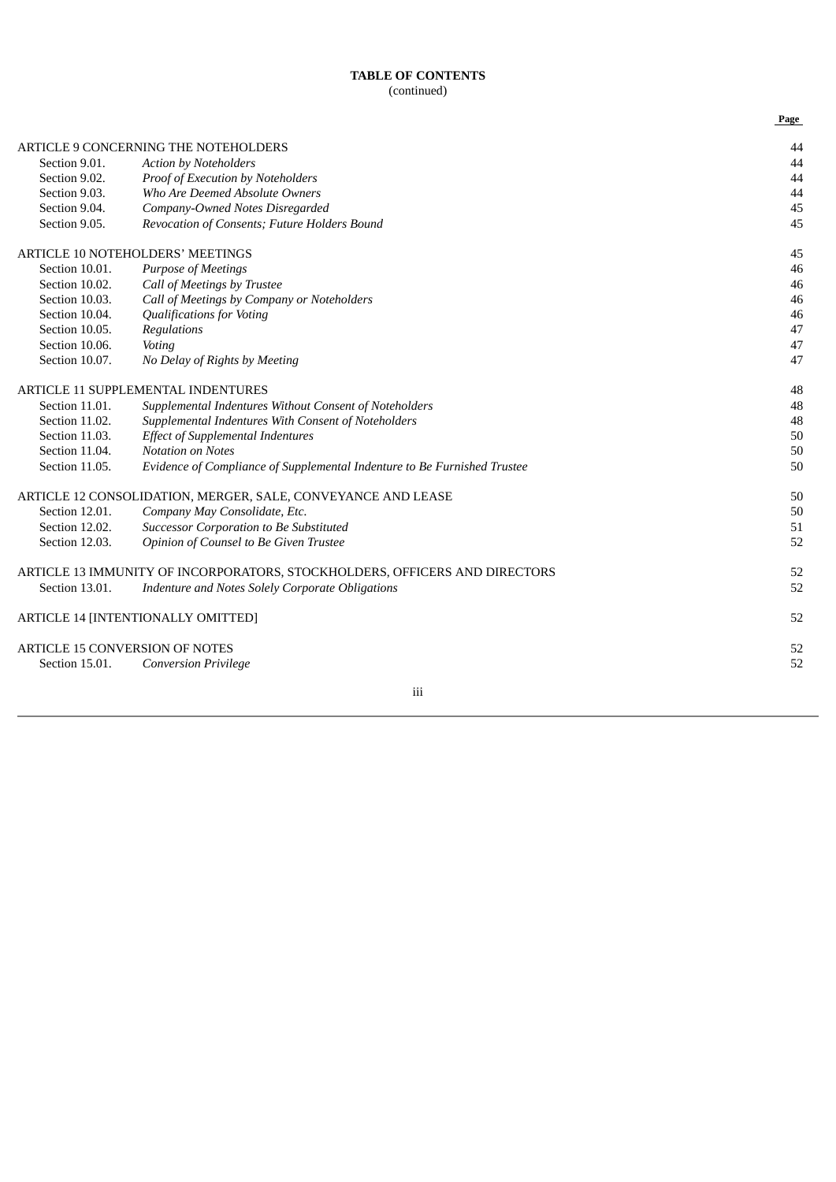**TABLE OF CONTENTS**
(continued)

| | | Page |
|---|---|---|
| ARTICLE 9 CONCERNING THE NOTEHOLDERS | | 44 |
| Section 9.01. | *Action by Noteholders* | 44 |
| Section 9.02. | *Proof of Execution by Noteholders* | 44 |
| Section 9.03. | *Who Are Deemed Absolute Owners* | 44 |
| Section 9.04. | *Company-Owned Notes Disregarded* | 45 |
| Section 9.05. | *Revocation of Consents; Future Holders Bound* | 45 |
| ARTICLE 10 NOTEHOLDERS' MEETINGS | | 45 |
| Section 10.01. | *Purpose of Meetings* | 46 |
| Section 10.02. | *Call of Meetings by Trustee* | 46 |
| Section 10.03. | *Call of Meetings by Company or Noteholders* | 46 |
| Section 10.04. | *Qualifications for Voting* | 46 |
| Section 10.05. | *Regulations* | 47 |
| Section 10.06. | *Voting* | 47 |
| Section 10.07. | *No Delay of Rights by Meeting* | 47 |
| ARTICLE 11 SUPPLEMENTAL INDENTURES | | 48 |
| Section 11.01. | *Supplemental Indentures Without Consent of Noteholders* | 48 |
| Section 11.02. | *Supplemental Indentures With Consent of Noteholders* | 48 |
| Section 11.03. | *Effect of Supplemental Indentures* | 50 |
| Section 11.04. | *Notation on Notes* | 50 |
| Section 11.05. | *Evidence of Compliance of Supplemental Indenture to Be Furnished Trustee* | 50 |
| ARTICLE 12 CONSOLIDATION, MERGER, SALE, CONVEYANCE AND LEASE | | 50 |
| Section 12.01. | *Company May Consolidate, Etc.* | 50 |
| Section 12.02. | *Successor Corporation to Be Substituted* | 51 |
| Section 12.03. | *Opinion of Counsel to Be Given Trustee* | 52 |
| ARTICLE 13 IMMUNITY OF INCORPORATORS, STOCKHOLDERS, OFFICERS AND DIRECTORS | | 52 |
| Section 13.01. | *Indenture and Notes Solely Corporate Obligations* | 52 |
| ARTICLE 14 [INTENTIONALLY OMITTED] | | 52 |
| ARTICLE 15 CONVERSION OF NOTES | | 52 |
| Section 15.01. | *Conversion Privilege* | 52 |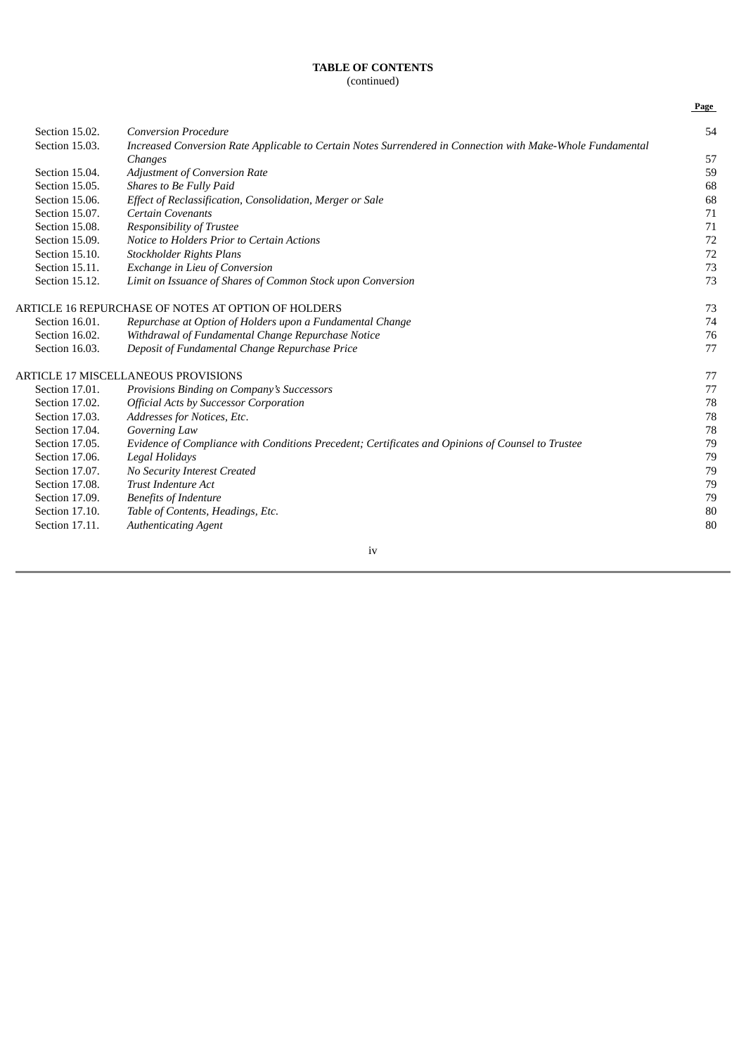**TABLE OF CONTENTS**
(continued)

| | | Page |
|---|---|---|
| Section 15.02. | *Conversion Procedure* | 54 |
| Section 15.03. | *Increased Conversion Rate Applicable to Certain Notes Surrendered in Connection with Make-Whole Fundamental Changes* | 57 |
| Section 15.04. | *Adjustment of Conversion Rate* | 59 |
| Section 15.05. | *Shares to Be Fully Paid* | 68 |
| Section 15.06. | *Effect of Reclassification, Consolidation, Merger or Sale* | 68 |
| Section 15.07. | *Certain Covenants* | 71 |
| Section 15.08. | *Responsibility of Trustee* | 71 |
| Section 15.09. | *Notice to Holders Prior to Certain Actions* | 72 |
| Section 15.10. | *Stockholder Rights Plans* | 72 |
| Section 15.11. | *Exchange in Lieu of Conversion* | 73 |
| Section 15.12. | *Limit on Issuance of Shares of Common Stock upon Conversion* | 73 |
| ARTICLE 16 REPURCHASE OF NOTES AT OPTION OF HOLDERS | | 73 |
| Section 16.01. | *Repurchase at Option of Holders upon a Fundamental Change* | 74 |
| Section 16.02. | *Withdrawal of Fundamental Change Repurchase Notice* | 76 |
| Section 16.03. | *Deposit of Fundamental Change Repurchase Price* | 77 |
| ARTICLE 17 MISCELLANEOUS PROVISIONS | | 77 |
| Section 17.01. | *Provisions Binding on Company's Successors* | 77 |
| Section 17.02. | *Official Acts by Successor Corporation* | 78 |
| Section 17.03. | *Addresses for Notices, Etc.* | 78 |
| Section 17.04. | *Governing Law* | 78 |
| Section 17.05. | *Evidence of Compliance with Conditions Precedent; Certificates and Opinions of Counsel to Trustee* | 79 |
| Section 17.06. | *Legal Holidays* | 79 |
| Section 17.07. | *No Security Interest Created* | 79 |
| Section 17.08. | *Trust Indenture Act* | 79 |
| Section 17.09. | *Benefits of Indenture* | 79 |
| Section 17.10. | *Table of Contents, Headings, Etc.* | 80 |
| Section 17.11. | *Authenticating Agent* | 80 |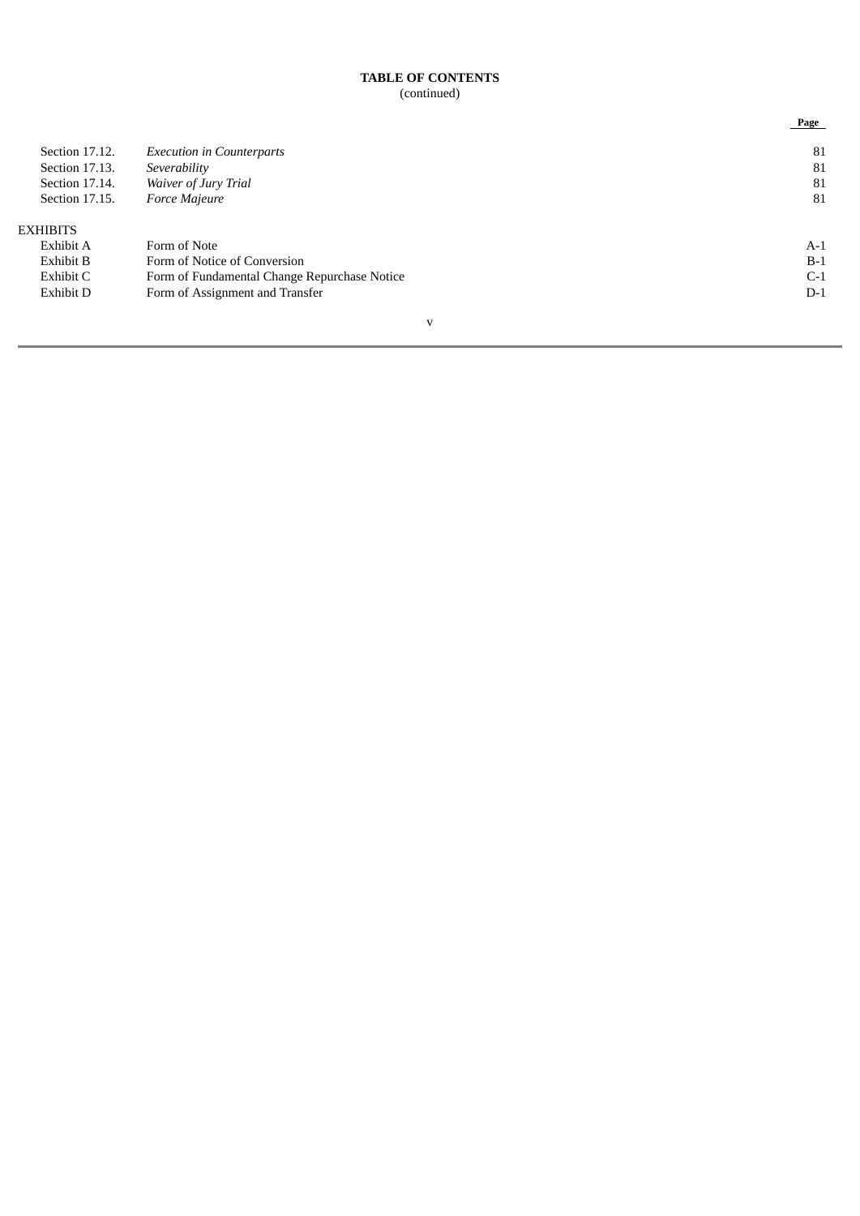**TABLE OF CONTENTS**
(continued)

| | | Page |
|---|---|---|
| Section 17.12. | *Execution in Counterparts* | 81 |
| Section 17.13. | *Severability* | 81 |
| Section 17.14. | *Waiver of Jury Trial* | 81 |
| Section 17.15. | *Force Majeure* | 81 |
| EXHIBITS | | |
| Exhibit A | Form of Note | A-1 |
| Exhibit B | Form of Notice of Conversion | B-1 |
| Exhibit C | Form of Fundamental Change Repurchase Notice | C-1 |
| Exhibit D | Form of Assignment and Transfer | D-1 |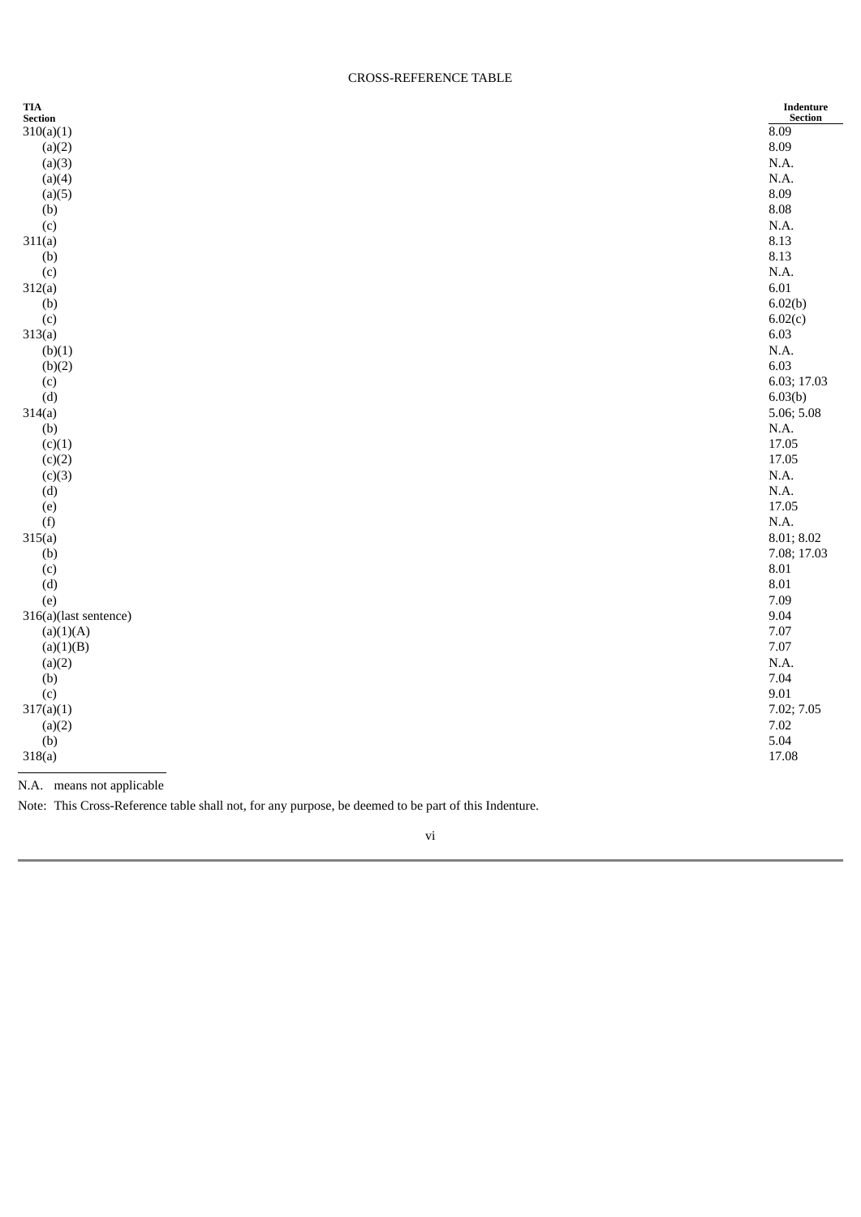CROSS-REFERENCE TABLE

| TIA Section | Indenture Section |
|---|---|
| 310(a)(1) | 8.09 |
| (a)(2) | 8.09 |
| (a)(3) | N.A. |
| (a)(4) | N.A. |
| (a)(5) | 8.09 |
| (b) | 8.08 |
| (c) | N.A. |
| 311(a) | 8.13 |
| (b) | 8.13 |
| (c) | N.A. |
| 312(a) | 6.01 |
| (b) | 6.02(b) |
| (c) | 6.02(c) |
| 313(a) | 6.03 |
| (b)(1) | N.A. |
| (b)(2) | 6.03 |
| (c) | 6.03; 17.03 |
| (d) | 6.03(b) |
| 314(a) | 5.06; 5.08 |
| (b) | N.A. |
| (c)(1) | 17.05 |
| (c)(2) | 17.05 |
| (c)(3) | N.A. |
| (d) | N.A. |
| (e) | 17.05 |
| (f) | N.A. |
| 315(a) | 8.01; 8.02 |
| (b) | 7.08; 17.03 |
| (c) | 8.01 |
| (d) | 8.01 |
| (e) | 7.09 |
| 316(a)(last sentence) | 9.04 |
| (a)(1)(A) | 7.07 |
| (a)(1)(B) | 7.07 |
| (a)(2) | N.A. |
| (b) | 7.04 |
| (c) | 9.01 |
| 317(a)(1) | 7.02; 7.05 |
| (a)(2) | 7.02 |
| (b) | 5.04 |
| 318(a) | 17.08 |

N.A. means not applicable

Note: This Cross-Reference table shall not, for any purpose, be deemed to be part of this Indenture.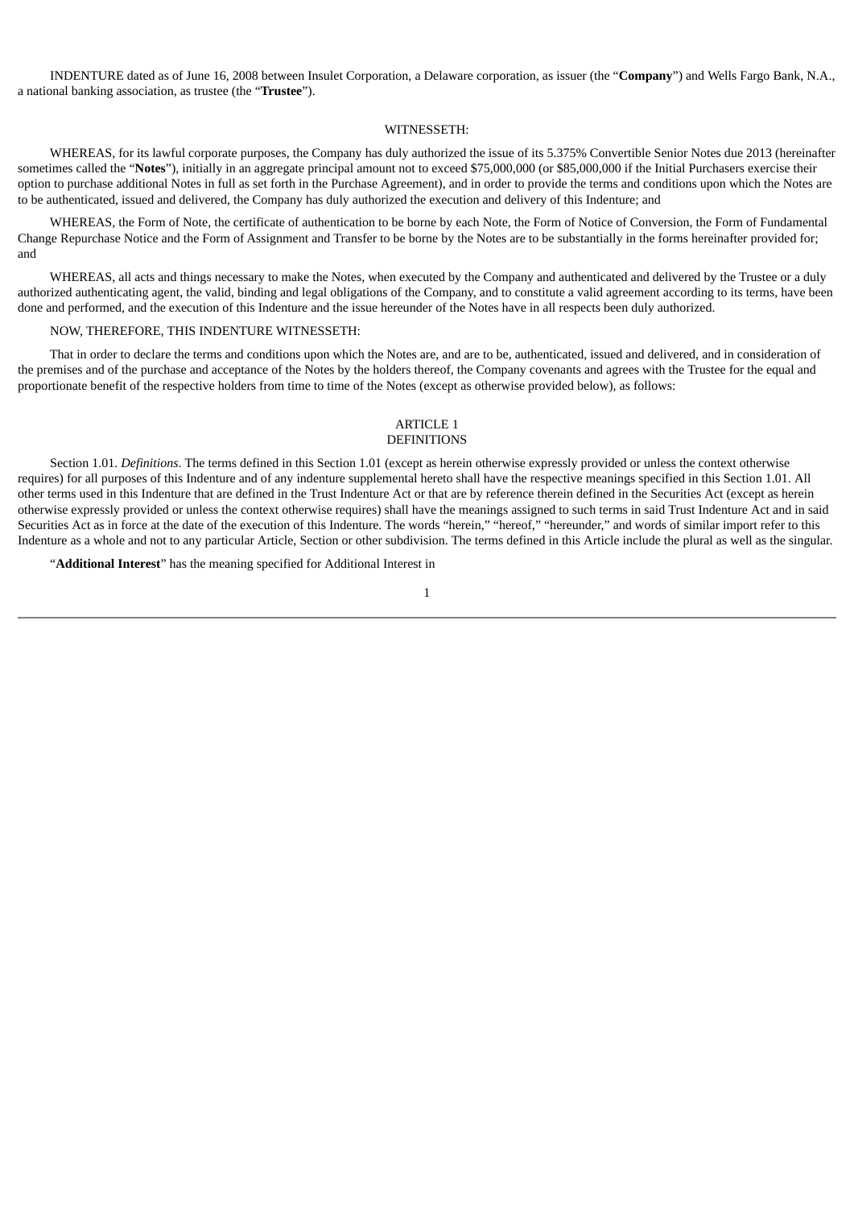INDENTURE dated as of June 16, 2008 between Insulet Corporation, a Delaware corporation, as issuer (the "**Company**") and Wells Fargo Bank, N.A., a national banking association, as trustee (the "**Trustee**").

WITNESSETH:

WHEREAS, for its lawful corporate purposes, the Company has duly authorized the issue of its 5.375% Convertible Senior Notes due 2013 (hereinafter sometimes called the "**Notes**"), initially in an aggregate principal amount not to exceed $75,000,000 (or $85,000,000 if the Initial Purchasers exercise their option to purchase additional Notes in full as set forth in the Purchase Agreement), and in order to provide the terms and conditions upon which the Notes are to be authenticated, issued and delivered, the Company has duly authorized the execution and delivery of this Indenture; and

WHEREAS, the Form of Note, the certificate of authentication to be borne by each Note, the Form of Notice of Conversion, the Form of Fundamental Change Repurchase Notice and the Form of Assignment and Transfer to be borne by the Notes are to be substantially in the forms hereinafter provided for; and

WHEREAS, all acts and things necessary to make the Notes, when executed by the Company and authenticated and delivered by the Trustee or a duly authorized authenticating agent, the valid, binding and legal obligations of the Company, and to constitute a valid agreement according to its terms, have been done and performed, and the execution of this Indenture and the issue hereunder of the Notes have in all respects been duly authorized.

NOW, THEREFORE, THIS INDENTURE WITNESSETH:

That in order to declare the terms and conditions upon which the Notes are, and are to be, authenticated, issued and delivered, and in consideration of the premises and of the purchase and acceptance of the Notes by the holders thereof, the Company covenants and agrees with the Trustee for the equal and proportionate benefit of the respective holders from time to time of the Notes (except as otherwise provided below), as follows:

## ARTICLE 1
## DEFINITIONS

Section 1.01. *Definitions*. The terms defined in this Section 1.01 (except as herein otherwise expressly provided or unless the context otherwise requires) for all purposes of this Indenture and of any indenture supplemental hereto shall have the respective meanings specified in this Section 1.01. All other terms used in this Indenture that are defined in the Trust Indenture Act or that are by reference therein defined in the Securities Act (except as herein otherwise expressly provided or unless the context otherwise requires) shall have the meanings assigned to such terms in said Trust Indenture Act and in said Securities Act as in force at the date of the execution of this Indenture. The words "herein," "hereof," "hereunder," and words of similar import refer to this Indenture as a whole and not to any particular Article, Section or other subdivision. The terms defined in this Article include the plural as well as the singular.

"**Additional Interest**" has the meaning specified for Additional Interest in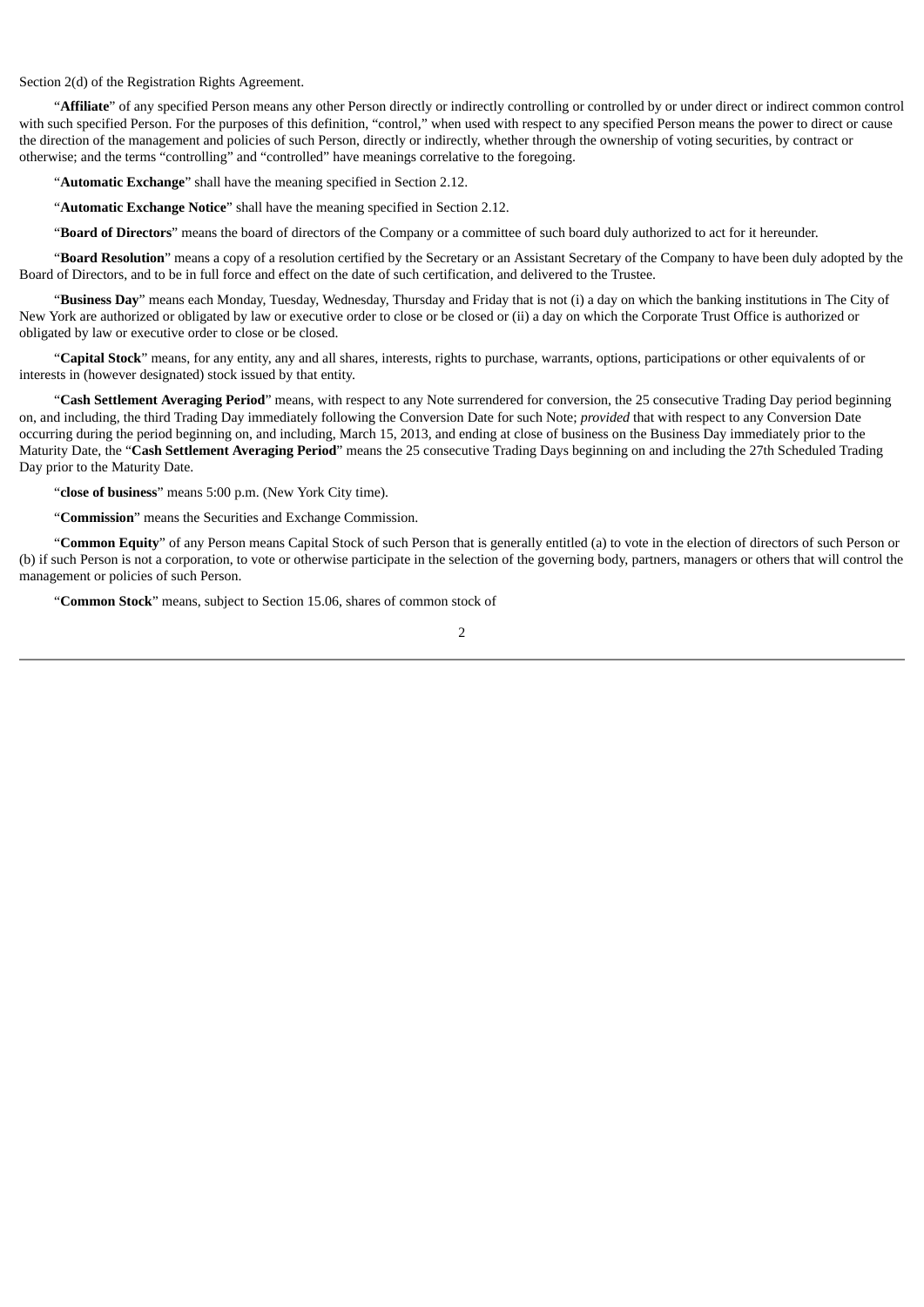Section 2(d) of the Registration Rights Agreement.

"**Affiliate**" of any specified Person means any other Person directly or indirectly controlling or controlled by or under direct or indirect common control with such specified Person. For the purposes of this definition, "control," when used with respect to any specified Person means the power to direct or cause the direction of the management and policies of such Person, directly or indirectly, whether through the ownership of voting securities, by contract or otherwise; and the terms "controlling" and "controlled" have meanings correlative to the foregoing.

"**Automatic Exchange**" shall have the meaning specified in Section 2.12.

"**Automatic Exchange Notice**" shall have the meaning specified in Section 2.12.

"**Board of Directors**" means the board of directors of the Company or a committee of such board duly authorized to act for it hereunder.

"**Board Resolution**" means a copy of a resolution certified by the Secretary or an Assistant Secretary of the Company to have been duly adopted by the Board of Directors, and to be in full force and effect on the date of such certification, and delivered to the Trustee.

"**Business Day**" means each Monday, Tuesday, Wednesday, Thursday and Friday that is not (i) a day on which the banking institutions in The City of New York are authorized or obligated by law or executive order to close or be closed or (ii) a day on which the Corporate Trust Office is authorized or obligated by law or executive order to close or be closed.

"**Capital Stock**" means, for any entity, any and all shares, interests, rights to purchase, warrants, options, participations or other equivalents of or interests in (however designated) stock issued by that entity.

"**Cash Settlement Averaging Period**" means, with respect to any Note surrendered for conversion, the 25 consecutive Trading Day period beginning on, and including, the third Trading Day immediately following the Conversion Date for such Note; *provided* that with respect to any Conversion Date occurring during the period beginning on, and including, March 15, 2013, and ending at close of business on the Business Day immediately prior to the Maturity Date, the "**Cash Settlement Averaging Period**" means the 25 consecutive Trading Days beginning on and including the 27th Scheduled Trading Day prior to the Maturity Date.

"**close of business**" means 5:00 p.m. (New York City time).

"**Commission**" means the Securities and Exchange Commission.

"**Common Equity**" of any Person means Capital Stock of such Person that is generally entitled (a) to vote in the election of directors of such Person or (b) if such Person is not a corporation, to vote or otherwise participate in the selection of the governing body, partners, managers or others that will control the management or policies of such Person.

"**Common Stock**" means, subject to Section 15.06, shares of common stock of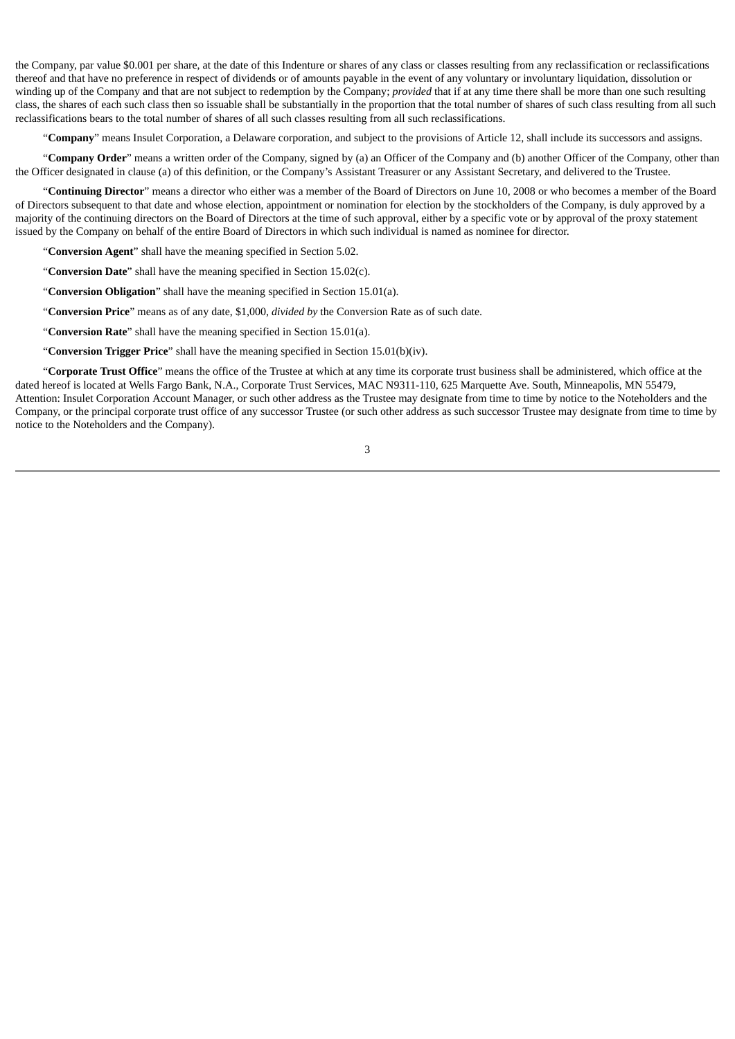the Company, par value $0.001 per share, at the date of this Indenture or shares of any class or classes resulting from any reclassification or reclassifications thereof and that have no preference in respect of dividends or of amounts payable in the event of any voluntary or involuntary liquidation, dissolution or winding up of the Company and that are not subject to redemption by the Company; *provided* that if at any time there shall be more than one such resulting class, the shares of each such class then so issuable shall be substantially in the proportion that the total number of shares of such class resulting from all such reclassifications bears to the total number of shares of all such classes resulting from all such reclassifications.

"**Company**" means Insulet Corporation, a Delaware corporation, and subject to the provisions of Article 12, shall include its successors and assigns.

"**Company Order**" means a written order of the Company, signed by (a) an Officer of the Company and (b) another Officer of the Company, other than the Officer designated in clause (a) of this definition, or the Company's Assistant Treasurer or any Assistant Secretary, and delivered to the Trustee.

"**Continuing Director**" means a director who either was a member of the Board of Directors on June 10, 2008 or who becomes a member of the Board of Directors subsequent to that date and whose election, appointment or nomination for election by the stockholders of the Company, is duly approved by a majority of the continuing directors on the Board of Directors at the time of such approval, either by a specific vote or by approval of the proxy statement issued by the Company on behalf of the entire Board of Directors in which such individual is named as nominee for director.

"**Conversion Agent**" shall have the meaning specified in Section 5.02.

"**Conversion Date**" shall have the meaning specified in Section 15.02(c).

"**Conversion Obligation**" shall have the meaning specified in Section 15.01(a).

"**Conversion Price**" means as of any date, $1,000, *divided by* the Conversion Rate as of such date.

"**Conversion Rate**" shall have the meaning specified in Section 15.01(a).

"**Conversion Trigger Price**" shall have the meaning specified in Section 15.01(b)(iv).

"**Corporate Trust Office**" means the office of the Trustee at which at any time its corporate trust business shall be administered, which office at the dated hereof is located at Wells Fargo Bank, N.A., Corporate Trust Services, MAC N9311-110, 625 Marquette Ave. South, Minneapolis, MN 55479, Attention: Insulet Corporation Account Manager, or such other address as the Trustee may designate from time to time by notice to the Noteholders and the Company, or the principal corporate trust office of any successor Trustee (or such other address as such successor Trustee may designate from time to time by notice to the Noteholders and the Company).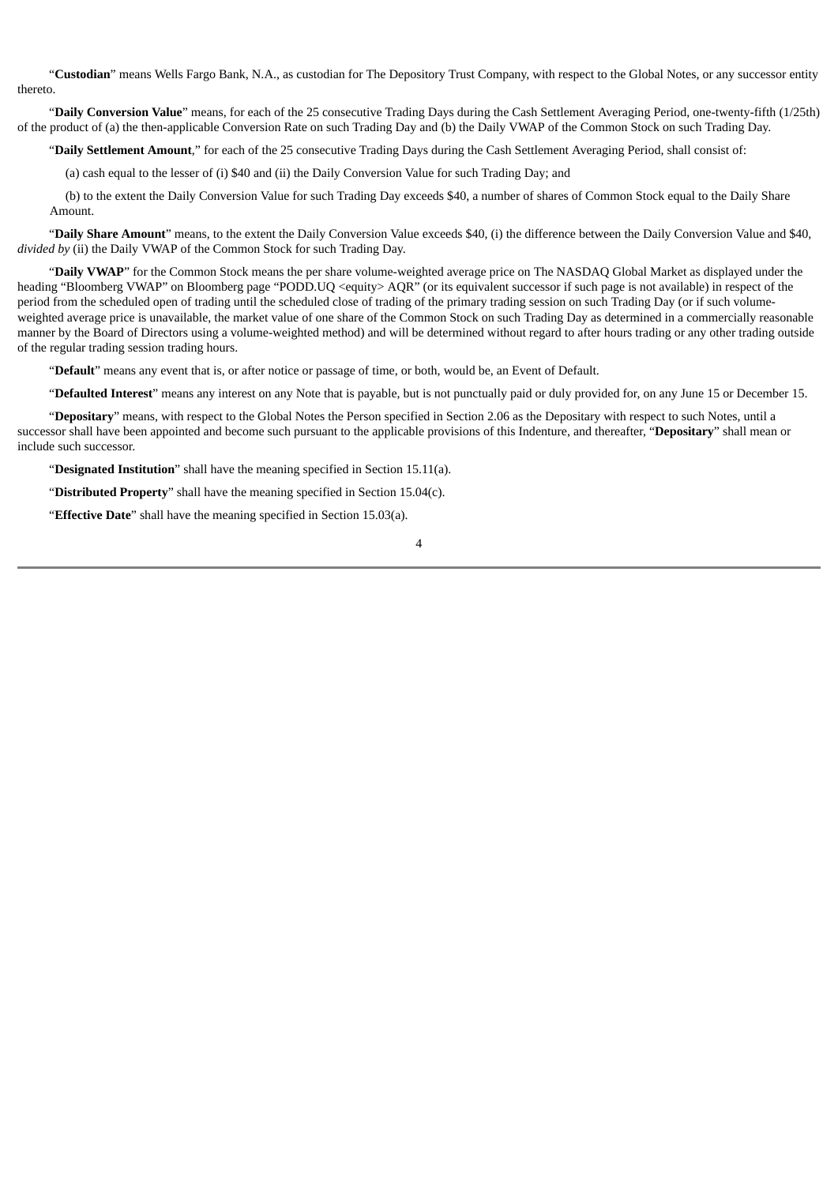"**Custodian**" means Wells Fargo Bank, N.A., as custodian for The Depository Trust Company, with respect to the Global Notes, or any successor entity thereto.

"**Daily Conversion Value**" means, for each of the 25 consecutive Trading Days during the Cash Settlement Averaging Period, one-twenty-fifth (1/25th) of the product of (a) the then-applicable Conversion Rate on such Trading Day and (b) the Daily VWAP of the Common Stock on such Trading Day.

"**Daily Settlement Amount**," for each of the 25 consecutive Trading Days during the Cash Settlement Averaging Period, shall consist of:

(a) cash equal to the lesser of (i) $40 and (ii) the Daily Conversion Value for such Trading Day; and

(b) to the extent the Daily Conversion Value for such Trading Day exceeds $40, a number of shares of Common Stock equal to the Daily Share Amount.

"**Daily Share Amount**" means, to the extent the Daily Conversion Value exceeds $40, (i) the difference between the Daily Conversion Value and $40, *divided by* (ii) the Daily VWAP of the Common Stock for such Trading Day.

"**Daily VWAP**" for the Common Stock means the per share volume-weighted average price on The NASDAQ Global Market as displayed under the heading "Bloomberg VWAP" on Bloomberg page "PODD.UQ <equity> AQR" (or its equivalent successor if such page is not available) in respect of the period from the scheduled open of trading until the scheduled close of trading of the primary trading session on such Trading Day (or if such volume-weighted average price is unavailable, the market value of one share of the Common Stock on such Trading Day as determined in a commercially reasonable manner by the Board of Directors using a volume-weighted method) and will be determined without regard to after hours trading or any other trading outside of the regular trading session trading hours.

"**Default**" means any event that is, or after notice or passage of time, or both, would be, an Event of Default.

"**Defaulted Interest**" means any interest on any Note that is payable, but is not punctually paid or duly provided for, on any June 15 or December 15.

"**Depositary**" means, with respect to the Global Notes the Person specified in Section 2.06 as the Depositary with respect to such Notes, until a successor shall have been appointed and become such pursuant to the applicable provisions of this Indenture, and thereafter, "**Depositary**" shall mean or include such successor.

"**Designated Institution**" shall have the meaning specified in Section 15.11(a).

"**Distributed Property**" shall have the meaning specified in Section 15.04(c).

"**Effective Date**" shall have the meaning specified in Section 15.03(a).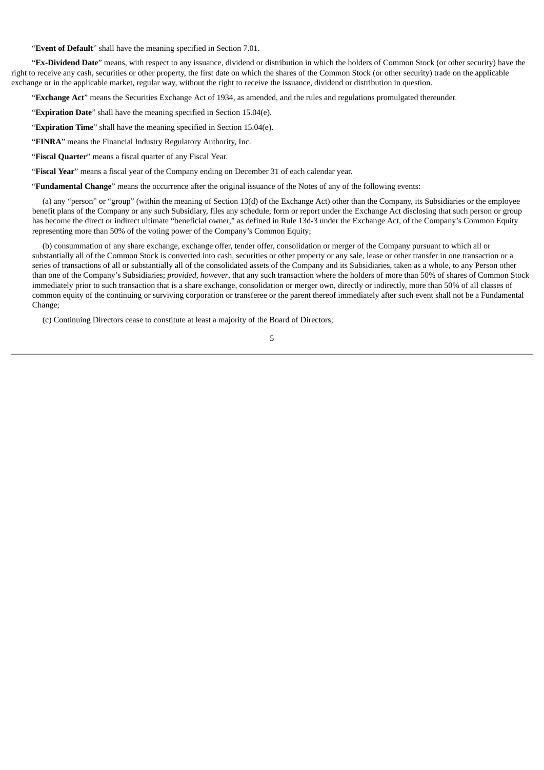"**Event of Default**" shall have the meaning specified in Section 7.01.

"**Ex-Dividend Date**" means, with respect to any issuance, dividend or distribution in which the holders of Common Stock (or other security) have the right to receive any cash, securities or other property, the first date on which the shares of the Common Stock (or other security) trade on the applicable exchange or in the applicable market, regular way, without the right to receive the issuance, dividend or distribution in question.

"**Exchange Act**" means the Securities Exchange Act of 1934, as amended, and the rules and regulations promulgated thereunder.

"**Expiration Date**" shall have the meaning specified in Section 15.04(e).

"**Expiration Time**" shall have the meaning specified in Section 15.04(e).

"**FINRA**" means the Financial Industry Regulatory Authority, Inc.

"**Fiscal Quarter**" means a fiscal quarter of any Fiscal Year.

"**Fiscal Year**" means a fiscal year of the Company ending on December 31 of each calendar year.

"**Fundamental Change**" means the occurrence after the original issuance of the Notes of any of the following events:

(a) any "person" or "group" (within the meaning of Section 13(d) of the Exchange Act) other than the Company, its Subsidiaries or the employee benefit plans of the Company or any such Subsidiary, files any schedule, form or report under the Exchange Act disclosing that such person or group has become the direct or indirect ultimate "beneficial owner," as defined in Rule 13d-3 under the Exchange Act, of the Company's Common Equity representing more than 50% of the voting power of the Company's Common Equity;

(b) consummation of any share exchange, exchange offer, tender offer, consolidation or merger of the Company pursuant to which all or substantially all of the Common Stock is converted into cash, securities or other property or any sale, lease or other transfer in one transaction or a series of transactions of all or substantially all of the consolidated assets of the Company and its Subsidiaries, taken as a whole, to any Person other than one of the Company's Subsidiaries; *provided*, *however*, that any such transaction where the holders of more than 50% of shares of Common Stock immediately prior to such transaction that is a share exchange, consolidation or merger own, directly or indirectly, more than 50% of all classes of common equity of the continuing or surviving corporation or transferee or the parent thereof immediately after such event shall not be a Fundamental Change;

(c) Continuing Directors cease to constitute at least a majority of the Board of Directors;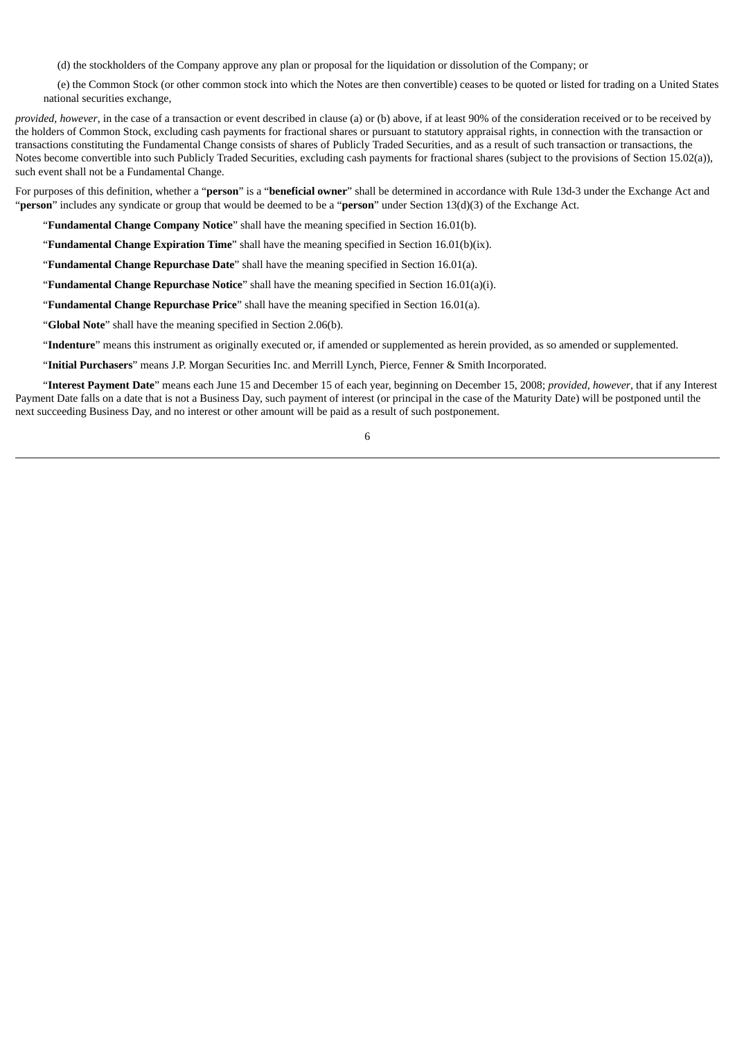(d) the stockholders of the Company approve any plan or proposal for the liquidation or dissolution of the Company; or

(e) the Common Stock (or other common stock into which the Notes are then convertible) ceases to be quoted or listed for trading on a United States national securities exchange,

*provided, however*, in the case of a transaction or event described in clause (a) or (b) above, if at least 90% of the consideration received or to be received by the holders of Common Stock, excluding cash payments for fractional shares or pursuant to statutory appraisal rights, in connection with the transaction or transactions constituting the Fundamental Change consists of shares of Publicly Traded Securities, and as a result of such transaction or transactions, the Notes become convertible into such Publicly Traded Securities, excluding cash payments for fractional shares (subject to the provisions of Section 15.02(a)), such event shall not be a Fundamental Change.

For purposes of this definition, whether a "**person**" is a "**beneficial owner**" shall be determined in accordance with Rule 13d-3 under the Exchange Act and "**person**" includes any syndicate or group that would be deemed to be a "**person**" under Section 13(d)(3) of the Exchange Act.

"**Fundamental Change Company Notice**" shall have the meaning specified in Section 16.01(b).

"**Fundamental Change Expiration Time**" shall have the meaning specified in Section 16.01(b)(ix).

"**Fundamental Change Repurchase Date**" shall have the meaning specified in Section 16.01(a).

"**Fundamental Change Repurchase Notice**" shall have the meaning specified in Section 16.01(a)(i).

"**Fundamental Change Repurchase Price**" shall have the meaning specified in Section 16.01(a).

"**Global Note**" shall have the meaning specified in Section 2.06(b).

"**Indenture**" means this instrument as originally executed or, if amended or supplemented as herein provided, as so amended or supplemented.

"**Initial Purchasers**" means J.P. Morgan Securities Inc. and Merrill Lynch, Pierce, Fenner & Smith Incorporated.

"**Interest Payment Date**" means each June 15 and December 15 of each year, beginning on December 15, 2008; *provided, however*, that if any Interest Payment Date falls on a date that is not a Business Day, such payment of interest (or principal in the case of the Maturity Date) will be postponed until the next succeeding Business Day, and no interest or other amount will be paid as a result of such postponement.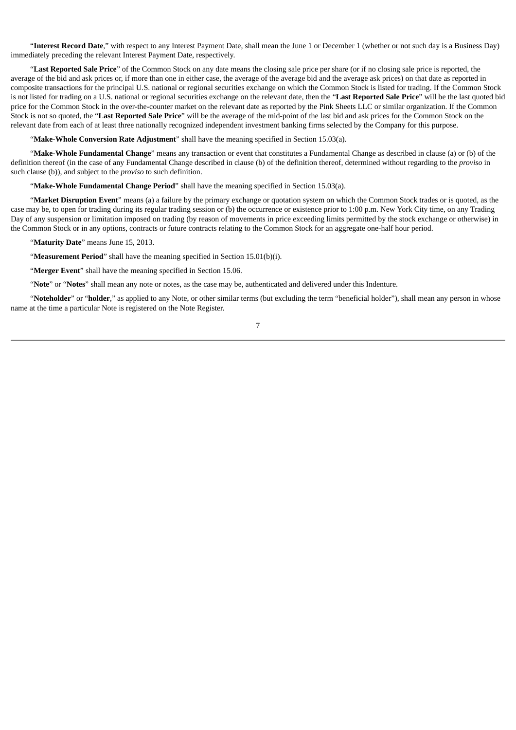"**Interest Record Date**," with respect to any Interest Payment Date, shall mean the June 1 or December 1 (whether or not such day is a Business Day) immediately preceding the relevant Interest Payment Date, respectively.

"**Last Reported Sale Price**" of the Common Stock on any date means the closing sale price per share (or if no closing sale price is reported, the average of the bid and ask prices or, if more than one in either case, the average of the average bid and the average ask prices) on that date as reported in composite transactions for the principal U.S. national or regional securities exchange on which the Common Stock is listed for trading. If the Common Stock is not listed for trading on a U.S. national or regional securities exchange on the relevant date, then the "**Last Reported Sale Price**" will be the last quoted bid price for the Common Stock in the over-the-counter market on the relevant date as reported by the Pink Sheets LLC or similar organization. If the Common Stock is not so quoted, the "**Last Reported Sale Price**" will be the average of the mid-point of the last bid and ask prices for the Common Stock on the relevant date from each of at least three nationally recognized independent investment banking firms selected by the Company for this purpose.

"**Make-Whole Conversion Rate Adjustment**" shall have the meaning specified in Section 15.03(a).

"**Make-Whole Fundamental Change**" means any transaction or event that constitutes a Fundamental Change as described in clause (a) or (b) of the definition thereof (in the case of any Fundamental Change described in clause (b) of the definition thereof, determined without regarding to the *proviso* in such clause (b)), and subject to the *proviso* to such definition.

"**Make-Whole Fundamental Change Period**" shall have the meaning specified in Section 15.03(a).

"**Market Disruption Event**" means (a) a failure by the primary exchange or quotation system on which the Common Stock trades or is quoted, as the case may be, to open for trading during its regular trading session or (b) the occurrence or existence prior to 1:00 p.m. New York City time, on any Trading Day of any suspension or limitation imposed on trading (by reason of movements in price exceeding limits permitted by the stock exchange or otherwise) in the Common Stock or in any options, contracts or future contracts relating to the Common Stock for an aggregate one-half hour period.

"**Maturity Date**" means June 15, 2013.

"**Measurement Period**" shall have the meaning specified in Section 15.01(b)(i).

"**Merger Event**" shall have the meaning specified in Section 15.06.

"**Note**" or "**Notes**" shall mean any note or notes, as the case may be, authenticated and delivered under this Indenture.

"**Noteholder**" or "**holder**," as applied to any Note, or other similar terms (but excluding the term "beneficial holder"), shall mean any person in whose name at the time a particular Note is registered on the Note Register.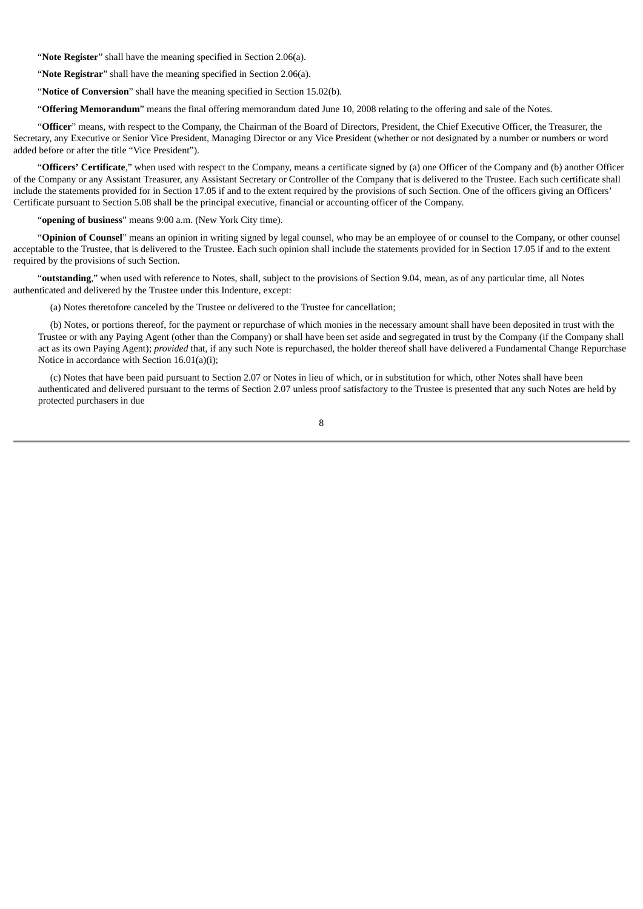"**Note Register**" shall have the meaning specified in Section 2.06(a).

"**Note Registrar**" shall have the meaning specified in Section 2.06(a).

"**Notice of Conversion**" shall have the meaning specified in Section 15.02(b).

"**Offering Memorandum**" means the final offering memorandum dated June 10, 2008 relating to the offering and sale of the Notes.

"**Officer**" means, with respect to the Company, the Chairman of the Board of Directors, President, the Chief Executive Officer, the Treasurer, the Secretary, any Executive or Senior Vice President, Managing Director or any Vice President (whether or not designated by a number or numbers or word added before or after the title "Vice President").

"**Officers' Certificate**," when used with respect to the Company, means a certificate signed by (a) one Officer of the Company and (b) another Officer of the Company or any Assistant Treasurer, any Assistant Secretary or Controller of the Company that is delivered to the Trustee. Each such certificate shall include the statements provided for in Section 17.05 if and to the extent required by the provisions of such Section. One of the officers giving an Officers' Certificate pursuant to Section 5.08 shall be the principal executive, financial or accounting officer of the Company.

"**opening of business**" means 9:00 a.m. (New York City time).

"**Opinion of Counsel**" means an opinion in writing signed by legal counsel, who may be an employee of or counsel to the Company, or other counsel acceptable to the Trustee, that is delivered to the Trustee. Each such opinion shall include the statements provided for in Section 17.05 if and to the extent required by the provisions of such Section.

"**outstanding**," when used with reference to Notes, shall, subject to the provisions of Section 9.04, mean, as of any particular time, all Notes authenticated and delivered by the Trustee under this Indenture, except:

(a) Notes theretofore canceled by the Trustee or delivered to the Trustee for cancellation;

(b) Notes, or portions thereof, for the payment or repurchase of which monies in the necessary amount shall have been deposited in trust with the Trustee or with any Paying Agent (other than the Company) or shall have been set aside and segregated in trust by the Company (if the Company shall act as its own Paying Agent); *provided* that, if any such Note is repurchased, the holder thereof shall have delivered a Fundamental Change Repurchase Notice in accordance with Section 16.01(a)(i);

(c) Notes that have been paid pursuant to Section 2.07 or Notes in lieu of which, or in substitution for which, other Notes shall have been authenticated and delivered pursuant to the terms of Section 2.07 unless proof satisfactory to the Trustee is presented that any such Notes are held by protected purchasers in due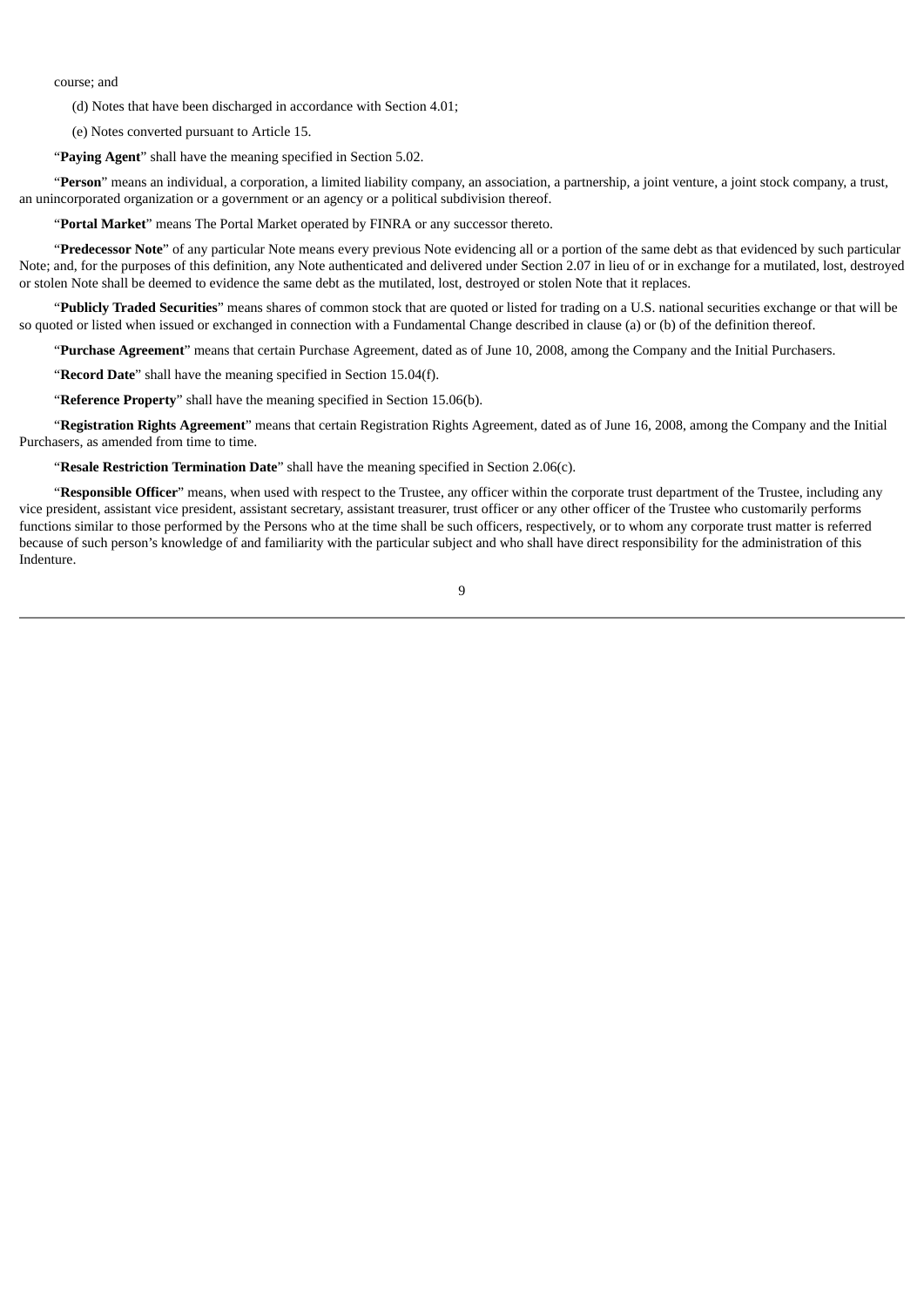course; and

(d) Notes that have been discharged in accordance with Section 4.01;

(e) Notes converted pursuant to Article 15.

"**Paying Agent**" shall have the meaning specified in Section 5.02.

"**Person**" means an individual, a corporation, a limited liability company, an association, a partnership, a joint venture, a joint stock company, a trust, an unincorporated organization or a government or an agency or a political subdivision thereof.

"**Portal Market**" means The Portal Market operated by FINRA or any successor thereto.

"**Predecessor Note**" of any particular Note means every previous Note evidencing all or a portion of the same debt as that evidenced by such particular Note; and, for the purposes of this definition, any Note authenticated and delivered under Section 2.07 in lieu of or in exchange for a mutilated, lost, destroyed or stolen Note shall be deemed to evidence the same debt as the mutilated, lost, destroyed or stolen Note that it replaces.

"**Publicly Traded Securities**" means shares of common stock that are quoted or listed for trading on a U.S. national securities exchange or that will be so quoted or listed when issued or exchanged in connection with a Fundamental Change described in clause (a) or (b) of the definition thereof.

"**Purchase Agreement**" means that certain Purchase Agreement, dated as of June 10, 2008, among the Company and the Initial Purchasers.

"**Record Date**" shall have the meaning specified in Section 15.04(f).

"**Reference Property**" shall have the meaning specified in Section 15.06(b).

"**Registration Rights Agreement**" means that certain Registration Rights Agreement, dated as of June 16, 2008, among the Company and the Initial Purchasers, as amended from time to time.

"**Resale Restriction Termination Date**" shall have the meaning specified in Section 2.06(c).

"**Responsible Officer**" means, when used with respect to the Trustee, any officer within the corporate trust department of the Trustee, including any vice president, assistant vice president, assistant secretary, assistant treasurer, trust officer or any other officer of the Trustee who customarily performs functions similar to those performed by the Persons who at the time shall be such officers, respectively, or to whom any corporate trust matter is referred because of such person's knowledge of and familiarity with the particular subject and who shall have direct responsibility for the administration of this Indenture.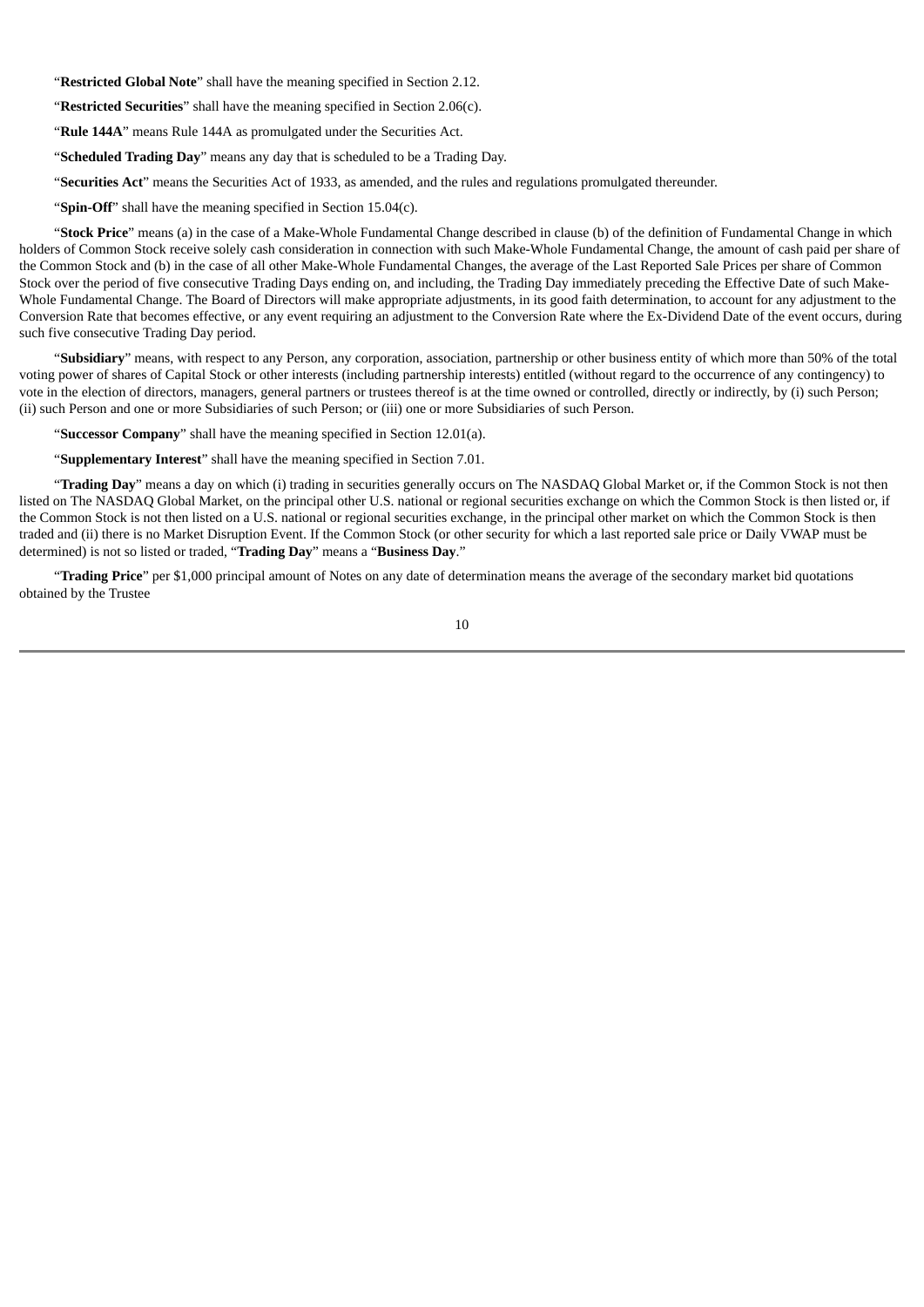"**Restricted Global Note**" shall have the meaning specified in Section 2.12.

"**Restricted Securities**" shall have the meaning specified in Section 2.06(c).

"**Rule 144A**" means Rule 144A as promulgated under the Securities Act.

"**Scheduled Trading Day**" means any day that is scheduled to be a Trading Day.

"**Securities Act**" means the Securities Act of 1933, as amended, and the rules and regulations promulgated thereunder.

"**Spin-Off**" shall have the meaning specified in Section 15.04(c).

"**Stock Price**" means (a) in the case of a Make-Whole Fundamental Change described in clause (b) of the definition of Fundamental Change in which holders of Common Stock receive solely cash consideration in connection with such Make-Whole Fundamental Change, the amount of cash paid per share of the Common Stock and (b) in the case of all other Make-Whole Fundamental Changes, the average of the Last Reported Sale Prices per share of Common Stock over the period of five consecutive Trading Days ending on, and including, the Trading Day immediately preceding the Effective Date of such Make-Whole Fundamental Change. The Board of Directors will make appropriate adjustments, in its good faith determination, to account for any adjustment to the Conversion Rate that becomes effective, or any event requiring an adjustment to the Conversion Rate where the Ex-Dividend Date of the event occurs, during such five consecutive Trading Day period.

"**Subsidiary**" means, with respect to any Person, any corporation, association, partnership or other business entity of which more than 50% of the total voting power of shares of Capital Stock or other interests (including partnership interests) entitled (without regard to the occurrence of any contingency) to vote in the election of directors, managers, general partners or trustees thereof is at the time owned or controlled, directly or indirectly, by (i) such Person; (ii) such Person and one or more Subsidiaries of such Person; or (iii) one or more Subsidiaries of such Person.

"**Successor Company**" shall have the meaning specified in Section 12.01(a).

"**Supplementary Interest**" shall have the meaning specified in Section 7.01.

"**Trading Day**" means a day on which (i) trading in securities generally occurs on The NASDAQ Global Market or, if the Common Stock is not then listed on The NASDAQ Global Market, on the principal other U.S. national or regional securities exchange on which the Common Stock is then listed or, if the Common Stock is not then listed on a U.S. national or regional securities exchange, in the principal other market on which the Common Stock is then traded and (ii) there is no Market Disruption Event. If the Common Stock (or other security for which a last reported sale price or Daily VWAP must be determined) is not so listed or traded, "**Trading Day**" means a "**Business Day**."

"**Trading Price**" per $1,000 principal amount of Notes on any date of determination means the average of the secondary market bid quotations obtained by the Trustee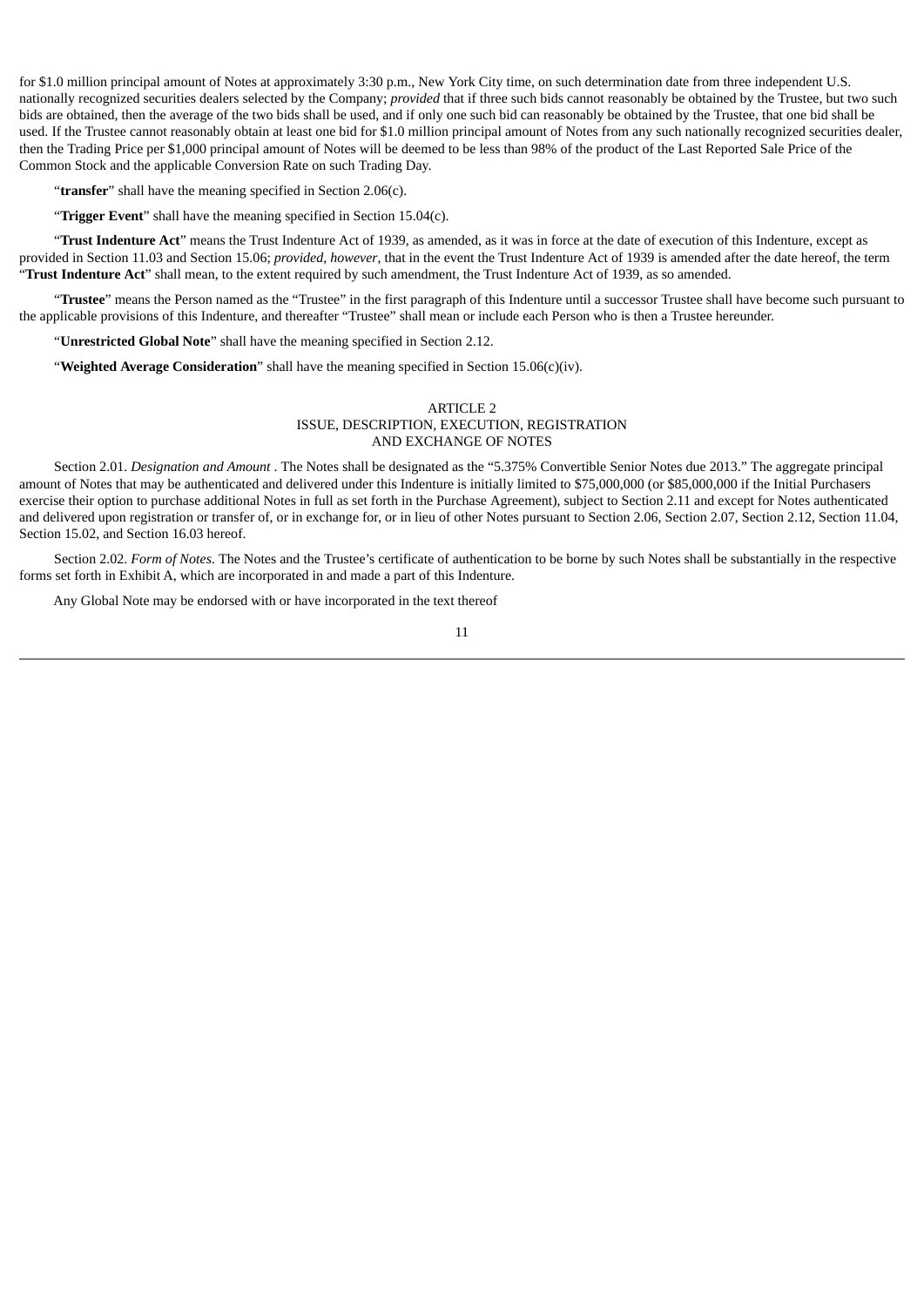for $1.0 million principal amount of Notes at approximately 3:30 p.m., New York City time, on such determination date from three independent U.S. nationally recognized securities dealers selected by the Company; *provided* that if three such bids cannot reasonably be obtained by the Trustee, but two such bids are obtained, then the average of the two bids shall be used, and if only one such bid can reasonably be obtained by the Trustee, that one bid shall be used. If the Trustee cannot reasonably obtain at least one bid for $1.0 million principal amount of Notes from any such nationally recognized securities dealer, then the Trading Price per $1,000 principal amount of Notes will be deemed to be less than 98% of the product of the Last Reported Sale Price of the Common Stock and the applicable Conversion Rate on such Trading Day.

"**transfer**" shall have the meaning specified in Section 2.06(c).

"**Trigger Event**" shall have the meaning specified in Section 15.04(c).

"**Trust Indenture Act**" means the Trust Indenture Act of 1939, as amended, as it was in force at the date of execution of this Indenture, except as provided in Section 11.03 and Section 15.06; *provided*, *however*, that in the event the Trust Indenture Act of 1939 is amended after the date hereof, the term "**Trust Indenture Act**" shall mean, to the extent required by such amendment, the Trust Indenture Act of 1939, as so amended.

"**Trustee**" means the Person named as the "Trustee" in the first paragraph of this Indenture until a successor Trustee shall have become such pursuant to the applicable provisions of this Indenture, and thereafter "Trustee" shall mean or include each Person who is then a Trustee hereunder.

"**Unrestricted Global Note**" shall have the meaning specified in Section 2.12.

"**Weighted Average Consideration**" shall have the meaning specified in Section 15.06(c)(iv).

## ARTICLE 2
## ISSUE, DESCRIPTION, EXECUTION, REGISTRATION AND EXCHANGE OF NOTES

Section 2.01. *Designation and Amount* . The Notes shall be designated as the "5.375% Convertible Senior Notes due 2013." The aggregate principal amount of Notes that may be authenticated and delivered under this Indenture is initially limited to $75,000,000 (or $85,000,000 if the Initial Purchasers exercise their option to purchase additional Notes in full as set forth in the Purchase Agreement), subject to Section 2.11 and except for Notes authenticated and delivered upon registration or transfer of, or in exchange for, or in lieu of other Notes pursuant to Section 2.06, Section 2.07, Section 2.12, Section 11.04, Section 15.02, and Section 16.03 hereof.

Section 2.02. *Form of Notes*. The Notes and the Trustee's certificate of authentication to be borne by such Notes shall be substantially in the respective forms set forth in Exhibit A, which are incorporated in and made a part of this Indenture.

Any Global Note may be endorsed with or have incorporated in the text thereof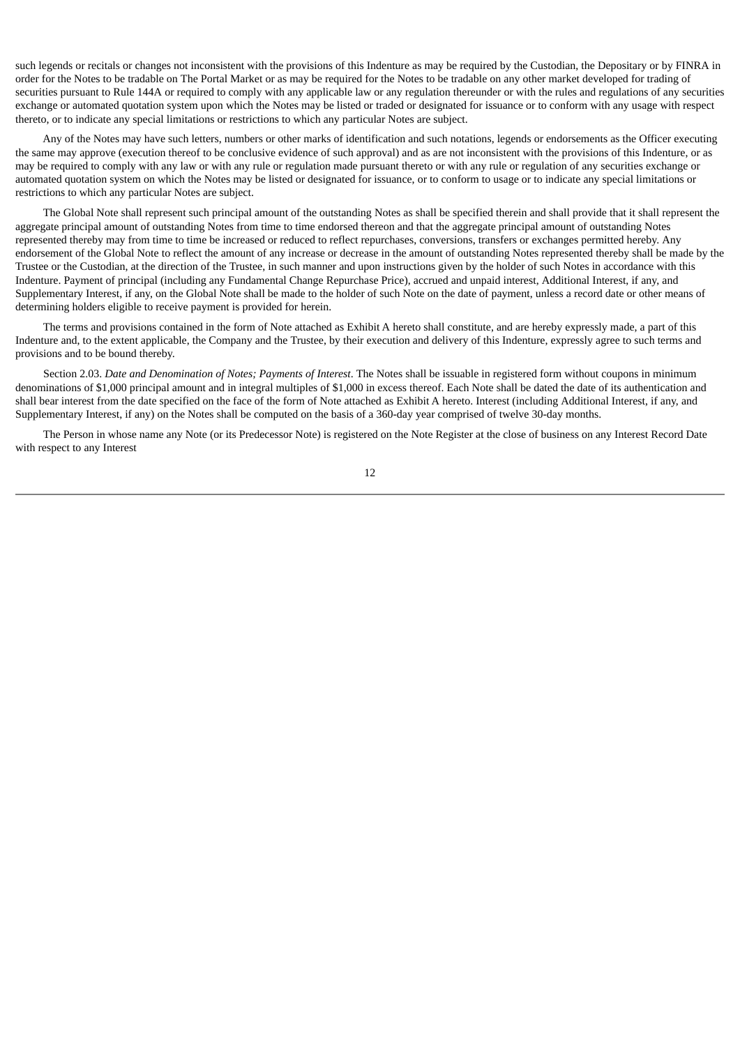such legends or recitals or changes not inconsistent with the provisions of this Indenture as may be required by the Custodian, the Depositary or by FINRA in order for the Notes to be tradable on The Portal Market or as may be required for the Notes to be tradable on any other market developed for trading of securities pursuant to Rule 144A or required to comply with any applicable law or any regulation thereunder or with the rules and regulations of any securities exchange or automated quotation system upon which the Notes may be listed or traded or designated for issuance or to conform with any usage with respect thereto, or to indicate any special limitations or restrictions to which any particular Notes are subject.

Any of the Notes may have such letters, numbers or other marks of identification and such notations, legends or endorsements as the Officer executing the same may approve (execution thereof to be conclusive evidence of such approval) and as are not inconsistent with the provisions of this Indenture, or as may be required to comply with any law or with any rule or regulation made pursuant thereto or with any rule or regulation of any securities exchange or automated quotation system on which the Notes may be listed or designated for issuance, or to conform to usage or to indicate any special limitations or restrictions to which any particular Notes are subject.

The Global Note shall represent such principal amount of the outstanding Notes as shall be specified therein and shall provide that it shall represent the aggregate principal amount of outstanding Notes from time to time endorsed thereon and that the aggregate principal amount of outstanding Notes represented thereby may from time to time be increased or reduced to reflect repurchases, conversions, transfers or exchanges permitted hereby. Any endorsement of the Global Note to reflect the amount of any increase or decrease in the amount of outstanding Notes represented thereby shall be made by the Trustee or the Custodian, at the direction of the Trustee, in such manner and upon instructions given by the holder of such Notes in accordance with this Indenture. Payment of principal (including any Fundamental Change Repurchase Price), accrued and unpaid interest, Additional Interest, if any, and Supplementary Interest, if any, on the Global Note shall be made to the holder of such Note on the date of payment, unless a record date or other means of determining holders eligible to receive payment is provided for herein.

The terms and provisions contained in the form of Note attached as Exhibit A hereto shall constitute, and are hereby expressly made, a part of this Indenture and, to the extent applicable, the Company and the Trustee, by their execution and delivery of this Indenture, expressly agree to such terms and provisions and to be bound thereby.

Section 2.03. *Date and Denomination of Notes; Payments of Interest*. The Notes shall be issuable in registered form without coupons in minimum denominations of $1,000 principal amount and in integral multiples of $1,000 in excess thereof. Each Note shall be dated the date of its authentication and shall bear interest from the date specified on the face of the form of Note attached as Exhibit A hereto. Interest (including Additional Interest, if any, and Supplementary Interest, if any) on the Notes shall be computed on the basis of a 360-day year comprised of twelve 30-day months.

The Person in whose name any Note (or its Predecessor Note) is registered on the Note Register at the close of business on any Interest Record Date with respect to any Interest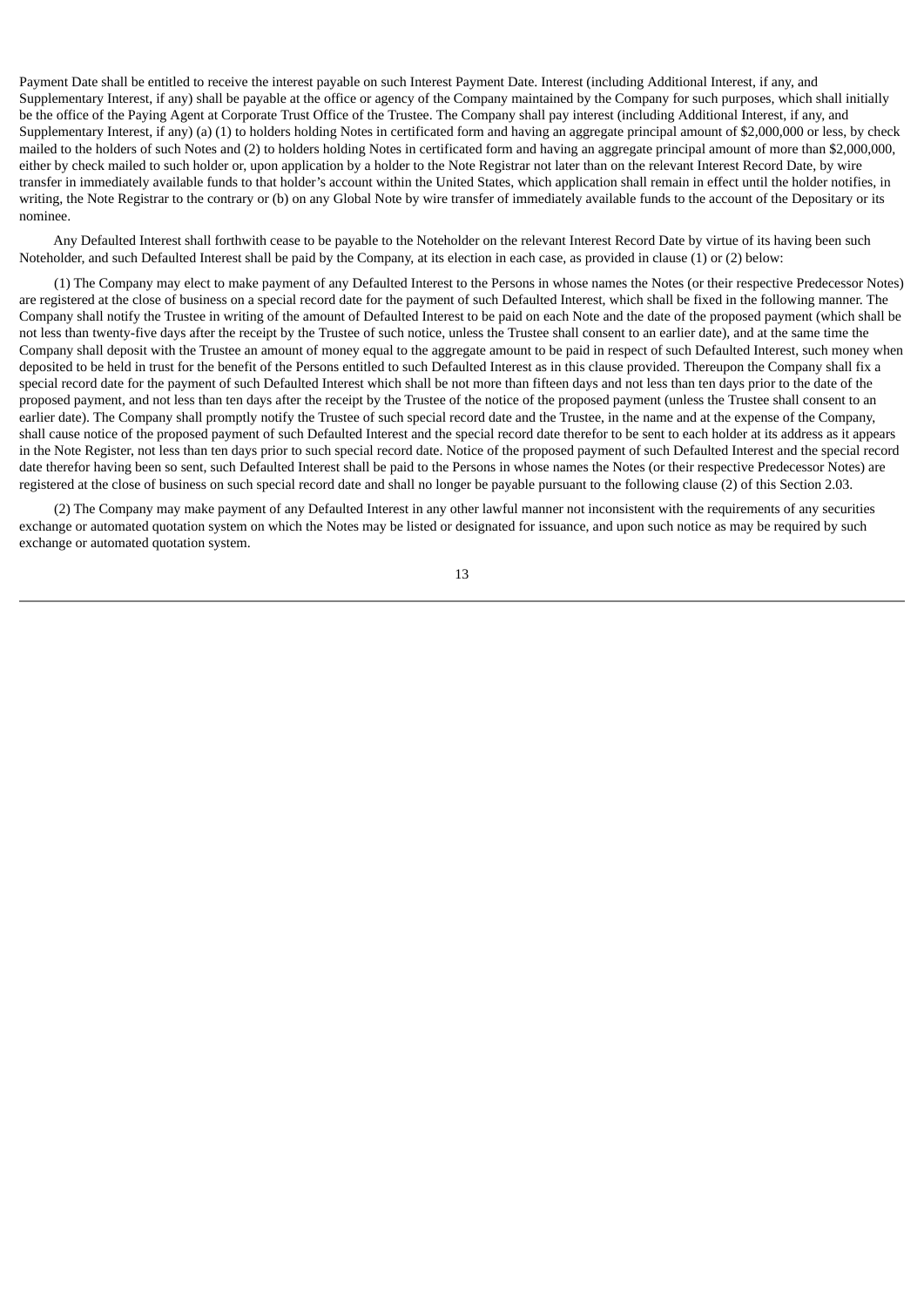Payment Date shall be entitled to receive the interest payable on such Interest Payment Date. Interest (including Additional Interest, if any, and Supplementary Interest, if any) shall be payable at the office or agency of the Company maintained by the Company for such purposes, which shall initially be the office of the Paying Agent at Corporate Trust Office of the Trustee. The Company shall pay interest (including Additional Interest, if any, and Supplementary Interest, if any) (a) (1) to holders holding Notes in certificated form and having an aggregate principal amount of $2,000,000 or less, by check mailed to the holders of such Notes and (2) to holders holding Notes in certificated form and having an aggregate principal amount of more than $2,000,000, either by check mailed to such holder or, upon application by a holder to the Note Registrar not later than on the relevant Interest Record Date, by wire transfer in immediately available funds to that holder's account within the United States, which application shall remain in effect until the holder notifies, in writing, the Note Registrar to the contrary or (b) on any Global Note by wire transfer of immediately available funds to the account of the Depositary or its nominee.

Any Defaulted Interest shall forthwith cease to be payable to the Noteholder on the relevant Interest Record Date by virtue of its having been such Noteholder, and such Defaulted Interest shall be paid by the Company, at its election in each case, as provided in clause (1) or (2) below:

(1) The Company may elect to make payment of any Defaulted Interest to the Persons in whose names the Notes (or their respective Predecessor Notes) are registered at the close of business on a special record date for the payment of such Defaulted Interest, which shall be fixed in the following manner. The Company shall notify the Trustee in writing of the amount of Defaulted Interest to be paid on each Note and the date of the proposed payment (which shall be not less than twenty-five days after the receipt by the Trustee of such notice, unless the Trustee shall consent to an earlier date), and at the same time the Company shall deposit with the Trustee an amount of money equal to the aggregate amount to be paid in respect of such Defaulted Interest, such money when deposited to be held in trust for the benefit of the Persons entitled to such Defaulted Interest as in this clause provided. Thereupon the Company shall fix a special record date for the payment of such Defaulted Interest which shall be not more than fifteen days and not less than ten days prior to the date of the proposed payment, and not less than ten days after the receipt by the Trustee of the notice of the proposed payment (unless the Trustee shall consent to an earlier date). The Company shall promptly notify the Trustee of such special record date and the Trustee, in the name and at the expense of the Company, shall cause notice of the proposed payment of such Defaulted Interest and the special record date therefor to be sent to each holder at its address as it appears in the Note Register, not less than ten days prior to such special record date. Notice of the proposed payment of such Defaulted Interest and the special record date therefor having been so sent, such Defaulted Interest shall be paid to the Persons in whose names the Notes (or their respective Predecessor Notes) are registered at the close of business on such special record date and shall no longer be payable pursuant to the following clause (2) of this Section 2.03.

(2) The Company may make payment of any Defaulted Interest in any other lawful manner not inconsistent with the requirements of any securities exchange or automated quotation system on which the Notes may be listed or designated for issuance, and upon such notice as may be required by such exchange or automated quotation system.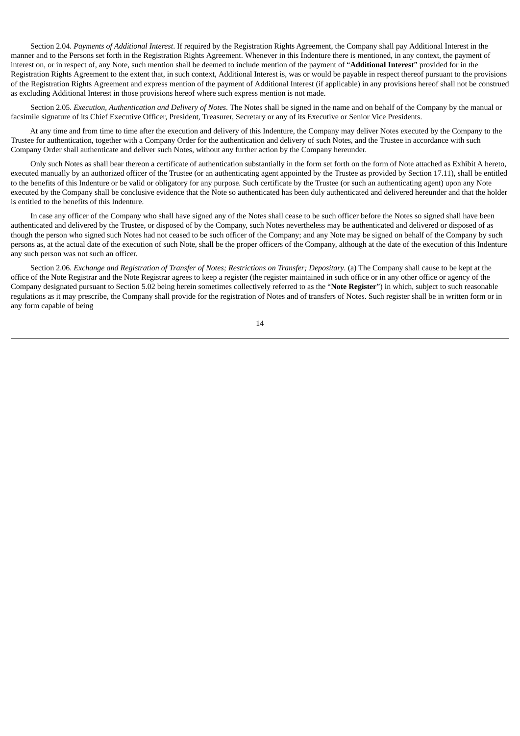Section 2.04. *Payments of Additional Interest*. If required by the Registration Rights Agreement, the Company shall pay Additional Interest in the manner and to the Persons set forth in the Registration Rights Agreement. Whenever in this Indenture there is mentioned, in any context, the payment of interest on, or in respect of, any Note, such mention shall be deemed to include mention of the payment of "**Additional Interest**" provided for in the Registration Rights Agreement to the extent that, in such context, Additional Interest is, was or would be payable in respect thereof pursuant to the provisions of the Registration Rights Agreement and express mention of the payment of Additional Interest (if applicable) in any provisions hereof shall not be construed as excluding Additional Interest in those provisions hereof where such express mention is not made.

Section 2.05. *Execution, Authentication and Delivery of Notes*. The Notes shall be signed in the name and on behalf of the Company by the manual or facsimile signature of its Chief Executive Officer, President, Treasurer, Secretary or any of its Executive or Senior Vice Presidents.

At any time and from time to time after the execution and delivery of this Indenture, the Company may deliver Notes executed by the Company to the Trustee for authentication, together with a Company Order for the authentication and delivery of such Notes, and the Trustee in accordance with such Company Order shall authenticate and deliver such Notes, without any further action by the Company hereunder.

Only such Notes as shall bear thereon a certificate of authentication substantially in the form set forth on the form of Note attached as Exhibit A hereto, executed manually by an authorized officer of the Trustee (or an authenticating agent appointed by the Trustee as provided by Section 17.11), shall be entitled to the benefits of this Indenture or be valid or obligatory for any purpose. Such certificate by the Trustee (or such an authenticating agent) upon any Note executed by the Company shall be conclusive evidence that the Note so authenticated has been duly authenticated and delivered hereunder and that the holder is entitled to the benefits of this Indenture.

In case any officer of the Company who shall have signed any of the Notes shall cease to be such officer before the Notes so signed shall have been authenticated and delivered by the Trustee, or disposed of by the Company, such Notes nevertheless may be authenticated and delivered or disposed of as though the person who signed such Notes had not ceased to be such officer of the Company; and any Note may be signed on behalf of the Company by such persons as, at the actual date of the execution of such Note, shall be the proper officers of the Company, although at the date of the execution of this Indenture any such person was not such an officer.

Section 2.06. *Exchange and Registration of Transfer of Notes; Restrictions on Transfer; Depositary*. (a) The Company shall cause to be kept at the office of the Note Registrar and the Note Registrar agrees to keep a register (the register maintained in such office or in any other office or agency of the Company designated pursuant to Section 5.02 being herein sometimes collectively referred to as the "**Note Register**") in which, subject to such reasonable regulations as it may prescribe, the Company shall provide for the registration of Notes and of transfers of Notes. Such register shall be in written form or in any form capable of being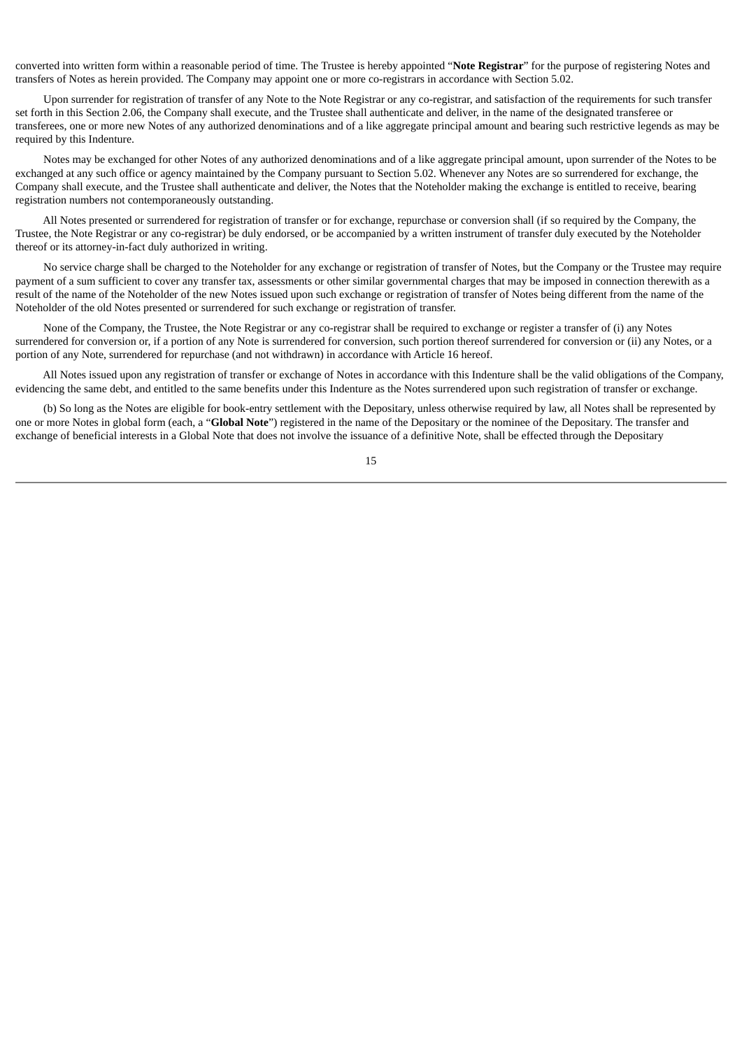converted into written form within a reasonable period of time. The Trustee is hereby appointed "**Note Registrar**" for the purpose of registering Notes and transfers of Notes as herein provided. The Company may appoint one or more co-registrars in accordance with Section 5.02.

Upon surrender for registration of transfer of any Note to the Note Registrar or any co-registrar, and satisfaction of the requirements for such transfer set forth in this Section 2.06, the Company shall execute, and the Trustee shall authenticate and deliver, in the name of the designated transferee or transferees, one or more new Notes of any authorized denominations and of a like aggregate principal amount and bearing such restrictive legends as may be required by this Indenture.

Notes may be exchanged for other Notes of any authorized denominations and of a like aggregate principal amount, upon surrender of the Notes to be exchanged at any such office or agency maintained by the Company pursuant to Section 5.02. Whenever any Notes are so surrendered for exchange, the Company shall execute, and the Trustee shall authenticate and deliver, the Notes that the Noteholder making the exchange is entitled to receive, bearing registration numbers not contemporaneously outstanding.

All Notes presented or surrendered for registration of transfer or for exchange, repurchase or conversion shall (if so required by the Company, the Trustee, the Note Registrar or any co-registrar) be duly endorsed, or be accompanied by a written instrument of transfer duly executed by the Noteholder thereof or its attorney-in-fact duly authorized in writing.

No service charge shall be charged to the Noteholder for any exchange or registration of transfer of Notes, but the Company or the Trustee may require payment of a sum sufficient to cover any transfer tax, assessments or other similar governmental charges that may be imposed in connection therewith as a result of the name of the Noteholder of the new Notes issued upon such exchange or registration of transfer of Notes being different from the name of the Noteholder of the old Notes presented or surrendered for such exchange or registration of transfer.

None of the Company, the Trustee, the Note Registrar or any co-registrar shall be required to exchange or register a transfer of (i) any Notes surrendered for conversion or, if a portion of any Note is surrendered for conversion, such portion thereof surrendered for conversion or (ii) any Notes, or a portion of any Note, surrendered for repurchase (and not withdrawn) in accordance with Article 16 hereof.

All Notes issued upon any registration of transfer or exchange of Notes in accordance with this Indenture shall be the valid obligations of the Company, evidencing the same debt, and entitled to the same benefits under this Indenture as the Notes surrendered upon such registration of transfer or exchange.

(b) So long as the Notes are eligible for book-entry settlement with the Depositary, unless otherwise required by law, all Notes shall be represented by one or more Notes in global form (each, a "**Global Note**") registered in the name of the Depositary or the nominee of the Depositary. The transfer and exchange of beneficial interests in a Global Note that does not involve the issuance of a definitive Note, shall be effected through the Depositary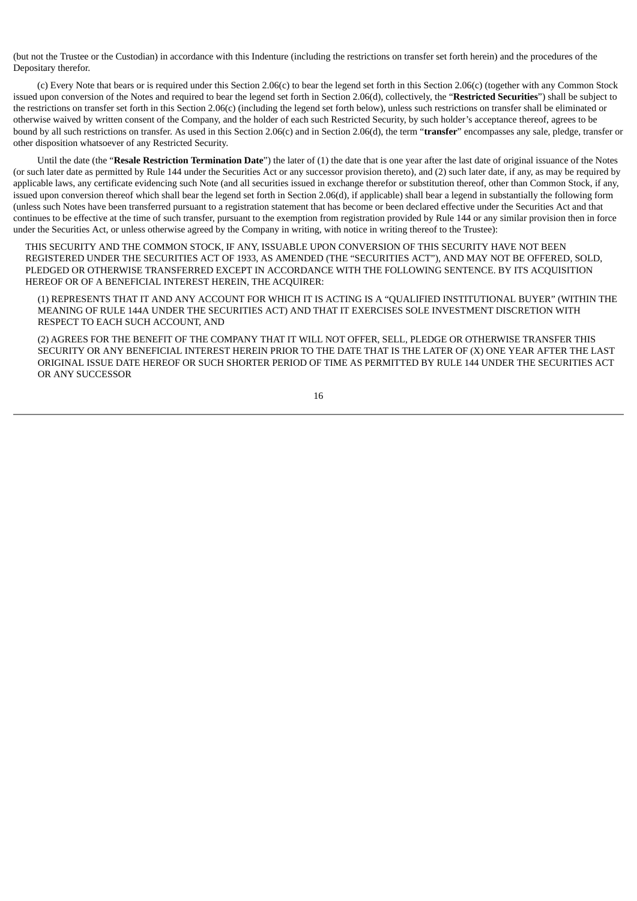(but not the Trustee or the Custodian) in accordance with this Indenture (including the restrictions on transfer set forth herein) and the procedures of the Depositary therefor.

(c) Every Note that bears or is required under this Section 2.06(c) to bear the legend set forth in this Section 2.06(c) (together with any Common Stock issued upon conversion of the Notes and required to bear the legend set forth in Section 2.06(d), collectively, the "**Restricted Securities**") shall be subject to the restrictions on transfer set forth in this Section 2.06(c) (including the legend set forth below), unless such restrictions on transfer shall be eliminated or otherwise waived by written consent of the Company, and the holder of each such Restricted Security, by such holder's acceptance thereof, agrees to be bound by all such restrictions on transfer. As used in this Section 2.06(c) and in Section 2.06(d), the term "**transfer**" encompasses any sale, pledge, transfer or other disposition whatsoever of any Restricted Security.

Until the date (the "**Resale Restriction Termination Date**") the later of (1) the date that is one year after the last date of original issuance of the Notes (or such later date as permitted by Rule 144 under the Securities Act or any successor provision thereto), and (2) such later date, if any, as may be required by applicable laws, any certificate evidencing such Note (and all securities issued in exchange therefor or substitution thereof, other than Common Stock, if any, issued upon conversion thereof which shall bear the legend set forth in Section 2.06(d), if applicable) shall bear a legend in substantially the following form (unless such Notes have been transferred pursuant to a registration statement that has become or been declared effective under the Securities Act and that continues to be effective at the time of such transfer, pursuant to the exemption from registration provided by Rule 144 or any similar provision then in force under the Securities Act, or unless otherwise agreed by the Company in writing, with notice in writing thereof to the Trustee):

THIS SECURITY AND THE COMMON STOCK, IF ANY, ISSUABLE UPON CONVERSION OF THIS SECURITY HAVE NOT BEEN REGISTERED UNDER THE SECURITIES ACT OF 1933, AS AMENDED (THE "SECURITIES ACT"), AND MAY NOT BE OFFERED, SOLD, PLEDGED OR OTHERWISE TRANSFERRED EXCEPT IN ACCORDANCE WITH THE FOLLOWING SENTENCE. BY ITS ACQUISITION HEREOF OR OF A BENEFICIAL INTEREST HEREIN, THE ACQUIRER:

(1) REPRESENTS THAT IT AND ANY ACCOUNT FOR WHICH IT IS ACTING IS A "QUALIFIED INSTITUTIONAL BUYER" (WITHIN THE MEANING OF RULE 144A UNDER THE SECURITIES ACT) AND THAT IT EXERCISES SOLE INVESTMENT DISCRETION WITH RESPECT TO EACH SUCH ACCOUNT, AND

(2) AGREES FOR THE BENEFIT OF THE COMPANY THAT IT WILL NOT OFFER, SELL, PLEDGE OR OTHERWISE TRANSFER THIS SECURITY OR ANY BENEFICIAL INTEREST HEREIN PRIOR TO THE DATE THAT IS THE LATER OF (X) ONE YEAR AFTER THE LAST ORIGINAL ISSUE DATE HEREOF OR SUCH SHORTER PERIOD OF TIME AS PERMITTED BY RULE 144 UNDER THE SECURITIES ACT OR ANY SUCCESSOR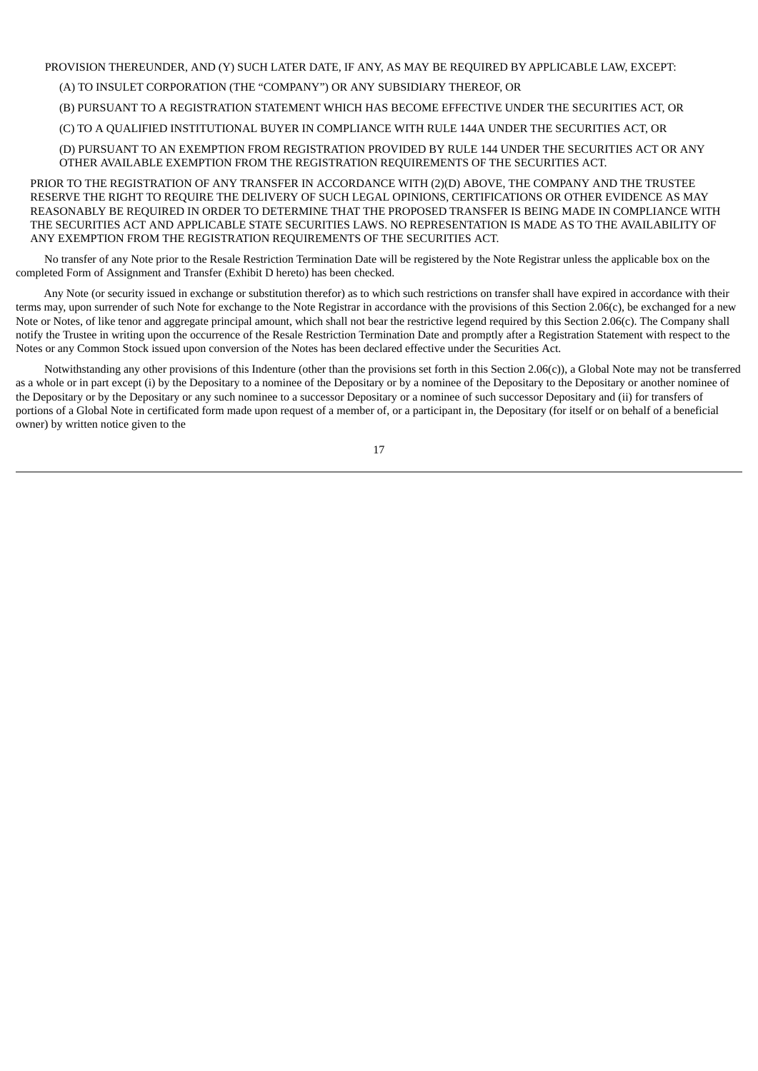PROVISION THEREUNDER, AND (Y) SUCH LATER DATE, IF ANY, AS MAY BE REQUIRED BY APPLICABLE LAW, EXCEPT:

(A) TO INSULET CORPORATION (THE "COMPANY") OR ANY SUBSIDIARY THEREOF, OR

(B) PURSUANT TO A REGISTRATION STATEMENT WHICH HAS BECOME EFFECTIVE UNDER THE SECURITIES ACT, OR

(C) TO A QUALIFIED INSTITUTIONAL BUYER IN COMPLIANCE WITH RULE 144A UNDER THE SECURITIES ACT, OR

(D) PURSUANT TO AN EXEMPTION FROM REGISTRATION PROVIDED BY RULE 144 UNDER THE SECURITIES ACT OR ANY OTHER AVAILABLE EXEMPTION FROM THE REGISTRATION REQUIREMENTS OF THE SECURITIES ACT.

PRIOR TO THE REGISTRATION OF ANY TRANSFER IN ACCORDANCE WITH (2)(D) ABOVE, THE COMPANY AND THE TRUSTEE RESERVE THE RIGHT TO REQUIRE THE DELIVERY OF SUCH LEGAL OPINIONS, CERTIFICATIONS OR OTHER EVIDENCE AS MAY REASONABLY BE REQUIRED IN ORDER TO DETERMINE THAT THE PROPOSED TRANSFER IS BEING MADE IN COMPLIANCE WITH THE SECURITIES ACT AND APPLICABLE STATE SECURITIES LAWS. NO REPRESENTATION IS MADE AS TO THE AVAILABILITY OF ANY EXEMPTION FROM THE REGISTRATION REQUIREMENTS OF THE SECURITIES ACT.

No transfer of any Note prior to the Resale Restriction Termination Date will be registered by the Note Registrar unless the applicable box on the completed Form of Assignment and Transfer (Exhibit D hereto) has been checked.

Any Note (or security issued in exchange or substitution therefor) as to which such restrictions on transfer shall have expired in accordance with their terms may, upon surrender of such Note for exchange to the Note Registrar in accordance with the provisions of this Section 2.06(c), be exchanged for a new Note or Notes, of like tenor and aggregate principal amount, which shall not bear the restrictive legend required by this Section 2.06(c). The Company shall notify the Trustee in writing upon the occurrence of the Resale Restriction Termination Date and promptly after a Registration Statement with respect to the Notes or any Common Stock issued upon conversion of the Notes has been declared effective under the Securities Act.

Notwithstanding any other provisions of this Indenture (other than the provisions set forth in this Section 2.06(c)), a Global Note may not be transferred as a whole or in part except (i) by the Depositary to a nominee of the Depositary or by a nominee of the Depositary to the Depositary or another nominee of the Depositary or by the Depositary or any such nominee to a successor Depositary or a nominee of such successor Depositary and (ii) for transfers of portions of a Global Note in certificated form made upon request of a member of, or a participant in, the Depositary (for itself or on behalf of a beneficial owner) by written notice given to the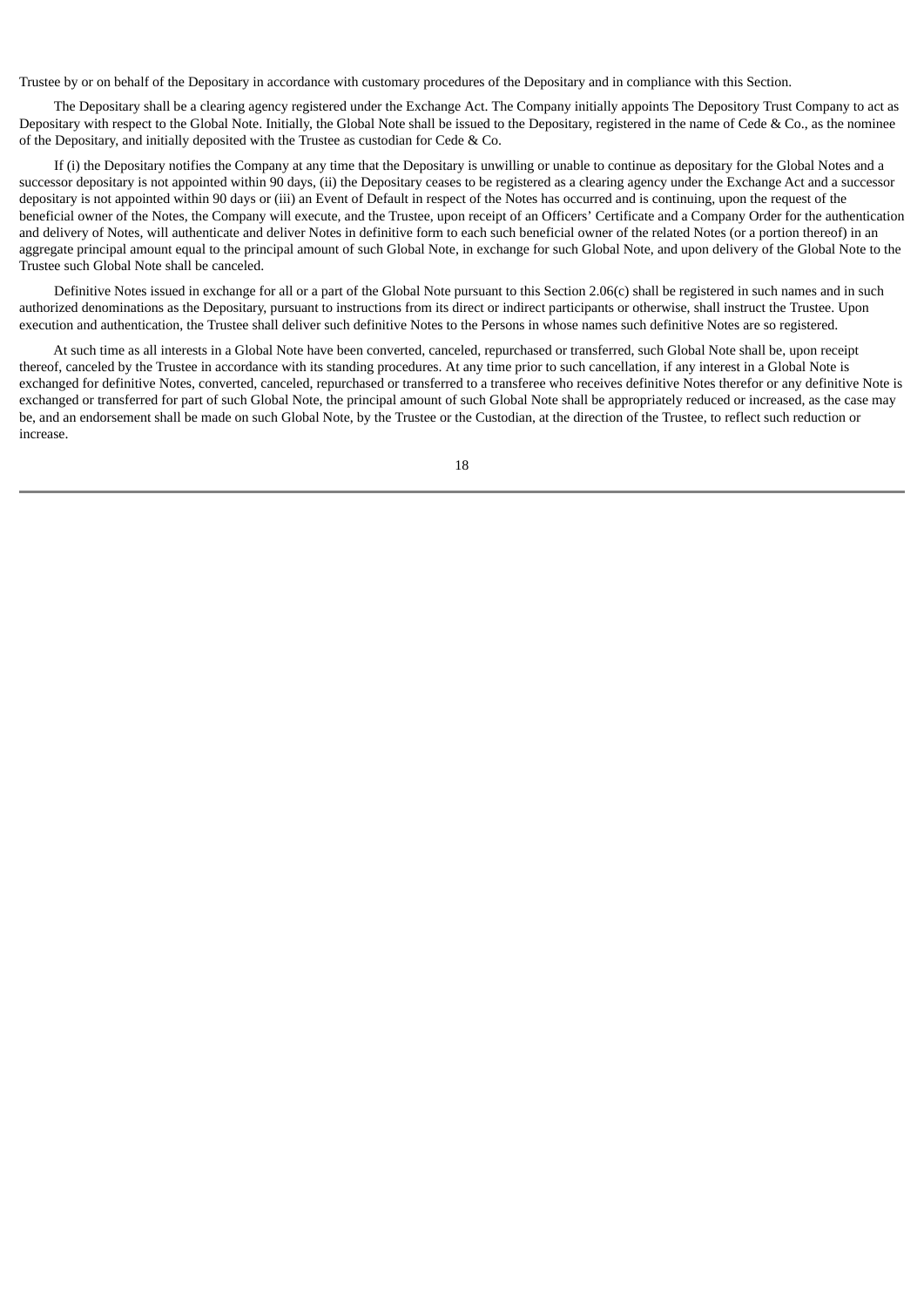Trustee by or on behalf of the Depositary in accordance with customary procedures of the Depositary and in compliance with this Section.

The Depositary shall be a clearing agency registered under the Exchange Act. The Company initially appoints The Depository Trust Company to act as Depositary with respect to the Global Note. Initially, the Global Note shall be issued to the Depositary, registered in the name of Cede & Co., as the nominee of the Depositary, and initially deposited with the Trustee as custodian for Cede & Co.

If (i) the Depositary notifies the Company at any time that the Depositary is unwilling or unable to continue as depositary for the Global Notes and a successor depositary is not appointed within 90 days, (ii) the Depositary ceases to be registered as a clearing agency under the Exchange Act and a successor depositary is not appointed within 90 days or (iii) an Event of Default in respect of the Notes has occurred and is continuing, upon the request of the beneficial owner of the Notes, the Company will execute, and the Trustee, upon receipt of an Officers' Certificate and a Company Order for the authentication and delivery of Notes, will authenticate and deliver Notes in definitive form to each such beneficial owner of the related Notes (or a portion thereof) in an aggregate principal amount equal to the principal amount of such Global Note, in exchange for such Global Note, and upon delivery of the Global Note to the Trustee such Global Note shall be canceled.

Definitive Notes issued in exchange for all or a part of the Global Note pursuant to this Section 2.06(c) shall be registered in such names and in such authorized denominations as the Depositary, pursuant to instructions from its direct or indirect participants or otherwise, shall instruct the Trustee. Upon execution and authentication, the Trustee shall deliver such definitive Notes to the Persons in whose names such definitive Notes are so registered.

At such time as all interests in a Global Note have been converted, canceled, repurchased or transferred, such Global Note shall be, upon receipt thereof, canceled by the Trustee in accordance with its standing procedures. At any time prior to such cancellation, if any interest in a Global Note is exchanged for definitive Notes, converted, canceled, repurchased or transferred to a transferee who receives definitive Notes therefor or any definitive Note is exchanged or transferred for part of such Global Note, the principal amount of such Global Note shall be appropriately reduced or increased, as the case may be, and an endorsement shall be made on such Global Note, by the Trustee or the Custodian, at the direction of the Trustee, to reflect such reduction or increase.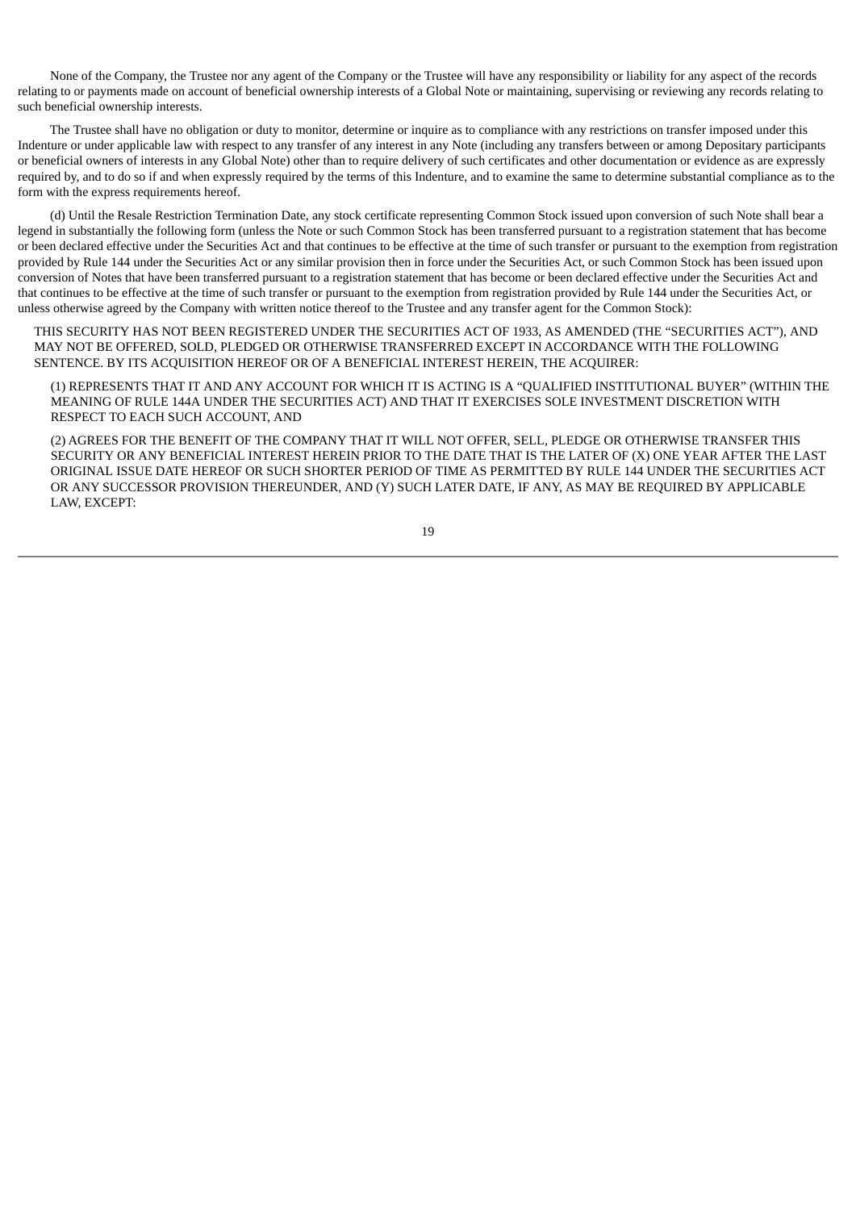None of the Company, the Trustee nor any agent of the Company or the Trustee will have any responsibility or liability for any aspect of the records relating to or payments made on account of beneficial ownership interests of a Global Note or maintaining, supervising or reviewing any records relating to such beneficial ownership interests.

The Trustee shall have no obligation or duty to monitor, determine or inquire as to compliance with any restrictions on transfer imposed under this Indenture or under applicable law with respect to any transfer of any interest in any Note (including any transfers between or among Depositary participants or beneficial owners of interests in any Global Note) other than to require delivery of such certificates and other documentation or evidence as are expressly required by, and to do so if and when expressly required by the terms of this Indenture, and to examine the same to determine substantial compliance as to the form with the express requirements hereof.

(d) Until the Resale Restriction Termination Date, any stock certificate representing Common Stock issued upon conversion of such Note shall bear a legend in substantially the following form (unless the Note or such Common Stock has been transferred pursuant to a registration statement that has become or been declared effective under the Securities Act and that continues to be effective at the time of such transfer or pursuant to the exemption from registration provided by Rule 144 under the Securities Act or any similar provision then in force under the Securities Act, or such Common Stock has been issued upon conversion of Notes that have been transferred pursuant to a registration statement that has become or been declared effective under the Securities Act and that continues to be effective at the time of such transfer or pursuant to the exemption from registration provided by Rule 144 under the Securities Act, or unless otherwise agreed by the Company with written notice thereof to the Trustee and any transfer agent for the Common Stock):

THIS SECURITY HAS NOT BEEN REGISTERED UNDER THE SECURITIES ACT OF 1933, AS AMENDED (THE "SECURITIES ACT"), AND MAY NOT BE OFFERED, SOLD, PLEDGED OR OTHERWISE TRANSFERRED EXCEPT IN ACCORDANCE WITH THE FOLLOWING SENTENCE. BY ITS ACQUISITION HEREOF OR OF A BENEFICIAL INTEREST HEREIN, THE ACQUIRER:

(1) REPRESENTS THAT IT AND ANY ACCOUNT FOR WHICH IT IS ACTING IS A "QUALIFIED INSTITUTIONAL BUYER" (WITHIN THE MEANING OF RULE 144A UNDER THE SECURITIES ACT) AND THAT IT EXERCISES SOLE INVESTMENT DISCRETION WITH RESPECT TO EACH SUCH ACCOUNT, AND

(2) AGREES FOR THE BENEFIT OF THE COMPANY THAT IT WILL NOT OFFER, SELL, PLEDGE OR OTHERWISE TRANSFER THIS SECURITY OR ANY BENEFICIAL INTEREST HEREIN PRIOR TO THE DATE THAT IS THE LATER OF (X) ONE YEAR AFTER THE LAST ORIGINAL ISSUE DATE HEREOF OR SUCH SHORTER PERIOD OF TIME AS PERMITTED BY RULE 144 UNDER THE SECURITIES ACT OR ANY SUCCESSOR PROVISION THEREUNDER, AND (Y) SUCH LATER DATE, IF ANY, AS MAY BE REQUIRED BY APPLICABLE LAW, EXCEPT: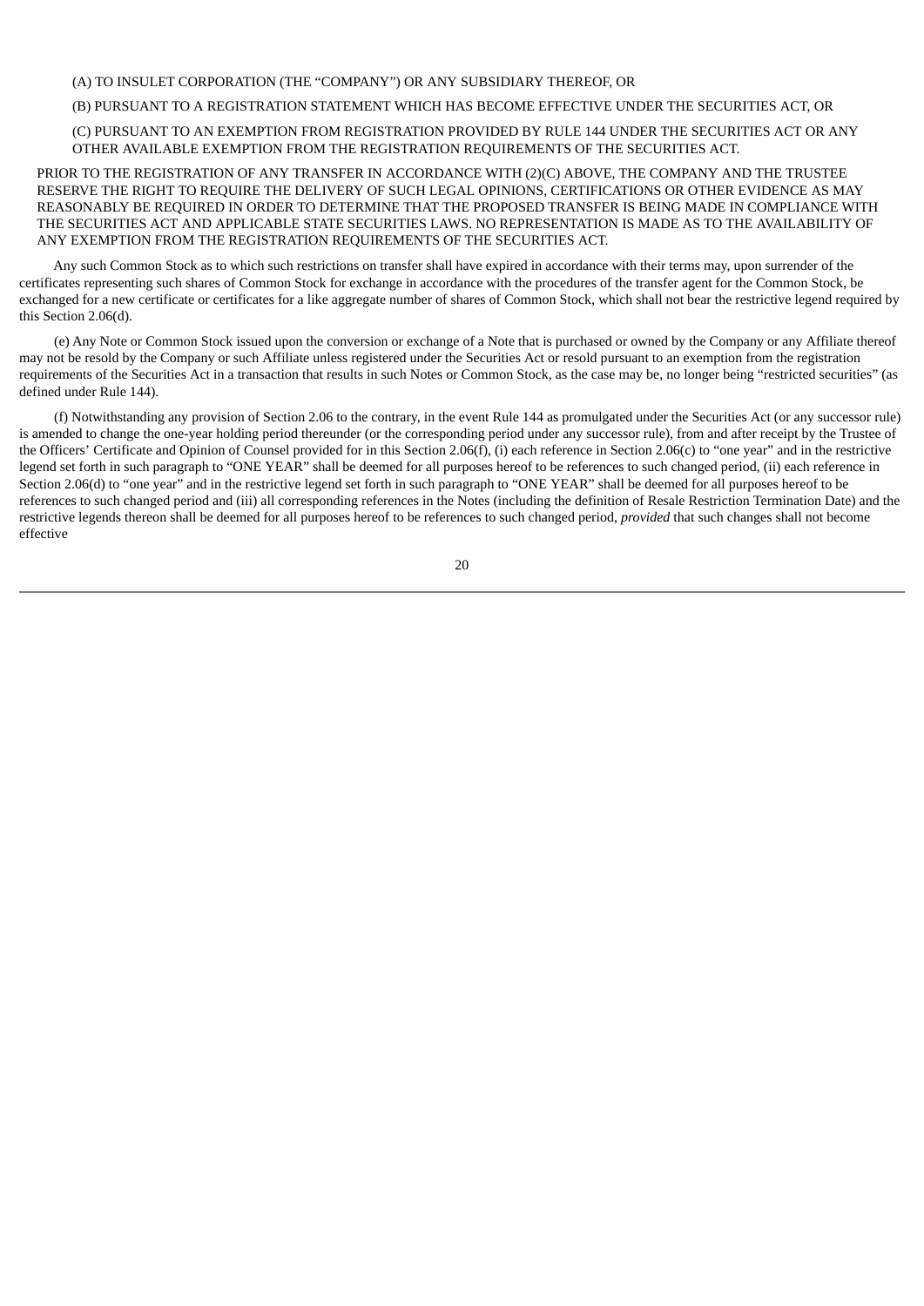(A) TO INSULET CORPORATION (THE "COMPANY") OR ANY SUBSIDIARY THEREOF, OR

(B) PURSUANT TO A REGISTRATION STATEMENT WHICH HAS BECOME EFFECTIVE UNDER THE SECURITIES ACT, OR

(C) PURSUANT TO AN EXEMPTION FROM REGISTRATION PROVIDED BY RULE 144 UNDER THE SECURITIES ACT OR ANY OTHER AVAILABLE EXEMPTION FROM THE REGISTRATION REQUIREMENTS OF THE SECURITIES ACT.

PRIOR TO THE REGISTRATION OF ANY TRANSFER IN ACCORDANCE WITH (2)(C) ABOVE, THE COMPANY AND THE TRUSTEE RESERVE THE RIGHT TO REQUIRE THE DELIVERY OF SUCH LEGAL OPINIONS, CERTIFICATIONS OR OTHER EVIDENCE AS MAY REASONABLY BE REQUIRED IN ORDER TO DETERMINE THAT THE PROPOSED TRANSFER IS BEING MADE IN COMPLIANCE WITH THE SECURITIES ACT AND APPLICABLE STATE SECURITIES LAWS. NO REPRESENTATION IS MADE AS TO THE AVAILABILITY OF ANY EXEMPTION FROM THE REGISTRATION REQUIREMENTS OF THE SECURITIES ACT.

Any such Common Stock as to which such restrictions on transfer shall have expired in accordance with their terms may, upon surrender of the certificates representing such shares of Common Stock for exchange in accordance with the procedures of the transfer agent for the Common Stock, be exchanged for a new certificate or certificates for a like aggregate number of shares of Common Stock, which shall not bear the restrictive legend required by this Section 2.06(d).

(e) Any Note or Common Stock issued upon the conversion or exchange of a Note that is purchased or owned by the Company or any Affiliate thereof may not be resold by the Company or such Affiliate unless registered under the Securities Act or resold pursuant to an exemption from the registration requirements of the Securities Act in a transaction that results in such Notes or Common Stock, as the case may be, no longer being "restricted securities" (as defined under Rule 144).

(f) Notwithstanding any provision of Section 2.06 to the contrary, in the event Rule 144 as promulgated under the Securities Act (or any successor rule) is amended to change the one-year holding period thereunder (or the corresponding period under any successor rule), from and after receipt by the Trustee of the Officers' Certificate and Opinion of Counsel provided for in this Section 2.06(f), (i) each reference in Section 2.06(c) to "one year" and in the restrictive legend set forth in such paragraph to "ONE YEAR" shall be deemed for all purposes hereof to be references to such changed period, (ii) each reference in Section 2.06(d) to "one year" and in the restrictive legend set forth in such paragraph to "ONE YEAR" shall be deemed for all purposes hereof to be references to such changed period and (iii) all corresponding references in the Notes (including the definition of Resale Restriction Termination Date) and the restrictive legends thereon shall be deemed for all purposes hereof to be references to such changed period, *provided* that such changes shall not become effective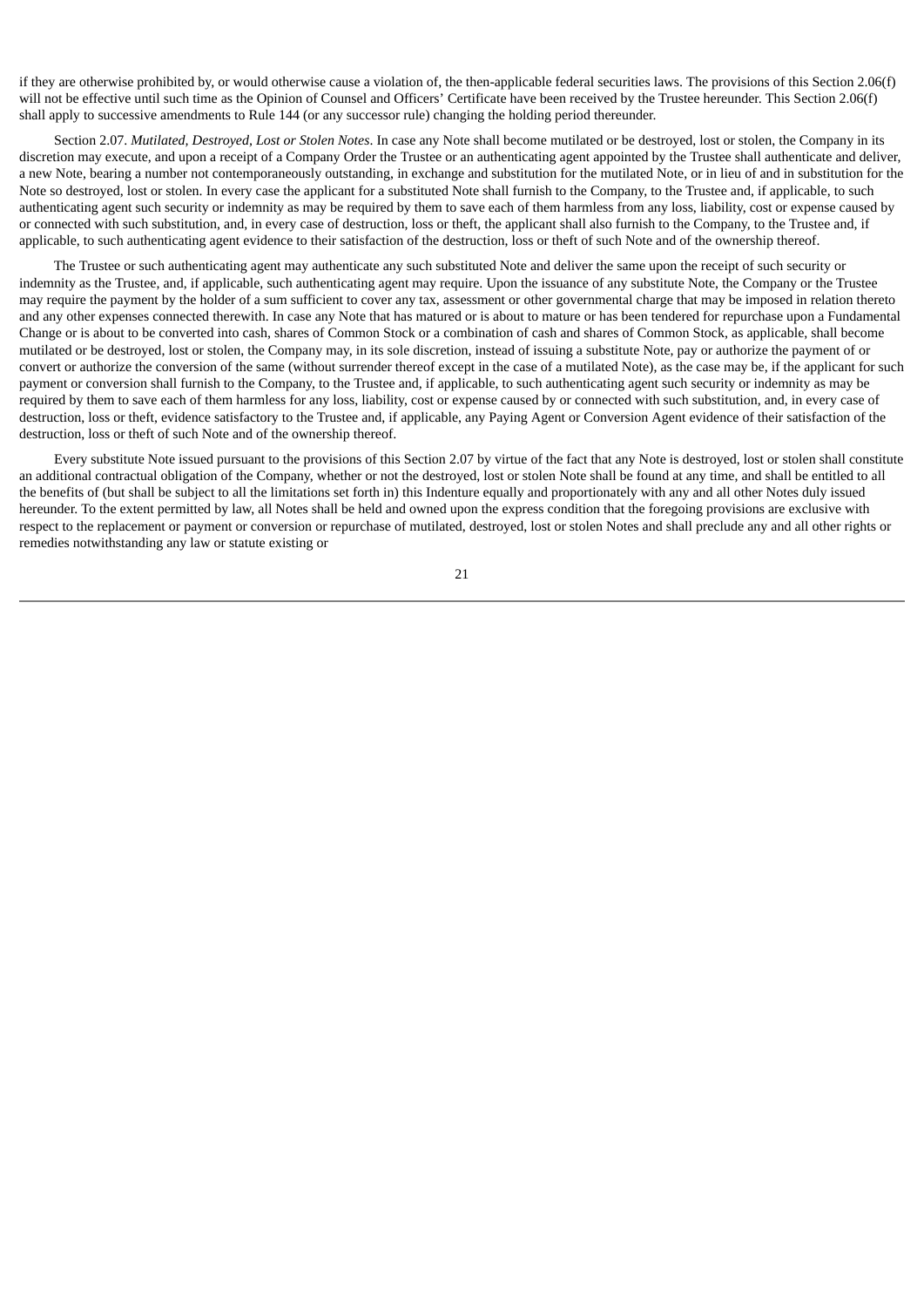if they are otherwise prohibited by, or would otherwise cause a violation of, the then-applicable federal securities laws. The provisions of this Section 2.06(f) will not be effective until such time as the Opinion of Counsel and Officers' Certificate have been received by the Trustee hereunder. This Section 2.06(f) shall apply to successive amendments to Rule 144 (or any successor rule) changing the holding period thereunder.

Section 2.07. *Mutilated, Destroyed, Lost or Stolen Notes*. In case any Note shall become mutilated or be destroyed, lost or stolen, the Company in its discretion may execute, and upon a receipt of a Company Order the Trustee or an authenticating agent appointed by the Trustee shall authenticate and deliver, a new Note, bearing a number not contemporaneously outstanding, in exchange and substitution for the mutilated Note, or in lieu of and in substitution for the Note so destroyed, lost or stolen. In every case the applicant for a substituted Note shall furnish to the Company, to the Trustee and, if applicable, to such authenticating agent such security or indemnity as may be required by them to save each of them harmless from any loss, liability, cost or expense caused by or connected with such substitution, and, in every case of destruction, loss or theft, the applicant shall also furnish to the Company, to the Trustee and, if applicable, to such authenticating agent evidence to their satisfaction of the destruction, loss or theft of such Note and of the ownership thereof.

The Trustee or such authenticating agent may authenticate any such substituted Note and deliver the same upon the receipt of such security or indemnity as the Trustee, and, if applicable, such authenticating agent may require. Upon the issuance of any substitute Note, the Company or the Trustee may require the payment by the holder of a sum sufficient to cover any tax, assessment or other governmental charge that may be imposed in relation thereto and any other expenses connected therewith. In case any Note that has matured or is about to mature or has been tendered for repurchase upon a Fundamental Change or is about to be converted into cash, shares of Common Stock or a combination of cash and shares of Common Stock, as applicable, shall become mutilated or be destroyed, lost or stolen, the Company may, in its sole discretion, instead of issuing a substitute Note, pay or authorize the payment of or convert or authorize the conversion of the same (without surrender thereof except in the case of a mutilated Note), as the case may be, if the applicant for such payment or conversion shall furnish to the Company, to the Trustee and, if applicable, to such authenticating agent such security or indemnity as may be required by them to save each of them harmless for any loss, liability, cost or expense caused by or connected with such substitution, and, in every case of destruction, loss or theft, evidence satisfactory to the Trustee and, if applicable, any Paying Agent or Conversion Agent evidence of their satisfaction of the destruction, loss or theft of such Note and of the ownership thereof.

Every substitute Note issued pursuant to the provisions of this Section 2.07 by virtue of the fact that any Note is destroyed, lost or stolen shall constitute an additional contractual obligation of the Company, whether or not the destroyed, lost or stolen Note shall be found at any time, and shall be entitled to all the benefits of (but shall be subject to all the limitations set forth in) this Indenture equally and proportionately with any and all other Notes duly issued hereunder. To the extent permitted by law, all Notes shall be held and owned upon the express condition that the foregoing provisions are exclusive with respect to the replacement or payment or conversion or repurchase of mutilated, destroyed, lost or stolen Notes and shall preclude any and all other rights or remedies notwithstanding any law or statute existing or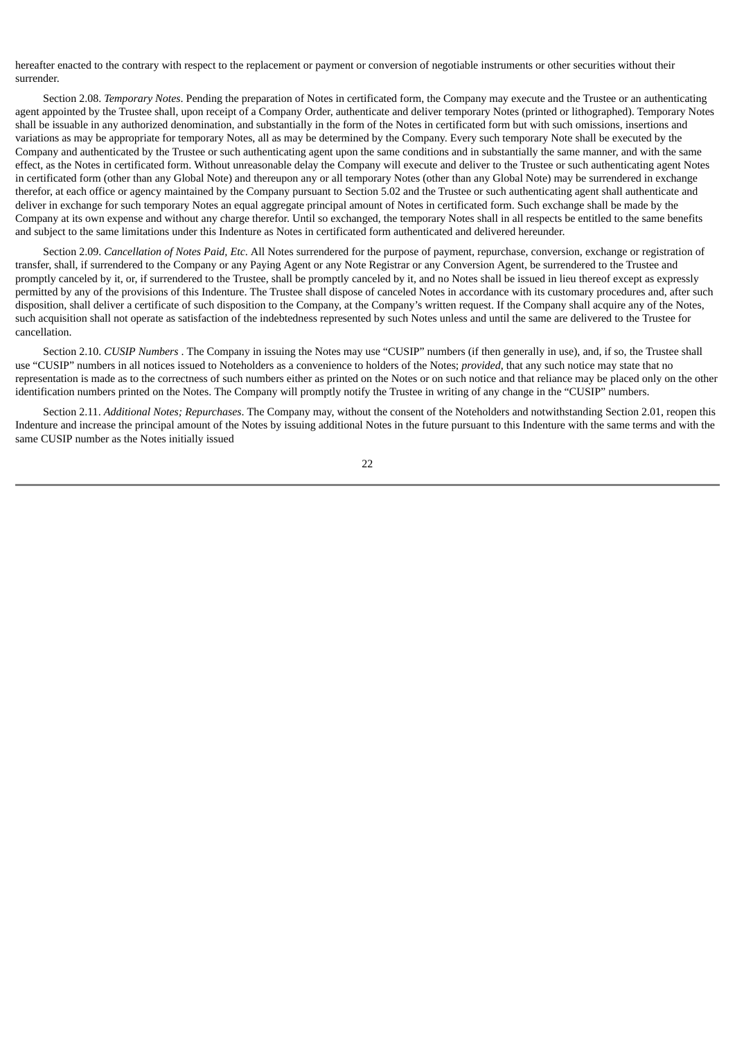hereafter enacted to the contrary with respect to the replacement or payment or conversion of negotiable instruments or other securities without their surrender.

Section 2.08. *Temporary Notes*. Pending the preparation of Notes in certificated form, the Company may execute and the Trustee or an authenticating agent appointed by the Trustee shall, upon receipt of a Company Order, authenticate and deliver temporary Notes (printed or lithographed). Temporary Notes shall be issuable in any authorized denomination, and substantially in the form of the Notes in certificated form but with such omissions, insertions and variations as may be appropriate for temporary Notes, all as may be determined by the Company. Every such temporary Note shall be executed by the Company and authenticated by the Trustee or such authenticating agent upon the same conditions and in substantially the same manner, and with the same effect, as the Notes in certificated form. Without unreasonable delay the Company will execute and deliver to the Trustee or such authenticating agent Notes in certificated form (other than any Global Note) and thereupon any or all temporary Notes (other than any Global Note) may be surrendered in exchange therefor, at each office or agency maintained by the Company pursuant to Section 5.02 and the Trustee or such authenticating agent shall authenticate and deliver in exchange for such temporary Notes an equal aggregate principal amount of Notes in certificated form. Such exchange shall be made by the Company at its own expense and without any charge therefor. Until so exchanged, the temporary Notes shall in all respects be entitled to the same benefits and subject to the same limitations under this Indenture as Notes in certificated form authenticated and delivered hereunder.

Section 2.09. *Cancellation of Notes Paid, Etc*. All Notes surrendered for the purpose of payment, repurchase, conversion, exchange or registration of transfer, shall, if surrendered to the Company or any Paying Agent or any Note Registrar or any Conversion Agent, be surrendered to the Trustee and promptly canceled by it, or, if surrendered to the Trustee, shall be promptly canceled by it, and no Notes shall be issued in lieu thereof except as expressly permitted by any of the provisions of this Indenture. The Trustee shall dispose of canceled Notes in accordance with its customary procedures and, after such disposition, shall deliver a certificate of such disposition to the Company, at the Company's written request. If the Company shall acquire any of the Notes, such acquisition shall not operate as satisfaction of the indebtedness represented by such Notes unless and until the same are delivered to the Trustee for cancellation.

Section 2.10. *CUSIP Numbers* . The Company in issuing the Notes may use "CUSIP" numbers (if then generally in use), and, if so, the Trustee shall use "CUSIP" numbers in all notices issued to Noteholders as a convenience to holders of the Notes; *provided*, that any such notice may state that no representation is made as to the correctness of such numbers either as printed on the Notes or on such notice and that reliance may be placed only on the other identification numbers printed on the Notes. The Company will promptly notify the Trustee in writing of any change in the "CUSIP" numbers.

Section 2.11. *Additional Notes; Repurchases*. The Company may, without the consent of the Noteholders and notwithstanding Section 2.01, reopen this Indenture and increase the principal amount of the Notes by issuing additional Notes in the future pursuant to this Indenture with the same terms and with the same CUSIP number as the Notes initially issued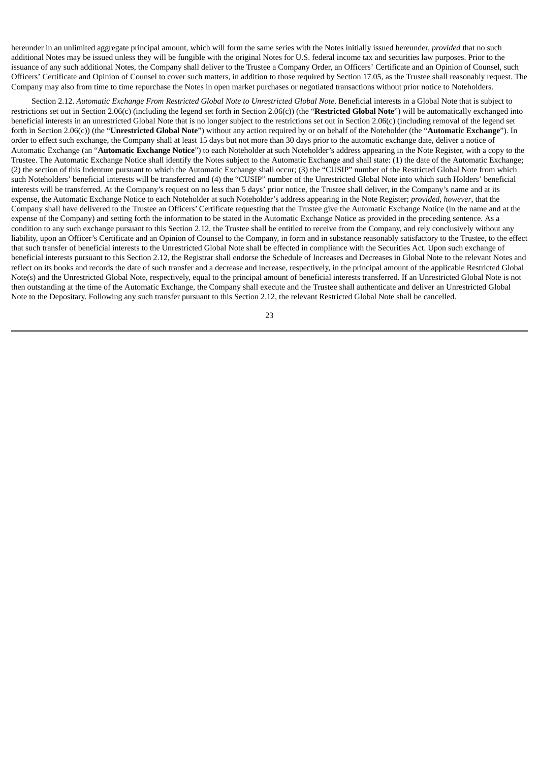hereunder in an unlimited aggregate principal amount, which will form the same series with the Notes initially issued hereunder, *provided* that no such additional Notes may be issued unless they will be fungible with the original Notes for U.S. federal income tax and securities law purposes. Prior to the issuance of any such additional Notes, the Company shall deliver to the Trustee a Company Order, an Officers' Certificate and an Opinion of Counsel, such Officers' Certificate and Opinion of Counsel to cover such matters, in addition to those required by Section 17.05, as the Trustee shall reasonably request. The Company may also from time to time repurchase the Notes in open market purchases or negotiated transactions without prior notice to Noteholders.

Section 2.12. *Automatic Exchange From Restricted Global Note to Unrestricted Global Note*. Beneficial interests in a Global Note that is subject to restrictions set out in Section 2.06(c) (including the legend set forth in Section 2.06(c)) (the "**Restricted Global Note**") will be automatically exchanged into beneficial interests in an unrestricted Global Note that is no longer subject to the restrictions set out in Section 2.06(c) (including removal of the legend set forth in Section 2.06(c)) (the "**Unrestricted Global Note**") without any action required by or on behalf of the Noteholder (the "**Automatic Exchange**"). In order to effect such exchange, the Company shall at least 15 days but not more than 30 days prior to the automatic exchange date, deliver a notice of Automatic Exchange (an "**Automatic Exchange Notice**") to each Noteholder at such Noteholder's address appearing in the Note Register, with a copy to the Trustee. The Automatic Exchange Notice shall identify the Notes subject to the Automatic Exchange and shall state: (1) the date of the Automatic Exchange; (2) the section of this Indenture pursuant to which the Automatic Exchange shall occur; (3) the "CUSIP" number of the Restricted Global Note from which such Noteholders' beneficial interests will be transferred and (4) the "CUSIP" number of the Unrestricted Global Note into which such Holders' beneficial interests will be transferred. At the Company's request on no less than 5 days' prior notice, the Trustee shall deliver, in the Company's name and at its expense, the Automatic Exchange Notice to each Noteholder at such Noteholder's address appearing in the Note Register; *provided*, *however*, that the Company shall have delivered to the Trustee an Officers' Certificate requesting that the Trustee give the Automatic Exchange Notice (in the name and at the expense of the Company) and setting forth the information to be stated in the Automatic Exchange Notice as provided in the preceding sentence. As a condition to any such exchange pursuant to this Section 2.12, the Trustee shall be entitled to receive from the Company, and rely conclusively without any liability, upon an Officer's Certificate and an Opinion of Counsel to the Company, in form and in substance reasonably satisfactory to the Trustee, to the effect that such transfer of beneficial interests to the Unrestricted Global Note shall be effected in compliance with the Securities Act. Upon such exchange of beneficial interests pursuant to this Section 2.12, the Registrar shall endorse the Schedule of Increases and Decreases in Global Note to the relevant Notes and reflect on its books and records the date of such transfer and a decrease and increase, respectively, in the principal amount of the applicable Restricted Global Note(s) and the Unrestricted Global Note, respectively, equal to the principal amount of beneficial interests transferred. If an Unrestricted Global Note is not then outstanding at the time of the Automatic Exchange, the Company shall execute and the Trustee shall authenticate and deliver an Unrestricted Global Note to the Depositary. Following any such transfer pursuant to this Section 2.12, the relevant Restricted Global Note shall be cancelled.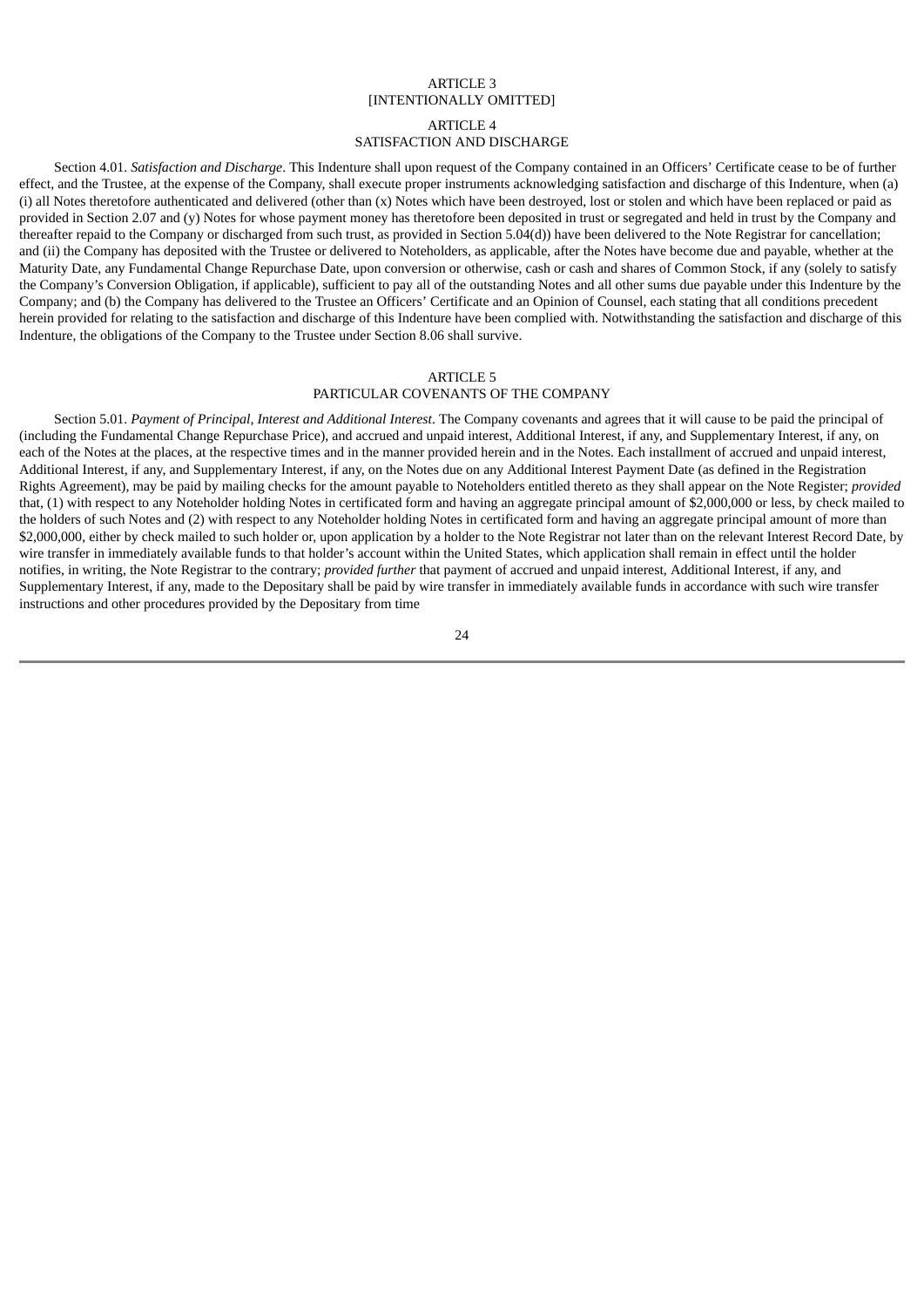## ARTICLE 3
## [INTENTIONALLY OMITTED]

## ARTICLE 4
## SATISFACTION AND DISCHARGE

Section 4.01. *Satisfaction and Discharge*. This Indenture shall upon request of the Company contained in an Officers' Certificate cease to be of further effect, and the Trustee, at the expense of the Company, shall execute proper instruments acknowledging satisfaction and discharge of this Indenture, when (a) (i) all Notes theretofore authenticated and delivered (other than (x) Notes which have been destroyed, lost or stolen and which have been replaced or paid as provided in Section 2.07 and (y) Notes for whose payment money has theretofore been deposited in trust or segregated and held in trust by the Company and thereafter repaid to the Company or discharged from such trust, as provided in Section 5.04(d)) have been delivered to the Note Registrar for cancellation; and (ii) the Company has deposited with the Trustee or delivered to Noteholders, as applicable, after the Notes have become due and payable, whether at the Maturity Date, any Fundamental Change Repurchase Date, upon conversion or otherwise, cash or cash and shares of Common Stock, if any (solely to satisfy the Company's Conversion Obligation, if applicable), sufficient to pay all of the outstanding Notes and all other sums due payable under this Indenture by the Company; and (b) the Company has delivered to the Trustee an Officers' Certificate and an Opinion of Counsel, each stating that all conditions precedent herein provided for relating to the satisfaction and discharge of this Indenture have been complied with. Notwithstanding the satisfaction and discharge of this Indenture, the obligations of the Company to the Trustee under Section 8.06 shall survive.

## ARTICLE 5
## PARTICULAR COVENANTS OF THE COMPANY

Section 5.01. *Payment of Principal, Interest and Additional Interest*. The Company covenants and agrees that it will cause to be paid the principal of (including the Fundamental Change Repurchase Price), and accrued and unpaid interest, Additional Interest, if any, and Supplementary Interest, if any, on each of the Notes at the places, at the respective times and in the manner provided herein and in the Notes. Each installment of accrued and unpaid interest, Additional Interest, if any, and Supplementary Interest, if any, on the Notes due on any Additional Interest Payment Date (as defined in the Registration Rights Agreement), may be paid by mailing checks for the amount payable to Noteholders entitled thereto as they shall appear on the Note Register; *provided* that, (1) with respect to any Noteholder holding Notes in certificated form and having an aggregate principal amount of $2,000,000 or less, by check mailed to the holders of such Notes and (2) with respect to any Noteholder holding Notes in certificated form and having an aggregate principal amount of more than $2,000,000, either by check mailed to such holder or, upon application by a holder to the Note Registrar not later than on the relevant Interest Record Date, by wire transfer in immediately available funds to that holder's account within the United States, which application shall remain in effect until the holder notifies, in writing, the Note Registrar to the contrary; *provided further* that payment of accrued and unpaid interest, Additional Interest, if any, and Supplementary Interest, if any, made to the Depositary shall be paid by wire transfer in immediately available funds in accordance with such wire transfer instructions and other procedures provided by the Depositary from time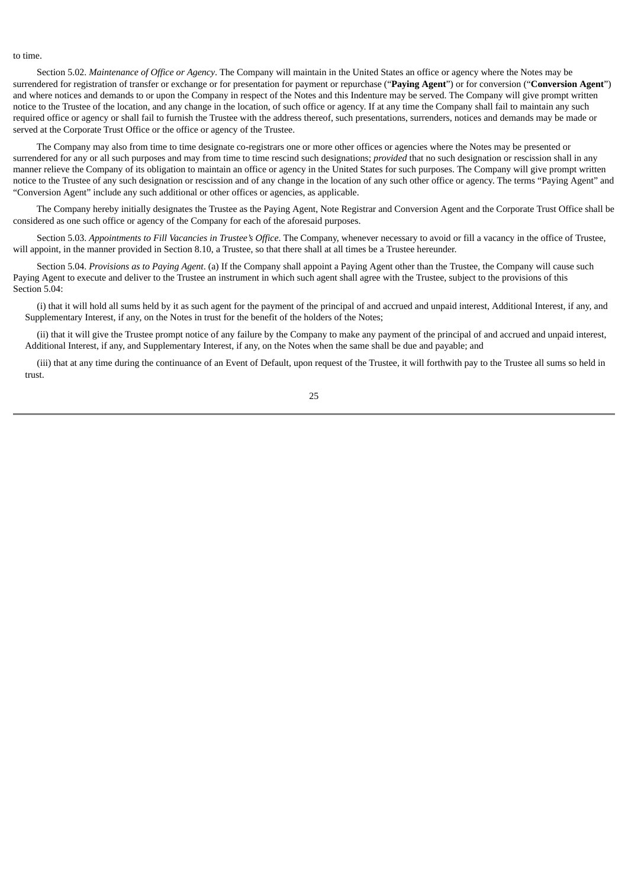to time.

Section 5.02. *Maintenance of Office or Agency*. The Company will maintain in the United States an office or agency where the Notes may be surrendered for registration of transfer or exchange or for presentation for payment or repurchase ("**Paying Agent**") or for conversion ("**Conversion Agent**") and where notices and demands to or upon the Company in respect of the Notes and this Indenture may be served. The Company will give prompt written notice to the Trustee of the location, and any change in the location, of such office or agency. If at any time the Company shall fail to maintain any such required office or agency or shall fail to furnish the Trustee with the address thereof, such presentations, surrenders, notices and demands may be made or served at the Corporate Trust Office or the office or agency of the Trustee.

The Company may also from time to time designate co-registrars one or more other offices or agencies where the Notes may be presented or surrendered for any or all such purposes and may from time to time rescind such designations; *provided* that no such designation or rescission shall in any manner relieve the Company of its obligation to maintain an office or agency in the United States for such purposes. The Company will give prompt written notice to the Trustee of any such designation or rescission and of any change in the location of any such other office or agency. The terms "Paying Agent" and "Conversion Agent" include any such additional or other offices or agencies, as applicable.

The Company hereby initially designates the Trustee as the Paying Agent, Note Registrar and Conversion Agent and the Corporate Trust Office shall be considered as one such office or agency of the Company for each of the aforesaid purposes.

Section 5.03. *Appointments to Fill Vacancies in Trustee's Office*. The Company, whenever necessary to avoid or fill a vacancy in the office of Trustee, will appoint, in the manner provided in Section 8.10, a Trustee, so that there shall at all times be a Trustee hereunder.

Section 5.04. *Provisions as to Paying Agent*. (a) If the Company shall appoint a Paying Agent other than the Trustee, the Company will cause such Paying Agent to execute and deliver to the Trustee an instrument in which such agent shall agree with the Trustee, subject to the provisions of this Section 5.04:

(i) that it will hold all sums held by it as such agent for the payment of the principal of and accrued and unpaid interest, Additional Interest, if any, and Supplementary Interest, if any, on the Notes in trust for the benefit of the holders of the Notes;

(ii) that it will give the Trustee prompt notice of any failure by the Company to make any payment of the principal of and accrued and unpaid interest, Additional Interest, if any, and Supplementary Interest, if any, on the Notes when the same shall be due and payable; and

(iii) that at any time during the continuance of an Event of Default, upon request of the Trustee, it will forthwith pay to the Trustee all sums so held in trust.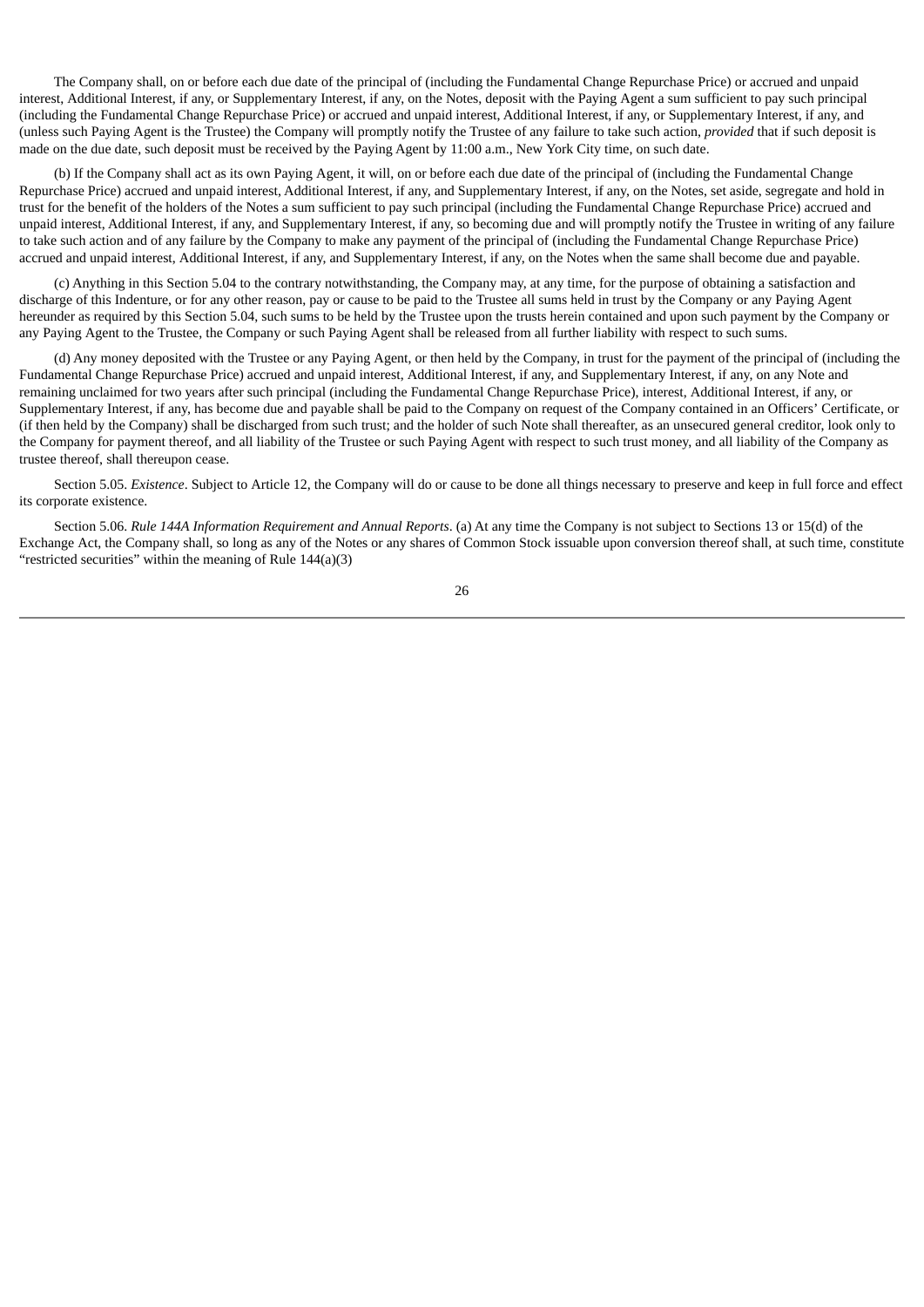The Company shall, on or before each due date of the principal of (including the Fundamental Change Repurchase Price) or accrued and unpaid interest, Additional Interest, if any, or Supplementary Interest, if any, on the Notes, deposit with the Paying Agent a sum sufficient to pay such principal (including the Fundamental Change Repurchase Price) or accrued and unpaid interest, Additional Interest, if any, or Supplementary Interest, if any, and (unless such Paying Agent is the Trustee) the Company will promptly notify the Trustee of any failure to take such action, *provided* that if such deposit is made on the due date, such deposit must be received by the Paying Agent by 11:00 a.m., New York City time, on such date.

(b) If the Company shall act as its own Paying Agent, it will, on or before each due date of the principal of (including the Fundamental Change Repurchase Price) accrued and unpaid interest, Additional Interest, if any, and Supplementary Interest, if any, on the Notes, set aside, segregate and hold in trust for the benefit of the holders of the Notes a sum sufficient to pay such principal (including the Fundamental Change Repurchase Price) accrued and unpaid interest, Additional Interest, if any, and Supplementary Interest, if any, so becoming due and will promptly notify the Trustee in writing of any failure to take such action and of any failure by the Company to make any payment of the principal of (including the Fundamental Change Repurchase Price) accrued and unpaid interest, Additional Interest, if any, and Supplementary Interest, if any, on the Notes when the same shall become due and payable.

(c) Anything in this Section 5.04 to the contrary notwithstanding, the Company may, at any time, for the purpose of obtaining a satisfaction and discharge of this Indenture, or for any other reason, pay or cause to be paid to the Trustee all sums held in trust by the Company or any Paying Agent hereunder as required by this Section 5.04, such sums to be held by the Trustee upon the trusts herein contained and upon such payment by the Company or any Paying Agent to the Trustee, the Company or such Paying Agent shall be released from all further liability with respect to such sums.

(d) Any money deposited with the Trustee or any Paying Agent, or then held by the Company, in trust for the payment of the principal of (including the Fundamental Change Repurchase Price) accrued and unpaid interest, Additional Interest, if any, and Supplementary Interest, if any, on any Note and remaining unclaimed for two years after such principal (including the Fundamental Change Repurchase Price), interest, Additional Interest, if any, or Supplementary Interest, if any, has become due and payable shall be paid to the Company on request of the Company contained in an Officers' Certificate, or (if then held by the Company) shall be discharged from such trust; and the holder of such Note shall thereafter, as an unsecured general creditor, look only to the Company for payment thereof, and all liability of the Trustee or such Paying Agent with respect to such trust money, and all liability of the Company as trustee thereof, shall thereupon cease.

Section 5.05. *Existence*. Subject to Article 12, the Company will do or cause to be done all things necessary to preserve and keep in full force and effect its corporate existence.

Section 5.06. *Rule 144A Information Requirement and Annual Reports*. (a) At any time the Company is not subject to Sections 13 or 15(d) of the Exchange Act, the Company shall, so long as any of the Notes or any shares of Common Stock issuable upon conversion thereof shall, at such time, constitute "restricted securities" within the meaning of Rule 144(a)(3)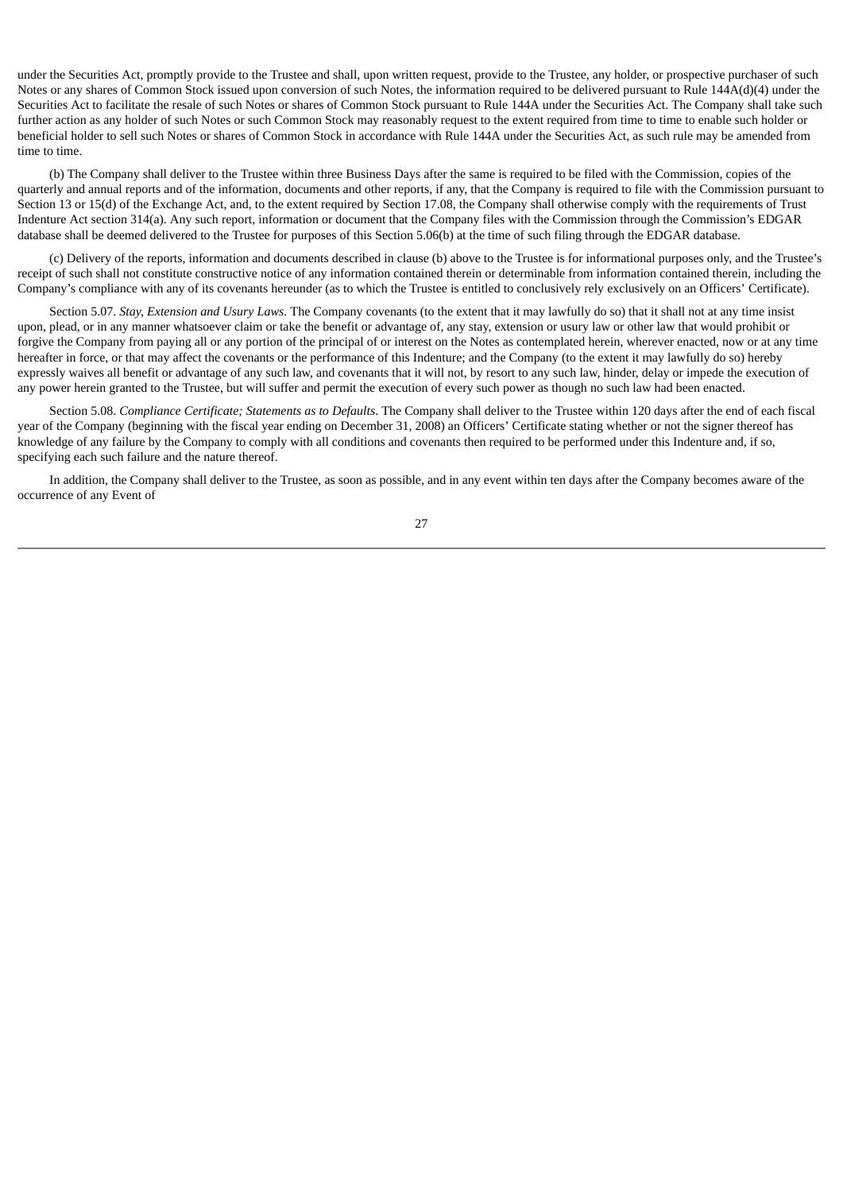under the Securities Act, promptly provide to the Trustee and shall, upon written request, provide to the Trustee, any holder, or prospective purchaser of such Notes or any shares of Common Stock issued upon conversion of such Notes, the information required to be delivered pursuant to Rule 144A(d)(4) under the Securities Act to facilitate the resale of such Notes or shares of Common Stock pursuant to Rule 144A under the Securities Act. The Company shall take such further action as any holder of such Notes or such Common Stock may reasonably request to the extent required from time to time to enable such holder or beneficial holder to sell such Notes or shares of Common Stock in accordance with Rule 144A under the Securities Act, as such rule may be amended from time to time.

(b) The Company shall deliver to the Trustee within three Business Days after the same is required to be filed with the Commission, copies of the quarterly and annual reports and of the information, documents and other reports, if any, that the Company is required to file with the Commission pursuant to Section 13 or 15(d) of the Exchange Act, and, to the extent required by Section 17.08, the Company shall otherwise comply with the requirements of Trust Indenture Act section 314(a). Any such report, information or document that the Company files with the Commission through the Commission's EDGAR database shall be deemed delivered to the Trustee for purposes of this Section 5.06(b) at the time of such filing through the EDGAR database.

(c) Delivery of the reports, information and documents described in clause (b) above to the Trustee is for informational purposes only, and the Trustee's receipt of such shall not constitute constructive notice of any information contained therein or determinable from information contained therein, including the Company's compliance with any of its covenants hereunder (as to which the Trustee is entitled to conclusively rely exclusively on an Officers' Certificate).

Section 5.07. *Stay, Extension and Usury Laws*. The Company covenants (to the extent that it may lawfully do so) that it shall not at any time insist upon, plead, or in any manner whatsoever claim or take the benefit or advantage of, any stay, extension or usury law or other law that would prohibit or forgive the Company from paying all or any portion of the principal of or interest on the Notes as contemplated herein, wherever enacted, now or at any time hereafter in force, or that may affect the covenants or the performance of this Indenture; and the Company (to the extent it may lawfully do so) hereby expressly waives all benefit or advantage of any such law, and covenants that it will not, by resort to any such law, hinder, delay or impede the execution of any power herein granted to the Trustee, but will suffer and permit the execution of every such power as though no such law had been enacted.

Section 5.08. *Compliance Certificate; Statements as to Defaults*. The Company shall deliver to the Trustee within 120 days after the end of each fiscal year of the Company (beginning with the fiscal year ending on December 31, 2008) an Officers' Certificate stating whether or not the signer thereof has knowledge of any failure by the Company to comply with all conditions and covenants then required to be performed under this Indenture and, if so, specifying each such failure and the nature thereof.

In addition, the Company shall deliver to the Trustee, as soon as possible, and in any event within ten days after the Company becomes aware of the occurrence of any Event of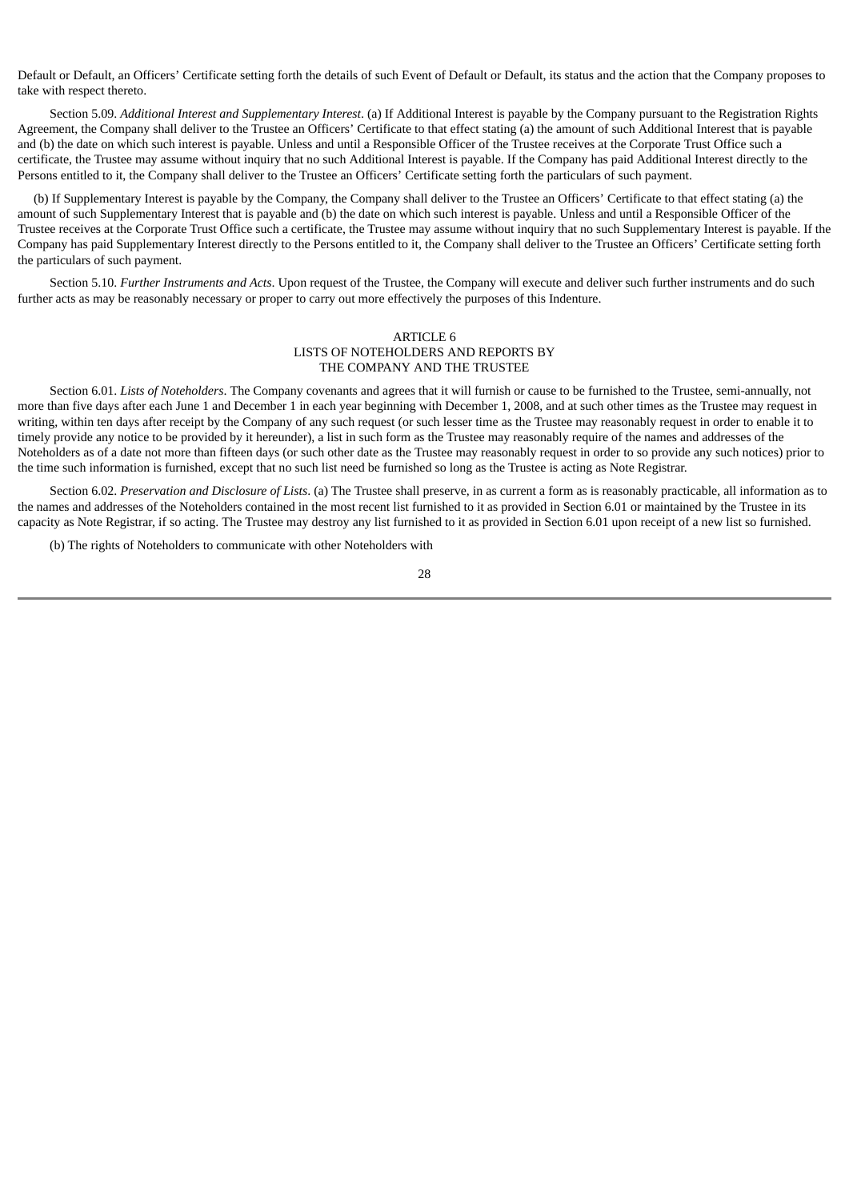Default or Default, an Officers' Certificate setting forth the details of such Event of Default or Default, its status and the action that the Company proposes to take with respect thereto.

Section 5.09. *Additional Interest and Supplementary Interest*. (a) If Additional Interest is payable by the Company pursuant to the Registration Rights Agreement, the Company shall deliver to the Trustee an Officers' Certificate to that effect stating (a) the amount of such Additional Interest that is payable and (b) the date on which such interest is payable. Unless and until a Responsible Officer of the Trustee receives at the Corporate Trust Office such a certificate, the Trustee may assume without inquiry that no such Additional Interest is payable. If the Company has paid Additional Interest directly to the Persons entitled to it, the Company shall deliver to the Trustee an Officers' Certificate setting forth the particulars of such payment.

(b) If Supplementary Interest is payable by the Company, the Company shall deliver to the Trustee an Officers' Certificate to that effect stating (a) the amount of such Supplementary Interest that is payable and (b) the date on which such interest is payable. Unless and until a Responsible Officer of the Trustee receives at the Corporate Trust Office such a certificate, the Trustee may assume without inquiry that no such Supplementary Interest is payable. If the Company has paid Supplementary Interest directly to the Persons entitled to it, the Company shall deliver to the Trustee an Officers' Certificate setting forth the particulars of such payment.

Section 5.10. *Further Instruments and Acts*. Upon request of the Trustee, the Company will execute and deliver such further instruments and do such further acts as may be reasonably necessary or proper to carry out more effectively the purposes of this Indenture.

## ARTICLE 6
## LISTS OF NOTEHOLDERS AND REPORTS BY THE COMPANY AND THE TRUSTEE

Section 6.01. *Lists of Noteholders*. The Company covenants and agrees that it will furnish or cause to be furnished to the Trustee, semi-annually, not more than five days after each June 1 and December 1 in each year beginning with December 1, 2008, and at such other times as the Trustee may request in writing, within ten days after receipt by the Company of any such request (or such lesser time as the Trustee may reasonably request in order to enable it to timely provide any notice to be provided by it hereunder), a list in such form as the Trustee may reasonably require of the names and addresses of the Noteholders as of a date not more than fifteen days (or such other date as the Trustee may reasonably request in order to so provide any such notices) prior to the time such information is furnished, except that no such list need be furnished so long as the Trustee is acting as Note Registrar.

Section 6.02. *Preservation and Disclosure of Lists*. (a) The Trustee shall preserve, in as current a form as is reasonably practicable, all information as to the names and addresses of the Noteholders contained in the most recent list furnished to it as provided in Section 6.01 or maintained by the Trustee in its capacity as Note Registrar, if so acting. The Trustee may destroy any list furnished to it as provided in Section 6.01 upon receipt of a new list so furnished.

(b) The rights of Noteholders to communicate with other Noteholders with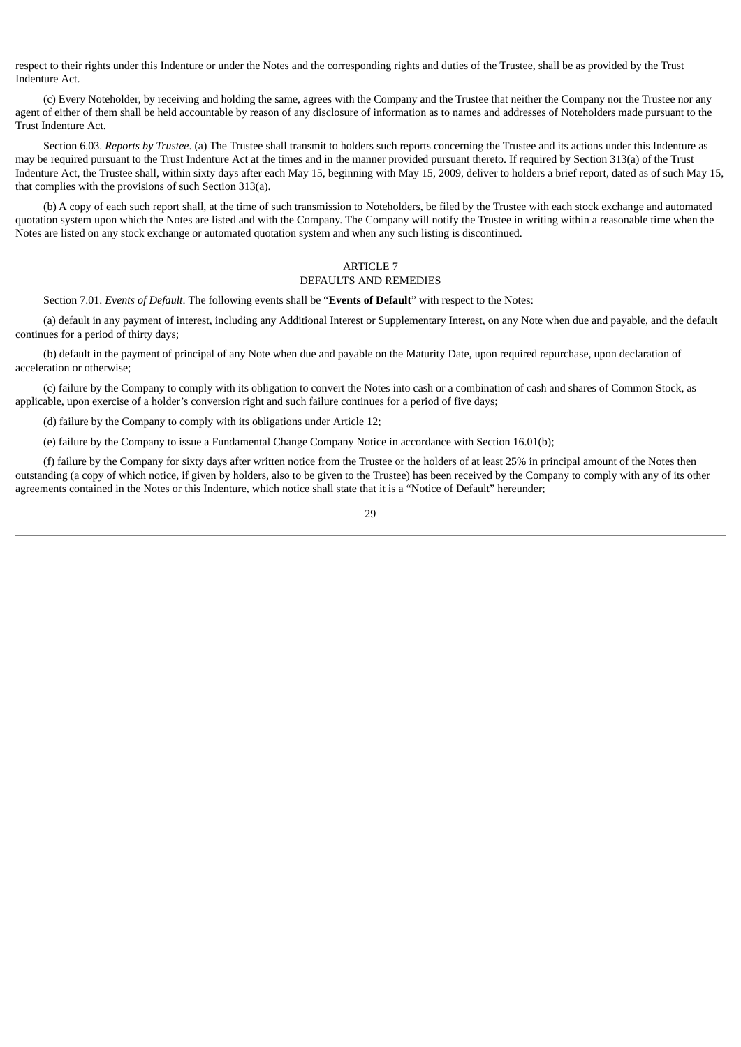respect to their rights under this Indenture or under the Notes and the corresponding rights and duties of the Trustee, shall be as provided by the Trust Indenture Act.

(c) Every Noteholder, by receiving and holding the same, agrees with the Company and the Trustee that neither the Company nor the Trustee nor any agent of either of them shall be held accountable by reason of any disclosure of information as to names and addresses of Noteholders made pursuant to the Trust Indenture Act.

Section 6.03. *Reports by Trustee*. (a) The Trustee shall transmit to holders such reports concerning the Trustee and its actions under this Indenture as may be required pursuant to the Trust Indenture Act at the times and in the manner provided pursuant thereto. If required by Section 313(a) of the Trust Indenture Act, the Trustee shall, within sixty days after each May 15, beginning with May 15, 2009, deliver to holders a brief report, dated as of such May 15, that complies with the provisions of such Section 313(a).

(b) A copy of each such report shall, at the time of such transmission to Noteholders, be filed by the Trustee with each stock exchange and automated quotation system upon which the Notes are listed and with the Company. The Company will notify the Trustee in writing within a reasonable time when the Notes are listed on any stock exchange or automated quotation system and when any such listing is discontinued.

## ARTICLE 7
## DEFAULTS AND REMEDIES

Section 7.01. *Events of Default*. The following events shall be "**Events of Default**" with respect to the Notes:

(a) default in any payment of interest, including any Additional Interest or Supplementary Interest, on any Note when due and payable, and the default continues for a period of thirty days;

(b) default in the payment of principal of any Note when due and payable on the Maturity Date, upon required repurchase, upon declaration of acceleration or otherwise;

(c) failure by the Company to comply with its obligation to convert the Notes into cash or a combination of cash and shares of Common Stock, as applicable, upon exercise of a holder's conversion right and such failure continues for a period of five days;

(d) failure by the Company to comply with its obligations under Article 12;

(e) failure by the Company to issue a Fundamental Change Company Notice in accordance with Section 16.01(b);

(f) failure by the Company for sixty days after written notice from the Trustee or the holders of at least 25% in principal amount of the Notes then outstanding (a copy of which notice, if given by holders, also to be given to the Trustee) has been received by the Company to comply with any of its other agreements contained in the Notes or this Indenture, which notice shall state that it is a "Notice of Default" hereunder;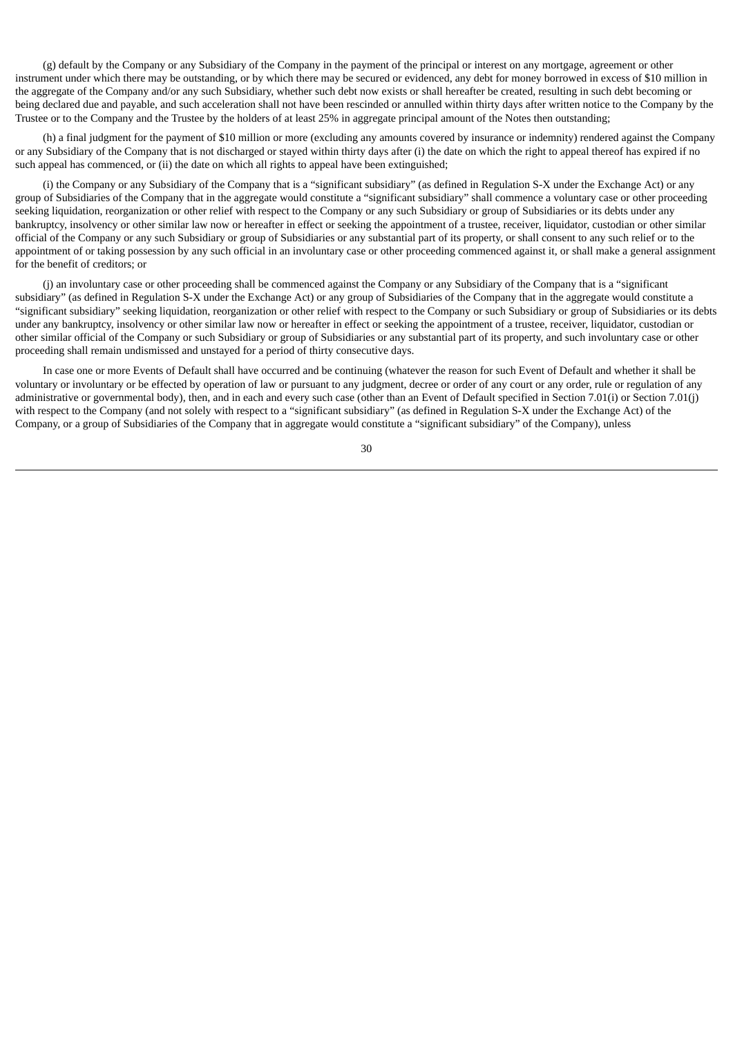(g) default by the Company or any Subsidiary of the Company in the payment of the principal or interest on any mortgage, agreement or other instrument under which there may be outstanding, or by which there may be secured or evidenced, any debt for money borrowed in excess of $10 million in the aggregate of the Company and/or any such Subsidiary, whether such debt now exists or shall hereafter be created, resulting in such debt becoming or being declared due and payable, and such acceleration shall not have been rescinded or annulled within thirty days after written notice to the Company by the Trustee or to the Company and the Trustee by the holders of at least 25% in aggregate principal amount of the Notes then outstanding;

(h) a final judgment for the payment of $10 million or more (excluding any amounts covered by insurance or indemnity) rendered against the Company or any Subsidiary of the Company that is not discharged or stayed within thirty days after (i) the date on which the right to appeal thereof has expired if no such appeal has commenced, or (ii) the date on which all rights to appeal have been extinguished;

(i) the Company or any Subsidiary of the Company that is a "significant subsidiary" (as defined in Regulation S-X under the Exchange Act) or any group of Subsidiaries of the Company that in the aggregate would constitute a "significant subsidiary" shall commence a voluntary case or other proceeding seeking liquidation, reorganization or other relief with respect to the Company or any such Subsidiary or group of Subsidiaries or its debts under any bankruptcy, insolvency or other similar law now or hereafter in effect or seeking the appointment of a trustee, receiver, liquidator, custodian or other similar official of the Company or any such Subsidiary or group of Subsidiaries or any substantial part of its property, or shall consent to any such relief or to the appointment of or taking possession by any such official in an involuntary case or other proceeding commenced against it, or shall make a general assignment for the benefit of creditors; or

(j) an involuntary case or other proceeding shall be commenced against the Company or any Subsidiary of the Company that is a "significant subsidiary" (as defined in Regulation S-X under the Exchange Act) or any group of Subsidiaries of the Company that in the aggregate would constitute a "significant subsidiary" seeking liquidation, reorganization or other relief with respect to the Company or such Subsidiary or group of Subsidiaries or its debts under any bankruptcy, insolvency or other similar law now or hereafter in effect or seeking the appointment of a trustee, receiver, liquidator, custodian or other similar official of the Company or such Subsidiary or group of Subsidiaries or any substantial part of its property, and such involuntary case or other proceeding shall remain undismissed and unstayed for a period of thirty consecutive days.

In case one or more Events of Default shall have occurred and be continuing (whatever the reason for such Event of Default and whether it shall be voluntary or involuntary or be effected by operation of law or pursuant to any judgment, decree or order of any court or any order, rule or regulation of any administrative or governmental body), then, and in each and every such case (other than an Event of Default specified in Section 7.01(i) or Section 7.01(j) with respect to the Company (and not solely with respect to a "significant subsidiary" (as defined in Regulation S-X under the Exchange Act) of the Company, or a group of Subsidiaries of the Company that in aggregate would constitute a "significant subsidiary" of the Company), unless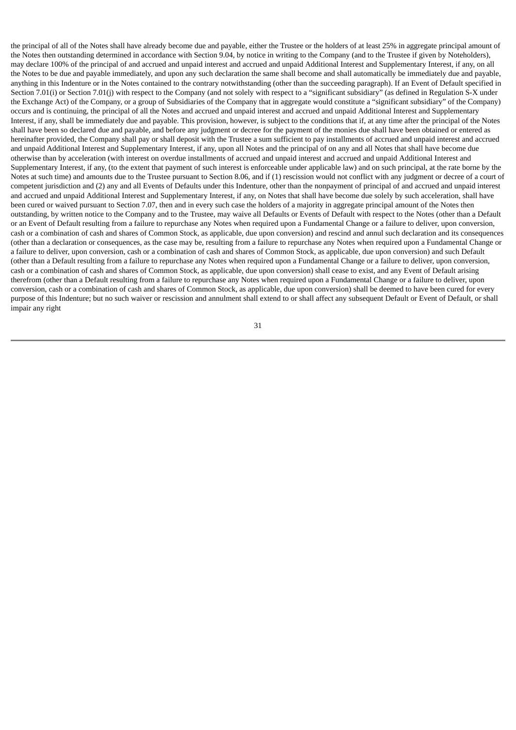the principal of all of the Notes shall have already become due and payable, either the Trustee or the holders of at least 25% in aggregate principal amount of the Notes then outstanding determined in accordance with Section 9.04, by notice in writing to the Company (and to the Trustee if given by Noteholders), may declare 100% of the principal of and accrued and unpaid interest and accrued and unpaid Additional Interest and Supplementary Interest, if any, on all the Notes to be due and payable immediately, and upon any such declaration the same shall become and shall automatically be immediately due and payable, anything in this Indenture or in the Notes contained to the contrary notwithstanding (other than the succeeding paragraph). If an Event of Default specified in Section 7.01(i) or Section 7.01(j) with respect to the Company (and not solely with respect to a "significant subsidiary" (as defined in Regulation S-X under the Exchange Act) of the Company, or a group of Subsidiaries of the Company that in aggregate would constitute a "significant subsidiary" of the Company) occurs and is continuing, the principal of all the Notes and accrued and unpaid interest and accrued and unpaid Additional Interest and Supplementary Interest, if any, shall be immediately due and payable. This provision, however, is subject to the conditions that if, at any time after the principal of the Notes shall have been so declared due and payable, and before any judgment or decree for the payment of the monies due shall have been obtained or entered as hereinafter provided, the Company shall pay or shall deposit with the Trustee a sum sufficient to pay installments of accrued and unpaid interest and accrued and unpaid Additional Interest and Supplementary Interest, if any, upon all Notes and the principal of on any and all Notes that shall have become due otherwise than by acceleration (with interest on overdue installments of accrued and unpaid interest and accrued and unpaid Additional Interest and Supplementary Interest, if any, (to the extent that payment of such interest is enforceable under applicable law) and on such principal, at the rate borne by the Notes at such time) and amounts due to the Trustee pursuant to Section 8.06, and if (1) rescission would not conflict with any judgment or decree of a court of competent jurisdiction and (2) any and all Events of Defaults under this Indenture, other than the nonpayment of principal of and accrued and unpaid interest and accrued and unpaid Additional Interest and Supplementary Interest, if any, on Notes that shall have become due solely by such acceleration, shall have been cured or waived pursuant to Section 7.07, then and in every such case the holders of a majority in aggregate principal amount of the Notes then outstanding, by written notice to the Company and to the Trustee, may waive all Defaults or Events of Default with respect to the Notes (other than a Default or an Event of Default resulting from a failure to repurchase any Notes when required upon a Fundamental Change or a failure to deliver, upon conversion, cash or a combination of cash and shares of Common Stock, as applicable, due upon conversion) and rescind and annul such declaration and its consequences (other than a declaration or consequences, as the case may be, resulting from a failure to repurchase any Notes when required upon a Fundamental Change or a failure to deliver, upon conversion, cash or a combination of cash and shares of Common Stock, as applicable, due upon conversion) and such Default (other than a Default resulting from a failure to repurchase any Notes when required upon a Fundamental Change or a failure to deliver, upon conversion, cash or a combination of cash and shares of Common Stock, as applicable, due upon conversion) shall cease to exist, and any Event of Default arising therefrom (other than a Default resulting from a failure to repurchase any Notes when required upon a Fundamental Change or a failure to deliver, upon conversion, cash or a combination of cash and shares of Common Stock, as applicable, due upon conversion) shall be deemed to have been cured for every purpose of this Indenture; but no such waiver or rescission and annulment shall extend to or shall affect any subsequent Default or Event of Default, or shall impair any right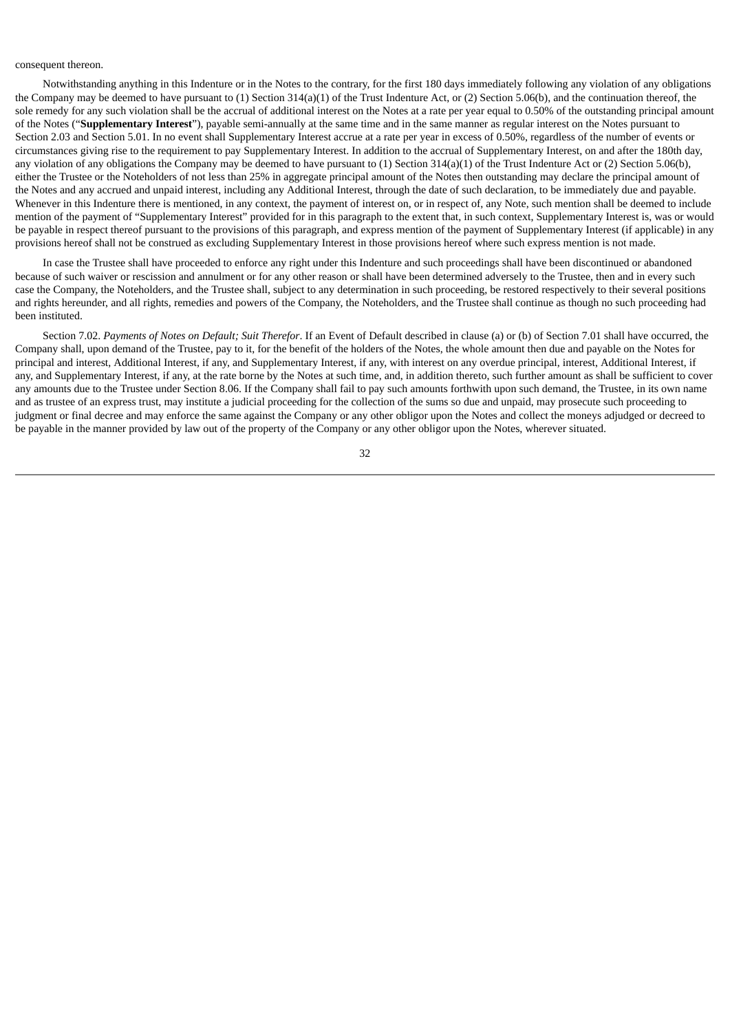consequent thereon.

Notwithstanding anything in this Indenture or in the Notes to the contrary, for the first 180 days immediately following any violation of any obligations the Company may be deemed to have pursuant to (1) Section 314(a)(1) of the Trust Indenture Act, or (2) Section 5.06(b), and the continuation thereof, the sole remedy for any such violation shall be the accrual of additional interest on the Notes at a rate per year equal to 0.50% of the outstanding principal amount of the Notes ("**Supplementary Interest**"), payable semi-annually at the same time and in the same manner as regular interest on the Notes pursuant to Section 2.03 and Section 5.01. In no event shall Supplementary Interest accrue at a rate per year in excess of 0.50%, regardless of the number of events or circumstances giving rise to the requirement to pay Supplementary Interest. In addition to the accrual of Supplementary Interest, on and after the 180th day, any violation of any obligations the Company may be deemed to have pursuant to (1) Section 314(a)(1) of the Trust Indenture Act or (2) Section 5.06(b), either the Trustee or the Noteholders of not less than 25% in aggregate principal amount of the Notes then outstanding may declare the principal amount of the Notes and any accrued and unpaid interest, including any Additional Interest, through the date of such declaration, to be immediately due and payable. Whenever in this Indenture there is mentioned, in any context, the payment of interest on, or in respect of, any Note, such mention shall be deemed to include mention of the payment of "Supplementary Interest" provided for in this paragraph to the extent that, in such context, Supplementary Interest is, was or would be payable in respect thereof pursuant to the provisions of this paragraph, and express mention of the payment of Supplementary Interest (if applicable) in any provisions hereof shall not be construed as excluding Supplementary Interest in those provisions hereof where such express mention is not made.

In case the Trustee shall have proceeded to enforce any right under this Indenture and such proceedings shall have been discontinued or abandoned because of such waiver or rescission and annulment or for any other reason or shall have been determined adversely to the Trustee, then and in every such case the Company, the Noteholders, and the Trustee shall, subject to any determination in such proceeding, be restored respectively to their several positions and rights hereunder, and all rights, remedies and powers of the Company, the Noteholders, and the Trustee shall continue as though no such proceeding had been instituted.

Section 7.02. *Payments of Notes on Default; Suit Therefor*. If an Event of Default described in clause (a) or (b) of Section 7.01 shall have occurred, the Company shall, upon demand of the Trustee, pay to it, for the benefit of the holders of the Notes, the whole amount then due and payable on the Notes for principal and interest, Additional Interest, if any, and Supplementary Interest, if any, with interest on any overdue principal, interest, Additional Interest, if any, and Supplementary Interest, if any, at the rate borne by the Notes at such time, and, in addition thereto, such further amount as shall be sufficient to cover any amounts due to the Trustee under Section 8.06. If the Company shall fail to pay such amounts forthwith upon such demand, the Trustee, in its own name and as trustee of an express trust, may institute a judicial proceeding for the collection of the sums so due and unpaid, may prosecute such proceeding to judgment or final decree and may enforce the same against the Company or any other obligor upon the Notes and collect the moneys adjudged or decreed to be payable in the manner provided by law out of the property of the Company or any other obligor upon the Notes, wherever situated.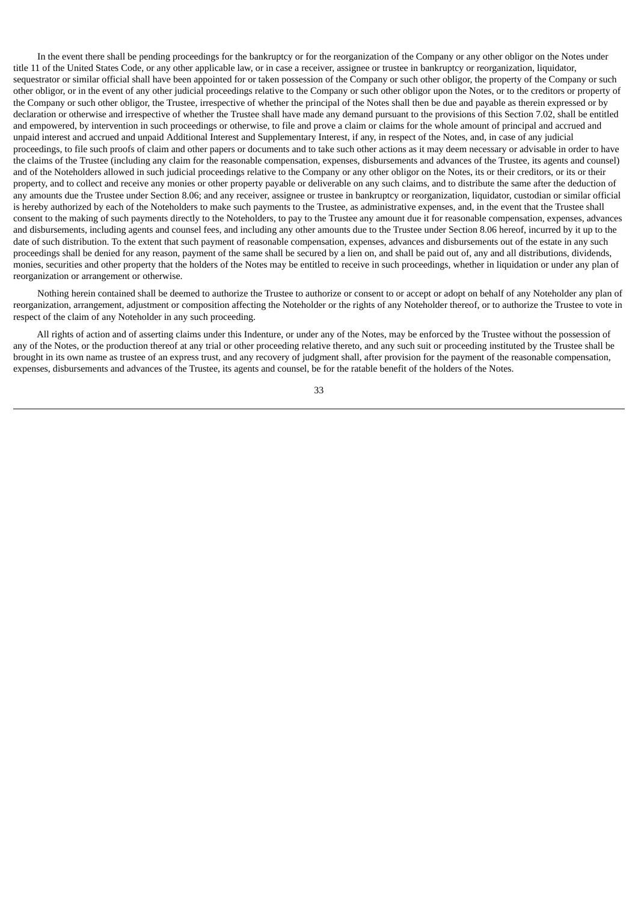In the event there shall be pending proceedings for the bankruptcy or for the reorganization of the Company or any other obligor on the Notes under title 11 of the United States Code, or any other applicable law, or in case a receiver, assignee or trustee in bankruptcy or reorganization, liquidator, sequestrator or similar official shall have been appointed for or taken possession of the Company or such other obligor, the property of the Company or such other obligor, or in the event of any other judicial proceedings relative to the Company or such other obligor upon the Notes, or to the creditors or property of the Company or such other obligor, the Trustee, irrespective of whether the principal of the Notes shall then be due and payable as therein expressed or by declaration or otherwise and irrespective of whether the Trustee shall have made any demand pursuant to the provisions of this Section 7.02, shall be entitled and empowered, by intervention in such proceedings or otherwise, to file and prove a claim or claims for the whole amount of principal and accrued and unpaid interest and accrued and unpaid Additional Interest and Supplementary Interest, if any, in respect of the Notes, and, in case of any judicial proceedings, to file such proofs of claim and other papers or documents and to take such other actions as it may deem necessary or advisable in order to have the claims of the Trustee (including any claim for the reasonable compensation, expenses, disbursements and advances of the Trustee, its agents and counsel) and of the Noteholders allowed in such judicial proceedings relative to the Company or any other obligor on the Notes, its or their creditors, or its or their property, and to collect and receive any monies or other property payable or deliverable on any such claims, and to distribute the same after the deduction of any amounts due the Trustee under Section 8.06; and any receiver, assignee or trustee in bankruptcy or reorganization, liquidator, custodian or similar official is hereby authorized by each of the Noteholders to make such payments to the Trustee, as administrative expenses, and, in the event that the Trustee shall consent to the making of such payments directly to the Noteholders, to pay to the Trustee any amount due it for reasonable compensation, expenses, advances and disbursements, including agents and counsel fees, and including any other amounts due to the Trustee under Section 8.06 hereof, incurred by it up to the date of such distribution. To the extent that such payment of reasonable compensation, expenses, advances and disbursements out of the estate in any such proceedings shall be denied for any reason, payment of the same shall be secured by a lien on, and shall be paid out of, any and all distributions, dividends, monies, securities and other property that the holders of the Notes may be entitled to receive in such proceedings, whether in liquidation or under any plan of reorganization or arrangement or otherwise.

Nothing herein contained shall be deemed to authorize the Trustee to authorize or consent to or accept or adopt on behalf of any Noteholder any plan of reorganization, arrangement, adjustment or composition affecting the Noteholder or the rights of any Noteholder thereof, or to authorize the Trustee to vote in respect of the claim of any Noteholder in any such proceeding.

All rights of action and of asserting claims under this Indenture, or under any of the Notes, may be enforced by the Trustee without the possession of any of the Notes, or the production thereof at any trial or other proceeding relative thereto, and any such suit or proceeding instituted by the Trustee shall be brought in its own name as trustee of an express trust, and any recovery of judgment shall, after provision for the payment of the reasonable compensation, expenses, disbursements and advances of the Trustee, its agents and counsel, be for the ratable benefit of the holders of the Notes.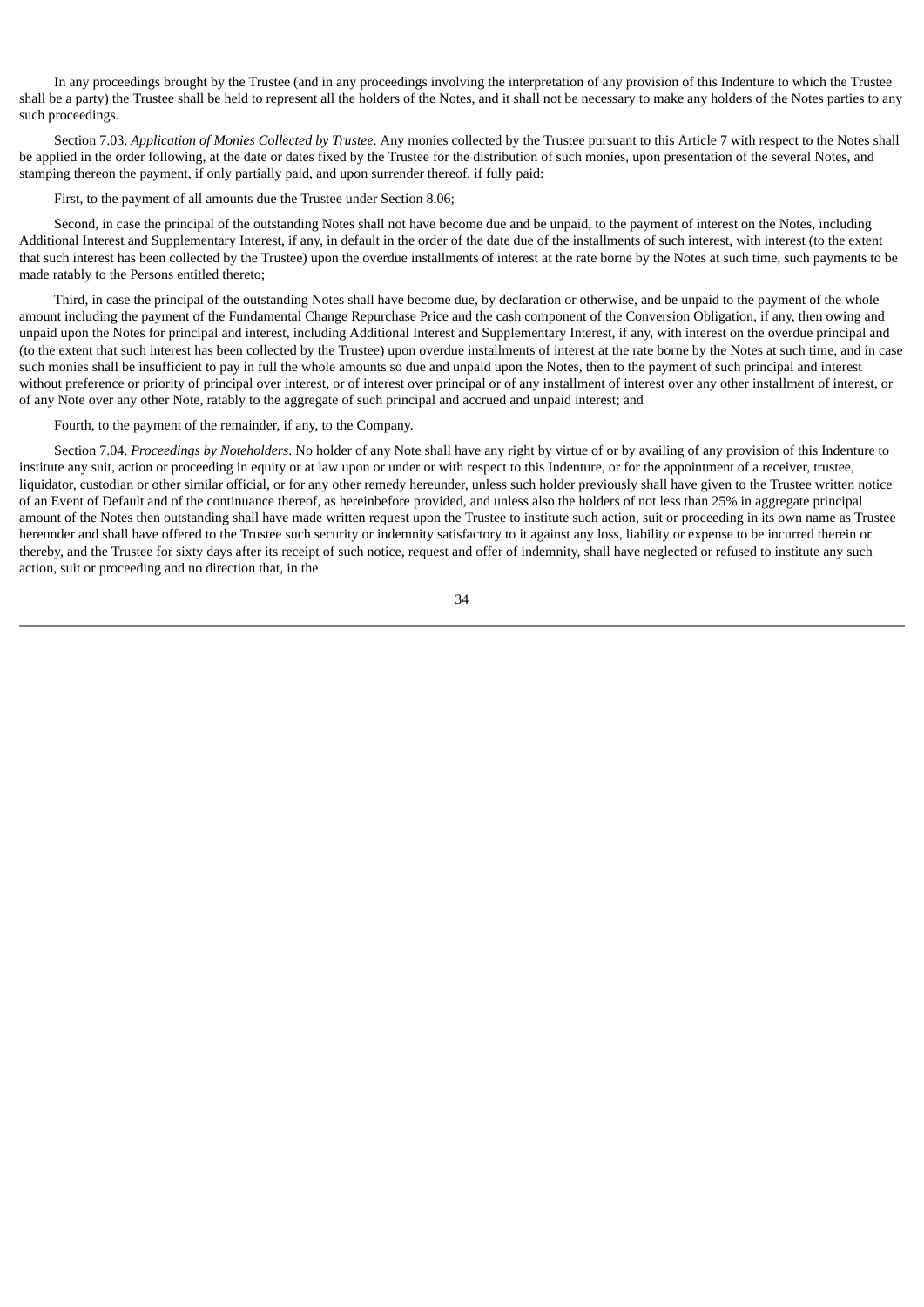In any proceedings brought by the Trustee (and in any proceedings involving the interpretation of any provision of this Indenture to which the Trustee shall be a party) the Trustee shall be held to represent all the holders of the Notes, and it shall not be necessary to make any holders of the Notes parties to any such proceedings.

Section 7.03. *Application of Monies Collected by Trustee*. Any monies collected by the Trustee pursuant to this Article 7 with respect to the Notes shall be applied in the order following, at the date or dates fixed by the Trustee for the distribution of such monies, upon presentation of the several Notes, and stamping thereon the payment, if only partially paid, and upon surrender thereof, if fully paid:

First, to the payment of all amounts due the Trustee under Section 8.06;

Second, in case the principal of the outstanding Notes shall not have become due and be unpaid, to the payment of interest on the Notes, including Additional Interest and Supplementary Interest, if any, in default in the order of the date due of the installments of such interest, with interest (to the extent that such interest has been collected by the Trustee) upon the overdue installments of interest at the rate borne by the Notes at such time, such payments to be made ratably to the Persons entitled thereto;

Third, in case the principal of the outstanding Notes shall have become due, by declaration or otherwise, and be unpaid to the payment of the whole amount including the payment of the Fundamental Change Repurchase Price and the cash component of the Conversion Obligation, if any, then owing and unpaid upon the Notes for principal and interest, including Additional Interest and Supplementary Interest, if any, with interest on the overdue principal and (to the extent that such interest has been collected by the Trustee) upon overdue installments of interest at the rate borne by the Notes at such time, and in case such monies shall be insufficient to pay in full the whole amounts so due and unpaid upon the Notes, then to the payment of such principal and interest without preference or priority of principal over interest, or of interest over principal or of any installment of interest over any other installment of interest, or of any Note over any other Note, ratably to the aggregate of such principal and accrued and unpaid interest; and

Fourth, to the payment of the remainder, if any, to the Company.

Section 7.04. *Proceedings by Noteholders*. No holder of any Note shall have any right by virtue of or by availing of any provision of this Indenture to institute any suit, action or proceeding in equity or at law upon or under or with respect to this Indenture, or for the appointment of a receiver, trustee, liquidator, custodian or other similar official, or for any other remedy hereunder, unless such holder previously shall have given to the Trustee written notice of an Event of Default and of the continuance thereof, as hereinbefore provided, and unless also the holders of not less than 25% in aggregate principal amount of the Notes then outstanding shall have made written request upon the Trustee to institute such action, suit or proceeding in its own name as Trustee hereunder and shall have offered to the Trustee such security or indemnity satisfactory to it against any loss, liability or expense to be incurred therein or thereby, and the Trustee for sixty days after its receipt of such notice, request and offer of indemnity, shall have neglected or refused to institute any such action, suit or proceeding and no direction that, in the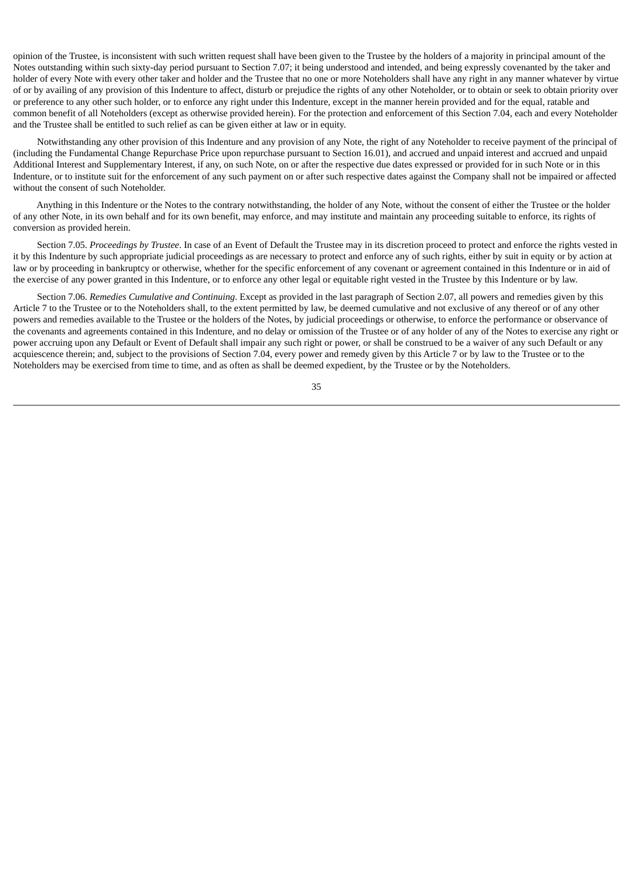opinion of the Trustee, is inconsistent with such written request shall have been given to the Trustee by the holders of a majority in principal amount of the Notes outstanding within such sixty-day period pursuant to Section 7.07; it being understood and intended, and being expressly covenanted by the taker and holder of every Note with every other taker and holder and the Trustee that no one or more Noteholders shall have any right in any manner whatever by virtue of or by availing of any provision of this Indenture to affect, disturb or prejudice the rights of any other Noteholder, or to obtain or seek to obtain priority over or preference to any other such holder, or to enforce any right under this Indenture, except in the manner herein provided and for the equal, ratable and common benefit of all Noteholders (except as otherwise provided herein). For the protection and enforcement of this Section 7.04, each and every Noteholder and the Trustee shall be entitled to such relief as can be given either at law or in equity.

Notwithstanding any other provision of this Indenture and any provision of any Note, the right of any Noteholder to receive payment of the principal of (including the Fundamental Change Repurchase Price upon repurchase pursuant to Section 16.01), and accrued and unpaid interest and accrued and unpaid Additional Interest and Supplementary Interest, if any, on such Note, on or after the respective due dates expressed or provided for in such Note or in this Indenture, or to institute suit for the enforcement of any such payment on or after such respective dates against the Company shall not be impaired or affected without the consent of such Noteholder.

Anything in this Indenture or the Notes to the contrary notwithstanding, the holder of any Note, without the consent of either the Trustee or the holder of any other Note, in its own behalf and for its own benefit, may enforce, and may institute and maintain any proceeding suitable to enforce, its rights of conversion as provided herein.

Section 7.05. *Proceedings by Trustee*. In case of an Event of Default the Trustee may in its discretion proceed to protect and enforce the rights vested in it by this Indenture by such appropriate judicial proceedings as are necessary to protect and enforce any of such rights, either by suit in equity or by action at law or by proceeding in bankruptcy or otherwise, whether for the specific enforcement of any covenant or agreement contained in this Indenture or in aid of the exercise of any power granted in this Indenture, or to enforce any other legal or equitable right vested in the Trustee by this Indenture or by law.

Section 7.06. *Remedies Cumulative and Continuing*. Except as provided in the last paragraph of Section 2.07, all powers and remedies given by this Article 7 to the Trustee or to the Noteholders shall, to the extent permitted by law, be deemed cumulative and not exclusive of any thereof or of any other powers and remedies available to the Trustee or the holders of the Notes, by judicial proceedings or otherwise, to enforce the performance or observance of the covenants and agreements contained in this Indenture, and no delay or omission of the Trustee or of any holder of any of the Notes to exercise any right or power accruing upon any Default or Event of Default shall impair any such right or power, or shall be construed to be a waiver of any such Default or any acquiescence therein; and, subject to the provisions of Section 7.04, every power and remedy given by this Article 7 or by law to the Trustee or to the Noteholders may be exercised from time to time, and as often as shall be deemed expedient, by the Trustee or by the Noteholders.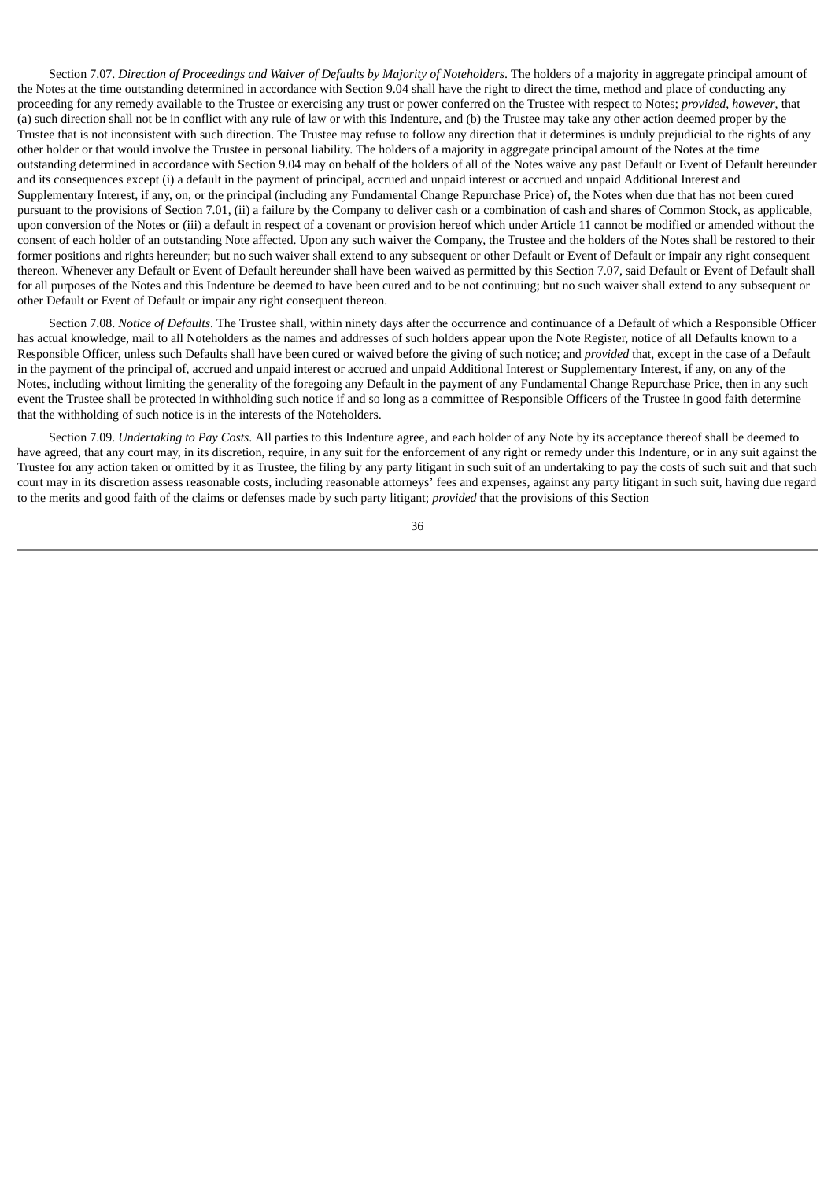Section 7.07. *Direction of Proceedings and Waiver of Defaults by Majority of Noteholders*. The holders of a majority in aggregate principal amount of the Notes at the time outstanding determined in accordance with Section 9.04 shall have the right to direct the time, method and place of conducting any proceeding for any remedy available to the Trustee or exercising any trust or power conferred on the Trustee with respect to Notes; *provided*, *however*, that (a) such direction shall not be in conflict with any rule of law or with this Indenture, and (b) the Trustee may take any other action deemed proper by the Trustee that is not inconsistent with such direction. The Trustee may refuse to follow any direction that it determines is unduly prejudicial to the rights of any other holder or that would involve the Trustee in personal liability. The holders of a majority in aggregate principal amount of the Notes at the time outstanding determined in accordance with Section 9.04 may on behalf of the holders of all of the Notes waive any past Default or Event of Default hereunder and its consequences except (i) a default in the payment of principal, accrued and unpaid interest or accrued and unpaid Additional Interest and Supplementary Interest, if any, on, or the principal (including any Fundamental Change Repurchase Price) of, the Notes when due that has not been cured pursuant to the provisions of Section 7.01, (ii) a failure by the Company to deliver cash or a combination of cash and shares of Common Stock, as applicable, upon conversion of the Notes or (iii) a default in respect of a covenant or provision hereof which under Article 11 cannot be modified or amended without the consent of each holder of an outstanding Note affected. Upon any such waiver the Company, the Trustee and the holders of the Notes shall be restored to their former positions and rights hereunder; but no such waiver shall extend to any subsequent or other Default or Event of Default or impair any right consequent thereon. Whenever any Default or Event of Default hereunder shall have been waived as permitted by this Section 7.07, said Default or Event of Default shall for all purposes of the Notes and this Indenture be deemed to have been cured and to be not continuing; but no such waiver shall extend to any subsequent or other Default or Event of Default or impair any right consequent thereon.

Section 7.08. *Notice of Defaults*. The Trustee shall, within ninety days after the occurrence and continuance of a Default of which a Responsible Officer has actual knowledge, mail to all Noteholders as the names and addresses of such holders appear upon the Note Register, notice of all Defaults known to a Responsible Officer, unless such Defaults shall have been cured or waived before the giving of such notice; and *provided* that, except in the case of a Default in the payment of the principal of, accrued and unpaid interest or accrued and unpaid Additional Interest or Supplementary Interest, if any, on any of the Notes, including without limiting the generality of the foregoing any Default in the payment of any Fundamental Change Repurchase Price, then in any such event the Trustee shall be protected in withholding such notice if and so long as a committee of Responsible Officers of the Trustee in good faith determine that the withholding of such notice is in the interests of the Noteholders.

Section 7.09. *Undertaking to Pay Costs*. All parties to this Indenture agree, and each holder of any Note by its acceptance thereof shall be deemed to have agreed, that any court may, in its discretion, require, in any suit for the enforcement of any right or remedy under this Indenture, or in any suit against the Trustee for any action taken or omitted by it as Trustee, the filing by any party litigant in such suit of an undertaking to pay the costs of such suit and that such court may in its discretion assess reasonable costs, including reasonable attorneys' fees and expenses, against any party litigant in such suit, having due regard to the merits and good faith of the claims or defenses made by such party litigant; *provided* that the provisions of this Section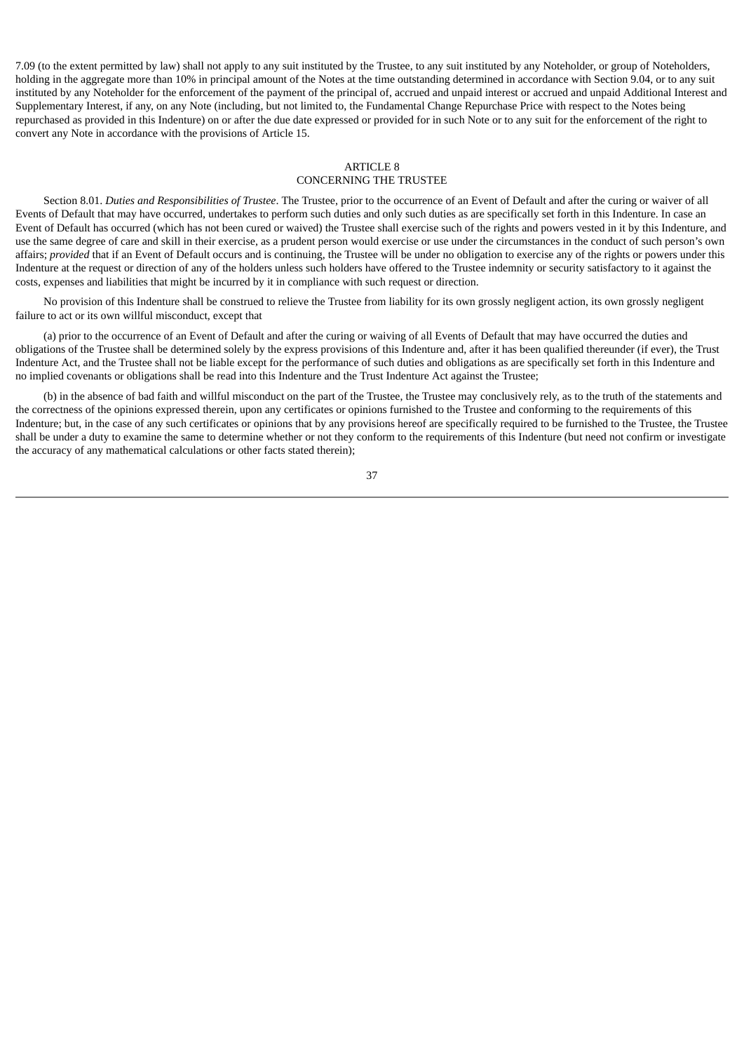7.09 (to the extent permitted by law) shall not apply to any suit instituted by the Trustee, to any suit instituted by any Noteholder, or group of Noteholders, holding in the aggregate more than 10% in principal amount of the Notes at the time outstanding determined in accordance with Section 9.04, or to any suit instituted by any Noteholder for the enforcement of the payment of the principal of, accrued and unpaid interest or accrued and unpaid Additional Interest and Supplementary Interest, if any, on any Note (including, but not limited to, the Fundamental Change Repurchase Price with respect to the Notes being repurchased as provided in this Indenture) on or after the due date expressed or provided for in such Note or to any suit for the enforcement of the right to convert any Note in accordance with the provisions of Article 15.

## ARTICLE 8
## CONCERNING THE TRUSTEE

Section 8.01. *Duties and Responsibilities of Trustee*. The Trustee, prior to the occurrence of an Event of Default and after the curing or waiver of all Events of Default that may have occurred, undertakes to perform such duties and only such duties as are specifically set forth in this Indenture. In case an Event of Default has occurred (which has not been cured or waived) the Trustee shall exercise such of the rights and powers vested in it by this Indenture, and use the same degree of care and skill in their exercise, as a prudent person would exercise or use under the circumstances in the conduct of such person's own affairs; *provided* that if an Event of Default occurs and is continuing, the Trustee will be under no obligation to exercise any of the rights or powers under this Indenture at the request or direction of any of the holders unless such holders have offered to the Trustee indemnity or security satisfactory to it against the costs, expenses and liabilities that might be incurred by it in compliance with such request or direction.

No provision of this Indenture shall be construed to relieve the Trustee from liability for its own grossly negligent action, its own grossly negligent failure to act or its own willful misconduct, except that

(a) prior to the occurrence of an Event of Default and after the curing or waiving of all Events of Default that may have occurred the duties and obligations of the Trustee shall be determined solely by the express provisions of this Indenture and, after it has been qualified thereunder (if ever), the Trust Indenture Act, and the Trustee shall not be liable except for the performance of such duties and obligations as are specifically set forth in this Indenture and no implied covenants or obligations shall be read into this Indenture and the Trust Indenture Act against the Trustee;

(b) in the absence of bad faith and willful misconduct on the part of the Trustee, the Trustee may conclusively rely, as to the truth of the statements and the correctness of the opinions expressed therein, upon any certificates or opinions furnished to the Trustee and conforming to the requirements of this Indenture; but, in the case of any such certificates or opinions that by any provisions hereof are specifically required to be furnished to the Trustee, the Trustee shall be under a duty to examine the same to determine whether or not they conform to the requirements of this Indenture (but need not confirm or investigate the accuracy of any mathematical calculations or other facts stated therein);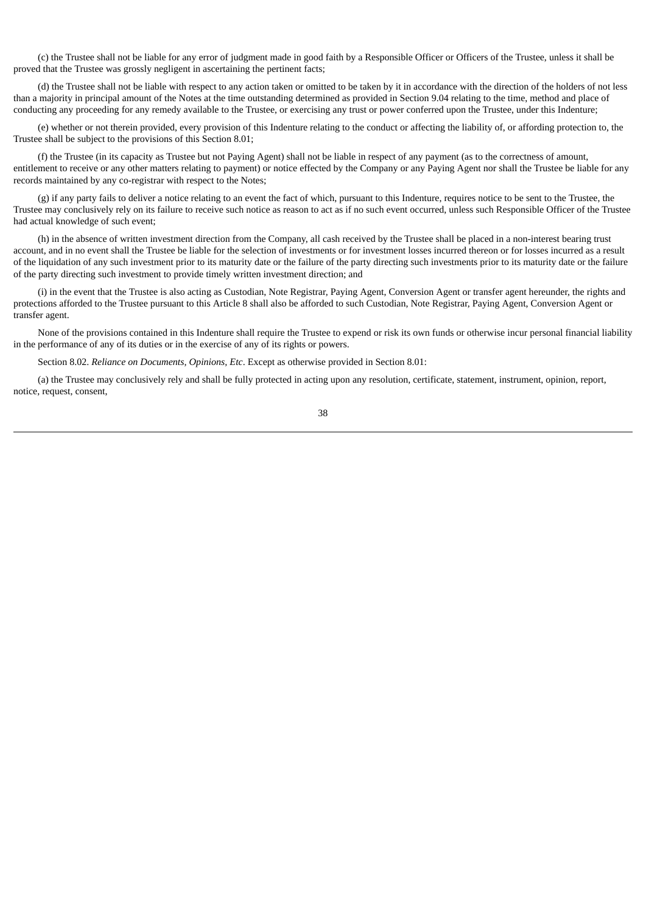(c) the Trustee shall not be liable for any error of judgment made in good faith by a Responsible Officer or Officers of the Trustee, unless it shall be proved that the Trustee was grossly negligent in ascertaining the pertinent facts;

(d) the Trustee shall not be liable with respect to any action taken or omitted to be taken by it in accordance with the direction of the holders of not less than a majority in principal amount of the Notes at the time outstanding determined as provided in Section 9.04 relating to the time, method and place of conducting any proceeding for any remedy available to the Trustee, or exercising any trust or power conferred upon the Trustee, under this Indenture;

(e) whether or not therein provided, every provision of this Indenture relating to the conduct or affecting the liability of, or affording protection to, the Trustee shall be subject to the provisions of this Section 8.01;

(f) the Trustee (in its capacity as Trustee but not Paying Agent) shall not be liable in respect of any payment (as to the correctness of amount, entitlement to receive or any other matters relating to payment) or notice effected by the Company or any Paying Agent nor shall the Trustee be liable for any records maintained by any co-registrar with respect to the Notes;

(g) if any party fails to deliver a notice relating to an event the fact of which, pursuant to this Indenture, requires notice to be sent to the Trustee, the Trustee may conclusively rely on its failure to receive such notice as reason to act as if no such event occurred, unless such Responsible Officer of the Trustee had actual knowledge of such event;

(h) in the absence of written investment direction from the Company, all cash received by the Trustee shall be placed in a non-interest bearing trust account, and in no event shall the Trustee be liable for the selection of investments or for investment losses incurred thereon or for losses incurred as a result of the liquidation of any such investment prior to its maturity date or the failure of the party directing such investments prior to its maturity date or the failure of the party directing such investment to provide timely written investment direction; and

(i) in the event that the Trustee is also acting as Custodian, Note Registrar, Paying Agent, Conversion Agent or transfer agent hereunder, the rights and protections afforded to the Trustee pursuant to this Article 8 shall also be afforded to such Custodian, Note Registrar, Paying Agent, Conversion Agent or transfer agent.

None of the provisions contained in this Indenture shall require the Trustee to expend or risk its own funds or otherwise incur personal financial liability in the performance of any of its duties or in the exercise of any of its rights or powers.

Section 8.02. *Reliance on Documents, Opinions, Etc*. Except as otherwise provided in Section 8.01:

(a) the Trustee may conclusively rely and shall be fully protected in acting upon any resolution, certificate, statement, instrument, opinion, report, notice, request, consent,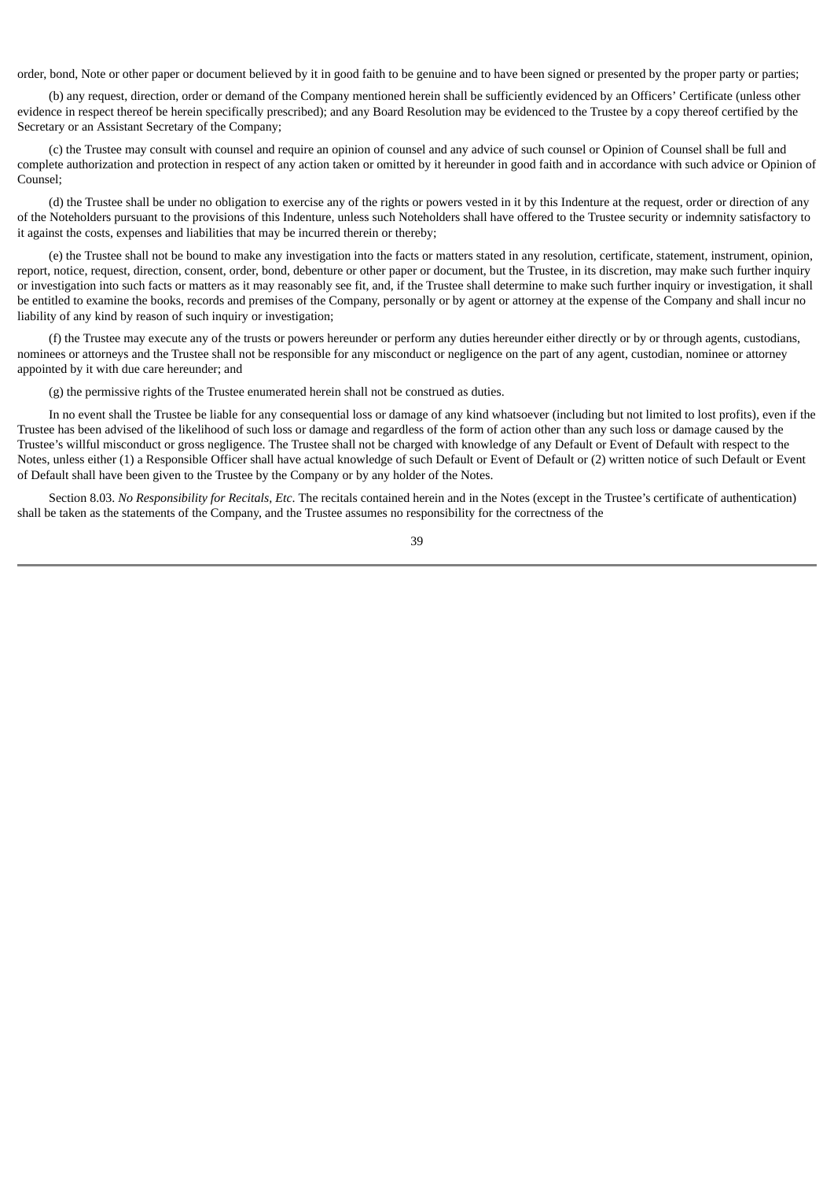order, bond, Note or other paper or document believed by it in good faith to be genuine and to have been signed or presented by the proper party or parties;

(b) any request, direction, order or demand of the Company mentioned herein shall be sufficiently evidenced by an Officers' Certificate (unless other evidence in respect thereof be herein specifically prescribed); and any Board Resolution may be evidenced to the Trustee by a copy thereof certified by the Secretary or an Assistant Secretary of the Company;

(c) the Trustee may consult with counsel and require an opinion of counsel and any advice of such counsel or Opinion of Counsel shall be full and complete authorization and protection in respect of any action taken or omitted by it hereunder in good faith and in accordance with such advice or Opinion of Counsel;

(d) the Trustee shall be under no obligation to exercise any of the rights or powers vested in it by this Indenture at the request, order or direction of any of the Noteholders pursuant to the provisions of this Indenture, unless such Noteholders shall have offered to the Trustee security or indemnity satisfactory to it against the costs, expenses and liabilities that may be incurred therein or thereby;

(e) the Trustee shall not be bound to make any investigation into the facts or matters stated in any resolution, certificate, statement, instrument, opinion, report, notice, request, direction, consent, order, bond, debenture or other paper or document, but the Trustee, in its discretion, may make such further inquiry or investigation into such facts or matters as it may reasonably see fit, and, if the Trustee shall determine to make such further inquiry or investigation, it shall be entitled to examine the books, records and premises of the Company, personally or by agent or attorney at the expense of the Company and shall incur no liability of any kind by reason of such inquiry or investigation;

(f) the Trustee may execute any of the trusts or powers hereunder or perform any duties hereunder either directly or by or through agents, custodians, nominees or attorneys and the Trustee shall not be responsible for any misconduct or negligence on the part of any agent, custodian, nominee or attorney appointed by it with due care hereunder; and

(g) the permissive rights of the Trustee enumerated herein shall not be construed as duties.

In no event shall the Trustee be liable for any consequential loss or damage of any kind whatsoever (including but not limited to lost profits), even if the Trustee has been advised of the likelihood of such loss or damage and regardless of the form of action other than any such loss or damage caused by the Trustee's willful misconduct or gross negligence. The Trustee shall not be charged with knowledge of any Default or Event of Default with respect to the Notes, unless either (1) a Responsible Officer shall have actual knowledge of such Default or Event of Default or (2) written notice of such Default or Event of Default shall have been given to the Trustee by the Company or by any holder of the Notes.

Section 8.03. *No Responsibility for Recitals, Etc*. The recitals contained herein and in the Notes (except in the Trustee's certificate of authentication) shall be taken as the statements of the Company, and the Trustee assumes no responsibility for the correctness of the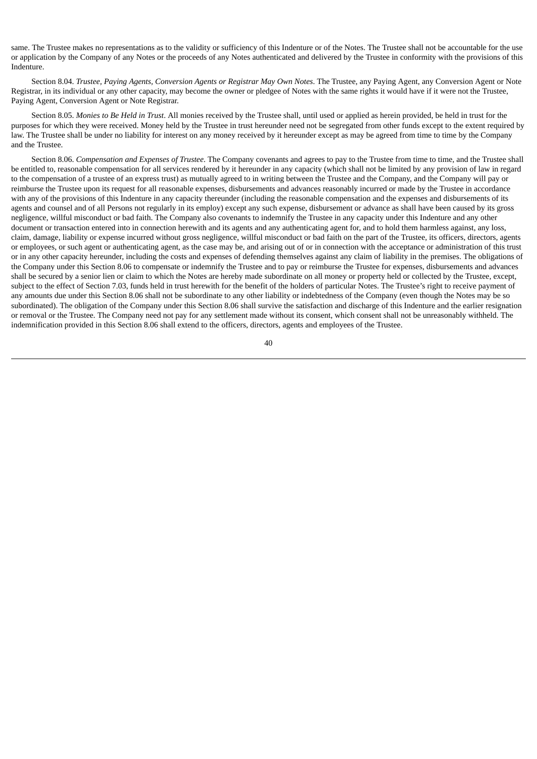same. The Trustee makes no representations as to the validity or sufficiency of this Indenture or of the Notes. The Trustee shall not be accountable for the use or application by the Company of any Notes or the proceeds of any Notes authenticated and delivered by the Trustee in conformity with the provisions of this Indenture.

Section 8.04. *Trustee, Paying Agents, Conversion Agents or Registrar May Own Notes*. The Trustee, any Paying Agent, any Conversion Agent or Note Registrar, in its individual or any other capacity, may become the owner or pledgee of Notes with the same rights it would have if it were not the Trustee, Paying Agent, Conversion Agent or Note Registrar.

Section 8.05. *Monies to Be Held in Trust*. All monies received by the Trustee shall, until used or applied as herein provided, be held in trust for the purposes for which they were received. Money held by the Trustee in trust hereunder need not be segregated from other funds except to the extent required by law. The Trustee shall be under no liability for interest on any money received by it hereunder except as may be agreed from time to time by the Company and the Trustee.

Section 8.06. *Compensation and Expenses of Trustee*. The Company covenants and agrees to pay to the Trustee from time to time, and the Trustee shall be entitled to, reasonable compensation for all services rendered by it hereunder in any capacity (which shall not be limited by any provision of law in regard to the compensation of a trustee of an express trust) as mutually agreed to in writing between the Trustee and the Company, and the Company will pay or reimburse the Trustee upon its request for all reasonable expenses, disbursements and advances reasonably incurred or made by the Trustee in accordance with any of the provisions of this Indenture in any capacity thereunder (including the reasonable compensation and the expenses and disbursements of its agents and counsel and of all Persons not regularly in its employ) except any such expense, disbursement or advance as shall have been caused by its gross negligence, willful misconduct or bad faith. The Company also covenants to indemnify the Trustee in any capacity under this Indenture and any other document or transaction entered into in connection herewith and its agents and any authenticating agent for, and to hold them harmless against, any loss, claim, damage, liability or expense incurred without gross negligence, willful misconduct or bad faith on the part of the Trustee, its officers, directors, agents or employees, or such agent or authenticating agent, as the case may be, and arising out of or in connection with the acceptance or administration of this trust or in any other capacity hereunder, including the costs and expenses of defending themselves against any claim of liability in the premises. The obligations of the Company under this Section 8.06 to compensate or indemnify the Trustee and to pay or reimburse the Trustee for expenses, disbursements and advances shall be secured by a senior lien or claim to which the Notes are hereby made subordinate on all money or property held or collected by the Trustee, except, subject to the effect of Section 7.03, funds held in trust herewith for the benefit of the holders of particular Notes. The Trustee's right to receive payment of any amounts due under this Section 8.06 shall not be subordinate to any other liability or indebtedness of the Company (even though the Notes may be so subordinated). The obligation of the Company under this Section 8.06 shall survive the satisfaction and discharge of this Indenture and the earlier resignation or removal or the Trustee. The Company need not pay for any settlement made without its consent, which consent shall not be unreasonably withheld. The indemnification provided in this Section 8.06 shall extend to the officers, directors, agents and employees of the Trustee.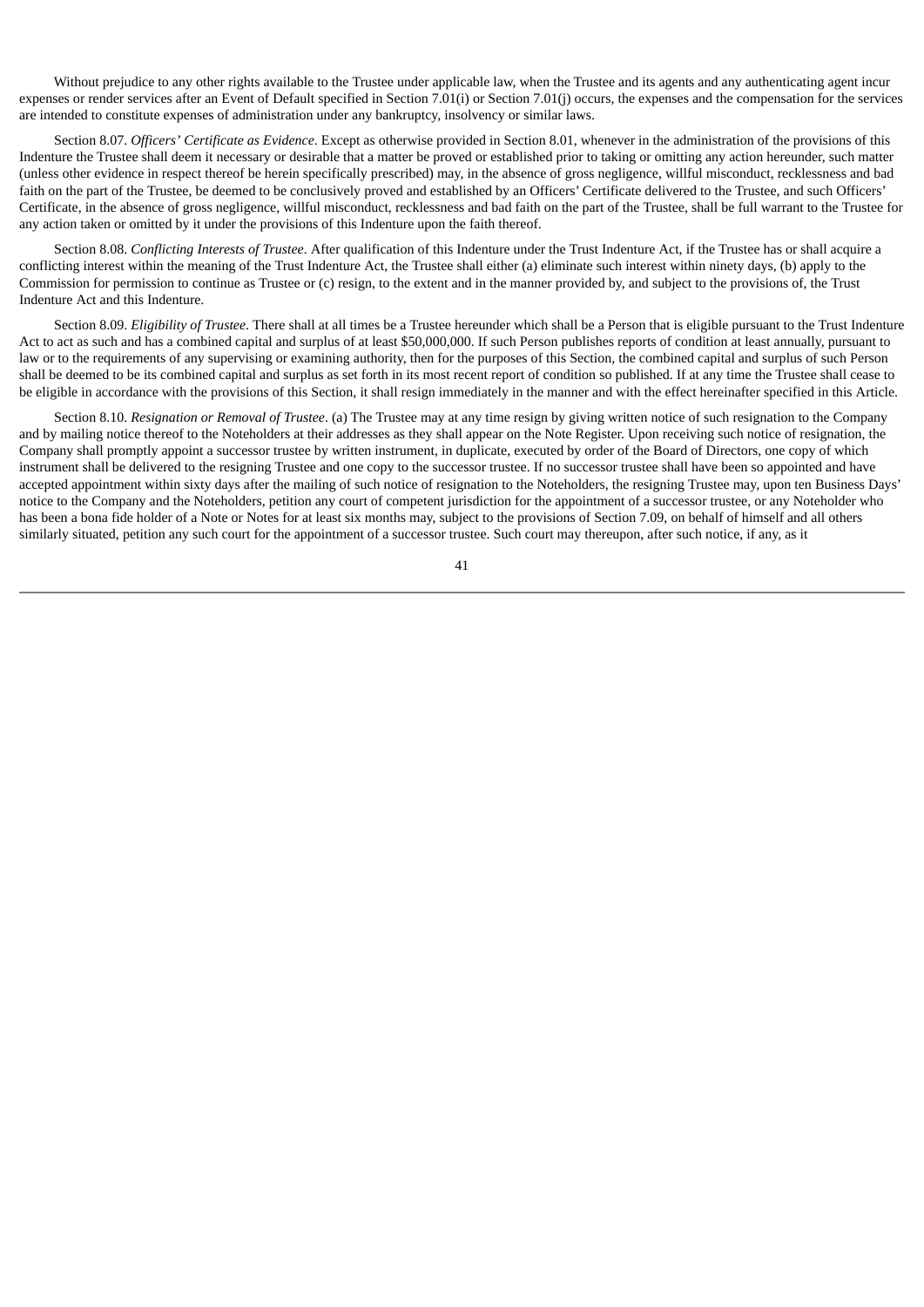Without prejudice to any other rights available to the Trustee under applicable law, when the Trustee and its agents and any authenticating agent incur expenses or render services after an Event of Default specified in Section 7.01(i) or Section 7.01(j) occurs, the expenses and the compensation for the services are intended to constitute expenses of administration under any bankruptcy, insolvency or similar laws.

Section 8.07. *Officers' Certificate as Evidence*. Except as otherwise provided in Section 8.01, whenever in the administration of the provisions of this Indenture the Trustee shall deem it necessary or desirable that a matter be proved or established prior to taking or omitting any action hereunder, such matter (unless other evidence in respect thereof be herein specifically prescribed) may, in the absence of gross negligence, willful misconduct, recklessness and bad faith on the part of the Trustee, be deemed to be conclusively proved and established by an Officers' Certificate delivered to the Trustee, and such Officers' Certificate, in the absence of gross negligence, willful misconduct, recklessness and bad faith on the part of the Trustee, shall be full warrant to the Trustee for any action taken or omitted by it under the provisions of this Indenture upon the faith thereof.

Section 8.08. *Conflicting Interests of Trustee*. After qualification of this Indenture under the Trust Indenture Act, if the Trustee has or shall acquire a conflicting interest within the meaning of the Trust Indenture Act, the Trustee shall either (a) eliminate such interest within ninety days, (b) apply to the Commission for permission to continue as Trustee or (c) resign, to the extent and in the manner provided by, and subject to the provisions of, the Trust Indenture Act and this Indenture.

Section 8.09. *Eligibility of Trustee*. There shall at all times be a Trustee hereunder which shall be a Person that is eligible pursuant to the Trust Indenture Act to act as such and has a combined capital and surplus of at least $50,000,000. If such Person publishes reports of condition at least annually, pursuant to law or to the requirements of any supervising or examining authority, then for the purposes of this Section, the combined capital and surplus of such Person shall be deemed to be its combined capital and surplus as set forth in its most recent report of condition so published. If at any time the Trustee shall cease to be eligible in accordance with the provisions of this Section, it shall resign immediately in the manner and with the effect hereinafter specified in this Article.

Section 8.10. *Resignation or Removal of Trustee*. (a) The Trustee may at any time resign by giving written notice of such resignation to the Company and by mailing notice thereof to the Noteholders at their addresses as they shall appear on the Note Register. Upon receiving such notice of resignation, the Company shall promptly appoint a successor trustee by written instrument, in duplicate, executed by order of the Board of Directors, one copy of which instrument shall be delivered to the resigning Trustee and one copy to the successor trustee. If no successor trustee shall have been so appointed and have accepted appointment within sixty days after the mailing of such notice of resignation to the Noteholders, the resigning Trustee may, upon ten Business Days' notice to the Company and the Noteholders, petition any court of competent jurisdiction for the appointment of a successor trustee, or any Noteholder who has been a bona fide holder of a Note or Notes for at least six months may, subject to the provisions of Section 7.09, on behalf of himself and all others similarly situated, petition any such court for the appointment of a successor trustee. Such court may thereupon, after such notice, if any, as it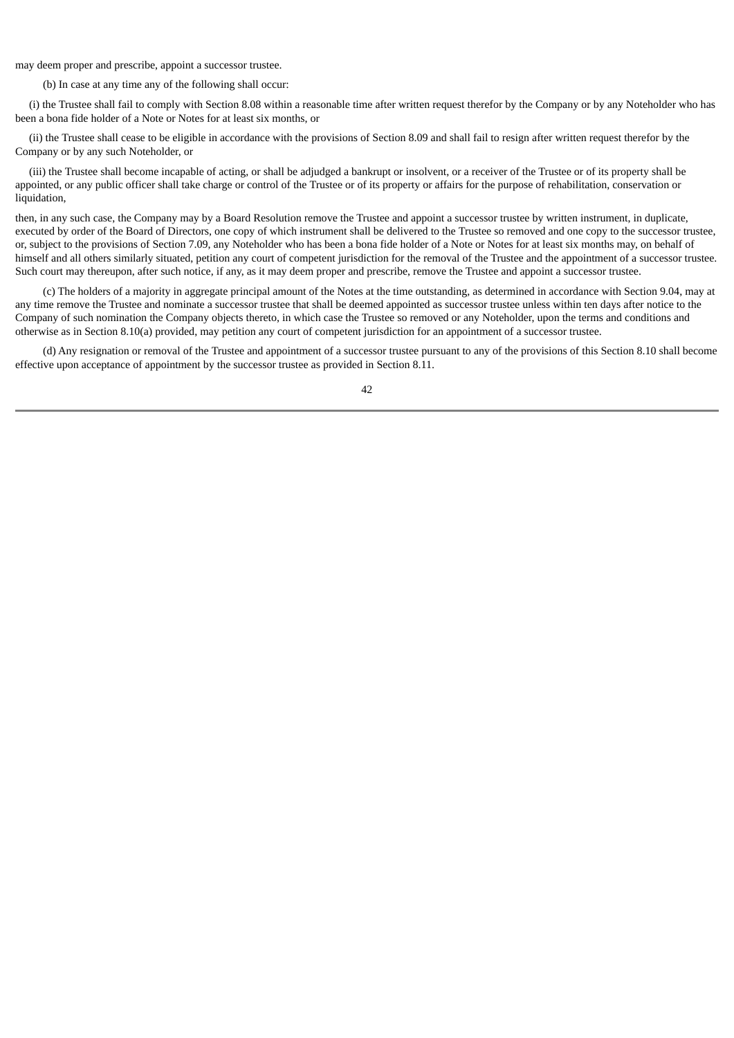may deem proper and prescribe, appoint a successor trustee.

(b) In case at any time any of the following shall occur:

(i) the Trustee shall fail to comply with Section 8.08 within a reasonable time after written request therefor by the Company or by any Noteholder who has been a bona fide holder of a Note or Notes for at least six months, or

(ii) the Trustee shall cease to be eligible in accordance with the provisions of Section 8.09 and shall fail to resign after written request therefor by the Company or by any such Noteholder, or

(iii) the Trustee shall become incapable of acting, or shall be adjudged a bankrupt or insolvent, or a receiver of the Trustee or of its property shall be appointed, or any public officer shall take charge or control of the Trustee or of its property or affairs for the purpose of rehabilitation, conservation or liquidation,

then, in any such case, the Company may by a Board Resolution remove the Trustee and appoint a successor trustee by written instrument, in duplicate, executed by order of the Board of Directors, one copy of which instrument shall be delivered to the Trustee so removed and one copy to the successor trustee, or, subject to the provisions of Section 7.09, any Noteholder who has been a bona fide holder of a Note or Notes for at least six months may, on behalf of himself and all others similarly situated, petition any court of competent jurisdiction for the removal of the Trustee and the appointment of a successor trustee. Such court may thereupon, after such notice, if any, as it may deem proper and prescribe, remove the Trustee and appoint a successor trustee.

(c) The holders of a majority in aggregate principal amount of the Notes at the time outstanding, as determined in accordance with Section 9.04, may at any time remove the Trustee and nominate a successor trustee that shall be deemed appointed as successor trustee unless within ten days after notice to the Company of such nomination the Company objects thereto, in which case the Trustee so removed or any Noteholder, upon the terms and conditions and otherwise as in Section 8.10(a) provided, may petition any court of competent jurisdiction for an appointment of a successor trustee.

(d) Any resignation or removal of the Trustee and appointment of a successor trustee pursuant to any of the provisions of this Section 8.10 shall become effective upon acceptance of appointment by the successor trustee as provided in Section 8.11.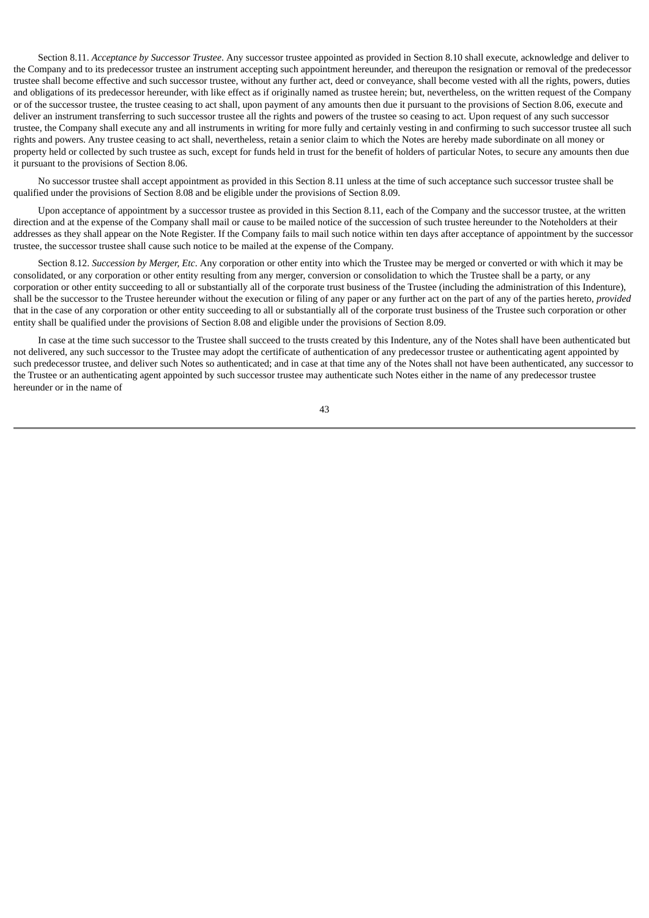Section 8.11. *Acceptance by Successor Trustee*. Any successor trustee appointed as provided in Section 8.10 shall execute, acknowledge and deliver to the Company and to its predecessor trustee an instrument accepting such appointment hereunder, and thereupon the resignation or removal of the predecessor trustee shall become effective and such successor trustee, without any further act, deed or conveyance, shall become vested with all the rights, powers, duties and obligations of its predecessor hereunder, with like effect as if originally named as trustee herein; but, nevertheless, on the written request of the Company or of the successor trustee, the trustee ceasing to act shall, upon payment of any amounts then due it pursuant to the provisions of Section 8.06, execute and deliver an instrument transferring to such successor trustee all the rights and powers of the trustee so ceasing to act. Upon request of any such successor trustee, the Company shall execute any and all instruments in writing for more fully and certainly vesting in and confirming to such successor trustee all such rights and powers. Any trustee ceasing to act shall, nevertheless, retain a senior claim to which the Notes are hereby made subordinate on all money or property held or collected by such trustee as such, except for funds held in trust for the benefit of holders of particular Notes, to secure any amounts then due it pursuant to the provisions of Section 8.06.

No successor trustee shall accept appointment as provided in this Section 8.11 unless at the time of such acceptance such successor trustee shall be qualified under the provisions of Section 8.08 and be eligible under the provisions of Section 8.09.

Upon acceptance of appointment by a successor trustee as provided in this Section 8.11, each of the Company and the successor trustee, at the written direction and at the expense of the Company shall mail or cause to be mailed notice of the succession of such trustee hereunder to the Noteholders at their addresses as they shall appear on the Note Register. If the Company fails to mail such notice within ten days after acceptance of appointment by the successor trustee, the successor trustee shall cause such notice to be mailed at the expense of the Company.

Section 8.12. *Succession by Merger, Etc*. Any corporation or other entity into which the Trustee may be merged or converted or with which it may be consolidated, or any corporation or other entity resulting from any merger, conversion or consolidation to which the Trustee shall be a party, or any corporation or other entity succeeding to all or substantially all of the corporate trust business of the Trustee (including the administration of this Indenture), shall be the successor to the Trustee hereunder without the execution or filing of any paper or any further act on the part of any of the parties hereto, *provided* that in the case of any corporation or other entity succeeding to all or substantially all of the corporate trust business of the Trustee such corporation or other entity shall be qualified under the provisions of Section 8.08 and eligible under the provisions of Section 8.09.

In case at the time such successor to the Trustee shall succeed to the trusts created by this Indenture, any of the Notes shall have been authenticated but not delivered, any such successor to the Trustee may adopt the certificate of authentication of any predecessor trustee or authenticating agent appointed by such predecessor trustee, and deliver such Notes so authenticated; and in case at that time any of the Notes shall not have been authenticated, any successor to the Trustee or an authenticating agent appointed by such successor trustee may authenticate such Notes either in the name of any predecessor trustee hereunder or in the name of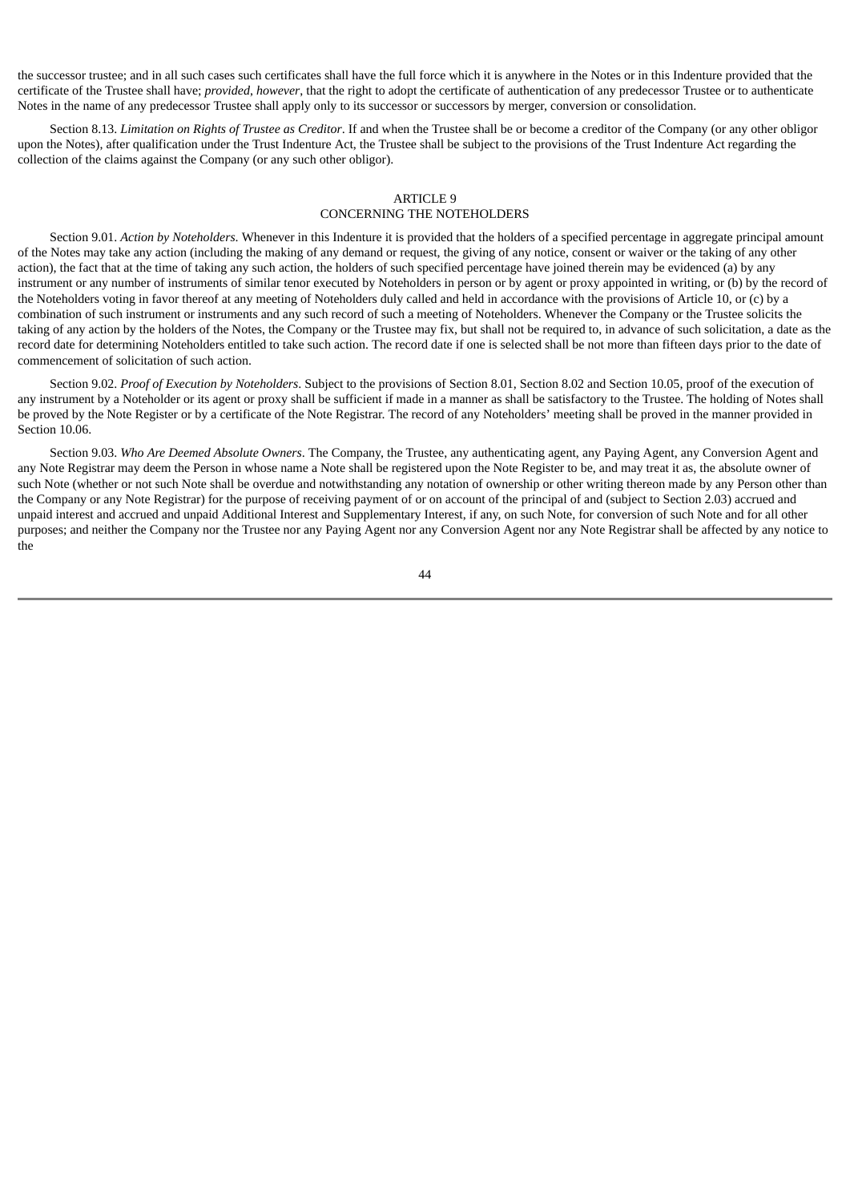the successor trustee; and in all such cases such certificates shall have the full force which it is anywhere in the Notes or in this Indenture provided that the certificate of the Trustee shall have; *provided*, *however*, that the right to adopt the certificate of authentication of any predecessor Trustee or to authenticate Notes in the name of any predecessor Trustee shall apply only to its successor or successors by merger, conversion or consolidation.

Section 8.13. *Limitation on Rights of Trustee as Creditor*. If and when the Trustee shall be or become a creditor of the Company (or any other obligor upon the Notes), after qualification under the Trust Indenture Act, the Trustee shall be subject to the provisions of the Trust Indenture Act regarding the collection of the claims against the Company (or any such other obligor).

## ARTICLE 9
## CONCERNING THE NOTEHOLDERS

Section 9.01. *Action by Noteholders*. Whenever in this Indenture it is provided that the holders of a specified percentage in aggregate principal amount of the Notes may take any action (including the making of any demand or request, the giving of any notice, consent or waiver or the taking of any other action), the fact that at the time of taking any such action, the holders of such specified percentage have joined therein may be evidenced (a) by any instrument or any number of instruments of similar tenor executed by Noteholders in person or by agent or proxy appointed in writing, or (b) by the record of the Noteholders voting in favor thereof at any meeting of Noteholders duly called and held in accordance with the provisions of Article 10, or (c) by a combination of such instrument or instruments and any such record of such a meeting of Noteholders. Whenever the Company or the Trustee solicits the taking of any action by the holders of the Notes, the Company or the Trustee may fix, but shall not be required to, in advance of such solicitation, a date as the record date for determining Noteholders entitled to take such action. The record date if one is selected shall be not more than fifteen days prior to the date of commencement of solicitation of such action.

Section 9.02. *Proof of Execution by Noteholders*. Subject to the provisions of Section 8.01, Section 8.02 and Section 10.05, proof of the execution of any instrument by a Noteholder or its agent or proxy shall be sufficient if made in a manner as shall be satisfactory to the Trustee. The holding of Notes shall be proved by the Note Register or by a certificate of the Note Registrar. The record of any Noteholders' meeting shall be proved in the manner provided in Section 10.06.

Section 9.03. *Who Are Deemed Absolute Owners*. The Company, the Trustee, any authenticating agent, any Paying Agent, any Conversion Agent and any Note Registrar may deem the Person in whose name a Note shall be registered upon the Note Register to be, and may treat it as, the absolute owner of such Note (whether or not such Note shall be overdue and notwithstanding any notation of ownership or other writing thereon made by any Person other than the Company or any Note Registrar) for the purpose of receiving payment of or on account of the principal of and (subject to Section 2.03) accrued and unpaid interest and accrued and unpaid Additional Interest and Supplementary Interest, if any, on such Note, for conversion of such Note and for all other purposes; and neither the Company nor the Trustee nor any Paying Agent nor any Conversion Agent nor any Note Registrar shall be affected by any notice to the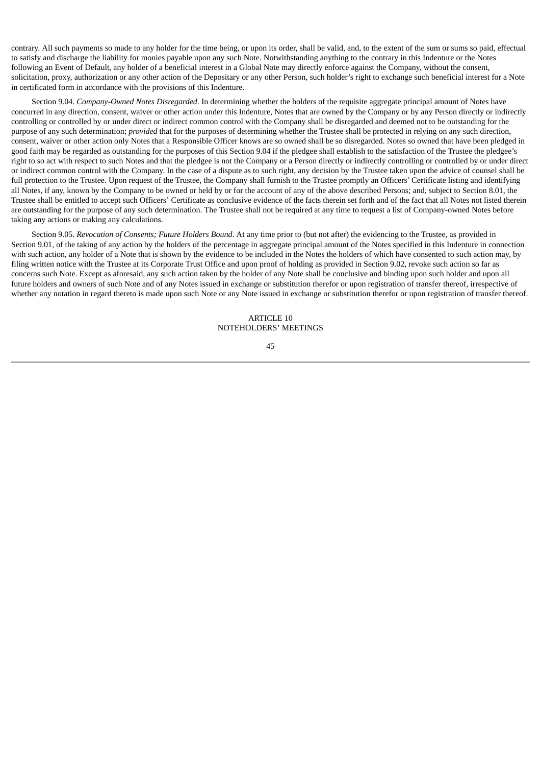contrary. All such payments so made to any holder for the time being, or upon its order, shall be valid, and, to the extent of the sum or sums so paid, effectual to satisfy and discharge the liability for monies payable upon any such Note. Notwithstanding anything to the contrary in this Indenture or the Notes following an Event of Default, any holder of a beneficial interest in a Global Note may directly enforce against the Company, without the consent, solicitation, proxy, authorization or any other action of the Depositary or any other Person, such holder's right to exchange such beneficial interest for a Note in certificated form in accordance with the provisions of this Indenture.

Section 9.04. *Company-Owned Notes Disregarded*. In determining whether the holders of the requisite aggregate principal amount of Notes have concurred in any direction, consent, waiver or other action under this Indenture, Notes that are owned by the Company or by any Person directly or indirectly controlling or controlled by or under direct or indirect common control with the Company shall be disregarded and deemed not to be outstanding for the purpose of any such determination; *provided* that for the purposes of determining whether the Trustee shall be protected in relying on any such direction, consent, waiver or other action only Notes that a Responsible Officer knows are so owned shall be so disregarded. Notes so owned that have been pledged in good faith may be regarded as outstanding for the purposes of this Section 9.04 if the pledgee shall establish to the satisfaction of the Trustee the pledgee's right to so act with respect to such Notes and that the pledgee is not the Company or a Person directly or indirectly controlling or controlled by or under direct or indirect common control with the Company. In the case of a dispute as to such right, any decision by the Trustee taken upon the advice of counsel shall be full protection to the Trustee. Upon request of the Trustee, the Company shall furnish to the Trustee promptly an Officers' Certificate listing and identifying all Notes, if any, known by the Company to be owned or held by or for the account of any of the above described Persons; and, subject to Section 8.01, the Trustee shall be entitled to accept such Officers' Certificate as conclusive evidence of the facts therein set forth and of the fact that all Notes not listed therein are outstanding for the purpose of any such determination. The Trustee shall not be required at any time to request a list of Company-owned Notes before taking any actions or making any calculations.

Section 9.05. *Revocation of Consents; Future Holders Bound*. At any time prior to (but not after) the evidencing to the Trustee, as provided in Section 9.01, of the taking of any action by the holders of the percentage in aggregate principal amount of the Notes specified in this Indenture in connection with such action, any holder of a Note that is shown by the evidence to be included in the Notes the holders of which have consented to such action may, by filing written notice with the Trustee at its Corporate Trust Office and upon proof of holding as provided in Section 9.02, revoke such action so far as concerns such Note. Except as aforesaid, any such action taken by the holder of any Note shall be conclusive and binding upon such holder and upon all future holders and owners of such Note and of any Notes issued in exchange or substitution therefor or upon registration of transfer thereof, irrespective of whether any notation in regard thereto is made upon such Note or any Note issued in exchange or substitution therefor or upon registration of transfer thereof.

# ARTICLE 10
# NOTEHOLDERS' MEETINGS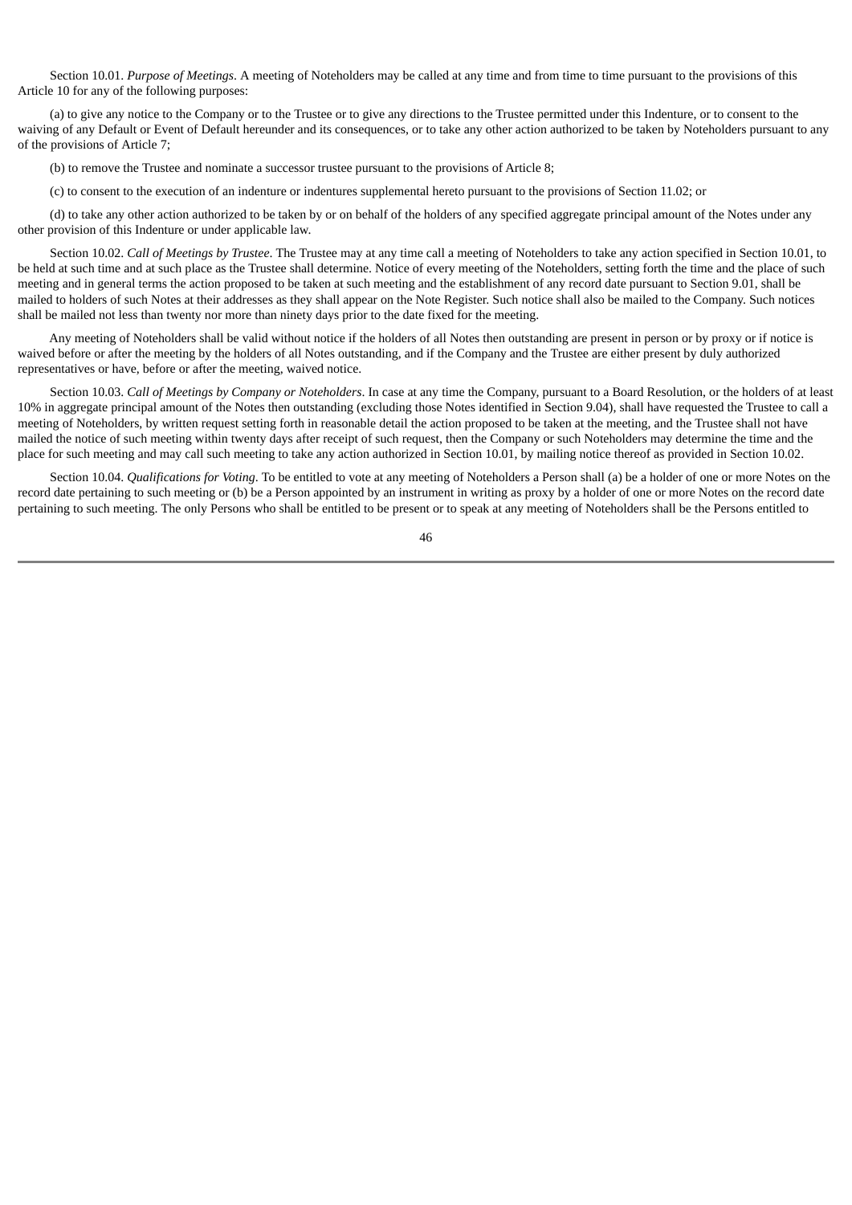Section 10.01. *Purpose of Meetings*. A meeting of Noteholders may be called at any time and from time to time pursuant to the provisions of this Article 10 for any of the following purposes:

(a) to give any notice to the Company or to the Trustee or to give any directions to the Trustee permitted under this Indenture, or to consent to the waiving of any Default or Event of Default hereunder and its consequences, or to take any other action authorized to be taken by Noteholders pursuant to any of the provisions of Article 7;

(b) to remove the Trustee and nominate a successor trustee pursuant to the provisions of Article 8;

(c) to consent to the execution of an indenture or indentures supplemental hereto pursuant to the provisions of Section 11.02; or

(d) to take any other action authorized to be taken by or on behalf of the holders of any specified aggregate principal amount of the Notes under any other provision of this Indenture or under applicable law.

Section 10.02. *Call of Meetings by Trustee*. The Trustee may at any time call a meeting of Noteholders to take any action specified in Section 10.01, to be held at such time and at such place as the Trustee shall determine. Notice of every meeting of the Noteholders, setting forth the time and the place of such meeting and in general terms the action proposed to be taken at such meeting and the establishment of any record date pursuant to Section 9.01, shall be mailed to holders of such Notes at their addresses as they shall appear on the Note Register. Such notice shall also be mailed to the Company. Such notices shall be mailed not less than twenty nor more than ninety days prior to the date fixed for the meeting.

Any meeting of Noteholders shall be valid without notice if the holders of all Notes then outstanding are present in person or by proxy or if notice is waived before or after the meeting by the holders of all Notes outstanding, and if the Company and the Trustee are either present by duly authorized representatives or have, before or after the meeting, waived notice.

Section 10.03. *Call of Meetings by Company or Noteholders*. In case at any time the Company, pursuant to a Board Resolution, or the holders of at least 10% in aggregate principal amount of the Notes then outstanding (excluding those Notes identified in Section 9.04), shall have requested the Trustee to call a meeting of Noteholders, by written request setting forth in reasonable detail the action proposed to be taken at the meeting, and the Trustee shall not have mailed the notice of such meeting within twenty days after receipt of such request, then the Company or such Noteholders may determine the time and the place for such meeting and may call such meeting to take any action authorized in Section 10.01, by mailing notice thereof as provided in Section 10.02.

Section 10.04. *Qualifications for Voting*. To be entitled to vote at any meeting of Noteholders a Person shall (a) be a holder of one or more Notes on the record date pertaining to such meeting or (b) be a Person appointed by an instrument in writing as proxy by a holder of one or more Notes on the record date pertaining to such meeting. The only Persons who shall be entitled to be present or to speak at any meeting of Noteholders shall be the Persons entitled to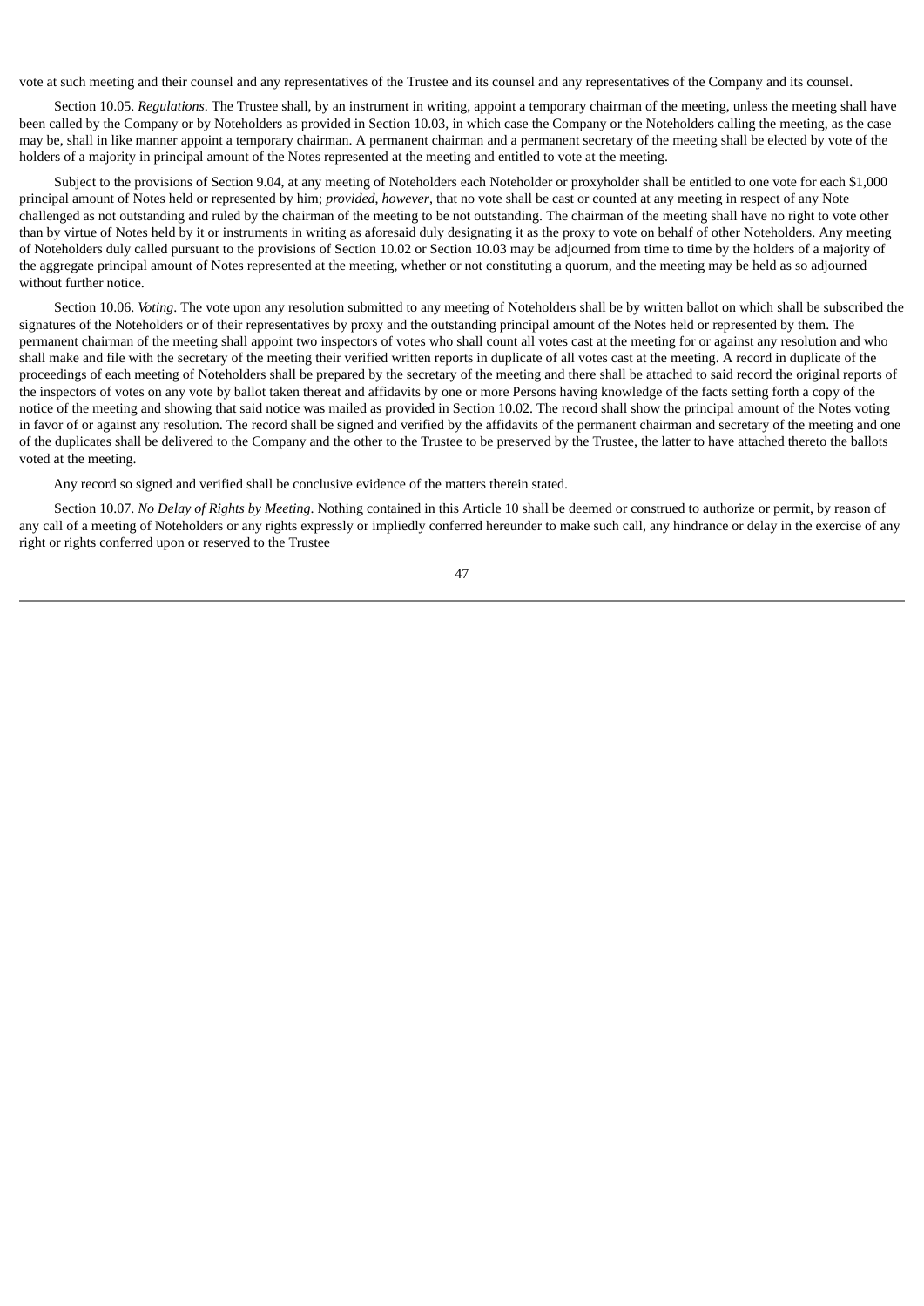vote at such meeting and their counsel and any representatives of the Trustee and its counsel and any representatives of the Company and its counsel.

Section 10.05. *Regulations*. The Trustee shall, by an instrument in writing, appoint a temporary chairman of the meeting, unless the meeting shall have been called by the Company or by Noteholders as provided in Section 10.03, in which case the Company or the Noteholders calling the meeting, as the case may be, shall in like manner appoint a temporary chairman. A permanent chairman and a permanent secretary of the meeting shall be elected by vote of the holders of a majority in principal amount of the Notes represented at the meeting and entitled to vote at the meeting.

Subject to the provisions of Section 9.04, at any meeting of Noteholders each Noteholder or proxyholder shall be entitled to one vote for each $1,000 principal amount of Notes held or represented by him; *provided, however*, that no vote shall be cast or counted at any meeting in respect of any Note challenged as not outstanding and ruled by the chairman of the meeting to be not outstanding. The chairman of the meeting shall have no right to vote other than by virtue of Notes held by it or instruments in writing as aforesaid duly designating it as the proxy to vote on behalf of other Noteholders. Any meeting of Noteholders duly called pursuant to the provisions of Section 10.02 or Section 10.03 may be adjourned from time to time by the holders of a majority of the aggregate principal amount of Notes represented at the meeting, whether or not constituting a quorum, and the meeting may be held as so adjourned without further notice.

Section 10.06. *Voting*. The vote upon any resolution submitted to any meeting of Noteholders shall be by written ballot on which shall be subscribed the signatures of the Noteholders or of their representatives by proxy and the outstanding principal amount of the Notes held or represented by them. The permanent chairman of the meeting shall appoint two inspectors of votes who shall count all votes cast at the meeting for or against any resolution and who shall make and file with the secretary of the meeting their verified written reports in duplicate of all votes cast at the meeting. A record in duplicate of the proceedings of each meeting of Noteholders shall be prepared by the secretary of the meeting and there shall be attached to said record the original reports of the inspectors of votes on any vote by ballot taken thereat and affidavits by one or more Persons having knowledge of the facts setting forth a copy of the notice of the meeting and showing that said notice was mailed as provided in Section 10.02. The record shall show the principal amount of the Notes voting in favor of or against any resolution. The record shall be signed and verified by the affidavits of the permanent chairman and secretary of the meeting and one of the duplicates shall be delivered to the Company and the other to the Trustee to be preserved by the Trustee, the latter to have attached thereto the ballots voted at the meeting.

Any record so signed and verified shall be conclusive evidence of the matters therein stated.

Section 10.07. *No Delay of Rights by Meeting*. Nothing contained in this Article 10 shall be deemed or construed to authorize or permit, by reason of any call of a meeting of Noteholders or any rights expressly or impliedly conferred hereunder to make such call, any hindrance or delay in the exercise of any right or rights conferred upon or reserved to the Trustee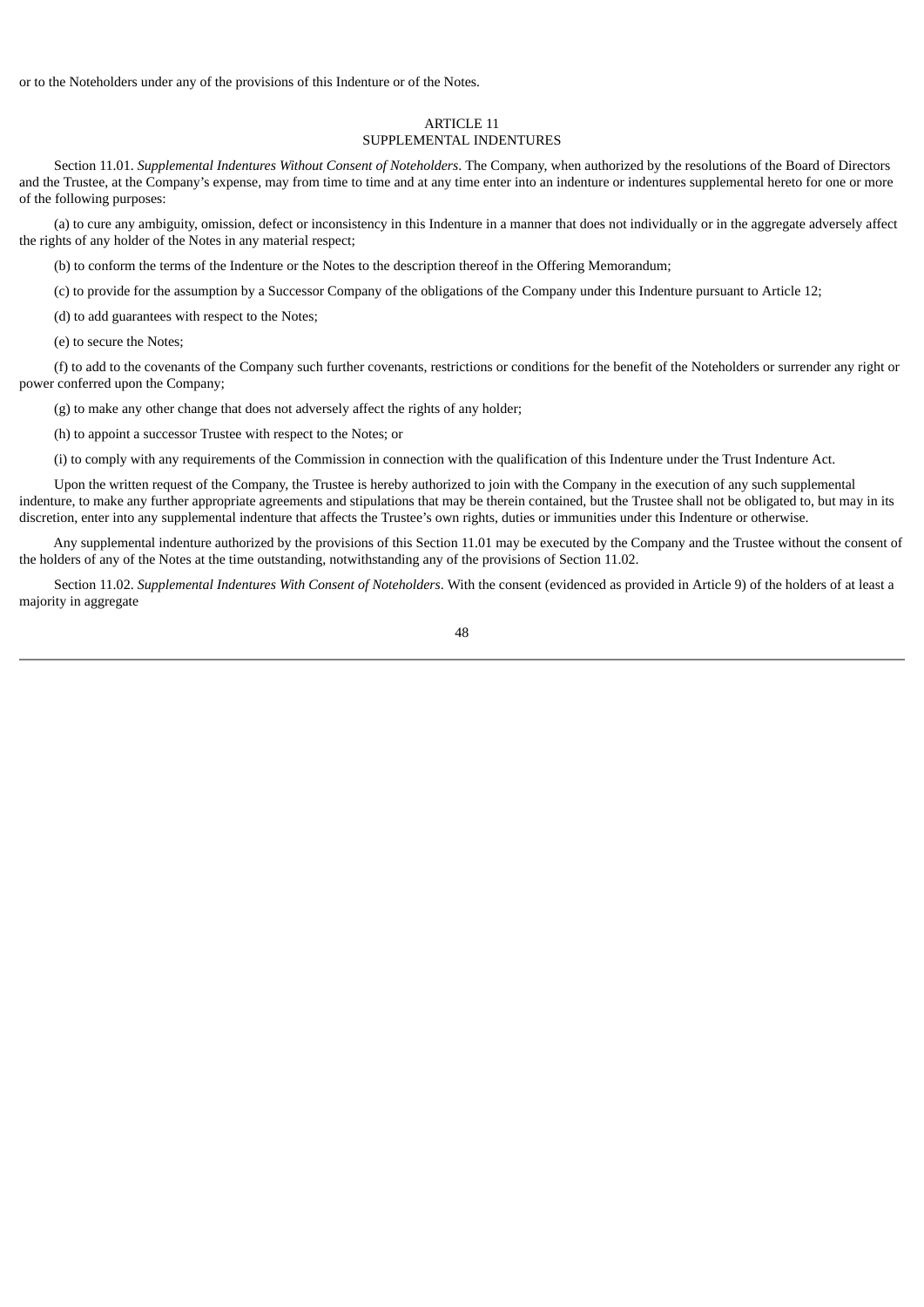or to the Noteholders under any of the provisions of this Indenture or of the Notes.

## ARTICLE 11
## SUPPLEMENTAL INDENTURES

Section 11.01. *Supplemental Indentures Without Consent of Noteholders*. The Company, when authorized by the resolutions of the Board of Directors and the Trustee, at the Company's expense, may from time to time and at any time enter into an indenture or indentures supplemental hereto for one or more of the following purposes:

(a) to cure any ambiguity, omission, defect or inconsistency in this Indenture in a manner that does not individually or in the aggregate adversely affect the rights of any holder of the Notes in any material respect;

(b) to conform the terms of the Indenture or the Notes to the description thereof in the Offering Memorandum;

(c) to provide for the assumption by a Successor Company of the obligations of the Company under this Indenture pursuant to Article 12;

(d) to add guarantees with respect to the Notes;

(e) to secure the Notes;

(f) to add to the covenants of the Company such further covenants, restrictions or conditions for the benefit of the Noteholders or surrender any right or power conferred upon the Company;

(g) to make any other change that does not adversely affect the rights of any holder;

(h) to appoint a successor Trustee with respect to the Notes; or

(i) to comply with any requirements of the Commission in connection with the qualification of this Indenture under the Trust Indenture Act.

Upon the written request of the Company, the Trustee is hereby authorized to join with the Company in the execution of any such supplemental indenture, to make any further appropriate agreements and stipulations that may be therein contained, but the Trustee shall not be obligated to, but may in its discretion, enter into any supplemental indenture that affects the Trustee's own rights, duties or immunities under this Indenture or otherwise.

Any supplemental indenture authorized by the provisions of this Section 11.01 may be executed by the Company and the Trustee without the consent of the holders of any of the Notes at the time outstanding, notwithstanding any of the provisions of Section 11.02.

Section 11.02. *Supplemental Indentures With Consent of Noteholders*. With the consent (evidenced as provided in Article 9) of the holders of at least a majority in aggregate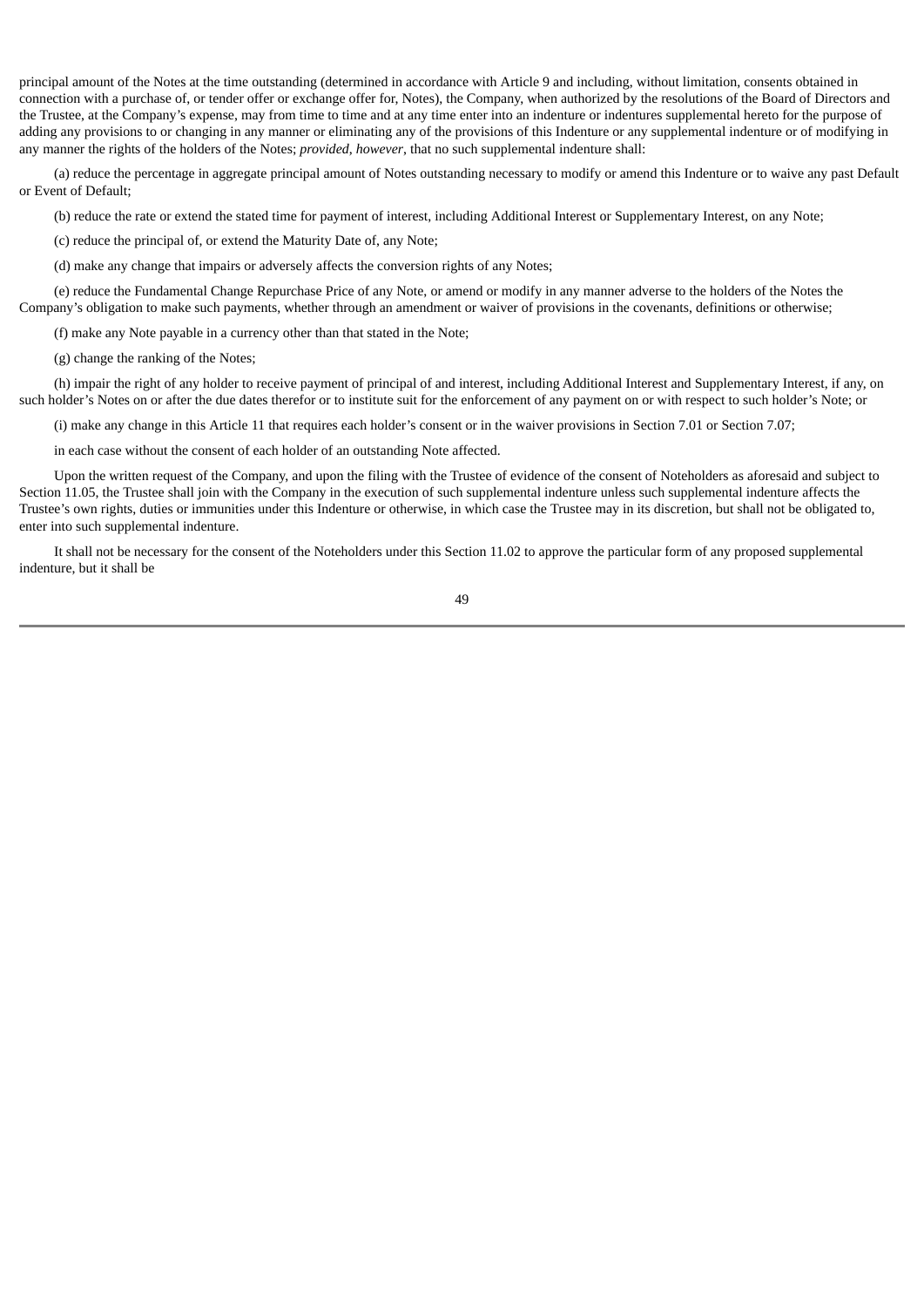principal amount of the Notes at the time outstanding (determined in accordance with Article 9 and including, without limitation, consents obtained in connection with a purchase of, or tender offer or exchange offer for, Notes), the Company, when authorized by the resolutions of the Board of Directors and the Trustee, at the Company's expense, may from time to time and at any time enter into an indenture or indentures supplemental hereto for the purpose of adding any provisions to or changing in any manner or eliminating any of the provisions of this Indenture or any supplemental indenture or of modifying in any manner the rights of the holders of the Notes; *provided, however*, that no such supplemental indenture shall:

(a) reduce the percentage in aggregate principal amount of Notes outstanding necessary to modify or amend this Indenture or to waive any past Default or Event of Default;

(b) reduce the rate or extend the stated time for payment of interest, including Additional Interest or Supplementary Interest, on any Note;

(c) reduce the principal of, or extend the Maturity Date of, any Note;

(d) make any change that impairs or adversely affects the conversion rights of any Notes;

(e) reduce the Fundamental Change Repurchase Price of any Note, or amend or modify in any manner adverse to the holders of the Notes the Company's obligation to make such payments, whether through an amendment or waiver of provisions in the covenants, definitions or otherwise;

(f) make any Note payable in a currency other than that stated in the Note;

(g) change the ranking of the Notes;

(h) impair the right of any holder to receive payment of principal of and interest, including Additional Interest and Supplementary Interest, if any, on such holder's Notes on or after the due dates therefor or to institute suit for the enforcement of any payment on or with respect to such holder's Note; or

(i) make any change in this Article 11 that requires each holder's consent or in the waiver provisions in Section 7.01 or Section 7.07;

in each case without the consent of each holder of an outstanding Note affected.

Upon the written request of the Company, and upon the filing with the Trustee of evidence of the consent of Noteholders as aforesaid and subject to Section 11.05, the Trustee shall join with the Company in the execution of such supplemental indenture unless such supplemental indenture affects the Trustee's own rights, duties or immunities under this Indenture or otherwise, in which case the Trustee may in its discretion, but shall not be obligated to, enter into such supplemental indenture.

It shall not be necessary for the consent of the Noteholders under this Section 11.02 to approve the particular form of any proposed supplemental indenture, but it shall be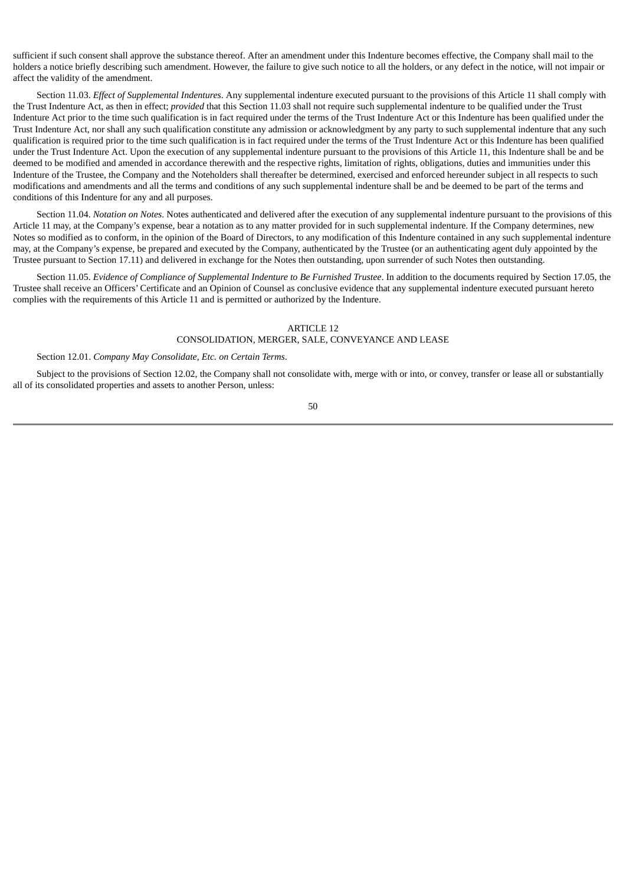sufficient if such consent shall approve the substance thereof. After an amendment under this Indenture becomes effective, the Company shall mail to the holders a notice briefly describing such amendment. However, the failure to give such notice to all the holders, or any defect in the notice, will not impair or affect the validity of the amendment.

Section 11.03. *Effect of Supplemental Indentures*. Any supplemental indenture executed pursuant to the provisions of this Article 11 shall comply with the Trust Indenture Act, as then in effect; *provided* that this Section 11.03 shall not require such supplemental indenture to be qualified under the Trust Indenture Act prior to the time such qualification is in fact required under the terms of the Trust Indenture Act or this Indenture has been qualified under the Trust Indenture Act, nor shall any such qualification constitute any admission or acknowledgment by any party to such supplemental indenture that any such qualification is required prior to the time such qualification is in fact required under the terms of the Trust Indenture Act or this Indenture has been qualified under the Trust Indenture Act. Upon the execution of any supplemental indenture pursuant to the provisions of this Article 11, this Indenture shall be and be deemed to be modified and amended in accordance therewith and the respective rights, limitation of rights, obligations, duties and immunities under this Indenture of the Trustee, the Company and the Noteholders shall thereafter be determined, exercised and enforced hereunder subject in all respects to such modifications and amendments and all the terms and conditions of any such supplemental indenture shall be and be deemed to be part of the terms and conditions of this Indenture for any and all purposes.

Section 11.04. *Notation on Notes*. Notes authenticated and delivered after the execution of any supplemental indenture pursuant to the provisions of this Article 11 may, at the Company's expense, bear a notation as to any matter provided for in such supplemental indenture. If the Company determines, new Notes so modified as to conform, in the opinion of the Board of Directors, to any modification of this Indenture contained in any such supplemental indenture may, at the Company's expense, be prepared and executed by the Company, authenticated by the Trustee (or an authenticating agent duly appointed by the Trustee pursuant to Section 17.11) and delivered in exchange for the Notes then outstanding, upon surrender of such Notes then outstanding.

Section 11.05. *Evidence of Compliance of Supplemental Indenture to Be Furnished Trustee*. In addition to the documents required by Section 17.05, the Trustee shall receive an Officers' Certificate and an Opinion of Counsel as conclusive evidence that any supplemental indenture executed pursuant hereto complies with the requirements of this Article 11 and is permitted or authorized by the Indenture.

## ARTICLE 12
## CONSOLIDATION, MERGER, SALE, CONVEYANCE AND LEASE

Section 12.01. *Company May Consolidate, Etc. on Certain Terms*.

Subject to the provisions of Section 12.02, the Company shall not consolidate with, merge with or into, or convey, transfer or lease all or substantially all of its consolidated properties and assets to another Person, unless: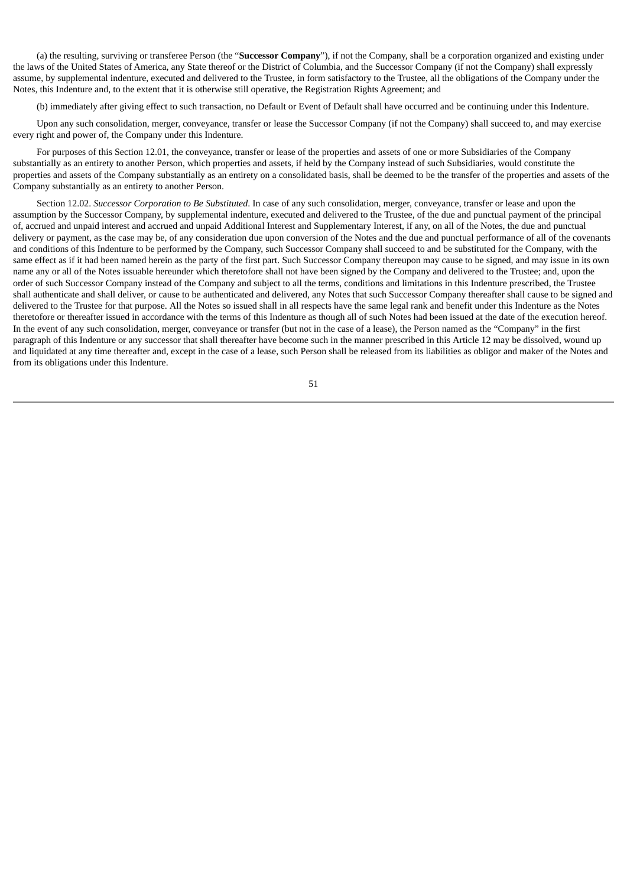(a) the resulting, surviving or transferee Person (the "**Successor Company**"), if not the Company, shall be a corporation organized and existing under the laws of the United States of America, any State thereof or the District of Columbia, and the Successor Company (if not the Company) shall expressly assume, by supplemental indenture, executed and delivered to the Trustee, in form satisfactory to the Trustee, all the obligations of the Company under the Notes, this Indenture and, to the extent that it is otherwise still operative, the Registration Rights Agreement; and

(b) immediately after giving effect to such transaction, no Default or Event of Default shall have occurred and be continuing under this Indenture.

Upon any such consolidation, merger, conveyance, transfer or lease the Successor Company (if not the Company) shall succeed to, and may exercise every right and power of, the Company under this Indenture.

For purposes of this Section 12.01, the conveyance, transfer or lease of the properties and assets of one or more Subsidiaries of the Company substantially as an entirety to another Person, which properties and assets, if held by the Company instead of such Subsidiaries, would constitute the properties and assets of the Company substantially as an entirety on a consolidated basis, shall be deemed to be the transfer of the properties and assets of the Company substantially as an entirety to another Person.

Section 12.02. *Successor Corporation to Be Substituted*. In case of any such consolidation, merger, conveyance, transfer or lease and upon the assumption by the Successor Company, by supplemental indenture, executed and delivered to the Trustee, of the due and punctual payment of the principal of, accrued and unpaid interest and accrued and unpaid Additional Interest and Supplementary Interest, if any, on all of the Notes, the due and punctual delivery or payment, as the case may be, of any consideration due upon conversion of the Notes and the due and punctual performance of all of the covenants and conditions of this Indenture to be performed by the Company, such Successor Company shall succeed to and be substituted for the Company, with the same effect as if it had been named herein as the party of the first part. Such Successor Company thereupon may cause to be signed, and may issue in its own name any or all of the Notes issuable hereunder which theretofore shall not have been signed by the Company and delivered to the Trustee; and, upon the order of such Successor Company instead of the Company and subject to all the terms, conditions and limitations in this Indenture prescribed, the Trustee shall authenticate and shall deliver, or cause to be authenticated and delivered, any Notes that such Successor Company thereafter shall cause to be signed and delivered to the Trustee for that purpose. All the Notes so issued shall in all respects have the same legal rank and benefit under this Indenture as the Notes theretofore or thereafter issued in accordance with the terms of this Indenture as though all of such Notes had been issued at the date of the execution hereof. In the event of any such consolidation, merger, conveyance or transfer (but not in the case of a lease), the Person named as the "Company" in the first paragraph of this Indenture or any successor that shall thereafter have become such in the manner prescribed in this Article 12 may be dissolved, wound up and liquidated at any time thereafter and, except in the case of a lease, such Person shall be released from its liabilities as obligor and maker of the Notes and from its obligations under this Indenture.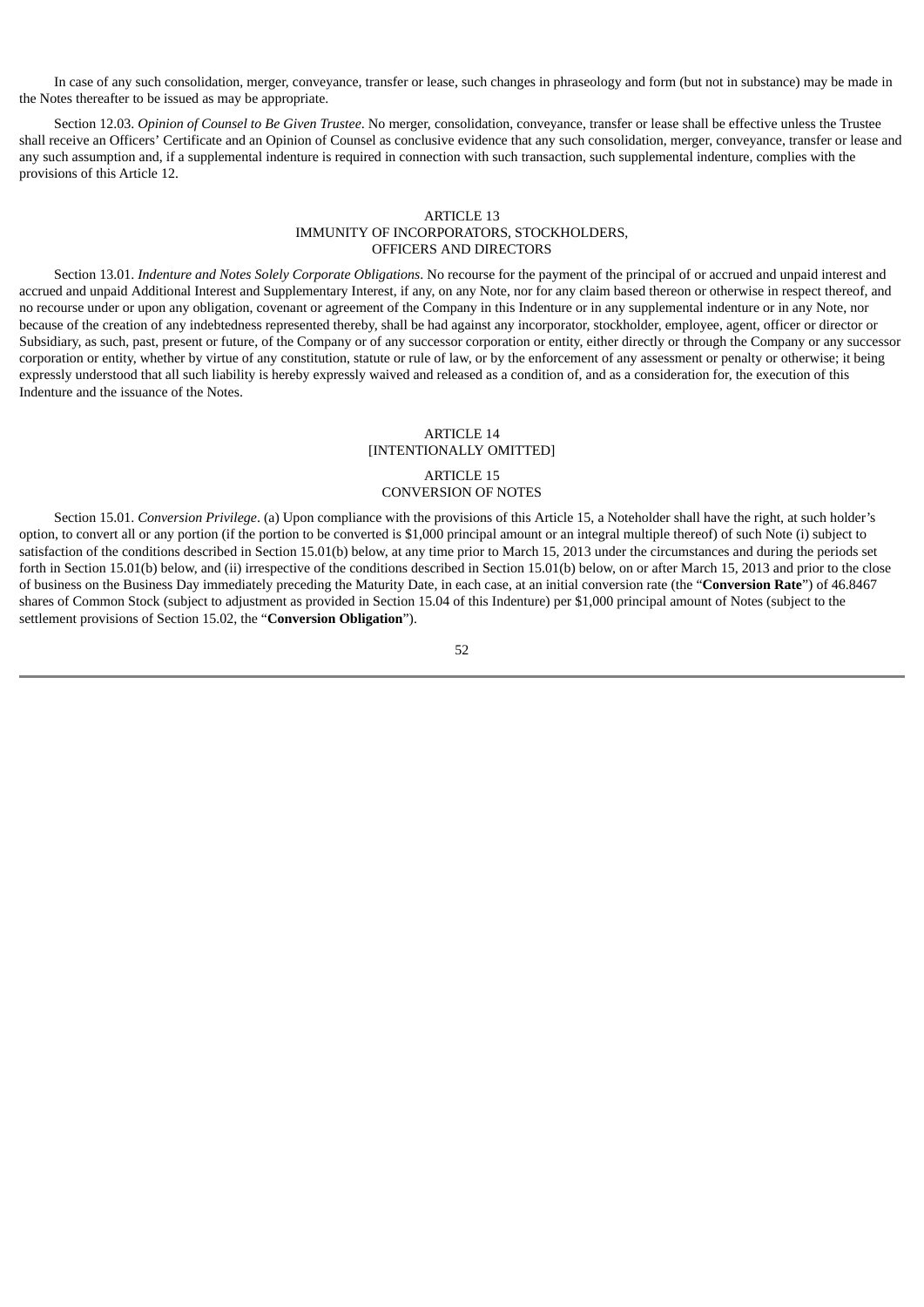In case of any such consolidation, merger, conveyance, transfer or lease, such changes in phraseology and form (but not in substance) may be made in the Notes thereafter to be issued as may be appropriate.

Section 12.03. *Opinion of Counsel to Be Given Trustee*. No merger, consolidation, conveyance, transfer or lease shall be effective unless the Trustee shall receive an Officers' Certificate and an Opinion of Counsel as conclusive evidence that any such consolidation, merger, conveyance, transfer or lease and any such assumption and, if a supplemental indenture is required in connection with such transaction, such supplemental indenture, complies with the provisions of this Article 12.

## ARTICLE 13
## IMMUNITY OF INCORPORATORS, STOCKHOLDERS, OFFICERS AND DIRECTORS

Section 13.01. *Indenture and Notes Solely Corporate Obligations*. No recourse for the payment of the principal of or accrued and unpaid interest and accrued and unpaid Additional Interest and Supplementary Interest, if any, on any Note, nor for any claim based thereon or otherwise in respect thereof, and no recourse under or upon any obligation, covenant or agreement of the Company in this Indenture or in any supplemental indenture or in any Note, nor because of the creation of any indebtedness represented thereby, shall be had against any incorporator, stockholder, employee, agent, officer or director or Subsidiary, as such, past, present or future, of the Company or of any successor corporation or entity, either directly or through the Company or any successor corporation or entity, whether by virtue of any constitution, statute or rule of law, or by the enforcement of any assessment or penalty or otherwise; it being expressly understood that all such liability is hereby expressly waived and released as a condition of, and as a consideration for, the execution of this Indenture and the issuance of the Notes.

## ARTICLE 14
## [INTENTIONALLY OMITTED]

## ARTICLE 15
## CONVERSION OF NOTES

Section 15.01. *Conversion Privilege*. (a) Upon compliance with the provisions of this Article 15, a Noteholder shall have the right, at such holder's option, to convert all or any portion (if the portion to be converted is $1,000 principal amount or an integral multiple thereof) of such Note (i) subject to satisfaction of the conditions described in Section 15.01(b) below, at any time prior to March 15, 2013 under the circumstances and during the periods set forth in Section 15.01(b) below, and (ii) irrespective of the conditions described in Section 15.01(b) below, on or after March 15, 2013 and prior to the close of business on the Business Day immediately preceding the Maturity Date, in each case, at an initial conversion rate (the "**Conversion Rate**") of 46.8467 shares of Common Stock (subject to adjustment as provided in Section 15.04 of this Indenture) per $1,000 principal amount of Notes (subject to the settlement provisions of Section 15.02, the "**Conversion Obligation**").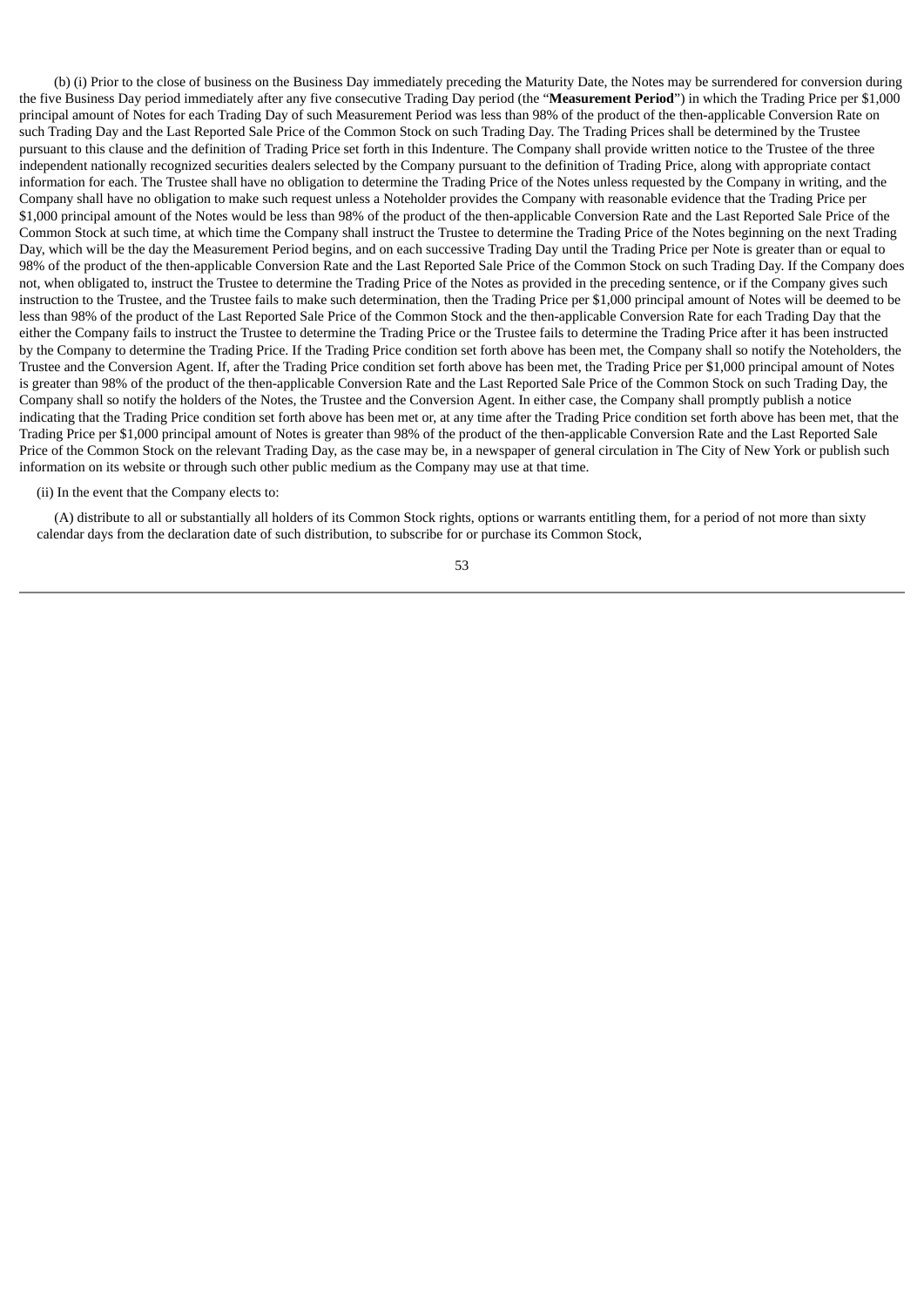(b) (i) Prior to the close of business on the Business Day immediately preceding the Maturity Date, the Notes may be surrendered for conversion during the five Business Day period immediately after any five consecutive Trading Day period (the "**Measurement Period**") in which the Trading Price per $1,000 principal amount of Notes for each Trading Day of such Measurement Period was less than 98% of the product of the then-applicable Conversion Rate on such Trading Day and the Last Reported Sale Price of the Common Stock on such Trading Day. The Trading Prices shall be determined by the Trustee pursuant to this clause and the definition of Trading Price set forth in this Indenture. The Company shall provide written notice to the Trustee of the three independent nationally recognized securities dealers selected by the Company pursuant to the definition of Trading Price, along with appropriate contact information for each. The Trustee shall have no obligation to determine the Trading Price of the Notes unless requested by the Company in writing, and the Company shall have no obligation to make such request unless a Noteholder provides the Company with reasonable evidence that the Trading Price per $1,000 principal amount of the Notes would be less than 98% of the product of the then-applicable Conversion Rate and the Last Reported Sale Price of the Common Stock at such time, at which time the Company shall instruct the Trustee to determine the Trading Price of the Notes beginning on the next Trading Day, which will be the day the Measurement Period begins, and on each successive Trading Day until the Trading Price per Note is greater than or equal to 98% of the product of the then-applicable Conversion Rate and the Last Reported Sale Price of the Common Stock on such Trading Day. If the Company does not, when obligated to, instruct the Trustee to determine the Trading Price of the Notes as provided in the preceding sentence, or if the Company gives such instruction to the Trustee, and the Trustee fails to make such determination, then the Trading Price per $1,000 principal amount of Notes will be deemed to be less than 98% of the product of the Last Reported Sale Price of the Common Stock and the then-applicable Conversion Rate for each Trading Day that the either the Company fails to instruct the Trustee to determine the Trading Price or the Trustee fails to determine the Trading Price after it has been instructed by the Company to determine the Trading Price. If the Trading Price condition set forth above has been met, the Company shall so notify the Noteholders, the Trustee and the Conversion Agent. If, after the Trading Price condition set forth above has been met, the Trading Price per $1,000 principal amount of Notes is greater than 98% of the product of the then-applicable Conversion Rate and the Last Reported Sale Price of the Common Stock on such Trading Day, the Company shall so notify the holders of the Notes, the Trustee and the Conversion Agent. In either case, the Company shall promptly publish a notice indicating that the Trading Price condition set forth above has been met or, at any time after the Trading Price condition set forth above has been met, that the Trading Price per $1,000 principal amount of Notes is greater than 98% of the product of the then-applicable Conversion Rate and the Last Reported Sale Price of the Common Stock on the relevant Trading Day, as the case may be, in a newspaper of general circulation in The City of New York or publish such information on its website or through such other public medium as the Company may use at that time.

(ii) In the event that the Company elects to:

(A) distribute to all or substantially all holders of its Common Stock rights, options or warrants entitling them, for a period of not more than sixty calendar days from the declaration date of such distribution, to subscribe for or purchase its Common Stock,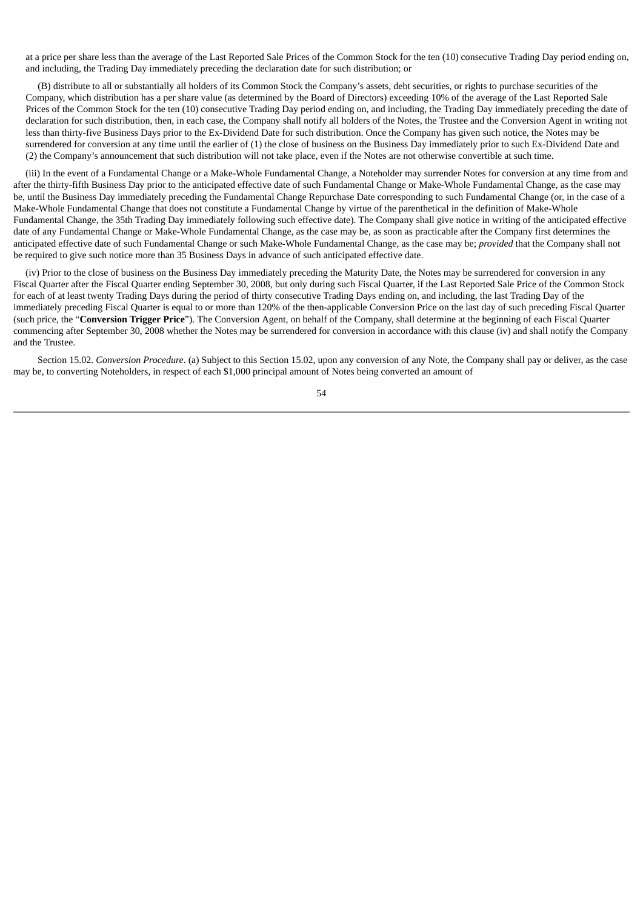at a price per share less than the average of the Last Reported Sale Prices of the Common Stock for the ten (10) consecutive Trading Day period ending on, and including, the Trading Day immediately preceding the declaration date for such distribution; or

(B) distribute to all or substantially all holders of its Common Stock the Company's assets, debt securities, or rights to purchase securities of the Company, which distribution has a per share value (as determined by the Board of Directors) exceeding 10% of the average of the Last Reported Sale Prices of the Common Stock for the ten (10) consecutive Trading Day period ending on, and including, the Trading Day immediately preceding the date of declaration for such distribution, then, in each case, the Company shall notify all holders of the Notes, the Trustee and the Conversion Agent in writing not less than thirty-five Business Days prior to the Ex-Dividend Date for such distribution. Once the Company has given such notice, the Notes may be surrendered for conversion at any time until the earlier of (1) the close of business on the Business Day immediately prior to such Ex-Dividend Date and (2) the Company's announcement that such distribution will not take place, even if the Notes are not otherwise convertible at such time.

(iii) In the event of a Fundamental Change or a Make-Whole Fundamental Change, a Noteholder may surrender Notes for conversion at any time from and after the thirty-fifth Business Day prior to the anticipated effective date of such Fundamental Change or Make-Whole Fundamental Change, as the case may be, until the Business Day immediately preceding the Fundamental Change Repurchase Date corresponding to such Fundamental Change (or, in the case of a Make-Whole Fundamental Change that does not constitute a Fundamental Change by virtue of the parenthetical in the definition of Make-Whole Fundamental Change, the 35th Trading Day immediately following such effective date). The Company shall give notice in writing of the anticipated effective date of any Fundamental Change or Make-Whole Fundamental Change, as the case may be, as soon as practicable after the Company first determines the anticipated effective date of such Fundamental Change or such Make-Whole Fundamental Change, as the case may be; *provided* that the Company shall not be required to give such notice more than 35 Business Days in advance of such anticipated effective date.

(iv) Prior to the close of business on the Business Day immediately preceding the Maturity Date, the Notes may be surrendered for conversion in any Fiscal Quarter after the Fiscal Quarter ending September 30, 2008, but only during such Fiscal Quarter, if the Last Reported Sale Price of the Common Stock for each of at least twenty Trading Days during the period of thirty consecutive Trading Days ending on, and including, the last Trading Day of the immediately preceding Fiscal Quarter is equal to or more than 120% of the then-applicable Conversion Price on the last day of such preceding Fiscal Quarter (such price, the "**Conversion Trigger Price**"). The Conversion Agent, on behalf of the Company, shall determine at the beginning of each Fiscal Quarter commencing after September 30, 2008 whether the Notes may be surrendered for conversion in accordance with this clause (iv) and shall notify the Company and the Trustee.

Section 15.02. *Conversion Procedure*. (a) Subject to this Section 15.02, upon any conversion of any Note, the Company shall pay or deliver, as the case may be, to converting Noteholders, in respect of each $1,000 principal amount of Notes being converted an amount of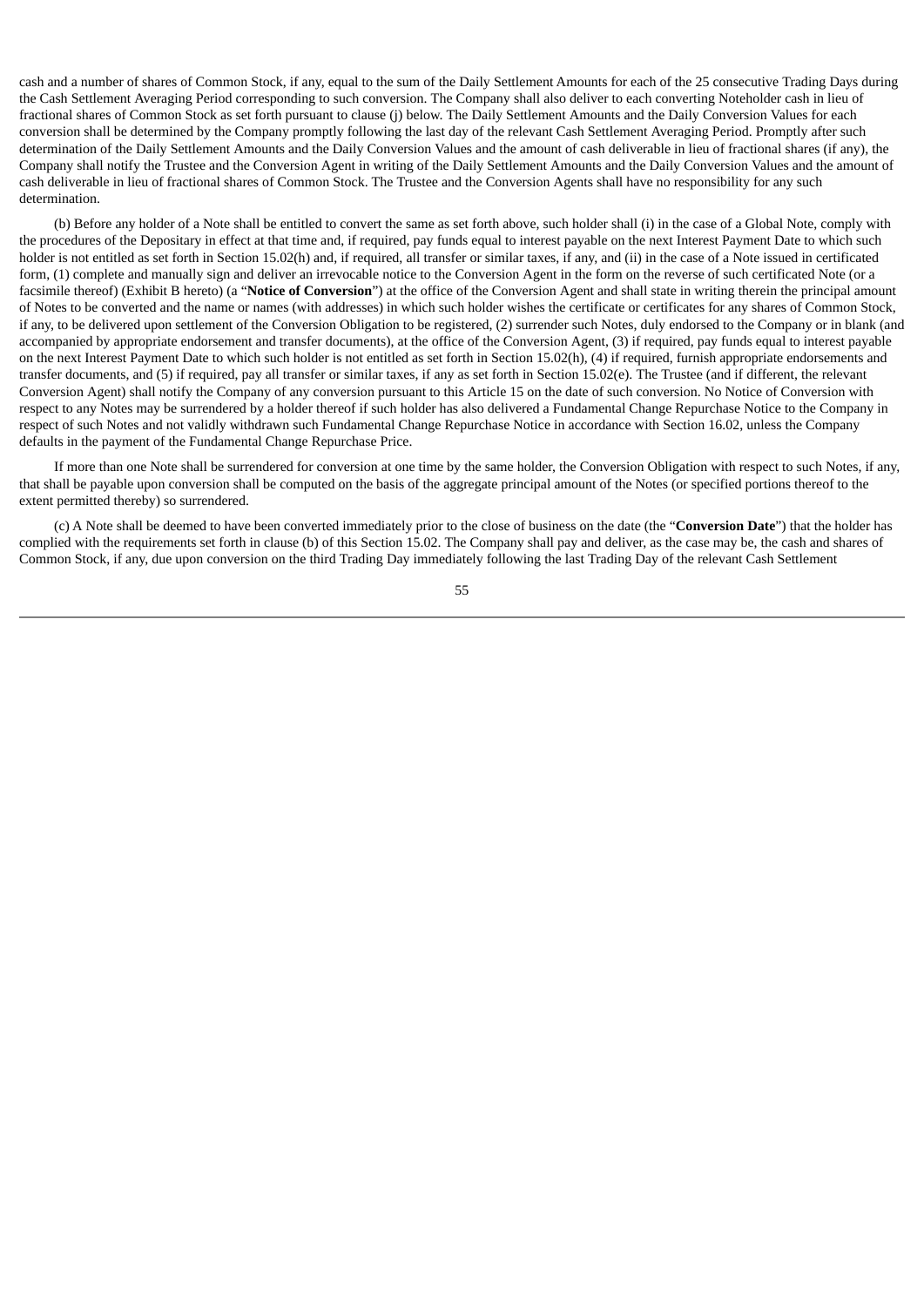cash and a number of shares of Common Stock, if any, equal to the sum of the Daily Settlement Amounts for each of the 25 consecutive Trading Days during the Cash Settlement Averaging Period corresponding to such conversion. The Company shall also deliver to each converting Noteholder cash in lieu of fractional shares of Common Stock as set forth pursuant to clause (j) below. The Daily Settlement Amounts and the Daily Conversion Values for each conversion shall be determined by the Company promptly following the last day of the relevant Cash Settlement Averaging Period. Promptly after such determination of the Daily Settlement Amounts and the Daily Conversion Values and the amount of cash deliverable in lieu of fractional shares (if any), the Company shall notify the Trustee and the Conversion Agent in writing of the Daily Settlement Amounts and the Daily Conversion Values and the amount of cash deliverable in lieu of fractional shares of Common Stock. The Trustee and the Conversion Agents shall have no responsibility for any such determination.

(b) Before any holder of a Note shall be entitled to convert the same as set forth above, such holder shall (i) in the case of a Global Note, comply with the procedures of the Depositary in effect at that time and, if required, pay funds equal to interest payable on the next Interest Payment Date to which such holder is not entitled as set forth in Section 15.02(h) and, if required, all transfer or similar taxes, if any, and (ii) in the case of a Note issued in certificated form, (1) complete and manually sign and deliver an irrevocable notice to the Conversion Agent in the form on the reverse of such certificated Note (or a facsimile thereof) (Exhibit B hereto) (a "**Notice of Conversion**") at the office of the Conversion Agent and shall state in writing therein the principal amount of Notes to be converted and the name or names (with addresses) in which such holder wishes the certificate or certificates for any shares of Common Stock, if any, to be delivered upon settlement of the Conversion Obligation to be registered, (2) surrender such Notes, duly endorsed to the Company or in blank (and accompanied by appropriate endorsement and transfer documents), at the office of the Conversion Agent, (3) if required, pay funds equal to interest payable on the next Interest Payment Date to which such holder is not entitled as set forth in Section 15.02(h), (4) if required, furnish appropriate endorsements and transfer documents, and (5) if required, pay all transfer or similar taxes, if any as set forth in Section 15.02(e). The Trustee (and if different, the relevant Conversion Agent) shall notify the Company of any conversion pursuant to this Article 15 on the date of such conversion. No Notice of Conversion with respect to any Notes may be surrendered by a holder thereof if such holder has also delivered a Fundamental Change Repurchase Notice to the Company in respect of such Notes and not validly withdrawn such Fundamental Change Repurchase Notice in accordance with Section 16.02, unless the Company defaults in the payment of the Fundamental Change Repurchase Price.

If more than one Note shall be surrendered for conversion at one time by the same holder, the Conversion Obligation with respect to such Notes, if any, that shall be payable upon conversion shall be computed on the basis of the aggregate principal amount of the Notes (or specified portions thereof to the extent permitted thereby) so surrendered.

(c) A Note shall be deemed to have been converted immediately prior to the close of business on the date (the "**Conversion Date**") that the holder has complied with the requirements set forth in clause (b) of this Section 15.02. The Company shall pay and deliver, as the case may be, the cash and shares of Common Stock, if any, due upon conversion on the third Trading Day immediately following the last Trading Day of the relevant Cash Settlement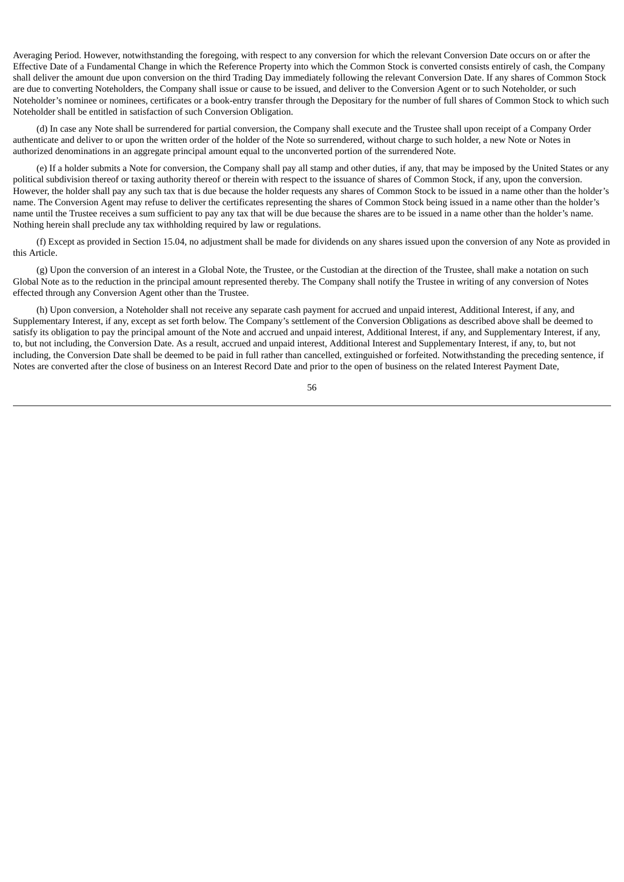Averaging Period. However, notwithstanding the foregoing, with respect to any conversion for which the relevant Conversion Date occurs on or after the Effective Date of a Fundamental Change in which the Reference Property into which the Common Stock is converted consists entirely of cash, the Company shall deliver the amount due upon conversion on the third Trading Day immediately following the relevant Conversion Date. If any shares of Common Stock are due to converting Noteholders, the Company shall issue or cause to be issued, and deliver to the Conversion Agent or to such Noteholder, or such Noteholder's nominee or nominees, certificates or a book-entry transfer through the Depositary for the number of full shares of Common Stock to which such Noteholder shall be entitled in satisfaction of such Conversion Obligation.

(d) In case any Note shall be surrendered for partial conversion, the Company shall execute and the Trustee shall upon receipt of a Company Order authenticate and deliver to or upon the written order of the holder of the Note so surrendered, without charge to such holder, a new Note or Notes in authorized denominations in an aggregate principal amount equal to the unconverted portion of the surrendered Note.

(e) If a holder submits a Note for conversion, the Company shall pay all stamp and other duties, if any, that may be imposed by the United States or any political subdivision thereof or taxing authority thereof or therein with respect to the issuance of shares of Common Stock, if any, upon the conversion. However, the holder shall pay any such tax that is due because the holder requests any shares of Common Stock to be issued in a name other than the holder's name. The Conversion Agent may refuse to deliver the certificates representing the shares of Common Stock being issued in a name other than the holder's name until the Trustee receives a sum sufficient to pay any tax that will be due because the shares are to be issued in a name other than the holder's name. Nothing herein shall preclude any tax withholding required by law or regulations.

(f) Except as provided in Section 15.04, no adjustment shall be made for dividends on any shares issued upon the conversion of any Note as provided in this Article.

(g) Upon the conversion of an interest in a Global Note, the Trustee, or the Custodian at the direction of the Trustee, shall make a notation on such Global Note as to the reduction in the principal amount represented thereby. The Company shall notify the Trustee in writing of any conversion of Notes effected through any Conversion Agent other than the Trustee.

(h) Upon conversion, a Noteholder shall not receive any separate cash payment for accrued and unpaid interest, Additional Interest, if any, and Supplementary Interest, if any, except as set forth below. The Company's settlement of the Conversion Obligations as described above shall be deemed to satisfy its obligation to pay the principal amount of the Note and accrued and unpaid interest, Additional Interest, if any, and Supplementary Interest, if any, to, but not including, the Conversion Date. As a result, accrued and unpaid interest, Additional Interest and Supplementary Interest, if any, to, but not including, the Conversion Date shall be deemed to be paid in full rather than cancelled, extinguished or forfeited. Notwithstanding the preceding sentence, if Notes are converted after the close of business on an Interest Record Date and prior to the open of business on the related Interest Payment Date,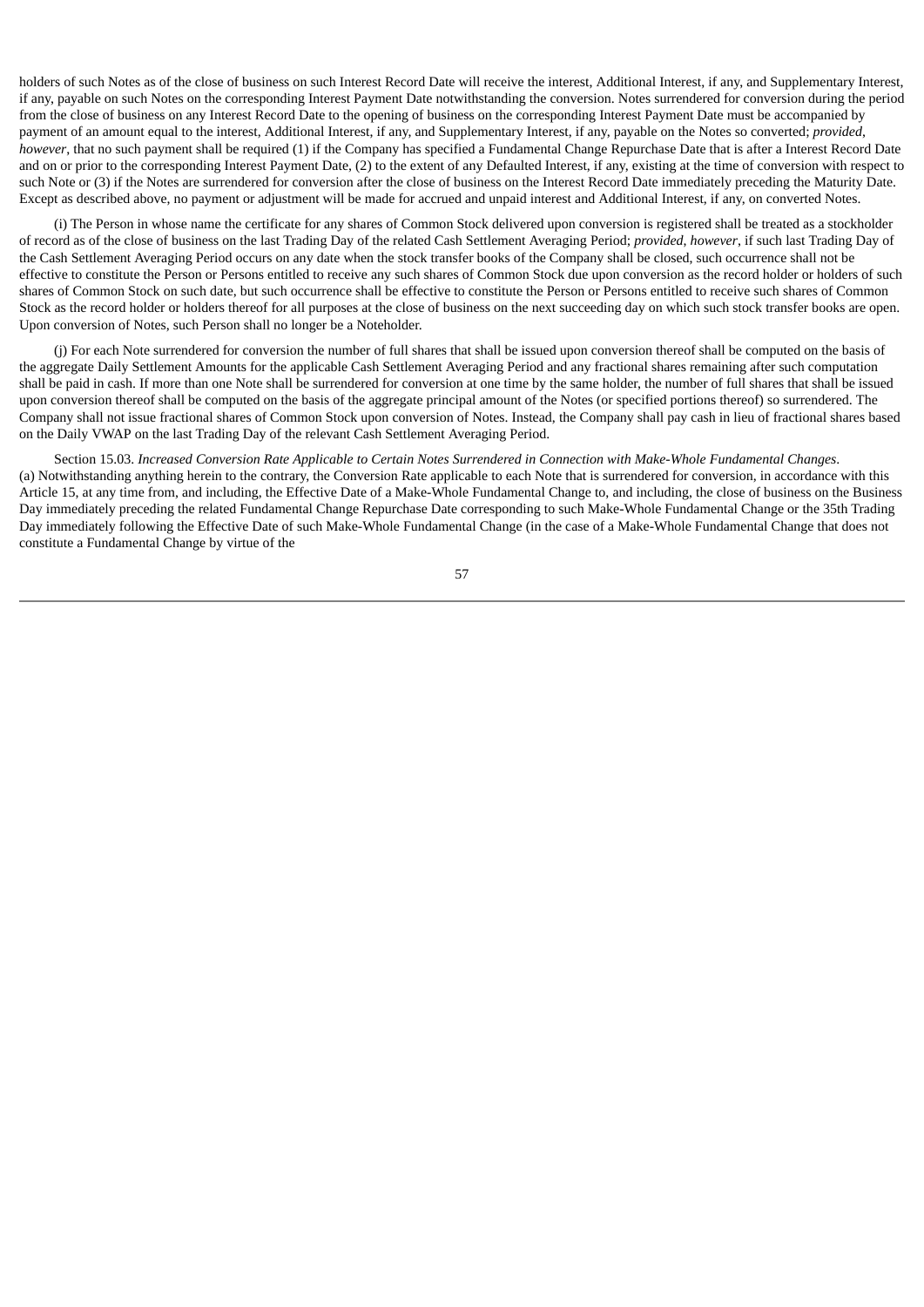holders of such Notes as of the close of business on such Interest Record Date will receive the interest, Additional Interest, if any, and Supplementary Interest, if any, payable on such Notes on the corresponding Interest Payment Date notwithstanding the conversion. Notes surrendered for conversion during the period from the close of business on any Interest Record Date to the opening of business on the corresponding Interest Payment Date must be accompanied by payment of an amount equal to the interest, Additional Interest, if any, and Supplementary Interest, if any, payable on the Notes so converted; *provided*, *however*, that no such payment shall be required (1) if the Company has specified a Fundamental Change Repurchase Date that is after a Interest Record Date and on or prior to the corresponding Interest Payment Date, (2) to the extent of any Defaulted Interest, if any, existing at the time of conversion with respect to such Note or (3) if the Notes are surrendered for conversion after the close of business on the Interest Record Date immediately preceding the Maturity Date. Except as described above, no payment or adjustment will be made for accrued and unpaid interest and Additional Interest, if any, on converted Notes.

(i) The Person in whose name the certificate for any shares of Common Stock delivered upon conversion is registered shall be treated as a stockholder of record as of the close of business on the last Trading Day of the related Cash Settlement Averaging Period; *provided*, *however*, if such last Trading Day of the Cash Settlement Averaging Period occurs on any date when the stock transfer books of the Company shall be closed, such occurrence shall not be effective to constitute the Person or Persons entitled to receive any such shares of Common Stock due upon conversion as the record holder or holders of such shares of Common Stock on such date, but such occurrence shall be effective to constitute the Person or Persons entitled to receive such shares of Common Stock as the record holder or holders thereof for all purposes at the close of business on the next succeeding day on which such stock transfer books are open. Upon conversion of Notes, such Person shall no longer be a Noteholder.

(j) For each Note surrendered for conversion the number of full shares that shall be issued upon conversion thereof shall be computed on the basis of the aggregate Daily Settlement Amounts for the applicable Cash Settlement Averaging Period and any fractional shares remaining after such computation shall be paid in cash. If more than one Note shall be surrendered for conversion at one time by the same holder, the number of full shares that shall be issued upon conversion thereof shall be computed on the basis of the aggregate principal amount of the Notes (or specified portions thereof) so surrendered. The Company shall not issue fractional shares of Common Stock upon conversion of Notes. Instead, the Company shall pay cash in lieu of fractional shares based on the Daily VWAP on the last Trading Day of the relevant Cash Settlement Averaging Period.

Section 15.03. *Increased Conversion Rate Applicable to Certain Notes Surrendered in Connection with Make-Whole Fundamental Changes*. (a) Notwithstanding anything herein to the contrary, the Conversion Rate applicable to each Note that is surrendered for conversion, in accordance with this Article 15, at any time from, and including, the Effective Date of a Make-Whole Fundamental Change to, and including, the close of business on the Business Day immediately preceding the related Fundamental Change Repurchase Date corresponding to such Make-Whole Fundamental Change or the 35th Trading Day immediately following the Effective Date of such Make-Whole Fundamental Change (in the case of a Make-Whole Fundamental Change that does not constitute a Fundamental Change by virtue of the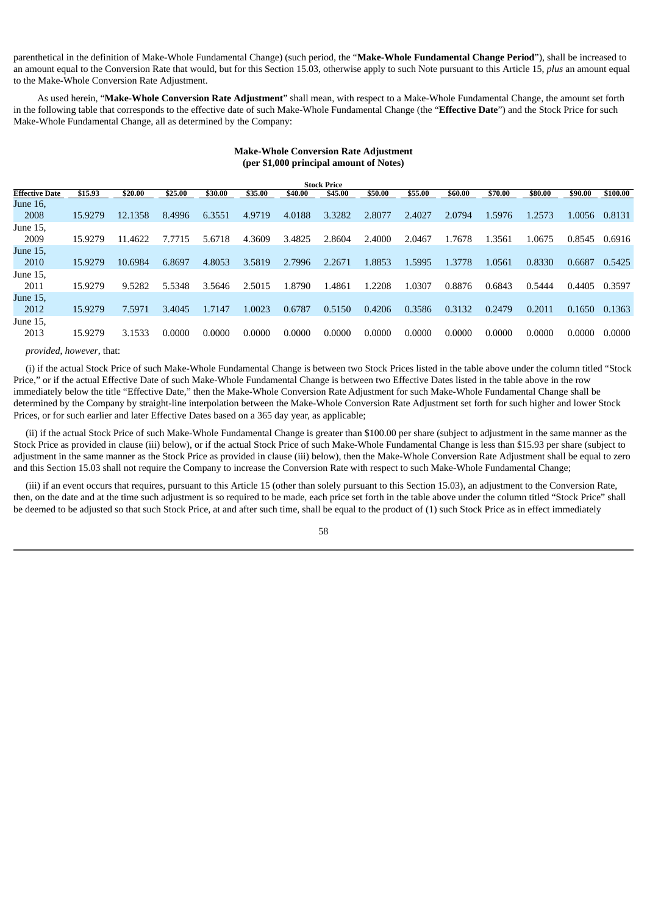parenthetical in the definition of Make-Whole Fundamental Change) (such period, the "**Make-Whole Fundamental Change Period**"), shall be increased to an amount equal to the Conversion Rate that would, but for this Section 15.03, otherwise apply to such Note pursuant to this Article 15, *plus* an amount equal to the Make-Whole Conversion Rate Adjustment.

As used herein, "**Make-Whole Conversion Rate Adjustment**" shall mean, with respect to a Make-Whole Fundamental Change, the amount set forth in the following table that corresponds to the effective date of such Make-Whole Fundamental Change (the "**Effective Date**") and the Stock Price for such Make-Whole Fundamental Change, all as determined by the Company:

**Make-Whole Conversion Rate Adjustment**
**(per $1,000 principal amount of Notes)**

| | Stock Price | | | | | | | | | | | | | |
|---|---|---|---|---|---|---|---|---|---|---|---|---|---|---|
| **Effective Date** | **$15.93** | **$20.00** | **$25.00** | **$30.00** | **$35.00** | **$40.00** | **$45.00** | **$50.00** | **$55.00** | **$60.00** | **$70.00** | **$80.00** | **$90.00** | **$100.00** |
| June 16, 2008 | 15.9279 | 12.1358 | 8.4996 | 6.3551 | 4.9719 | 4.0188 | 3.3282 | 2.8077 | 2.4027 | 2.0794 | 1.5976 | 1.2573 | 1.0056 | 0.8131 |
| June 15, 2009 | 15.9279 | 11.4622 | 7.7715 | 5.6718 | 4.3609 | 3.4825 | 2.8604 | 2.4000 | 2.0467 | 1.7678 | 1.3561 | 1.0675 | 0.8545 | 0.6916 |
| June 15, 2010 | 15.9279 | 10.6984 | 6.8697 | 4.8053 | 3.5819 | 2.7996 | 2.2671 | 1.8853 | 1.5995 | 1.3778 | 1.0561 | 0.8330 | 0.6687 | 0.5425 |
| June 15, 2011 | 15.9279 | 9.5282 | 5.5348 | 3.5646 | 2.5015 | 1.8790 | 1.4861 | 1.2208 | 1.0307 | 0.8876 | 0.6843 | 0.5444 | 0.4405 | 0.3597 |
| June 15, 2012 | 15.9279 | 7.5971 | 3.4045 | 1.7147 | 1.0023 | 0.6787 | 0.5150 | 0.4206 | 0.3586 | 0.3132 | 0.2479 | 0.2011 | 0.1650 | 0.1363 |
| June 15, 2013 | 15.9279 | 3.1533 | 0.0000 | 0.0000 | 0.0000 | 0.0000 | 0.0000 | 0.0000 | 0.0000 | 0.0000 | 0.0000 | 0.0000 | 0.0000 | 0.0000 |

*provided*, *however*, that:

(i) if the actual Stock Price of such Make-Whole Fundamental Change is between two Stock Prices listed in the table above under the column titled "Stock Price," or if the actual Effective Date of such Make-Whole Fundamental Change is between two Effective Dates listed in the table above in the row immediately below the title "Effective Date," then the Make-Whole Conversion Rate Adjustment for such Make-Whole Fundamental Change shall be determined by the Company by straight-line interpolation between the Make-Whole Conversion Rate Adjustment set forth for such higher and lower Stock Prices, or for such earlier and later Effective Dates based on a 365 day year, as applicable;

(ii) if the actual Stock Price of such Make-Whole Fundamental Change is greater than $100.00 per share (subject to adjustment in the same manner as the Stock Price as provided in clause (iii) below), or if the actual Stock Price of such Make-Whole Fundamental Change is less than $15.93 per share (subject to adjustment in the same manner as the Stock Price as provided in clause (iii) below), then the Make-Whole Conversion Rate Adjustment shall be equal to zero and this Section 15.03 shall not require the Company to increase the Conversion Rate with respect to such Make-Whole Fundamental Change;

(iii) if an event occurs that requires, pursuant to this Article 15 (other than solely pursuant to this Section 15.03), an adjustment to the Conversion Rate, then, on the date and at the time such adjustment is so required to be made, each price set forth in the table above under the column titled "Stock Price" shall be deemed to be adjusted so that such Stock Price, at and after such time, shall be equal to the product of (1) such Stock Price as in effect immediately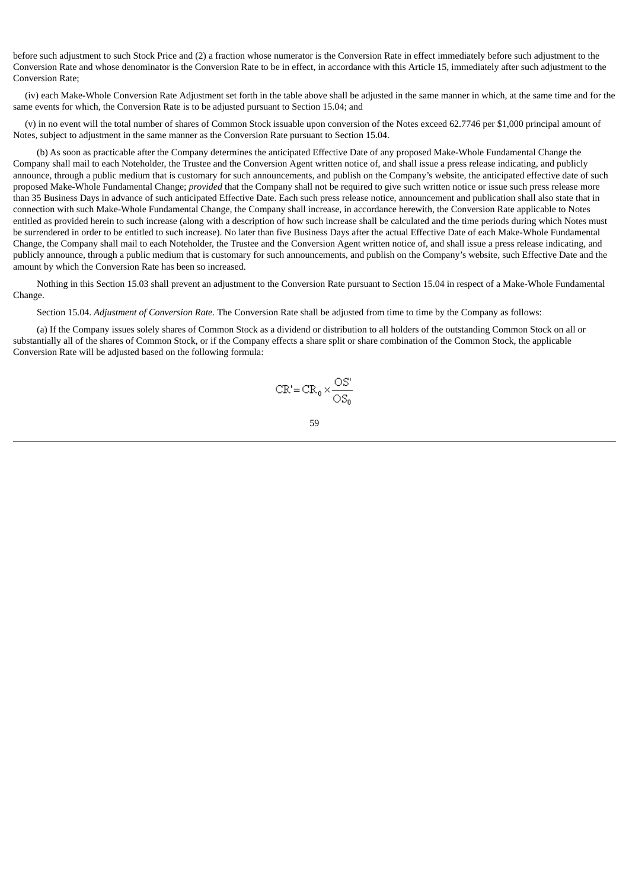before such adjustment to such Stock Price and (2) a fraction whose numerator is the Conversion Rate in effect immediately before such adjustment to the Conversion Rate and whose denominator is the Conversion Rate to be in effect, in accordance with this Article 15, immediately after such adjustment to the Conversion Rate;

(iv) each Make-Whole Conversion Rate Adjustment set forth in the table above shall be adjusted in the same manner in which, at the same time and for the same events for which, the Conversion Rate is to be adjusted pursuant to Section 15.04; and

(v) in no event will the total number of shares of Common Stock issuable upon conversion of the Notes exceed 62.7746 per $1,000 principal amount of Notes, subject to adjustment in the same manner as the Conversion Rate pursuant to Section 15.04.

(b) As soon as practicable after the Company determines the anticipated Effective Date of any proposed Make-Whole Fundamental Change the Company shall mail to each Noteholder, the Trustee and the Conversion Agent written notice of, and shall issue a press release indicating, and publicly announce, through a public medium that is customary for such announcements, and publish on the Company's website, the anticipated effective date of such proposed Make-Whole Fundamental Change; *provided* that the Company shall not be required to give such written notice or issue such press release more than 35 Business Days in advance of such anticipated Effective Date. Each such press release notice, announcement and publication shall also state that in connection with such Make-Whole Fundamental Change, the Company shall increase, in accordance herewith, the Conversion Rate applicable to Notes entitled as provided herein to such increase (along with a description of how such increase shall be calculated and the time periods during which Notes must be surrendered in order to be entitled to such increase). No later than five Business Days after the actual Effective Date of each Make-Whole Fundamental Change, the Company shall mail to each Noteholder, the Trustee and the Conversion Agent written notice of, and shall issue a press release indicating, and publicly announce, through a public medium that is customary for such announcements, and publish on the Company's website, such Effective Date and the amount by which the Conversion Rate has been so increased.

Nothing in this Section 15.03 shall prevent an adjustment to the Conversion Rate pursuant to Section 15.04 in respect of a Make-Whole Fundamental Change.

Section 15.04. *Adjustment of Conversion Rate*. The Conversion Rate shall be adjusted from time to time by the Company as follows:

(a) If the Company issues solely shares of Common Stock as a dividend or distribution to all holders of the outstanding Common Stock on all or substantially all of the shares of Common Stock, or if the Company effects a share split or share combination of the Common Stock, the applicable Conversion Rate will be adjusted based on the following formula:

$$CR' = CR_0 \times \frac{OS'}{OS_0}$$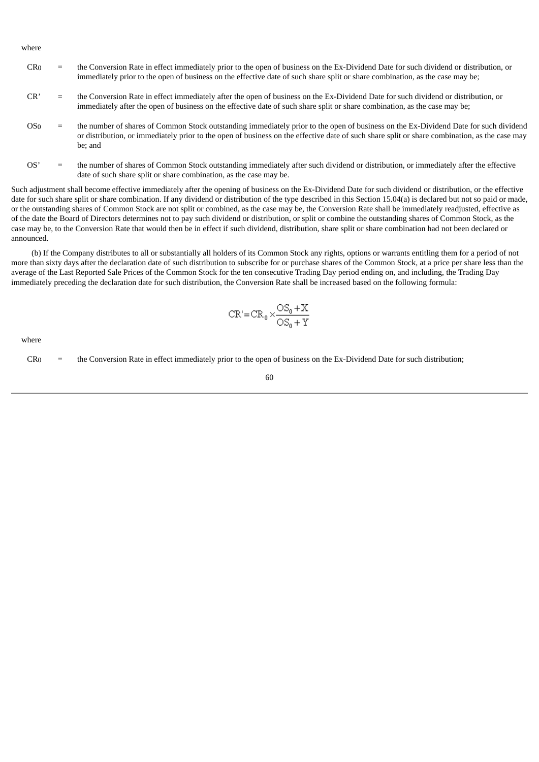where

| | | |
|---|---|---|
| $CR_0$ | = | the Conversion Rate in effect immediately prior to the open of business on the Ex-Dividend Date for such dividend or distribution, or immediately prior to the open of business on the effective date of such share split or share combination, as the case may be; |
| $CR'$ | = | the Conversion Rate in effect immediately after the open of business on the Ex-Dividend Date for such dividend or distribution, or immediately after the open of business on the effective date of such share split or share combination, as the case may be; |
| $OS_0$ | = | the number of shares of Common Stock outstanding immediately prior to the open of business on the Ex-Dividend Date for such dividend or distribution, or immediately prior to the open of business on the effective date of such share split or share combination, as the case may be; and |
| $OS'$ | = | the number of shares of Common Stock outstanding immediately after such dividend or distribution, or immediately after the effective date of such share split or share combination, as the case may be. |

Such adjustment shall become effective immediately after the opening of business on the Ex-Dividend Date for such dividend or distribution, or the effective date for such share split or share combination. If any dividend or distribution of the type described in this Section 15.04(a) is declared but not so paid or made, or the outstanding shares of Common Stock are not split or combined, as the case may be, the Conversion Rate shall be immediately readjusted, effective as of the date the Board of Directors determines not to pay such dividend or distribution, or split or combine the outstanding shares of Common Stock, as the case may be, to the Conversion Rate that would then be in effect if such dividend, distribution, share split or share combination had not been declared or announced.

(b) If the Company distributes to all or substantially all holders of its Common Stock any rights, options or warrants entitling them for a period of not more than sixty days after the declaration date of such distribution to subscribe for or purchase shares of the Common Stock, at a price per share less than the average of the Last Reported Sale Prices of the Common Stock for the ten consecutive Trading Day period ending on, and including, the Trading Day immediately preceding the declaration date for such distribution, the Conversion Rate shall be increased based on the following formula:

$$CR' = CR_0 \times \frac{OS_0 + X}{OS_0 + Y}$$

where

| | | |
|---|---|---|
| $CR_0$ | = | the Conversion Rate in effect immediately prior to the open of business on the Ex-Dividend Date for such distribution; |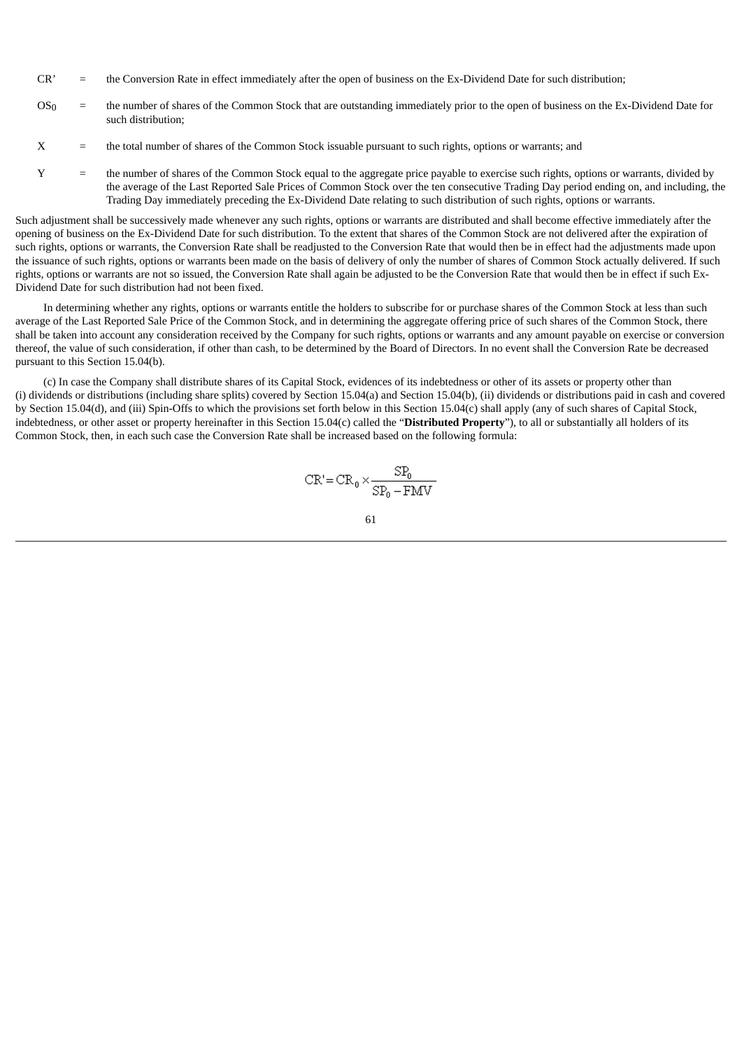$CR'$ = the Conversion Rate in effect immediately after the open of business on the Ex-Dividend Date for such distribution;

$OS_0$ = the number of shares of the Common Stock that are outstanding immediately prior to the open of business on the Ex-Dividend Date for such distribution;

$X$ = the total number of shares of the Common Stock issuable pursuant to such rights, options or warrants; and

$Y$ = the number of shares of the Common Stock equal to the aggregate price payable to exercise such rights, options or warrants, divided by the average of the Last Reported Sale Prices of Common Stock over the ten consecutive Trading Day period ending on, and including, the Trading Day immediately preceding the Ex-Dividend Date relating to such distribution of such rights, options or warrants.

Such adjustment shall be successively made whenever any such rights, options or warrants are distributed and shall become effective immediately after the opening of business on the Ex-Dividend Date for such distribution. To the extent that shares of the Common Stock are not delivered after the expiration of such rights, options or warrants, the Conversion Rate shall be readjusted to the Conversion Rate that would then be in effect had the adjustments made upon the issuance of such rights, options or warrants been made on the basis of delivery of only the number of shares of Common Stock actually delivered. If such rights, options or warrants are not so issued, the Conversion Rate shall again be adjusted to be the Conversion Rate that would then be in effect if such Ex-Dividend Date for such distribution had not been fixed.

In determining whether any rights, options or warrants entitle the holders to subscribe for or purchase shares of the Common Stock at less than such average of the Last Reported Sale Price of the Common Stock, and in determining the aggregate offering price of such shares of the Common Stock, there shall be taken into account any consideration received by the Company for such rights, options or warrants and any amount payable on exercise or conversion thereof, the value of such consideration, if other than cash, to be determined by the Board of Directors. In no event shall the Conversion Rate be decreased pursuant to this Section 15.04(b).

(c) In case the Company shall distribute shares of its Capital Stock, evidences of its indebtedness or other of its assets or property other than (i) dividends or distributions (including share splits) covered by Section 15.04(a) and Section 15.04(b), (ii) dividends or distributions paid in cash and covered by Section 15.04(d), and (iii) Spin-Offs to which the provisions set forth below in this Section 15.04(c) shall apply (any of such shares of Capital Stock, indebtedness, or other asset or property hereinafter in this Section 15.04(c) called the "**Distributed Property**"), to all or substantially all holders of its Common Stock, then, in each such case the Conversion Rate shall be increased based on the following formula:

$$CR' = CR_0 \times \frac{SP_0}{SP_0 - FMV}$$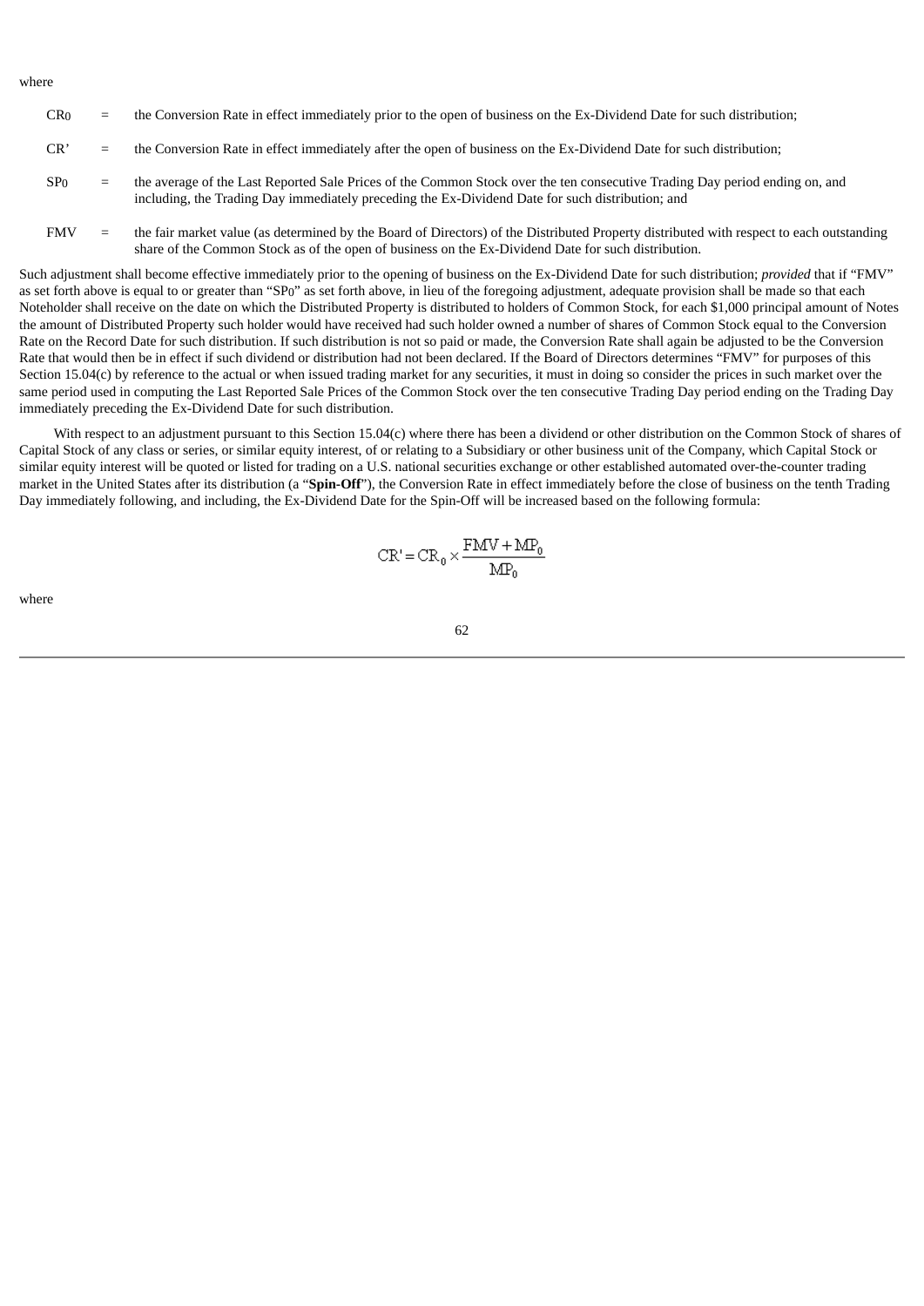where

$CR_0$ = the Conversion Rate in effect immediately prior to the open of business on the Ex-Dividend Date for such distribution;

$CR'$ = the Conversion Rate in effect immediately after the open of business on the Ex-Dividend Date for such distribution;

$SP_0$ = the average of the Last Reported Sale Prices of the Common Stock over the ten consecutive Trading Day period ending on, and including, the Trading Day immediately preceding the Ex-Dividend Date for such distribution; and

FMV = the fair market value (as determined by the Board of Directors) of the Distributed Property distributed with respect to each outstanding share of the Common Stock as of the open of business on the Ex-Dividend Date for such distribution.

Such adjustment shall become effective immediately prior to the opening of business on the Ex-Dividend Date for such distribution; *provided* that if "FMV" as set forth above is equal to or greater than "$SP_0$" as set forth above, in lieu of the foregoing adjustment, adequate provision shall be made so that each Noteholder shall receive on the date on which the Distributed Property is distributed to holders of Common Stock, for each $1,000 principal amount of Notes the amount of Distributed Property such holder would have received had such holder owned a number of shares of Common Stock equal to the Conversion Rate on the Record Date for such distribution. If such distribution is not so paid or made, the Conversion Rate shall again be adjusted to be the Conversion Rate that would then be in effect if such dividend or distribution had not been declared. If the Board of Directors determines "FMV" for purposes of this Section 15.04(c) by reference to the actual or when issued trading market for any securities, it must in doing so consider the prices in such market over the same period used in computing the Last Reported Sale Prices of the Common Stock over the ten consecutive Trading Day period ending on the Trading Day immediately preceding the Ex-Dividend Date for such distribution.

With respect to an adjustment pursuant to this Section 15.04(c) where there has been a dividend or other distribution on the Common Stock of shares of Capital Stock of any class or series, or similar equity interest, of or relating to a Subsidiary or other business unit of the Company, which Capital Stock or similar equity interest will be quoted or listed for trading on a U.S. national securities exchange or other established automated over-the-counter trading market in the United States after its distribution (a "**Spin-Off**"), the Conversion Rate in effect immediately before the close of business on the tenth Trading Day immediately following, and including, the Ex-Dividend Date for the Spin-Off will be increased based on the following formula:

$$CR' = CR_0 \times \frac{FMV + MP_0}{MP_0}$$

where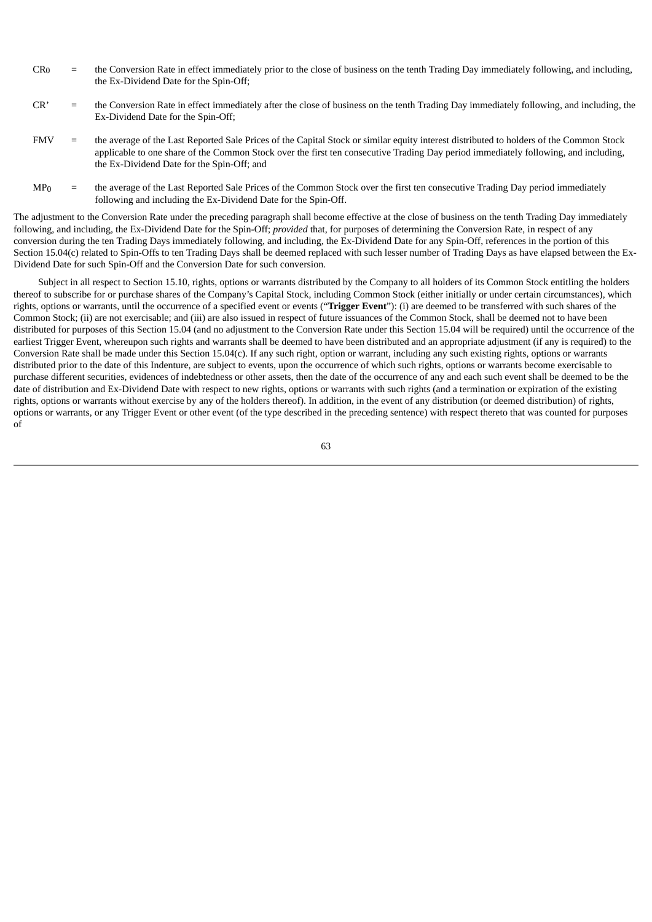$CR_0$ = the Conversion Rate in effect immediately prior to the close of business on the tenth Trading Day immediately following, and including, the Ex-Dividend Date for the Spin-Off;

$CR'$ = the Conversion Rate in effect immediately after the close of business on the tenth Trading Day immediately following, and including, the Ex-Dividend Date for the Spin-Off;

$FMV$ = the average of the Last Reported Sale Prices of the Capital Stock or similar equity interest distributed to holders of the Common Stock applicable to one share of the Common Stock over the first ten consecutive Trading Day period immediately following, and including, the Ex-Dividend Date for the Spin-Off; and

$MP_0$ = the average of the Last Reported Sale Prices of the Common Stock over the first ten consecutive Trading Day period immediately following and including the Ex-Dividend Date for the Spin-Off.

The adjustment to the Conversion Rate under the preceding paragraph shall become effective at the close of business on the tenth Trading Day immediately following, and including, the Ex-Dividend Date for the Spin-Off; *provided* that, for purposes of determining the Conversion Rate, in respect of any conversion during the ten Trading Days immediately following, and including, the Ex-Dividend Date for any Spin-Off, references in the portion of this Section 15.04(c) related to Spin-Offs to ten Trading Days shall be deemed replaced with such lesser number of Trading Days as have elapsed between the Ex-Dividend Date for such Spin-Off and the Conversion Date for such conversion.

Subject in all respect to Section 15.10, rights, options or warrants distributed by the Company to all holders of its Common Stock entitling the holders thereof to subscribe for or purchase shares of the Company's Capital Stock, including Common Stock (either initially or under certain circumstances), which rights, options or warrants, until the occurrence of a specified event or events ("**Trigger Event**"): (i) are deemed to be transferred with such shares of the Common Stock; (ii) are not exercisable; and (iii) are also issued in respect of future issuances of the Common Stock, shall be deemed not to have been distributed for purposes of this Section 15.04 (and no adjustment to the Conversion Rate under this Section 15.04 will be required) until the occurrence of the earliest Trigger Event, whereupon such rights and warrants shall be deemed to have been distributed and an appropriate adjustment (if any is required) to the Conversion Rate shall be made under this Section 15.04(c). If any such right, option or warrant, including any such existing rights, options or warrants distributed prior to the date of this Indenture, are subject to events, upon the occurrence of which such rights, options or warrants become exercisable to purchase different securities, evidences of indebtedness or other assets, then the date of the occurrence of any and each such event shall be deemed to be the date of distribution and Ex-Dividend Date with respect to new rights, options or warrants with such rights (and a termination or expiration of the existing rights, options or warrants without exercise by any of the holders thereof). In addition, in the event of any distribution (or deemed distribution) of rights, options or warrants, or any Trigger Event or other event (of the type described in the preceding sentence) with respect thereto that was counted for purposes of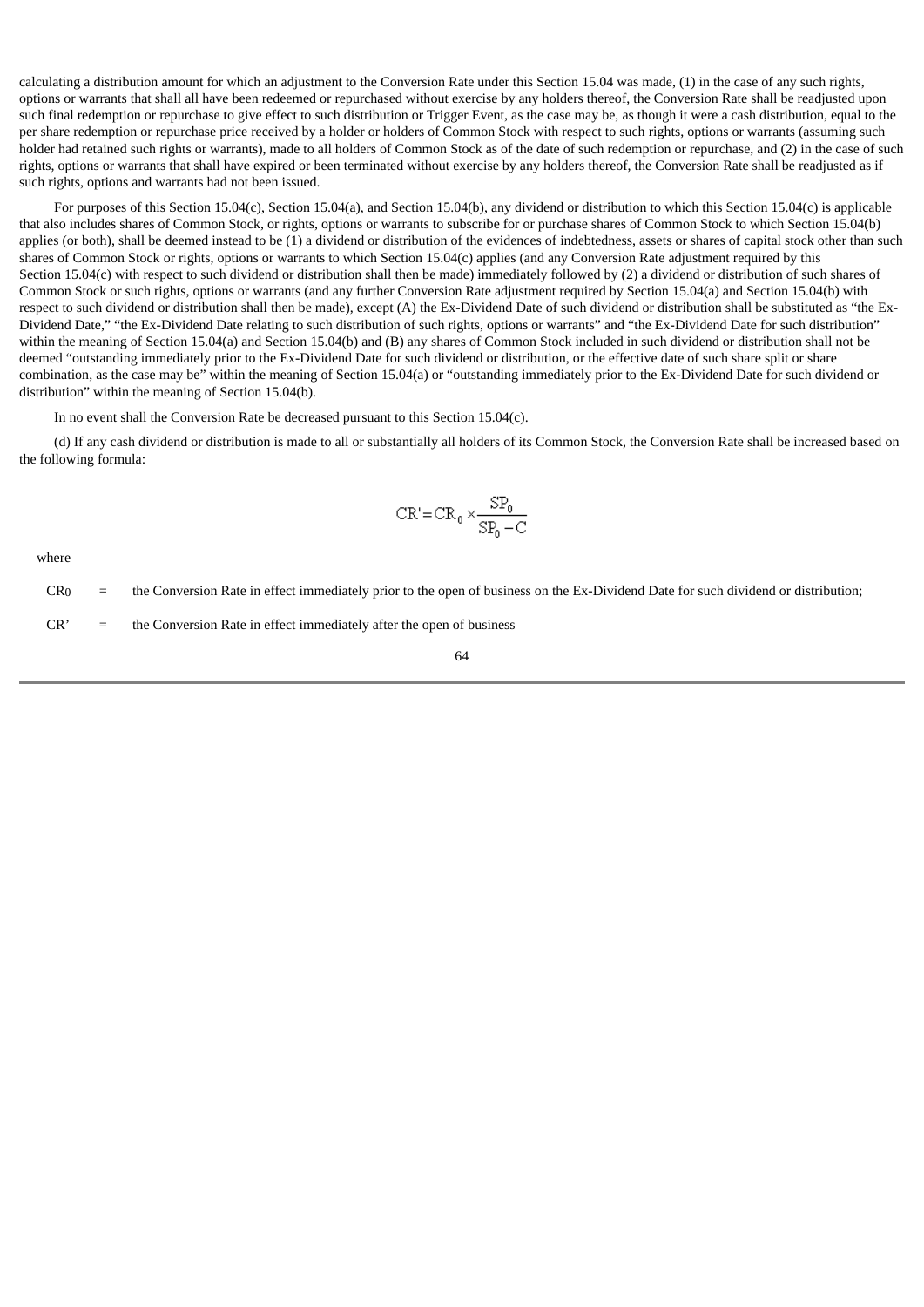calculating a distribution amount for which an adjustment to the Conversion Rate under this Section 15.04 was made, (1) in the case of any such rights, options or warrants that shall all have been redeemed or repurchased without exercise by any holders thereof, the Conversion Rate shall be readjusted upon such final redemption or repurchase to give effect to such distribution or Trigger Event, as the case may be, as though it were a cash distribution, equal to the per share redemption or repurchase price received by a holder or holders of Common Stock with respect to such rights, options or warrants (assuming such holder had retained such rights or warrants), made to all holders of Common Stock as of the date of such redemption or repurchase, and (2) in the case of such rights, options or warrants that shall have expired or been terminated without exercise by any holders thereof, the Conversion Rate shall be readjusted as if such rights, options and warrants had not been issued.

For purposes of this Section 15.04(c), Section 15.04(a), and Section 15.04(b), any dividend or distribution to which this Section 15.04(c) is applicable that also includes shares of Common Stock, or rights, options or warrants to subscribe for or purchase shares of Common Stock to which Section 15.04(b) applies (or both), shall be deemed instead to be (1) a dividend or distribution of the evidences of indebtedness, assets or shares of capital stock other than such shares of Common Stock or rights, options or warrants to which Section 15.04(c) applies (and any Conversion Rate adjustment required by this Section 15.04(c) with respect to such dividend or distribution shall then be made) immediately followed by (2) a dividend or distribution of such shares of Common Stock or such rights, options or warrants (and any further Conversion Rate adjustment required by Section 15.04(a) and Section 15.04(b) with respect to such dividend or distribution shall then be made), except (A) the Ex-Dividend Date of such dividend or distribution shall be substituted as "the Ex-Dividend Date," "the Ex-Dividend Date relating to such distribution of such rights, options or warrants" and "the Ex-Dividend Date for such distribution" within the meaning of Section 15.04(a) and Section 15.04(b) and (B) any shares of Common Stock included in such dividend or distribution shall not be deemed "outstanding immediately prior to the Ex-Dividend Date for such dividend or distribution, or the effective date of such share split or share combination, as the case may be" within the meaning of Section 15.04(a) or "outstanding immediately prior to the Ex-Dividend Date for such dividend or distribution" within the meaning of Section 15.04(b).

In no event shall the Conversion Rate be decreased pursuant to this Section 15.04(c).

(d) If any cash dividend or distribution is made to all or substantially all holders of its Common Stock, the Conversion Rate shall be increased based on the following formula:

$$CR' = CR_0 \times \frac{SP_0}{SP_0 - C}$$

where

$CR_0$ = the Conversion Rate in effect immediately prior to the open of business on the Ex-Dividend Date for such dividend or distribution;

$CR'$ = the Conversion Rate in effect immediately after the open of business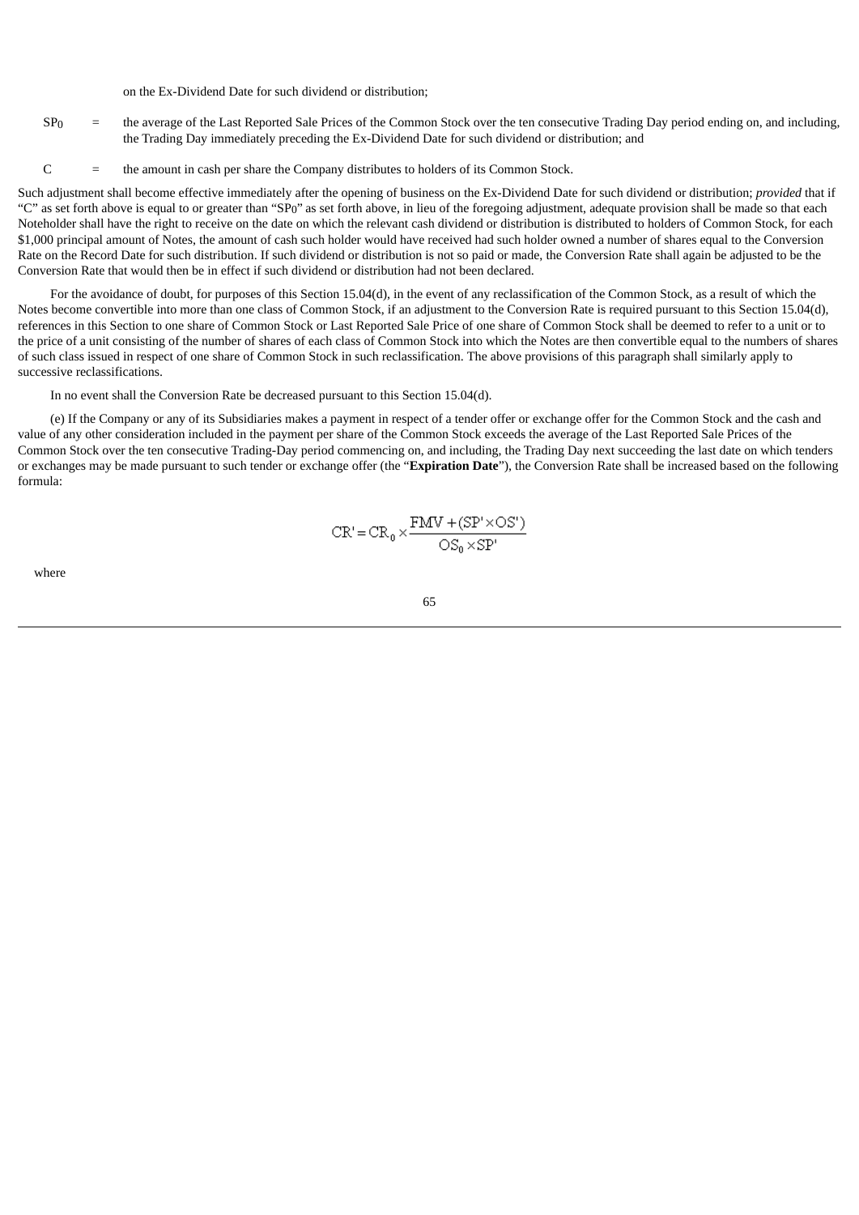on the Ex-Dividend Date for such dividend or distribution;

$SP_0$ = the average of the Last Reported Sale Prices of the Common Stock over the ten consecutive Trading Day period ending on, and including, the Trading Day immediately preceding the Ex-Dividend Date for such dividend or distribution; and

C = the amount in cash per share the Company distributes to holders of its Common Stock.

Such adjustment shall become effective immediately after the opening of business on the Ex-Dividend Date for such dividend or distribution; *provided* that if "C" as set forth above is equal to or greater than "$SP_0$" as set forth above, in lieu of the foregoing adjustment, adequate provision shall be made so that each Noteholder shall have the right to receive on the date on which the relevant cash dividend or distribution is distributed to holders of Common Stock, for each $1,000 principal amount of Notes, the amount of cash such holder would have received had such holder owned a number of shares equal to the Conversion Rate on the Record Date for such distribution. If such dividend or distribution is not so paid or made, the Conversion Rate shall again be adjusted to be the Conversion Rate that would then be in effect if such dividend or distribution had not been declared.

For the avoidance of doubt, for purposes of this Section 15.04(d), in the event of any reclassification of the Common Stock, as a result of which the Notes become convertible into more than one class of Common Stock, if an adjustment to the Conversion Rate is required pursuant to this Section 15.04(d), references in this Section to one share of Common Stock or Last Reported Sale Price of one share of Common Stock shall be deemed to refer to a unit or to the price of a unit consisting of the number of shares of each class of Common Stock into which the Notes are then convertible equal to the numbers of shares of such class issued in respect of one share of Common Stock in such reclassification. The above provisions of this paragraph shall similarly apply to successive reclassifications.

In no event shall the Conversion Rate be decreased pursuant to this Section 15.04(d).

(e) If the Company or any of its Subsidiaries makes a payment in respect of a tender offer or exchange offer for the Common Stock and the cash and value of any other consideration included in the payment per share of the Common Stock exceeds the average of the Last Reported Sale Prices of the Common Stock over the ten consecutive Trading-Day period commencing on, and including, the Trading Day next succeeding the last date on which tenders or exchanges may be made pursuant to such tender or exchange offer (the "**Expiration Date**"), the Conversion Rate shall be increased based on the following formula:

$$CR' = CR_0 \times \frac{FMV + (SP' \times OS')}{OS_0 \times SP'}$$

where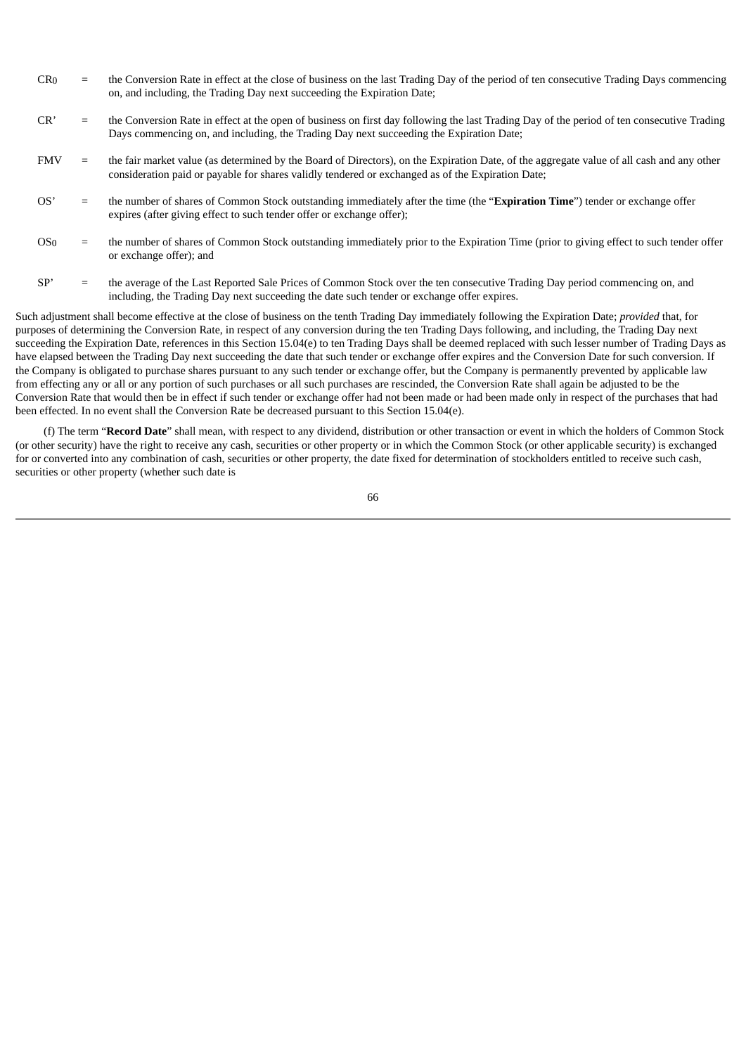$CR_0$ = the Conversion Rate in effect at the close of business on the last Trading Day of the period of ten consecutive Trading Days commencing on, and including, the Trading Day next succeeding the Expiration Date;

$CR'$ = the Conversion Rate in effect at the open of business on first day following the last Trading Day of the period of ten consecutive Trading Days commencing on, and including, the Trading Day next succeeding the Expiration Date;

$FMV$ = the fair market value (as determined by the Board of Directors), on the Expiration Date, of the aggregate value of all cash and any other consideration paid or payable for shares validly tendered or exchanged as of the Expiration Date;

$OS'$ = the number of shares of Common Stock outstanding immediately after the time (the "**Expiration Time**") tender or exchange offer expires (after giving effect to such tender offer or exchange offer);

$OS_0$ = the number of shares of Common Stock outstanding immediately prior to the Expiration Time (prior to giving effect to such tender offer or exchange offer); and

$SP'$ = the average of the Last Reported Sale Prices of Common Stock over the ten consecutive Trading Day period commencing on, and including, the Trading Day next succeeding the date such tender or exchange offer expires.

Such adjustment shall become effective at the close of business on the tenth Trading Day immediately following the Expiration Date; *provided* that, for purposes of determining the Conversion Rate, in respect of any conversion during the ten Trading Days following, and including, the Trading Day next succeeding the Expiration Date, references in this Section 15.04(e) to ten Trading Days shall be deemed replaced with such lesser number of Trading Days as have elapsed between the Trading Day next succeeding the date that such tender or exchange offer expires and the Conversion Date for such conversion. If the Company is obligated to purchase shares pursuant to any such tender or exchange offer, but the Company is permanently prevented by applicable law from effecting any or all or any portion of such purchases or all such purchases are rescinded, the Conversion Rate shall again be adjusted to be the Conversion Rate that would then be in effect if such tender or exchange offer had not been made or had been made only in respect of the purchases that had been effected. In no event shall the Conversion Rate be decreased pursuant to this Section 15.04(e).

(f) The term "**Record Date**" shall mean, with respect to any dividend, distribution or other transaction or event in which the holders of Common Stock (or other security) have the right to receive any cash, securities or other property or in which the Common Stock (or other applicable security) is exchanged for or converted into any combination of cash, securities or other property, the date fixed for determination of stockholders entitled to receive such cash, securities or other property (whether such date is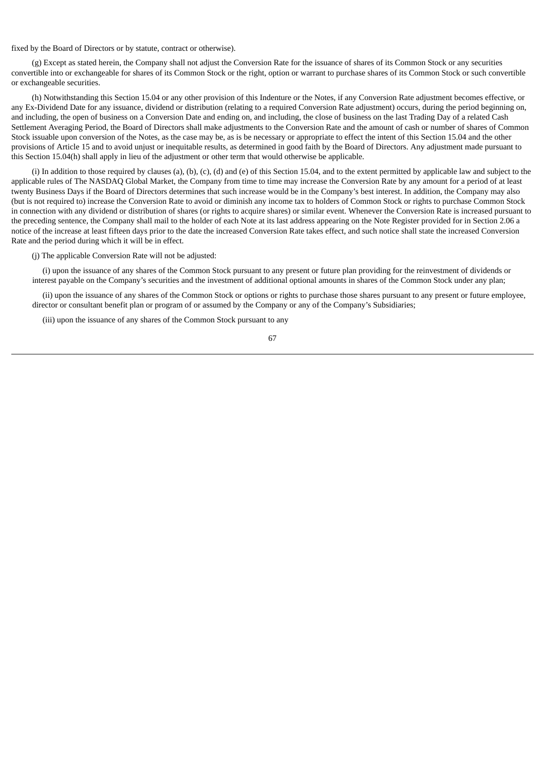fixed by the Board of Directors or by statute, contract or otherwise).

(g) Except as stated herein, the Company shall not adjust the Conversion Rate for the issuance of shares of its Common Stock or any securities convertible into or exchangeable for shares of its Common Stock or the right, option or warrant to purchase shares of its Common Stock or such convertible or exchangeable securities.

(h) Notwithstanding this Section 15.04 or any other provision of this Indenture or the Notes, if any Conversion Rate adjustment becomes effective, or any Ex-Dividend Date for any issuance, dividend or distribution (relating to a required Conversion Rate adjustment) occurs, during the period beginning on, and including, the open of business on a Conversion Date and ending on, and including, the close of business on the last Trading Day of a related Cash Settlement Averaging Period, the Board of Directors shall make adjustments to the Conversion Rate and the amount of cash or number of shares of Common Stock issuable upon conversion of the Notes, as the case may be, as is be necessary or appropriate to effect the intent of this Section 15.04 and the other provisions of Article 15 and to avoid unjust or inequitable results, as determined in good faith by the Board of Directors. Any adjustment made pursuant to this Section 15.04(h) shall apply in lieu of the adjustment or other term that would otherwise be applicable.

(i) In addition to those required by clauses (a), (b), (c), (d) and (e) of this Section 15.04, and to the extent permitted by applicable law and subject to the applicable rules of The NASDAQ Global Market, the Company from time to time may increase the Conversion Rate by any amount for a period of at least twenty Business Days if the Board of Directors determines that such increase would be in the Company's best interest. In addition, the Company may also (but is not required to) increase the Conversion Rate to avoid or diminish any income tax to holders of Common Stock or rights to purchase Common Stock in connection with any dividend or distribution of shares (or rights to acquire shares) or similar event. Whenever the Conversion Rate is increased pursuant to the preceding sentence, the Company shall mail to the holder of each Note at its last address appearing on the Note Register provided for in Section 2.06 a notice of the increase at least fifteen days prior to the date the increased Conversion Rate takes effect, and such notice shall state the increased Conversion Rate and the period during which it will be in effect.

(j) The applicable Conversion Rate will not be adjusted:

(i) upon the issuance of any shares of the Common Stock pursuant to any present or future plan providing for the reinvestment of dividends or interest payable on the Company's securities and the investment of additional optional amounts in shares of the Common Stock under any plan;

(ii) upon the issuance of any shares of the Common Stock or options or rights to purchase those shares pursuant to any present or future employee, director or consultant benefit plan or program of or assumed by the Company or any of the Company's Subsidiaries;

(iii) upon the issuance of any shares of the Common Stock pursuant to any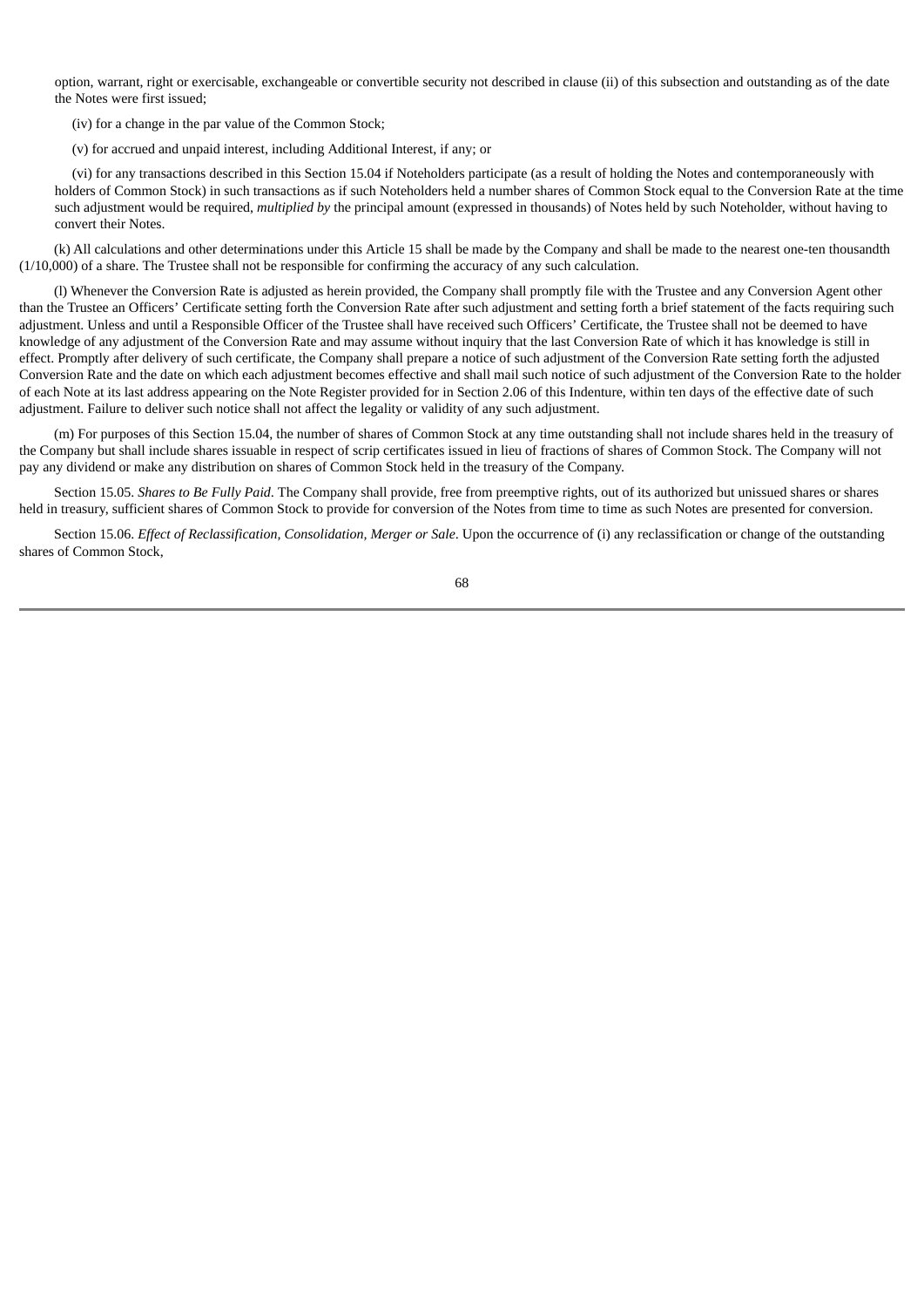option, warrant, right or exercisable, exchangeable or convertible security not described in clause (ii) of this subsection and outstanding as of the date the Notes were first issued;

(iv) for a change in the par value of the Common Stock;

(v) for accrued and unpaid interest, including Additional Interest, if any; or

(vi) for any transactions described in this Section 15.04 if Noteholders participate (as a result of holding the Notes and contemporaneously with holders of Common Stock) in such transactions as if such Noteholders held a number shares of Common Stock equal to the Conversion Rate at the time such adjustment would be required, *multiplied by* the principal amount (expressed in thousands) of Notes held by such Noteholder, without having to convert their Notes.

(k) All calculations and other determinations under this Article 15 shall be made by the Company and shall be made to the nearest one-ten thousandth (1/10,000) of a share. The Trustee shall not be responsible for confirming the accuracy of any such calculation.

(l) Whenever the Conversion Rate is adjusted as herein provided, the Company shall promptly file with the Trustee and any Conversion Agent other than the Trustee an Officers' Certificate setting forth the Conversion Rate after such adjustment and setting forth a brief statement of the facts requiring such adjustment. Unless and until a Responsible Officer of the Trustee shall have received such Officers' Certificate, the Trustee shall not be deemed to have knowledge of any adjustment of the Conversion Rate and may assume without inquiry that the last Conversion Rate of which it has knowledge is still in effect. Promptly after delivery of such certificate, the Company shall prepare a notice of such adjustment of the Conversion Rate setting forth the adjusted Conversion Rate and the date on which each adjustment becomes effective and shall mail such notice of such adjustment of the Conversion Rate to the holder of each Note at its last address appearing on the Note Register provided for in Section 2.06 of this Indenture, within ten days of the effective date of such adjustment. Failure to deliver such notice shall not affect the legality or validity of any such adjustment.

(m) For purposes of this Section 15.04, the number of shares of Common Stock at any time outstanding shall not include shares held in the treasury of the Company but shall include shares issuable in respect of scrip certificates issued in lieu of fractions of shares of Common Stock. The Company will not pay any dividend or make any distribution on shares of Common Stock held in the treasury of the Company.

Section 15.05. *Shares to Be Fully Paid*. The Company shall provide, free from preemptive rights, out of its authorized but unissued shares or shares held in treasury, sufficient shares of Common Stock to provide for conversion of the Notes from time to time as such Notes are presented for conversion.

Section 15.06. *Effect of Reclassification, Consolidation, Merger or Sale*. Upon the occurrence of (i) any reclassification or change of the outstanding shares of Common Stock,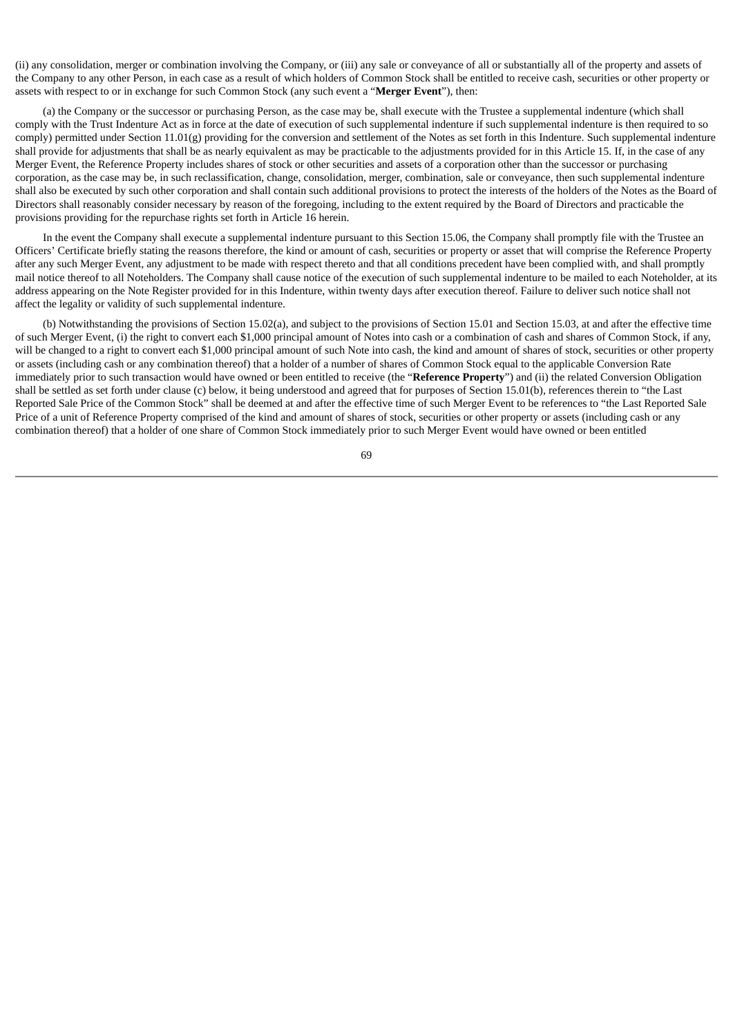(ii) any consolidation, merger or combination involving the Company, or (iii) any sale or conveyance of all or substantially all of the property and assets of the Company to any other Person, in each case as a result of which holders of Common Stock shall be entitled to receive cash, securities or other property or assets with respect to or in exchange for such Common Stock (any such event a "**Merger Event**"), then:

(a) the Company or the successor or purchasing Person, as the case may be, shall execute with the Trustee a supplemental indenture (which shall comply with the Trust Indenture Act as in force at the date of execution of such supplemental indenture if such supplemental indenture is then required to so comply) permitted under Section 11.01(g) providing for the conversion and settlement of the Notes as set forth in this Indenture. Such supplemental indenture shall provide for adjustments that shall be as nearly equivalent as may be practicable to the adjustments provided for in this Article 15. If, in the case of any Merger Event, the Reference Property includes shares of stock or other securities and assets of a corporation other than the successor or purchasing corporation, as the case may be, in such reclassification, change, consolidation, merger, combination, sale or conveyance, then such supplemental indenture shall also be executed by such other corporation and shall contain such additional provisions to protect the interests of the holders of the Notes as the Board of Directors shall reasonably consider necessary by reason of the foregoing, including to the extent required by the Board of Directors and practicable the provisions providing for the repurchase rights set forth in Article 16 herein.

In the event the Company shall execute a supplemental indenture pursuant to this Section 15.06, the Company shall promptly file with the Trustee an Officers' Certificate briefly stating the reasons therefore, the kind or amount of cash, securities or property or asset that will comprise the Reference Property after any such Merger Event, any adjustment to be made with respect thereto and that all conditions precedent have been complied with, and shall promptly mail notice thereof to all Noteholders. The Company shall cause notice of the execution of such supplemental indenture to be mailed to each Noteholder, at its address appearing on the Note Register provided for in this Indenture, within twenty days after execution thereof. Failure to deliver such notice shall not affect the legality or validity of such supplemental indenture.

(b) Notwithstanding the provisions of Section 15.02(a), and subject to the provisions of Section 15.01 and Section 15.03, at and after the effective time of such Merger Event, (i) the right to convert each $1,000 principal amount of Notes into cash or a combination of cash and shares of Common Stock, if any, will be changed to a right to convert each $1,000 principal amount of such Note into cash, the kind and amount of shares of stock, securities or other property or assets (including cash or any combination thereof) that a holder of a number of shares of Common Stock equal to the applicable Conversion Rate immediately prior to such transaction would have owned or been entitled to receive (the "**Reference Property**") and (ii) the related Conversion Obligation shall be settled as set forth under clause (c) below, it being understood and agreed that for purposes of Section 15.01(b), references therein to "the Last Reported Sale Price of the Common Stock" shall be deemed at and after the effective time of such Merger Event to be references to "the Last Reported Sale Price of a unit of Reference Property comprised of the kind and amount of shares of stock, securities or other property or assets (including cash or any combination thereof) that a holder of one share of Common Stock immediately prior to such Merger Event would have owned or been entitled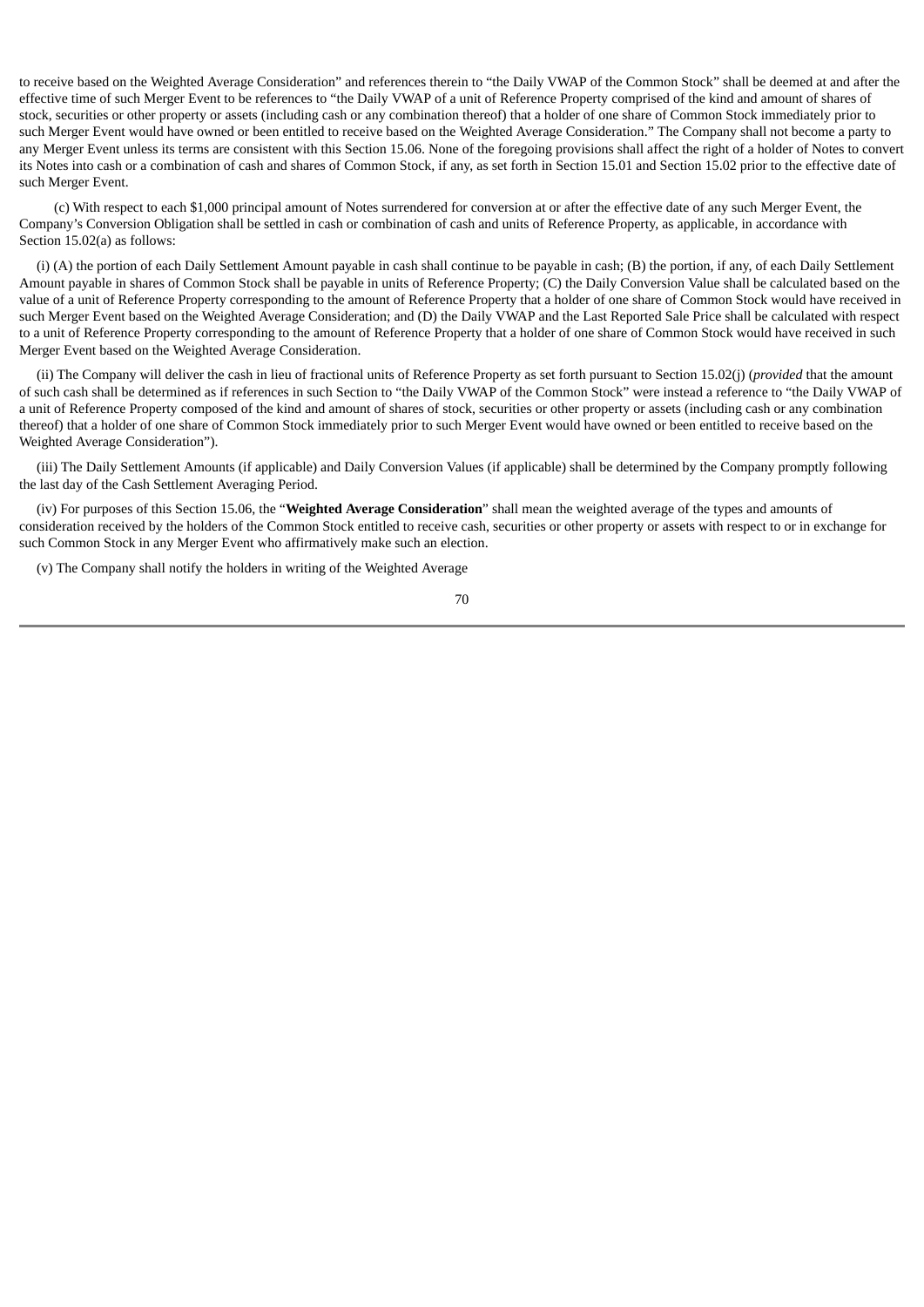to receive based on the Weighted Average Consideration" and references therein to "the Daily VWAP of the Common Stock" shall be deemed at and after the effective time of such Merger Event to be references to "the Daily VWAP of a unit of Reference Property comprised of the kind and amount of shares of stock, securities or other property or assets (including cash or any combination thereof) that a holder of one share of Common Stock immediately prior to such Merger Event would have owned or been entitled to receive based on the Weighted Average Consideration." The Company shall not become a party to any Merger Event unless its terms are consistent with this Section 15.06. None of the foregoing provisions shall affect the right of a holder of Notes to convert its Notes into cash or a combination of cash and shares of Common Stock, if any, as set forth in Section 15.01 and Section 15.02 prior to the effective date of such Merger Event.

(c) With respect to each $1,000 principal amount of Notes surrendered for conversion at or after the effective date of any such Merger Event, the Company's Conversion Obligation shall be settled in cash or combination of cash and units of Reference Property, as applicable, in accordance with Section 15.02(a) as follows:

(i) (A) the portion of each Daily Settlement Amount payable in cash shall continue to be payable in cash; (B) the portion, if any, of each Daily Settlement Amount payable in shares of Common Stock shall be payable in units of Reference Property; (C) the Daily Conversion Value shall be calculated based on the value of a unit of Reference Property corresponding to the amount of Reference Property that a holder of one share of Common Stock would have received in such Merger Event based on the Weighted Average Consideration; and (D) the Daily VWAP and the Last Reported Sale Price shall be calculated with respect to a unit of Reference Property corresponding to the amount of Reference Property that a holder of one share of Common Stock would have received in such Merger Event based on the Weighted Average Consideration.

(ii) The Company will deliver the cash in lieu of fractional units of Reference Property as set forth pursuant to Section 15.02(j) (*provided* that the amount of such cash shall be determined as if references in such Section to "the Daily VWAP of the Common Stock" were instead a reference to "the Daily VWAP of a unit of Reference Property composed of the kind and amount of shares of stock, securities or other property or assets (including cash or any combination thereof) that a holder of one share of Common Stock immediately prior to such Merger Event would have owned or been entitled to receive based on the Weighted Average Consideration").

(iii) The Daily Settlement Amounts (if applicable) and Daily Conversion Values (if applicable) shall be determined by the Company promptly following the last day of the Cash Settlement Averaging Period.

(iv) For purposes of this Section 15.06, the "**Weighted Average Consideration**" shall mean the weighted average of the types and amounts of consideration received by the holders of the Common Stock entitled to receive cash, securities or other property or assets with respect to or in exchange for such Common Stock in any Merger Event who affirmatively make such an election.

(v) The Company shall notify the holders in writing of the Weighted Average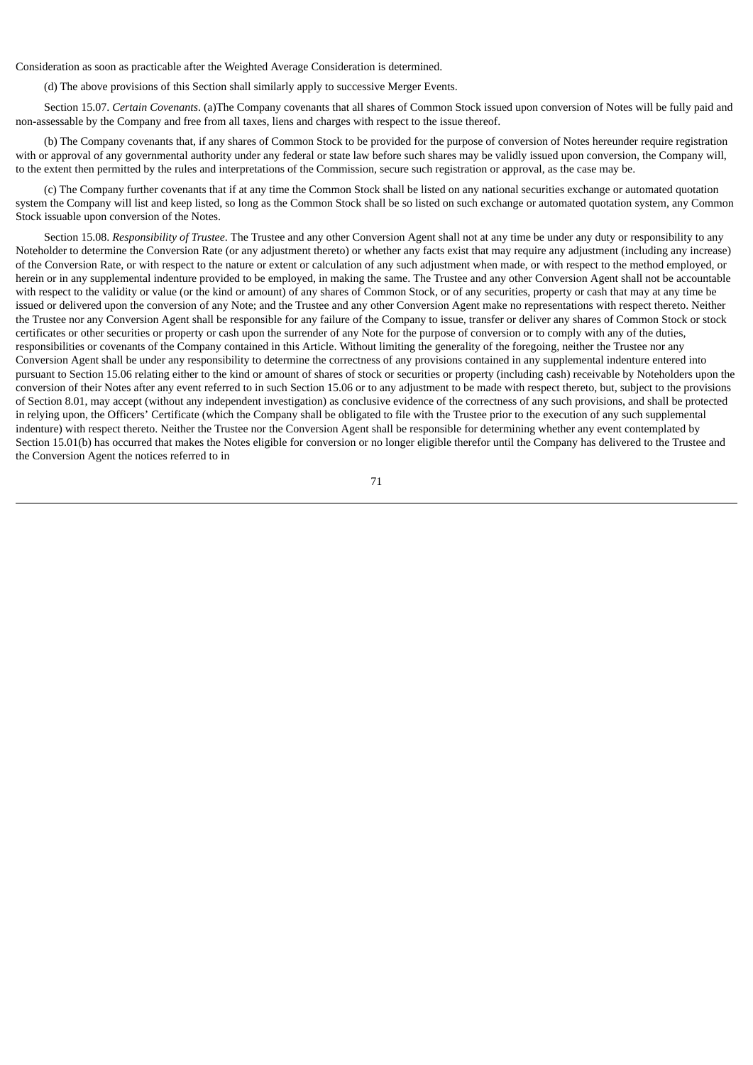Consideration as soon as practicable after the Weighted Average Consideration is determined.

(d) The above provisions of this Section shall similarly apply to successive Merger Events.

Section 15.07. *Certain Covenants*. (a)The Company covenants that all shares of Common Stock issued upon conversion of Notes will be fully paid and non-assessable by the Company and free from all taxes, liens and charges with respect to the issue thereof.

(b) The Company covenants that, if any shares of Common Stock to be provided for the purpose of conversion of Notes hereunder require registration with or approval of any governmental authority under any federal or state law before such shares may be validly issued upon conversion, the Company will, to the extent then permitted by the rules and interpretations of the Commission, secure such registration or approval, as the case may be.

(c) The Company further covenants that if at any time the Common Stock shall be listed on any national securities exchange or automated quotation system the Company will list and keep listed, so long as the Common Stock shall be so listed on such exchange or automated quotation system, any Common Stock issuable upon conversion of the Notes.

Section 15.08. *Responsibility of Trustee*. The Trustee and any other Conversion Agent shall not at any time be under any duty or responsibility to any Noteholder to determine the Conversion Rate (or any adjustment thereto) or whether any facts exist that may require any adjustment (including any increase) of the Conversion Rate, or with respect to the nature or extent or calculation of any such adjustment when made, or with respect to the method employed, or herein or in any supplemental indenture provided to be employed, in making the same. The Trustee and any other Conversion Agent shall not be accountable with respect to the validity or value (or the kind or amount) of any shares of Common Stock, or of any securities, property or cash that may at any time be issued or delivered upon the conversion of any Note; and the Trustee and any other Conversion Agent make no representations with respect thereto. Neither the Trustee nor any Conversion Agent shall be responsible for any failure of the Company to issue, transfer or deliver any shares of Common Stock or stock certificates or other securities or property or cash upon the surrender of any Note for the purpose of conversion or to comply with any of the duties, responsibilities or covenants of the Company contained in this Article. Without limiting the generality of the foregoing, neither the Trustee nor any Conversion Agent shall be under any responsibility to determine the correctness of any provisions contained in any supplemental indenture entered into pursuant to Section 15.06 relating either to the kind or amount of shares of stock or securities or property (including cash) receivable by Noteholders upon the conversion of their Notes after any event referred to in such Section 15.06 or to any adjustment to be made with respect thereto, but, subject to the provisions of Section 8.01, may accept (without any independent investigation) as conclusive evidence of the correctness of any such provisions, and shall be protected in relying upon, the Officers' Certificate (which the Company shall be obligated to file with the Trustee prior to the execution of any such supplemental indenture) with respect thereto. Neither the Trustee nor the Conversion Agent shall be responsible for determining whether any event contemplated by Section 15.01(b) has occurred that makes the Notes eligible for conversion or no longer eligible therefor until the Company has delivered to the Trustee and the Conversion Agent the notices referred to in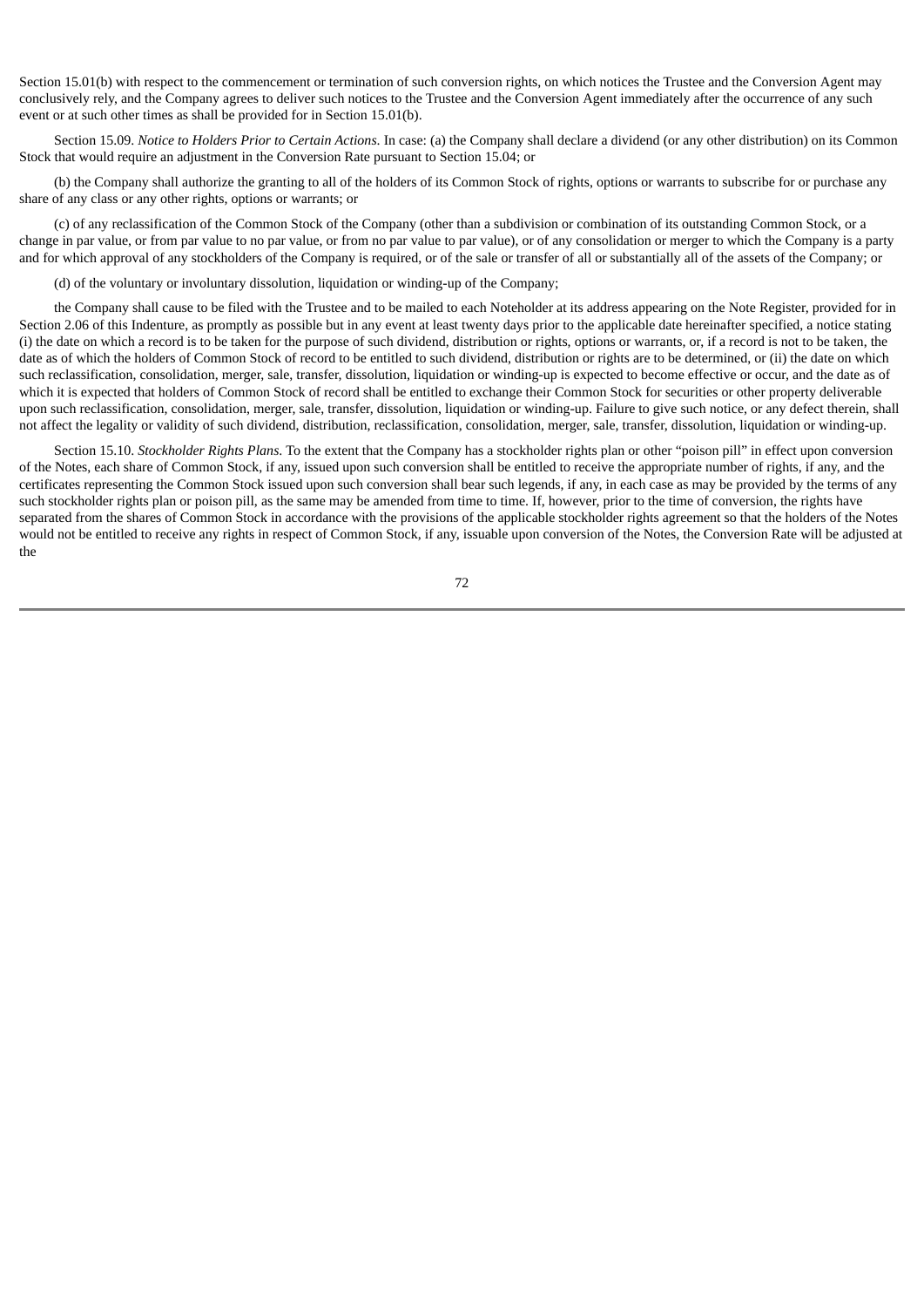Section 15.01(b) with respect to the commencement or termination of such conversion rights, on which notices the Trustee and the Conversion Agent may conclusively rely, and the Company agrees to deliver such notices to the Trustee and the Conversion Agent immediately after the occurrence of any such event or at such other times as shall be provided for in Section 15.01(b).

Section 15.09. *Notice to Holders Prior to Certain Actions.* In case: (a) the Company shall declare a dividend (or any other distribution) on its Common Stock that would require an adjustment in the Conversion Rate pursuant to Section 15.04; or

(b) the Company shall authorize the granting to all of the holders of its Common Stock of rights, options or warrants to subscribe for or purchase any share of any class or any other rights, options or warrants; or

(c) of any reclassification of the Common Stock of the Company (other than a subdivision or combination of its outstanding Common Stock, or a change in par value, or from par value to no par value, or from no par value to par value), or of any consolidation or merger to which the Company is a party and for which approval of any stockholders of the Company is required, or of the sale or transfer of all or substantially all of the assets of the Company; or

(d) of the voluntary or involuntary dissolution, liquidation or winding-up of the Company;

the Company shall cause to be filed with the Trustee and to be mailed to each Noteholder at its address appearing on the Note Register, provided for in Section 2.06 of this Indenture, as promptly as possible but in any event at least twenty days prior to the applicable date hereinafter specified, a notice stating (i) the date on which a record is to be taken for the purpose of such dividend, distribution or rights, options or warrants, or, if a record is not to be taken, the date as of which the holders of Common Stock of record to be entitled to such dividend, distribution or rights are to be determined, or (ii) the date on which such reclassification, consolidation, merger, sale, transfer, dissolution, liquidation or winding-up is expected to become effective or occur, and the date as of which it is expected that holders of Common Stock of record shall be entitled to exchange their Common Stock for securities or other property deliverable upon such reclassification, consolidation, merger, sale, transfer, dissolution, liquidation or winding-up. Failure to give such notice, or any defect therein, shall not affect the legality or validity of such dividend, distribution, reclassification, consolidation, merger, sale, transfer, dissolution, liquidation or winding-up.

Section 15.10. *Stockholder Rights Plans.* To the extent that the Company has a stockholder rights plan or other "poison pill" in effect upon conversion of the Notes, each share of Common Stock, if any, issued upon such conversion shall be entitled to receive the appropriate number of rights, if any, and the certificates representing the Common Stock issued upon such conversion shall bear such legends, if any, in each case as may be provided by the terms of any such stockholder rights plan or poison pill, as the same may be amended from time to time. If, however, prior to the time of conversion, the rights have separated from the shares of Common Stock in accordance with the provisions of the applicable stockholder rights agreement so that the holders of the Notes would not be entitled to receive any rights in respect of Common Stock, if any, issuable upon conversion of the Notes, the Conversion Rate will be adjusted at the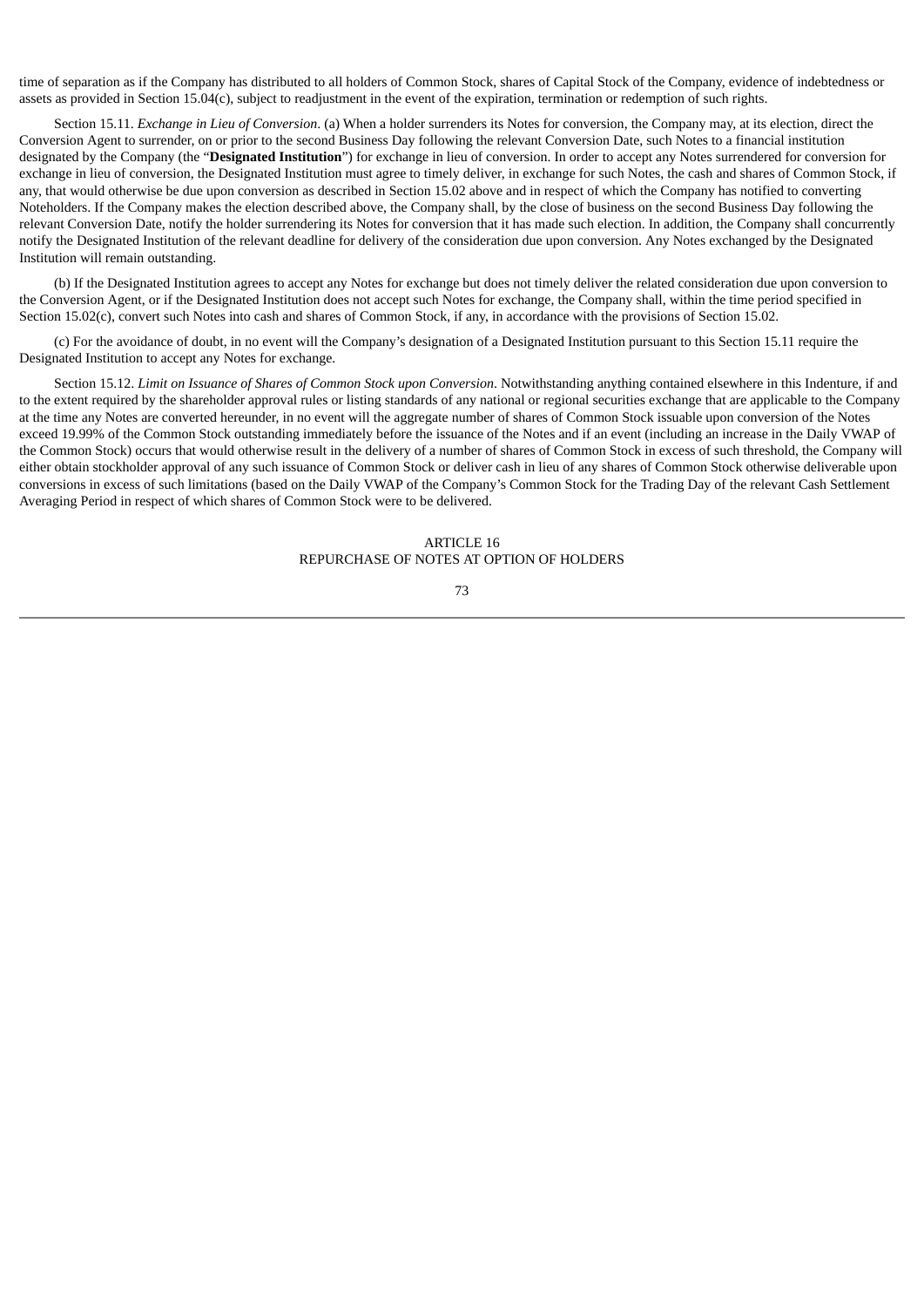time of separation as if the Company has distributed to all holders of Common Stock, shares of Capital Stock of the Company, evidence of indebtedness or assets as provided in Section 15.04(c), subject to readjustment in the event of the expiration, termination or redemption of such rights.

Section 15.11. *Exchange in Lieu of Conversion*. (a) When a holder surrenders its Notes for conversion, the Company may, at its election, direct the Conversion Agent to surrender, on or prior to the second Business Day following the relevant Conversion Date, such Notes to a financial institution designated by the Company (the "**Designated Institution**") for exchange in lieu of conversion. In order to accept any Notes surrendered for conversion for exchange in lieu of conversion, the Designated Institution must agree to timely deliver, in exchange for such Notes, the cash and shares of Common Stock, if any, that would otherwise be due upon conversion as described in Section 15.02 above and in respect of which the Company has notified to converting Noteholders. If the Company makes the election described above, the Company shall, by the close of business on the second Business Day following the relevant Conversion Date, notify the holder surrendering its Notes for conversion that it has made such election. In addition, the Company shall concurrently notify the Designated Institution of the relevant deadline for delivery of the consideration due upon conversion. Any Notes exchanged by the Designated Institution will remain outstanding.

(b) If the Designated Institution agrees to accept any Notes for exchange but does not timely deliver the related consideration due upon conversion to the Conversion Agent, or if the Designated Institution does not accept such Notes for exchange, the Company shall, within the time period specified in Section 15.02(c), convert such Notes into cash and shares of Common Stock, if any, in accordance with the provisions of Section 15.02.

(c) For the avoidance of doubt, in no event will the Company's designation of a Designated Institution pursuant to this Section 15.11 require the Designated Institution to accept any Notes for exchange.

Section 15.12. *Limit on Issuance of Shares of Common Stock upon Conversion*. Notwithstanding anything contained elsewhere in this Indenture, if and to the extent required by the shareholder approval rules or listing standards of any national or regional securities exchange that are applicable to the Company at the time any Notes are converted hereunder, in no event will the aggregate number of shares of Common Stock issuable upon conversion of the Notes exceed 19.99% of the Common Stock outstanding immediately before the issuance of the Notes and if an event (including an increase in the Daily VWAP of the Common Stock) occurs that would otherwise result in the delivery of a number of shares of Common Stock in excess of such threshold, the Company will either obtain stockholder approval of any such issuance of Common Stock or deliver cash in lieu of any shares of Common Stock otherwise deliverable upon conversions in excess of such limitations (based on the Daily VWAP of the Company's Common Stock for the Trading Day of the relevant Cash Settlement Averaging Period in respect of which shares of Common Stock were to be delivered.

## ARTICLE 16
## REPURCHASE OF NOTES AT OPTION OF HOLDERS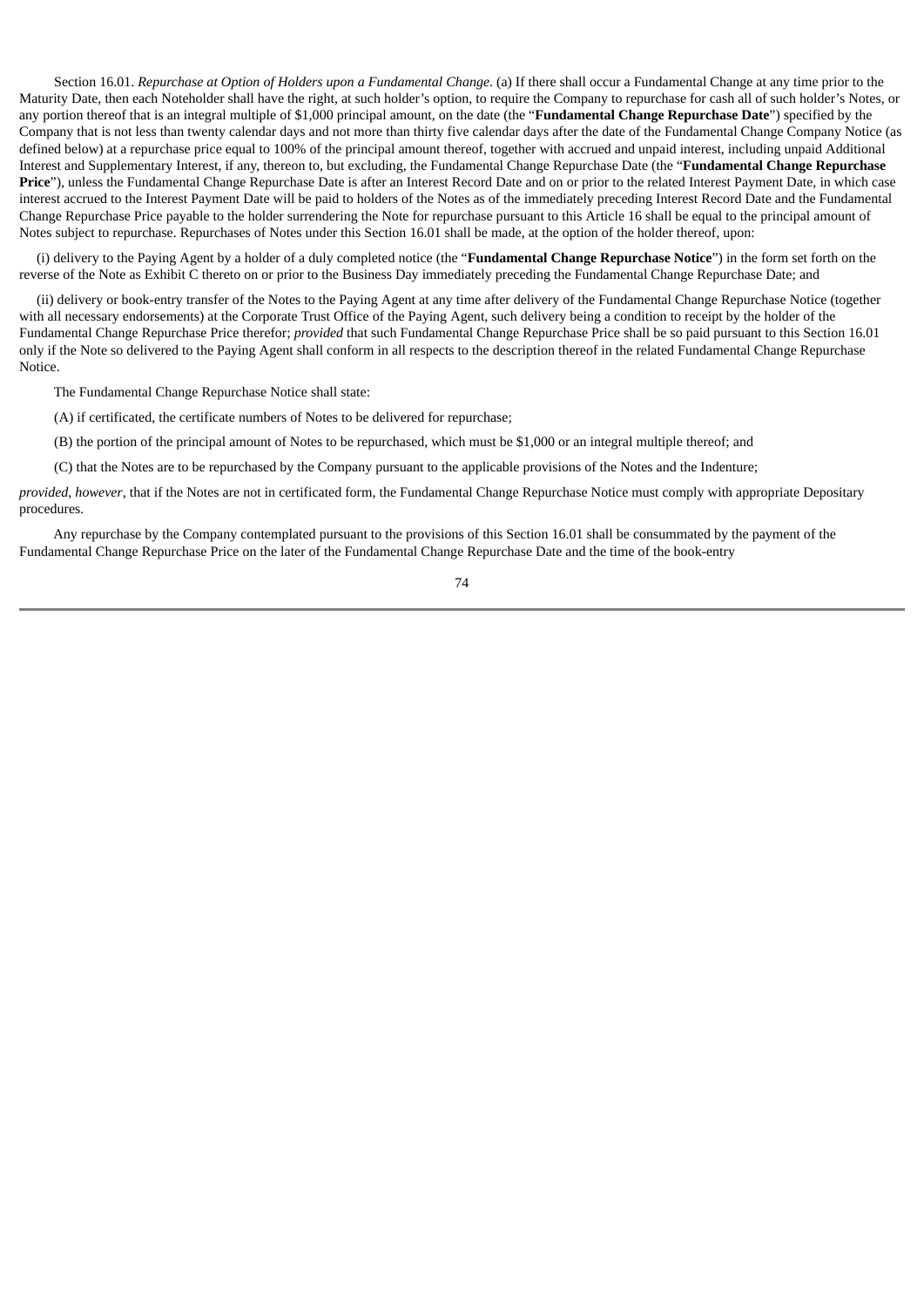Section 16.01. *Repurchase at Option of Holders upon a Fundamental Change*. (a) If there shall occur a Fundamental Change at any time prior to the Maturity Date, then each Noteholder shall have the right, at such holder's option, to require the Company to repurchase for cash all of such holder's Notes, or any portion thereof that is an integral multiple of $1,000 principal amount, on the date (the "**Fundamental Change Repurchase Date**") specified by the Company that is not less than twenty calendar days and not more than thirty five calendar days after the date of the Fundamental Change Company Notice (as defined below) at a repurchase price equal to 100% of the principal amount thereof, together with accrued and unpaid interest, including unpaid Additional Interest and Supplementary Interest, if any, thereon to, but excluding, the Fundamental Change Repurchase Date (the "**Fundamental Change Repurchase Price**"), unless the Fundamental Change Repurchase Date is after an Interest Record Date and on or prior to the related Interest Payment Date, in which case interest accrued to the Interest Payment Date will be paid to holders of the Notes as of the immediately preceding Interest Record Date and the Fundamental Change Repurchase Price payable to the holder surrendering the Note for repurchase pursuant to this Article 16 shall be equal to the principal amount of Notes subject to repurchase. Repurchases of Notes under this Section 16.01 shall be made, at the option of the holder thereof, upon:

(i) delivery to the Paying Agent by a holder of a duly completed notice (the "**Fundamental Change Repurchase Notice**") in the form set forth on the reverse of the Note as Exhibit C thereto on or prior to the Business Day immediately preceding the Fundamental Change Repurchase Date; and

(ii) delivery or book-entry transfer of the Notes to the Paying Agent at any time after delivery of the Fundamental Change Repurchase Notice (together with all necessary endorsements) at the Corporate Trust Office of the Paying Agent, such delivery being a condition to receipt by the holder of the Fundamental Change Repurchase Price therefor; *provided* that such Fundamental Change Repurchase Price shall be so paid pursuant to this Section 16.01 only if the Note so delivered to the Paying Agent shall conform in all respects to the description thereof in the related Fundamental Change Repurchase Notice.

The Fundamental Change Repurchase Notice shall state:

(A) if certificated, the certificate numbers of Notes to be delivered for repurchase;

(B) the portion of the principal amount of Notes to be repurchased, which must be $1,000 or an integral multiple thereof; and

(C) that the Notes are to be repurchased by the Company pursuant to the applicable provisions of the Notes and the Indenture;

*provided*, *however*, that if the Notes are not in certificated form, the Fundamental Change Repurchase Notice must comply with appropriate Depositary procedures.

Any repurchase by the Company contemplated pursuant to the provisions of this Section 16.01 shall be consummated by the payment of the Fundamental Change Repurchase Price on the later of the Fundamental Change Repurchase Date and the time of the book-entry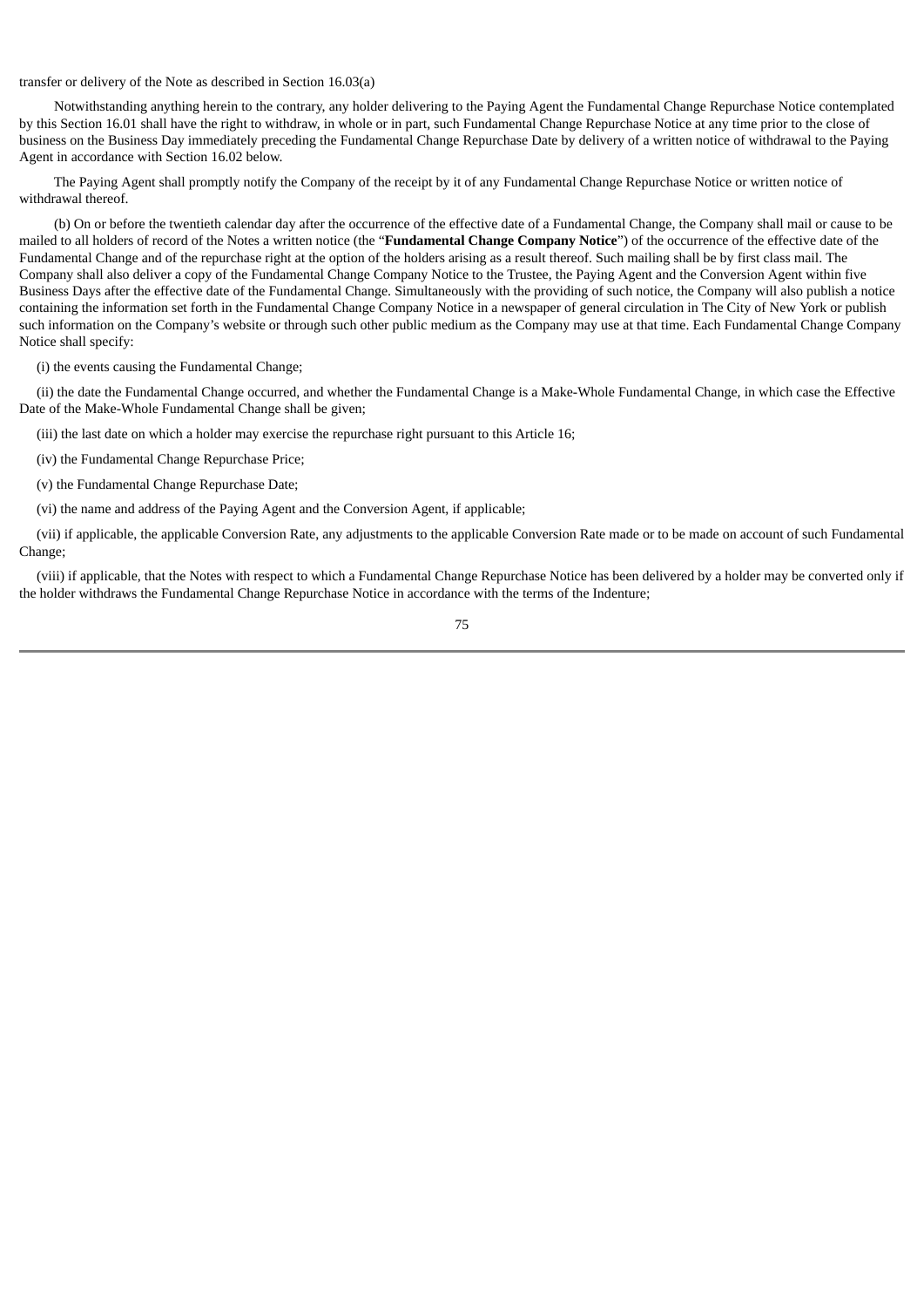transfer or delivery of the Note as described in Section 16.03(a)

Notwithstanding anything herein to the contrary, any holder delivering to the Paying Agent the Fundamental Change Repurchase Notice contemplated by this Section 16.01 shall have the right to withdraw, in whole or in part, such Fundamental Change Repurchase Notice at any time prior to the close of business on the Business Day immediately preceding the Fundamental Change Repurchase Date by delivery of a written notice of withdrawal to the Paying Agent in accordance with Section 16.02 below.

The Paying Agent shall promptly notify the Company of the receipt by it of any Fundamental Change Repurchase Notice or written notice of withdrawal thereof.

(b) On or before the twentieth calendar day after the occurrence of the effective date of a Fundamental Change, the Company shall mail or cause to be mailed to all holders of record of the Notes a written notice (the "**Fundamental Change Company Notice**") of the occurrence of the effective date of the Fundamental Change and of the repurchase right at the option of the holders arising as a result thereof. Such mailing shall be by first class mail. The Company shall also deliver a copy of the Fundamental Change Company Notice to the Trustee, the Paying Agent and the Conversion Agent within five Business Days after the effective date of the Fundamental Change. Simultaneously with the providing of such notice, the Company will also publish a notice containing the information set forth in the Fundamental Change Company Notice in a newspaper of general circulation in The City of New York or publish such information on the Company's website or through such other public medium as the Company may use at that time. Each Fundamental Change Company Notice shall specify:

(i) the events causing the Fundamental Change;

(ii) the date the Fundamental Change occurred, and whether the Fundamental Change is a Make-Whole Fundamental Change, in which case the Effective Date of the Make-Whole Fundamental Change shall be given;

(iii) the last date on which a holder may exercise the repurchase right pursuant to this Article 16;

(iv) the Fundamental Change Repurchase Price;

(v) the Fundamental Change Repurchase Date;

(vi) the name and address of the Paying Agent and the Conversion Agent, if applicable;

(vii) if applicable, the applicable Conversion Rate, any adjustments to the applicable Conversion Rate made or to be made on account of such Fundamental Change;

(viii) if applicable, that the Notes with respect to which a Fundamental Change Repurchase Notice has been delivered by a holder may be converted only if the holder withdraws the Fundamental Change Repurchase Notice in accordance with the terms of the Indenture;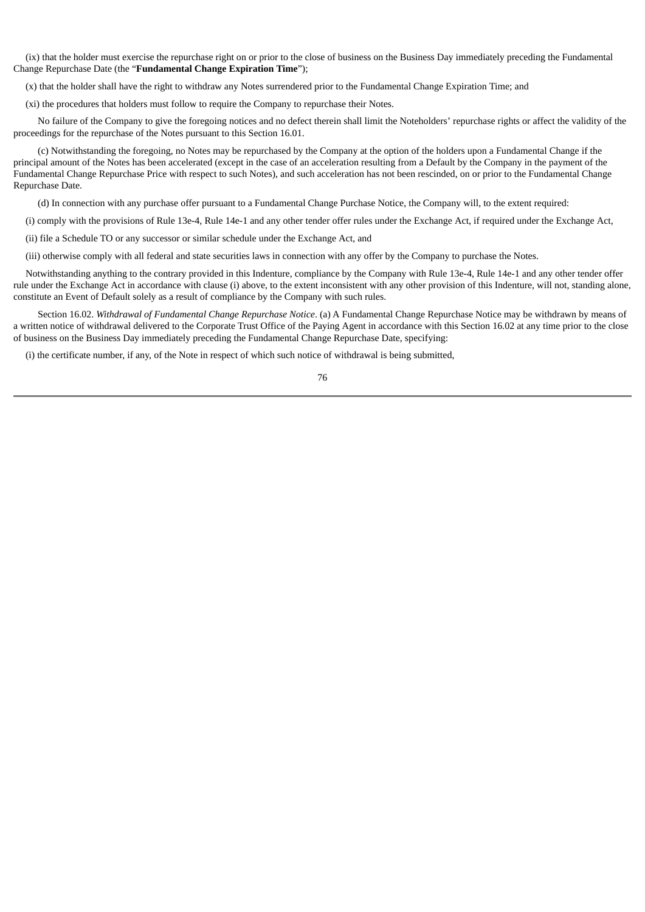(ix) that the holder must exercise the repurchase right on or prior to the close of business on the Business Day immediately preceding the Fundamental Change Repurchase Date (the "**Fundamental Change Expiration Time**");

(x) that the holder shall have the right to withdraw any Notes surrendered prior to the Fundamental Change Expiration Time; and

(xi) the procedures that holders must follow to require the Company to repurchase their Notes.

No failure of the Company to give the foregoing notices and no defect therein shall limit the Noteholders' repurchase rights or affect the validity of the proceedings for the repurchase of the Notes pursuant to this Section 16.01.

(c) Notwithstanding the foregoing, no Notes may be repurchased by the Company at the option of the holders upon a Fundamental Change if the principal amount of the Notes has been accelerated (except in the case of an acceleration resulting from a Default by the Company in the payment of the Fundamental Change Repurchase Price with respect to such Notes), and such acceleration has not been rescinded, on or prior to the Fundamental Change Repurchase Date.

(d) In connection with any purchase offer pursuant to a Fundamental Change Purchase Notice, the Company will, to the extent required:

(i) comply with the provisions of Rule 13e-4, Rule 14e-1 and any other tender offer rules under the Exchange Act, if required under the Exchange Act,

(ii) file a Schedule TO or any successor or similar schedule under the Exchange Act, and

(iii) otherwise comply with all federal and state securities laws in connection with any offer by the Company to purchase the Notes.

Notwithstanding anything to the contrary provided in this Indenture, compliance by the Company with Rule 13e-4, Rule 14e-1 and any other tender offer rule under the Exchange Act in accordance with clause (i) above, to the extent inconsistent with any other provision of this Indenture, will not, standing alone, constitute an Event of Default solely as a result of compliance by the Company with such rules.

Section 16.02. *Withdrawal of Fundamental Change Repurchase Notice*. (a) A Fundamental Change Repurchase Notice may be withdrawn by means of a written notice of withdrawal delivered to the Corporate Trust Office of the Paying Agent in accordance with this Section 16.02 at any time prior to the close of business on the Business Day immediately preceding the Fundamental Change Repurchase Date, specifying:

(i) the certificate number, if any, of the Note in respect of which such notice of withdrawal is being submitted,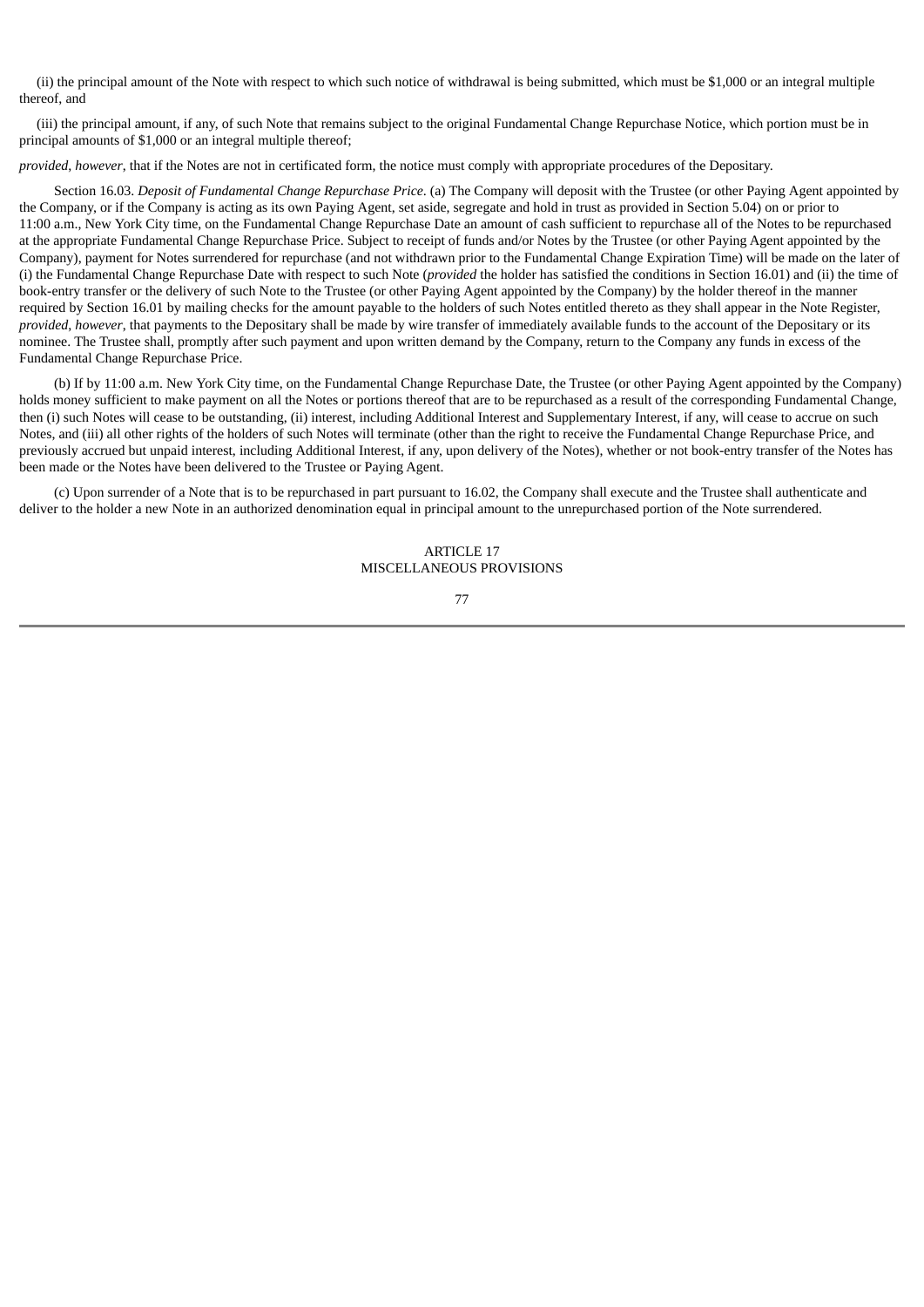(ii) the principal amount of the Note with respect to which such notice of withdrawal is being submitted, which must be $1,000 or an integral multiple thereof, and

(iii) the principal amount, if any, of such Note that remains subject to the original Fundamental Change Repurchase Notice, which portion must be in principal amounts of $1,000 or an integral multiple thereof;

*provided*, *however*, that if the Notes are not in certificated form, the notice must comply with appropriate procedures of the Depositary.

Section 16.03. *Deposit of Fundamental Change Repurchase Price*. (a) The Company will deposit with the Trustee (or other Paying Agent appointed by the Company, or if the Company is acting as its own Paying Agent, set aside, segregate and hold in trust as provided in Section 5.04) on or prior to 11:00 a.m., New York City time, on the Fundamental Change Repurchase Date an amount of cash sufficient to repurchase all of the Notes to be repurchased at the appropriate Fundamental Change Repurchase Price. Subject to receipt of funds and/or Notes by the Trustee (or other Paying Agent appointed by the Company), payment for Notes surrendered for repurchase (and not withdrawn prior to the Fundamental Change Expiration Time) will be made on the later of (i) the Fundamental Change Repurchase Date with respect to such Note (*provided* the holder has satisfied the conditions in Section 16.01) and (ii) the time of book-entry transfer or the delivery of such Note to the Trustee (or other Paying Agent appointed by the Company) by the holder thereof in the manner required by Section 16.01 by mailing checks for the amount payable to the holders of such Notes entitled thereto as they shall appear in the Note Register, *provided*, *however*, that payments to the Depositary shall be made by wire transfer of immediately available funds to the account of the Depositary or its nominee. The Trustee shall, promptly after such payment and upon written demand by the Company, return to the Company any funds in excess of the Fundamental Change Repurchase Price.

(b) If by 11:00 a.m. New York City time, on the Fundamental Change Repurchase Date, the Trustee (or other Paying Agent appointed by the Company) holds money sufficient to make payment on all the Notes or portions thereof that are to be repurchased as a result of the corresponding Fundamental Change, then (i) such Notes will cease to be outstanding, (ii) interest, including Additional Interest and Supplementary Interest, if any, will cease to accrue on such Notes, and (iii) all other rights of the holders of such Notes will terminate (other than the right to receive the Fundamental Change Repurchase Price, and previously accrued but unpaid interest, including Additional Interest, if any, upon delivery of the Notes), whether or not book-entry transfer of the Notes has been made or the Notes have been delivered to the Trustee or Paying Agent.

(c) Upon surrender of a Note that is to be repurchased in part pursuant to 16.02, the Company shall execute and the Trustee shall authenticate and deliver to the holder a new Note in an authorized denomination equal in principal amount to the unrepurchased portion of the Note surrendered.

## ARTICLE 17
## MISCELLANEOUS PROVISIONS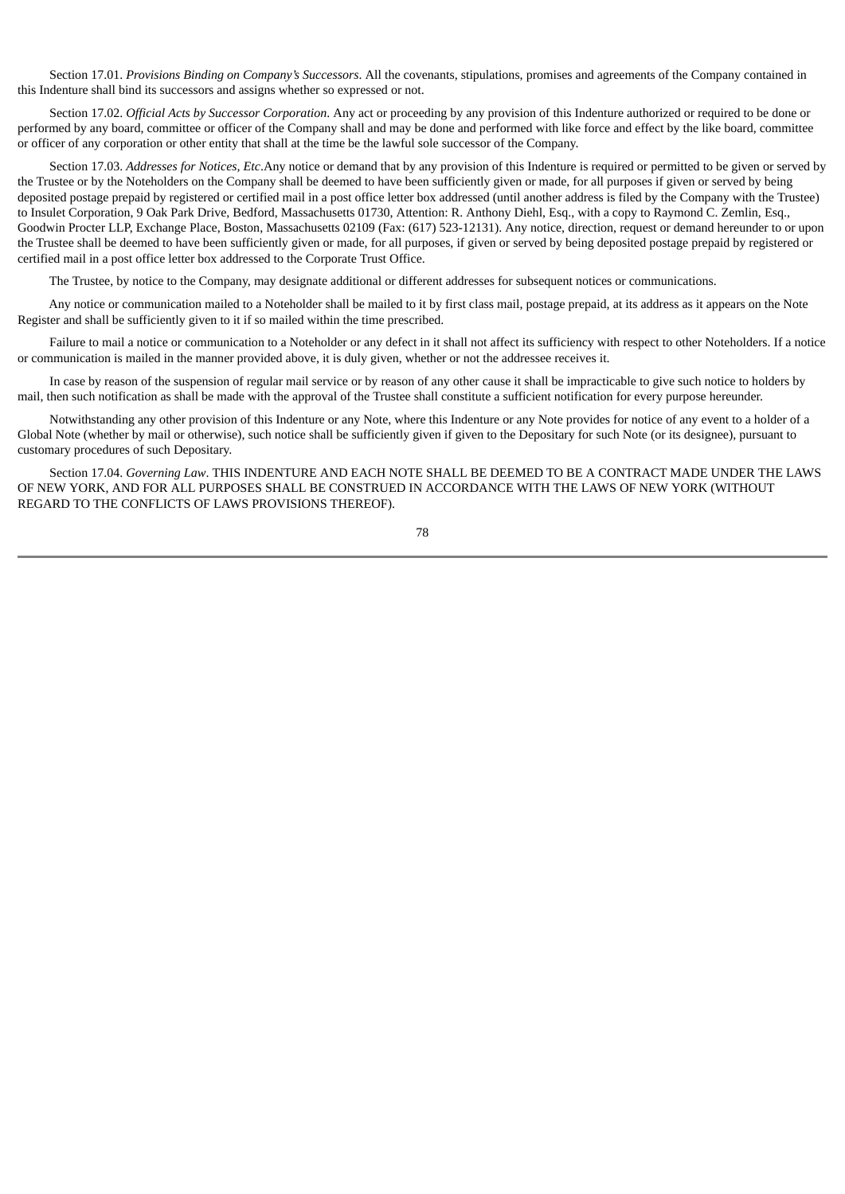Section 17.01. *Provisions Binding on Company's Successors*. All the covenants, stipulations, promises and agreements of the Company contained in this Indenture shall bind its successors and assigns whether so expressed or not.

Section 17.02. *Official Acts by Successor Corporation*. Any act or proceeding by any provision of this Indenture authorized or required to be done or performed by any board, committee or officer of the Company shall and may be done and performed with like force and effect by the like board, committee or officer of any corporation or other entity that shall at the time be the lawful sole successor of the Company.

Section 17.03. *Addresses for Notices, Etc*.Any notice or demand that by any provision of this Indenture is required or permitted to be given or served by the Trustee or by the Noteholders on the Company shall be deemed to have been sufficiently given or made, for all purposes if given or served by being deposited postage prepaid by registered or certified mail in a post office letter box addressed (until another address is filed by the Company with the Trustee) to Insulet Corporation, 9 Oak Park Drive, Bedford, Massachusetts 01730, Attention: R. Anthony Diehl, Esq., with a copy to Raymond C. Zemlin, Esq., Goodwin Procter LLP, Exchange Place, Boston, Massachusetts 02109 (Fax: (617) 523-12131). Any notice, direction, request or demand hereunder to or upon the Trustee shall be deemed to have been sufficiently given or made, for all purposes, if given or served by being deposited postage prepaid by registered or certified mail in a post office letter box addressed to the Corporate Trust Office.

The Trustee, by notice to the Company, may designate additional or different addresses for subsequent notices or communications.

Any notice or communication mailed to a Noteholder shall be mailed to it by first class mail, postage prepaid, at its address as it appears on the Note Register and shall be sufficiently given to it if so mailed within the time prescribed.

Failure to mail a notice or communication to a Noteholder or any defect in it shall not affect its sufficiency with respect to other Noteholders. If a notice or communication is mailed in the manner provided above, it is duly given, whether or not the addressee receives it.

In case by reason of the suspension of regular mail service or by reason of any other cause it shall be impracticable to give such notice to holders by mail, then such notification as shall be made with the approval of the Trustee shall constitute a sufficient notification for every purpose hereunder.

Notwithstanding any other provision of this Indenture or any Note, where this Indenture or any Note provides for notice of any event to a holder of a Global Note (whether by mail or otherwise), such notice shall be sufficiently given if given to the Depositary for such Note (or its designee), pursuant to customary procedures of such Depositary.

Section 17.04. *Governing Law*. THIS INDENTURE AND EACH NOTE SHALL BE DEEMED TO BE A CONTRACT MADE UNDER THE LAWS OF NEW YORK, AND FOR ALL PURPOSES SHALL BE CONSTRUED IN ACCORDANCE WITH THE LAWS OF NEW YORK (WITHOUT REGARD TO THE CONFLICTS OF LAWS PROVISIONS THEREOF).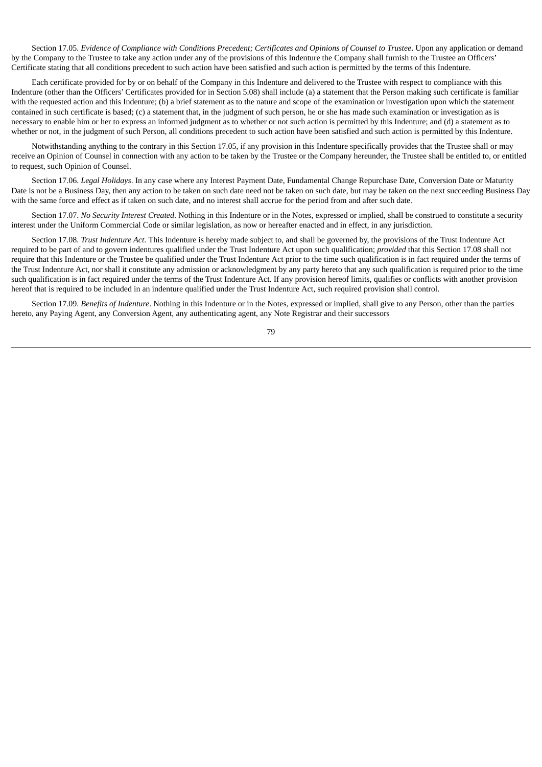Section 17.05. *Evidence of Compliance with Conditions Precedent; Certificates and Opinions of Counsel to Trustee*. Upon any application or demand by the Company to the Trustee to take any action under any of the provisions of this Indenture the Company shall furnish to the Trustee an Officers' Certificate stating that all conditions precedent to such action have been satisfied and such action is permitted by the terms of this Indenture.

Each certificate provided for by or on behalf of the Company in this Indenture and delivered to the Trustee with respect to compliance with this Indenture (other than the Officers' Certificates provided for in Section 5.08) shall include (a) a statement that the Person making such certificate is familiar with the requested action and this Indenture; (b) a brief statement as to the nature and scope of the examination or investigation upon which the statement contained in such certificate is based; (c) a statement that, in the judgment of such person, he or she has made such examination or investigation as is necessary to enable him or her to express an informed judgment as to whether or not such action is permitted by this Indenture; and (d) a statement as to whether or not, in the judgment of such Person, all conditions precedent to such action have been satisfied and such action is permitted by this Indenture.

Notwithstanding anything to the contrary in this Section 17.05, if any provision in this Indenture specifically provides that the Trustee shall or may receive an Opinion of Counsel in connection with any action to be taken by the Trustee or the Company hereunder, the Trustee shall be entitled to, or entitled to request, such Opinion of Counsel.

Section 17.06. *Legal Holidays*. In any case where any Interest Payment Date, Fundamental Change Repurchase Date, Conversion Date or Maturity Date is not be a Business Day, then any action to be taken on such date need not be taken on such date, but may be taken on the next succeeding Business Day with the same force and effect as if taken on such date, and no interest shall accrue for the period from and after such date.

Section 17.07. *No Security Interest Created*. Nothing in this Indenture or in the Notes, expressed or implied, shall be construed to constitute a security interest under the Uniform Commercial Code or similar legislation, as now or hereafter enacted and in effect, in any jurisdiction.

Section 17.08. *Trust Indenture Act.* This Indenture is hereby made subject to, and shall be governed by, the provisions of the Trust Indenture Act required to be part of and to govern indentures qualified under the Trust Indenture Act upon such qualification; *provided* that this Section 17.08 shall not require that this Indenture or the Trustee be qualified under the Trust Indenture Act prior to the time such qualification is in fact required under the terms of the Trust Indenture Act, nor shall it constitute any admission or acknowledgment by any party hereto that any such qualification is required prior to the time such qualification is in fact required under the terms of the Trust Indenture Act. If any provision hereof limits, qualifies or conflicts with another provision hereof that is required to be included in an indenture qualified under the Trust Indenture Act, such required provision shall control.

Section 17.09. *Benefits of Indenture*. Nothing in this Indenture or in the Notes, expressed or implied, shall give to any Person, other than the parties hereto, any Paying Agent, any Conversion Agent, any authenticating agent, any Note Registrar and their successors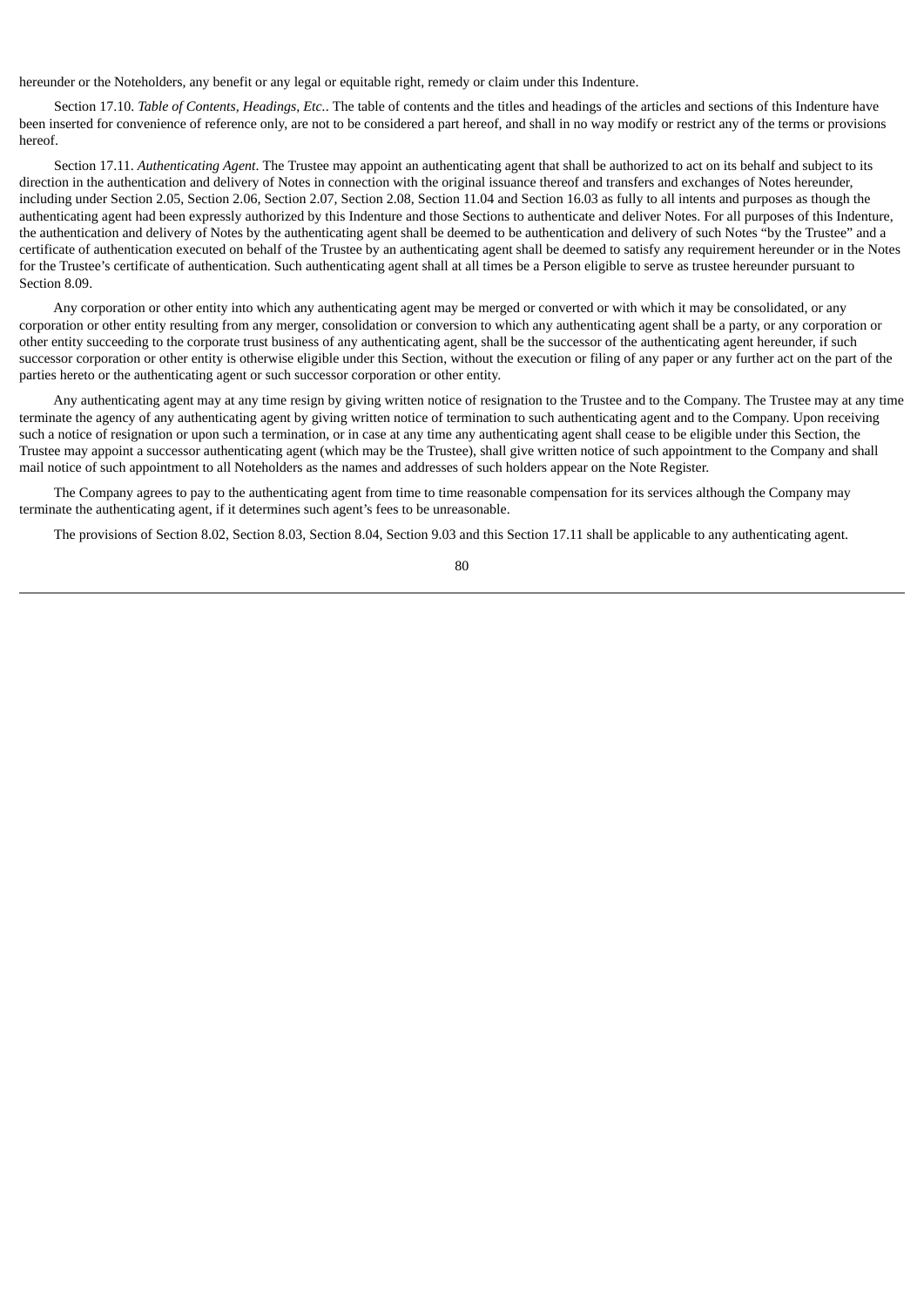hereunder or the Noteholders, any benefit or any legal or equitable right, remedy or claim under this Indenture.

Section 17.10. *Table of Contents, Headings, Etc.*. The table of contents and the titles and headings of the articles and sections of this Indenture have been inserted for convenience of reference only, are not to be considered a part hereof, and shall in no way modify or restrict any of the terms or provisions hereof.

Section 17.11. *Authenticating Agent*. The Trustee may appoint an authenticating agent that shall be authorized to act on its behalf and subject to its direction in the authentication and delivery of Notes in connection with the original issuance thereof and transfers and exchanges of Notes hereunder, including under Section 2.05, Section 2.06, Section 2.07, Section 2.08, Section 11.04 and Section 16.03 as fully to all intents and purposes as though the authenticating agent had been expressly authorized by this Indenture and those Sections to authenticate and deliver Notes. For all purposes of this Indenture, the authentication and delivery of Notes by the authenticating agent shall be deemed to be authentication and delivery of such Notes "by the Trustee" and a certificate of authentication executed on behalf of the Trustee by an authenticating agent shall be deemed to satisfy any requirement hereunder or in the Notes for the Trustee's certificate of authentication. Such authenticating agent shall at all times be a Person eligible to serve as trustee hereunder pursuant to Section 8.09.

Any corporation or other entity into which any authenticating agent may be merged or converted or with which it may be consolidated, or any corporation or other entity resulting from any merger, consolidation or conversion to which any authenticating agent shall be a party, or any corporation or other entity succeeding to the corporate trust business of any authenticating agent, shall be the successor of the authenticating agent hereunder, if such successor corporation or other entity is otherwise eligible under this Section, without the execution or filing of any paper or any further act on the part of the parties hereto or the authenticating agent or such successor corporation or other entity.

Any authenticating agent may at any time resign by giving written notice of resignation to the Trustee and to the Company. The Trustee may at any time terminate the agency of any authenticating agent by giving written notice of termination to such authenticating agent and to the Company. Upon receiving such a notice of resignation or upon such a termination, or in case at any time any authenticating agent shall cease to be eligible under this Section, the Trustee may appoint a successor authenticating agent (which may be the Trustee), shall give written notice of such appointment to the Company and shall mail notice of such appointment to all Noteholders as the names and addresses of such holders appear on the Note Register.

The Company agrees to pay to the authenticating agent from time to time reasonable compensation for its services although the Company may terminate the authenticating agent, if it determines such agent's fees to be unreasonable.

The provisions of Section 8.02, Section 8.03, Section 8.04, Section 9.03 and this Section 17.11 shall be applicable to any authenticating agent.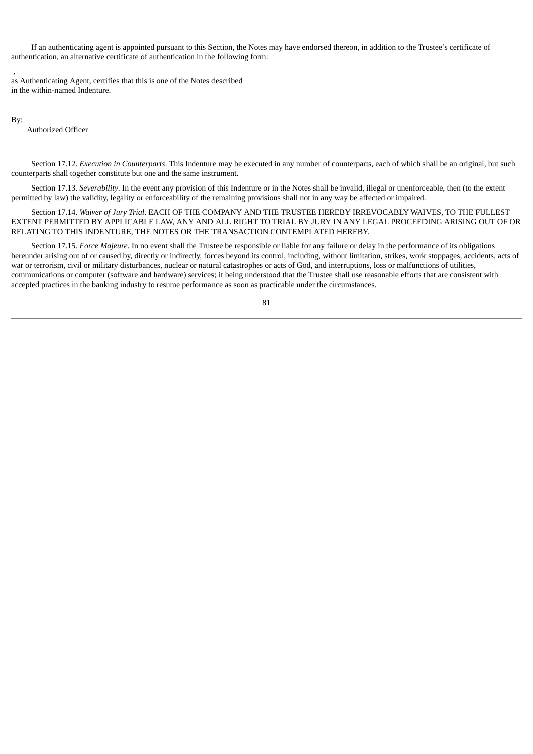If an authenticating agent is appointed pursuant to this Section, the Notes may have endorsed thereon, in addition to the Trustee's certificate of authentication, an alternative certificate of authentication in the following form:

,
as Authenticating Agent, certifies that this is one of the Notes described in the within-named Indenture.

By: \_\_\_\_\_\_\_\_\_\_\_\_\_\_\_\_\_\_\_\_\_\_\_\_\_\_\_\_\_\_\_\_
Authorized Officer

Section 17.12. *Execution in Counterparts*. This Indenture may be executed in any number of counterparts, each of which shall be an original, but such counterparts shall together constitute but one and the same instrument.

Section 17.13. *Severability*. In the event any provision of this Indenture or in the Notes shall be invalid, illegal or unenforceable, then (to the extent permitted by law) the validity, legality or enforceability of the remaining provisions shall not in any way be affected or impaired.

Section 17.14. *Waiver of Jury Trial*. EACH OF THE COMPANY AND THE TRUSTEE HEREBY IRREVOCABLY WAIVES, TO THE FULLEST EXTENT PERMITTED BY APPLICABLE LAW, ANY AND ALL RIGHT TO TRIAL BY JURY IN ANY LEGAL PROCEEDING ARISING OUT OF OR RELATING TO THIS INDENTURE, THE NOTES OR THE TRANSACTION CONTEMPLATED HEREBY.

Section 17.15. *Force Majeure*. In no event shall the Trustee be responsible or liable for any failure or delay in the performance of its obligations hereunder arising out of or caused by, directly or indirectly, forces beyond its control, including, without limitation, strikes, work stoppages, accidents, acts of war or terrorism, civil or military disturbances, nuclear or natural catastrophes or acts of God, and interruptions, loss or malfunctions of utilities, communications or computer (software and hardware) services; it being understood that the Trustee shall use reasonable efforts that are consistent with accepted practices in the banking industry to resume performance as soon as practicable under the circumstances.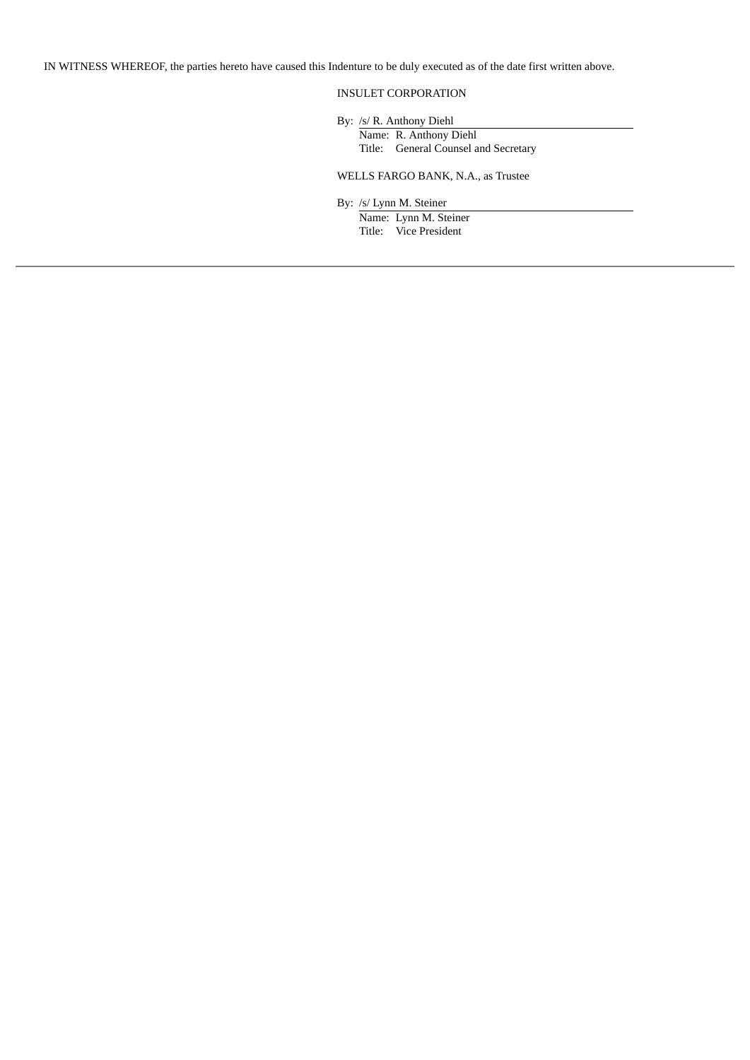IN WITNESS WHEREOF, the parties hereto have caused this Indenture to be duly executed as of the date first written above.

INSULET CORPORATION

By: /s/ R. Anthony Diehl
Name: R. Anthony Diehl
Title: General Counsel and Secretary

WELLS FARGO BANK, N.A., as Trustee

By: /s/ Lynn M. Steiner
Name: Lynn M. Steiner
Title: Vice President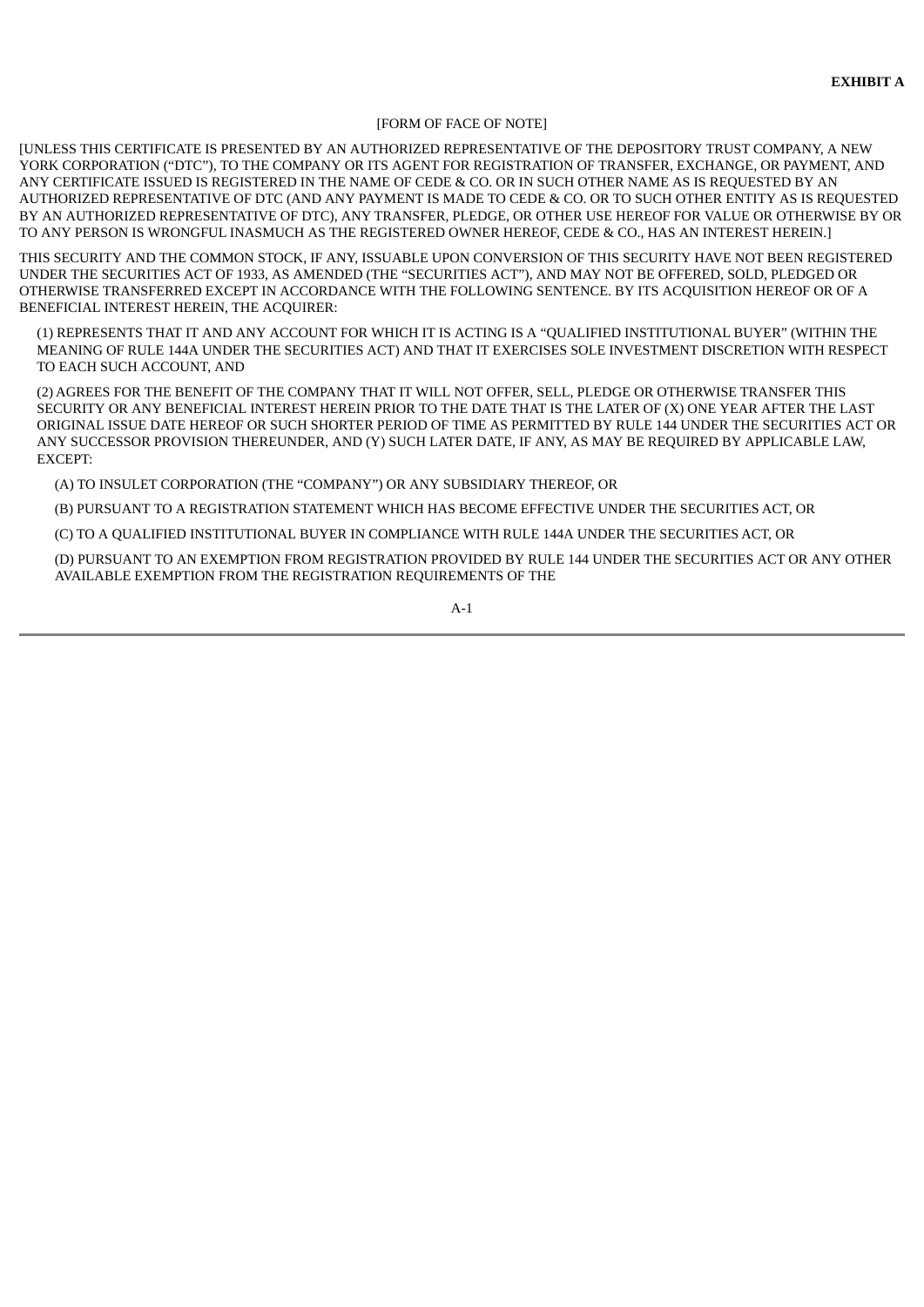**EXHIBIT A**

[FORM OF FACE OF NOTE]

[UNLESS THIS CERTIFICATE IS PRESENTED BY AN AUTHORIZED REPRESENTATIVE OF THE DEPOSITORY TRUST COMPANY, A NEW YORK CORPORATION ("DTC"), TO THE COMPANY OR ITS AGENT FOR REGISTRATION OF TRANSFER, EXCHANGE, OR PAYMENT, AND ANY CERTIFICATE ISSUED IS REGISTERED IN THE NAME OF CEDE & CO. OR IN SUCH OTHER NAME AS IS REQUESTED BY AN AUTHORIZED REPRESENTATIVE OF DTC (AND ANY PAYMENT IS MADE TO CEDE & CO. OR TO SUCH OTHER ENTITY AS IS REQUESTED BY AN AUTHORIZED REPRESENTATIVE OF DTC), ANY TRANSFER, PLEDGE, OR OTHER USE HEREOF FOR VALUE OR OTHERWISE BY OR TO ANY PERSON IS WRONGFUL INASMUCH AS THE REGISTERED OWNER HEREOF, CEDE & CO., HAS AN INTEREST HEREIN.]

THIS SECURITY AND THE COMMON STOCK, IF ANY, ISSUABLE UPON CONVERSION OF THIS SECURITY HAVE NOT BEEN REGISTERED UNDER THE SECURITIES ACT OF 1933, AS AMENDED (THE "SECURITIES ACT"), AND MAY NOT BE OFFERED, SOLD, PLEDGED OR OTHERWISE TRANSFERRED EXCEPT IN ACCORDANCE WITH THE FOLLOWING SENTENCE. BY ITS ACQUISITION HEREOF OR OF A BENEFICIAL INTEREST HEREIN, THE ACQUIRER:

(1) REPRESENTS THAT IT AND ANY ACCOUNT FOR WHICH IT IS ACTING IS A "QUALIFIED INSTITUTIONAL BUYER" (WITHIN THE MEANING OF RULE 144A UNDER THE SECURITIES ACT) AND THAT IT EXERCISES SOLE INVESTMENT DISCRETION WITH RESPECT TO EACH SUCH ACCOUNT, AND

(2) AGREES FOR THE BENEFIT OF THE COMPANY THAT IT WILL NOT OFFER, SELL, PLEDGE OR OTHERWISE TRANSFER THIS SECURITY OR ANY BENEFICIAL INTEREST HEREIN PRIOR TO THE DATE THAT IS THE LATER OF (X) ONE YEAR AFTER THE LAST ORIGINAL ISSUE DATE HEREOF OR SUCH SHORTER PERIOD OF TIME AS PERMITTED BY RULE 144 UNDER THE SECURITIES ACT OR ANY SUCCESSOR PROVISION THEREUNDER, AND (Y) SUCH LATER DATE, IF ANY, AS MAY BE REQUIRED BY APPLICABLE LAW, EXCEPT:

(A) TO INSULET CORPORATION (THE "COMPANY") OR ANY SUBSIDIARY THEREOF, OR

(B) PURSUANT TO A REGISTRATION STATEMENT WHICH HAS BECOME EFFECTIVE UNDER THE SECURITIES ACT, OR

(C) TO A QUALIFIED INSTITUTIONAL BUYER IN COMPLIANCE WITH RULE 144A UNDER THE SECURITIES ACT, OR

(D) PURSUANT TO AN EXEMPTION FROM REGISTRATION PROVIDED BY RULE 144 UNDER THE SECURITIES ACT OR ANY OTHER AVAILABLE EXEMPTION FROM THE REGISTRATION REQUIREMENTS OF THE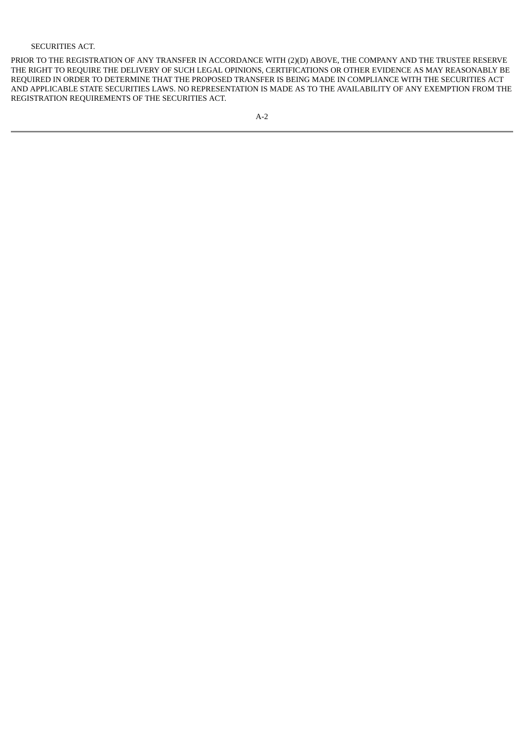SECURITIES ACT.

PRIOR TO THE REGISTRATION OF ANY TRANSFER IN ACCORDANCE WITH (2)(D) ABOVE, THE COMPANY AND THE TRUSTEE RESERVE THE RIGHT TO REQUIRE THE DELIVERY OF SUCH LEGAL OPINIONS, CERTIFICATIONS OR OTHER EVIDENCE AS MAY REASONABLY BE REQUIRED IN ORDER TO DETERMINE THAT THE PROPOSED TRANSFER IS BEING MADE IN COMPLIANCE WITH THE SECURITIES ACT AND APPLICABLE STATE SECURITIES LAWS. NO REPRESENTATION IS MADE AS TO THE AVAILABILITY OF ANY EXEMPTION FROM THE REGISTRATION REQUIREMENTS OF THE SECURITIES ACT.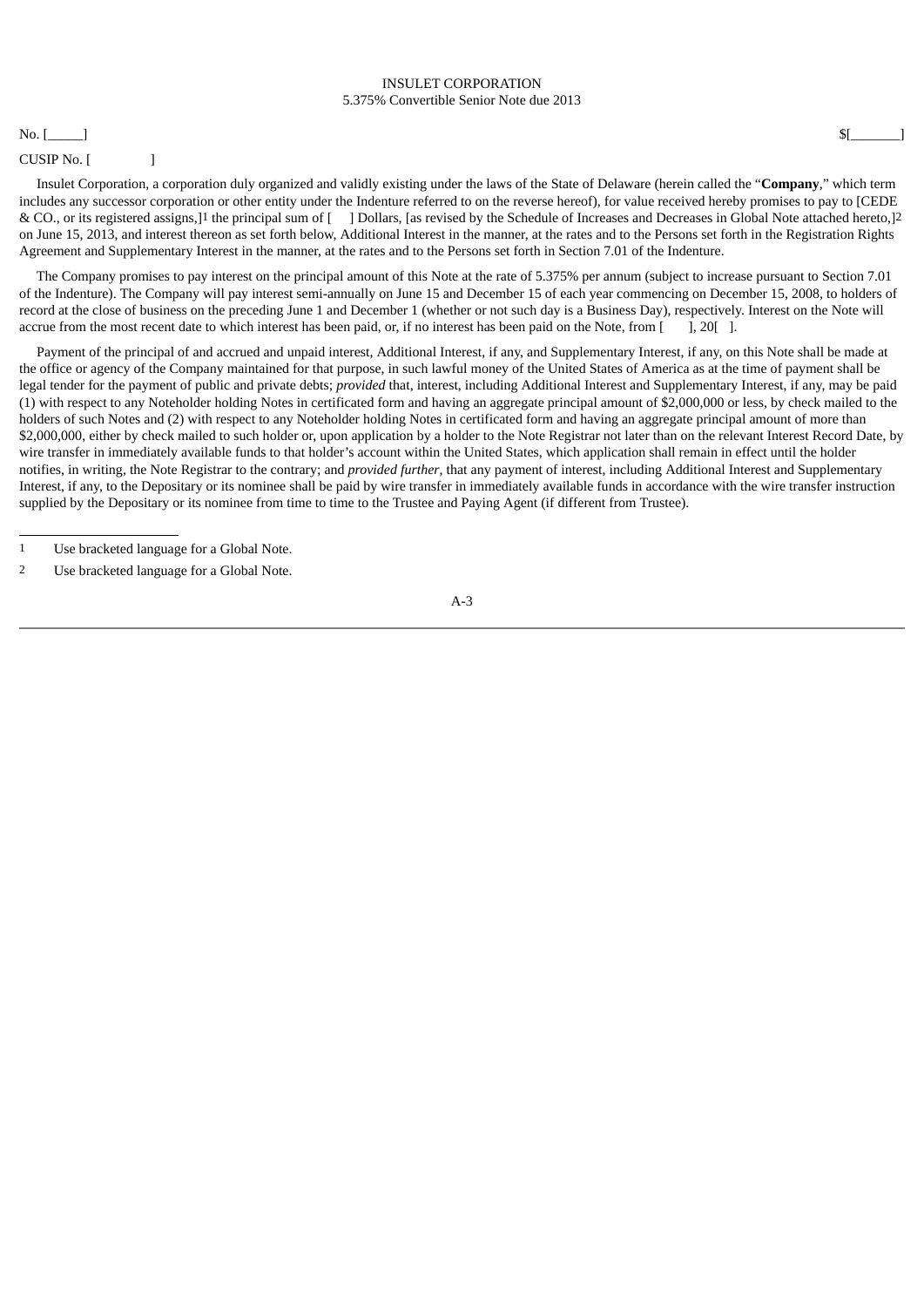INSULET CORPORATION
5.375% Convertible Senior Note due 2013

No. [_____] $[_______]

CUSIP No. [ ]

Insulet Corporation, a corporation duly organized and validly existing under the laws of the State of Delaware (herein called the "**Company**," which term includes any successor corporation or other entity under the Indenture referred to on the reverse hereof), for value received hereby promises to pay to [CEDE & CO., or its registered assigns,][1] the principal sum of [ ] Dollars, [as revised by the Schedule of Increases and Decreases in Global Note attached hereto,][2] on June 15, 2013, and interest thereon as set forth below, Additional Interest in the manner, at the rates and to the Persons set forth in the Registration Rights Agreement and Supplementary Interest in the manner, at the rates and to the Persons set forth in Section 7.01 of the Indenture.

The Company promises to pay interest on the principal amount of this Note at the rate of 5.375% per annum (subject to increase pursuant to Section 7.01 of the Indenture). The Company will pay interest semi-annually on June 15 and December 15 of each year commencing on December 15, 2008, to holders of record at the close of business on the preceding June 1 and December 1 (whether or not such day is a Business Day), respectively. Interest on the Note will accrue from the most recent date to which interest has been paid, or, if no interest has been paid on the Note, from [ ], 20[ ].

Payment of the principal of and accrued and unpaid interest, Additional Interest, if any, and Supplementary Interest, if any, on this Note shall be made at the office or agency of the Company maintained for that purpose, in such lawful money of the United States of America as at the time of payment shall be legal tender for the payment of public and private debts; *provided* that, interest, including Additional Interest and Supplementary Interest, if any, may be paid (1) with respect to any Noteholder holding Notes in certificated form and having an aggregate principal amount of $2,000,000 or less, by check mailed to the holders of such Notes and (2) with respect to any Noteholder holding Notes in certificated form and having an aggregate principal amount of more than $2,000,000, either by check mailed to such holder or, upon application by a holder to the Note Registrar not later than on the relevant Interest Record Date, by wire transfer in immediately available funds to that holder's account within the United States, which application shall remain in effect until the holder notifies, in writing, the Note Registrar to the contrary; and *provided further*, that any payment of interest, including Additional Interest and Supplementary Interest, if any, to the Depositary or its nominee shall be paid by wire transfer in immediately available funds in accordance with the wire transfer instruction supplied by the Depositary or its nominee from time to time to the Trustee and Paying Agent (if different from Trustee).

---

[1] Use bracketed language for a Global Note.

[2] Use bracketed language for a Global Note.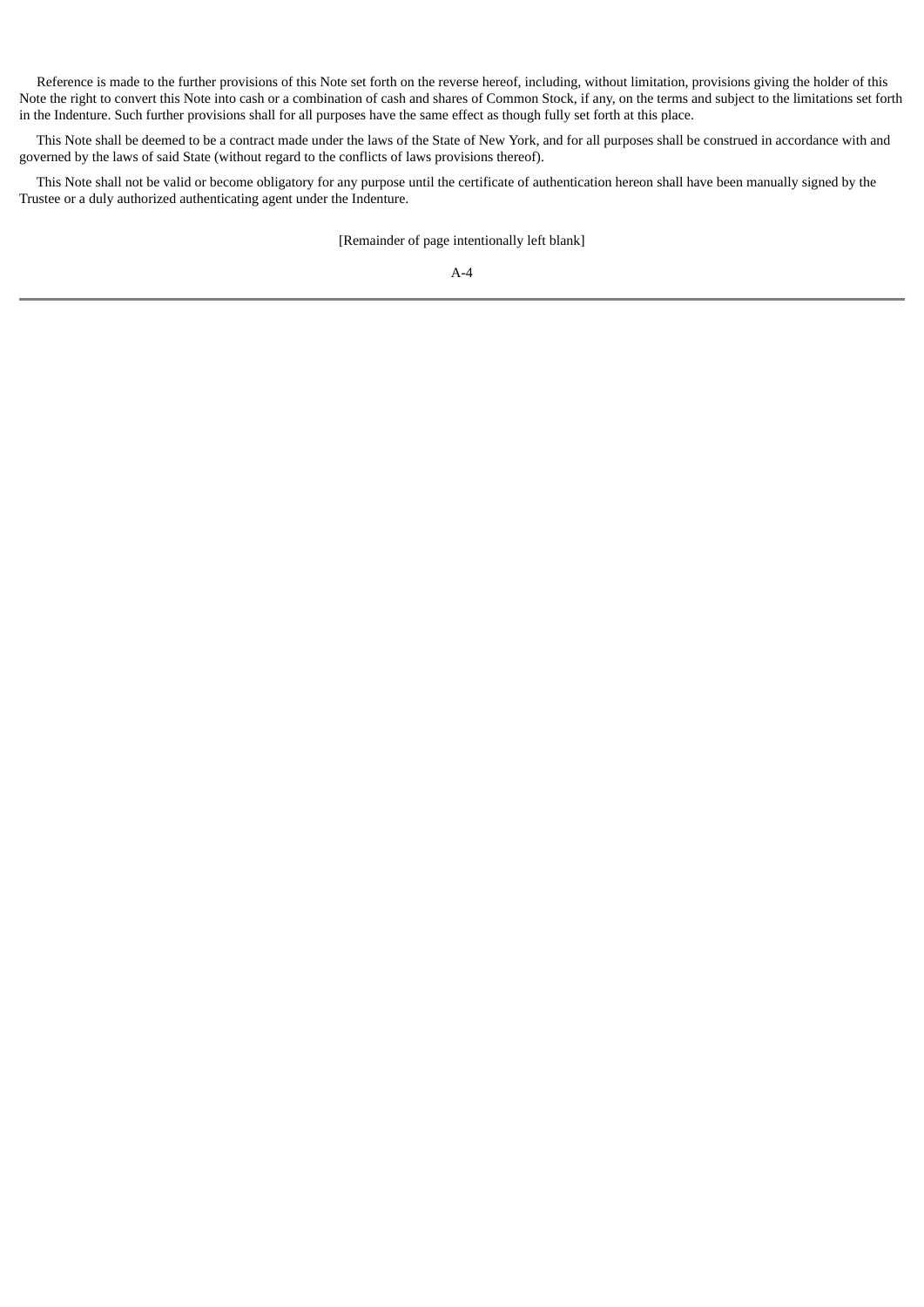Reference is made to the further provisions of this Note set forth on the reverse hereof, including, without limitation, provisions giving the holder of this Note the right to convert this Note into cash or a combination of cash and shares of Common Stock, if any, on the terms and subject to the limitations set forth in the Indenture. Such further provisions shall for all purposes have the same effect as though fully set forth at this place.

This Note shall be deemed to be a contract made under the laws of the State of New York, and for all purposes shall be construed in accordance with and governed by the laws of said State (without regard to the conflicts of laws provisions thereof).

This Note shall not be valid or become obligatory for any purpose until the certificate of authentication hereon shall have been manually signed by the Trustee or a duly authorized authenticating agent under the Indenture.

[Remainder of page intentionally left blank]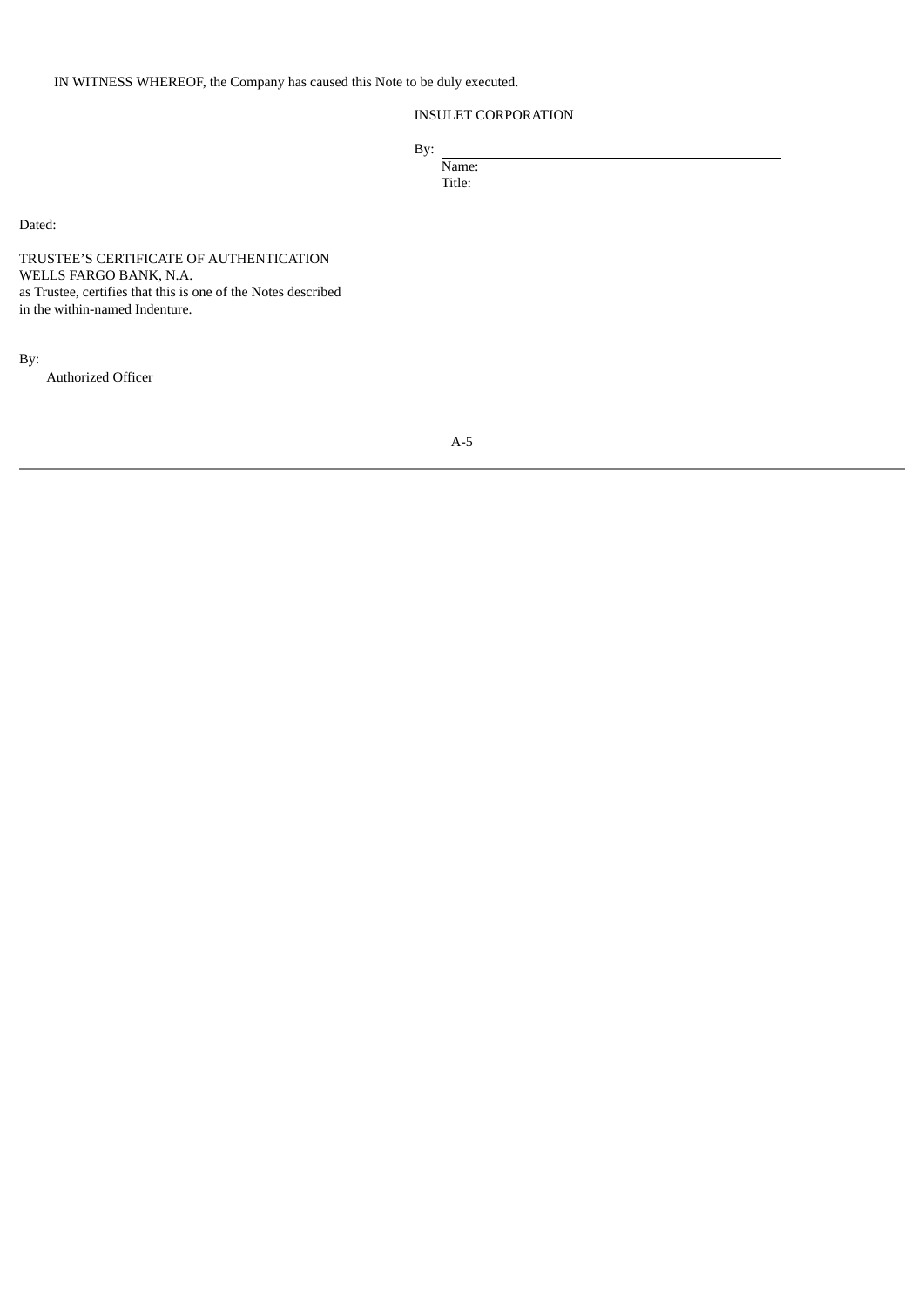IN WITNESS WHEREOF, the Company has caused this Note to be duly executed.

INSULET CORPORATION

By: \_\_\_\_\_\_\_\_\_\_\_\_\_\_\_\_\_\_\_\_\_\_\_\_\_\_\_\_\_\_\_\_
Name:
Title:

Dated:

TRUSTEE'S CERTIFICATE OF AUTHENTICATION
WELLS FARGO BANK, N.A.
as Trustee, certifies that this is one of the Notes described in the within-named Indenture.

By: \_\_\_\_\_\_\_\_\_\_\_\_\_\_\_\_\_\_\_\_\_\_\_\_\_\_\_\_\_\_\_\_
Authorized Officer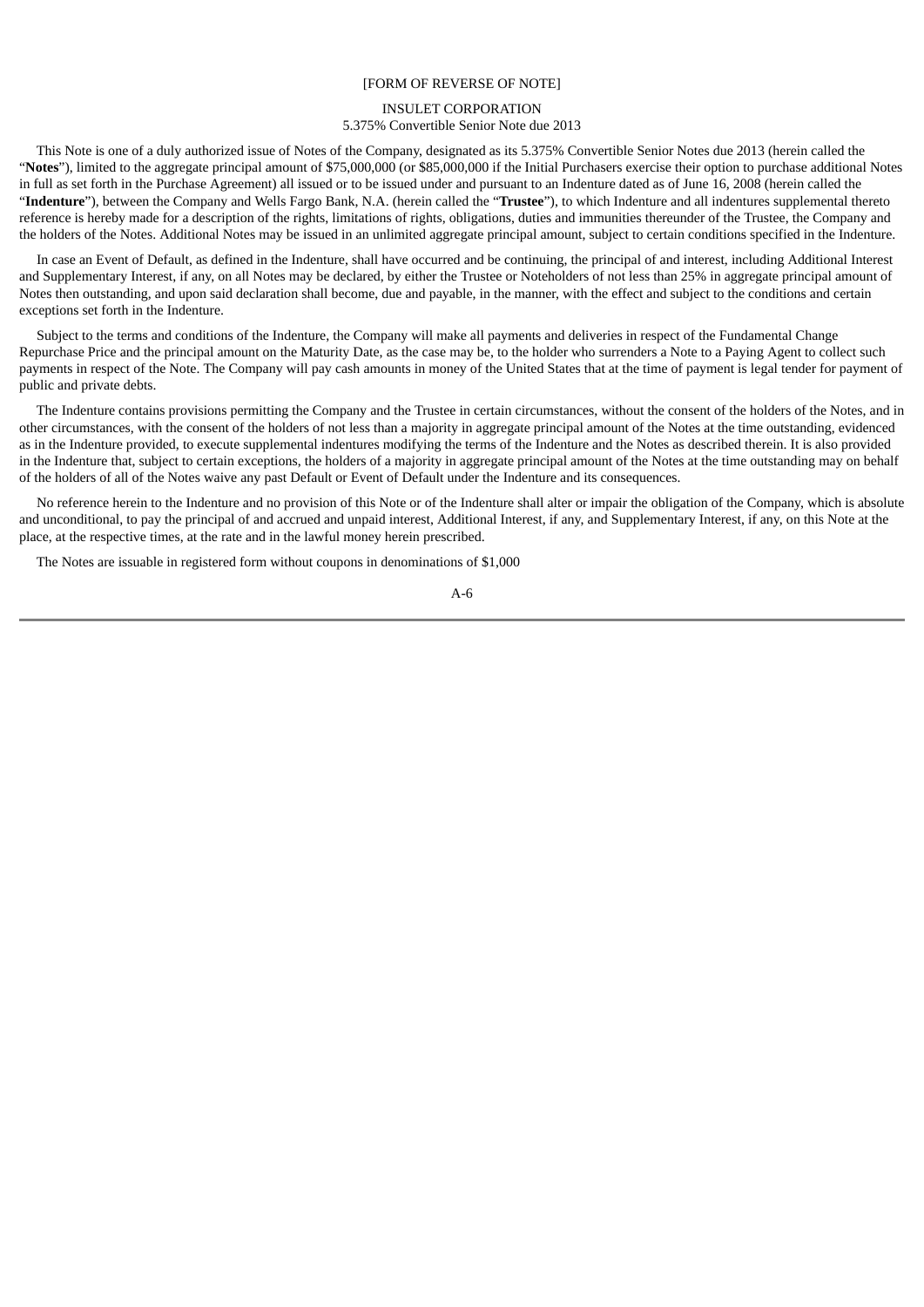[FORM OF REVERSE OF NOTE]

INSULET CORPORATION
5.375% Convertible Senior Note due 2013

This Note is one of a duly authorized issue of Notes of the Company, designated as its 5.375% Convertible Senior Notes due 2013 (herein called the "**Notes**"), limited to the aggregate principal amount of $75,000,000 (or $85,000,000 if the Initial Purchasers exercise their option to purchase additional Notes in full as set forth in the Purchase Agreement) all issued or to be issued under and pursuant to an Indenture dated as of June 16, 2008 (herein called the "**Indenture**"), between the Company and Wells Fargo Bank, N.A. (herein called the "**Trustee**"), to which Indenture and all indentures supplemental thereto reference is hereby made for a description of the rights, limitations of rights, obligations, duties and immunities thereunder of the Trustee, the Company and the holders of the Notes. Additional Notes may be issued in an unlimited aggregate principal amount, subject to certain conditions specified in the Indenture.

In case an Event of Default, as defined in the Indenture, shall have occurred and be continuing, the principal of and interest, including Additional Interest and Supplementary Interest, if any, on all Notes may be declared, by either the Trustee or Noteholders of not less than 25% in aggregate principal amount of Notes then outstanding, and upon said declaration shall become, due and payable, in the manner, with the effect and subject to the conditions and certain exceptions set forth in the Indenture.

Subject to the terms and conditions of the Indenture, the Company will make all payments and deliveries in respect of the Fundamental Change Repurchase Price and the principal amount on the Maturity Date, as the case may be, to the holder who surrenders a Note to a Paying Agent to collect such payments in respect of the Note. The Company will pay cash amounts in money of the United States that at the time of payment is legal tender for payment of public and private debts.

The Indenture contains provisions permitting the Company and the Trustee in certain circumstances, without the consent of the holders of the Notes, and in other circumstances, with the consent of the holders of not less than a majority in aggregate principal amount of the Notes at the time outstanding, evidenced as in the Indenture provided, to execute supplemental indentures modifying the terms of the Indenture and the Notes as described therein. It is also provided in the Indenture that, subject to certain exceptions, the holders of a majority in aggregate principal amount of the Notes at the time outstanding may on behalf of the holders of all of the Notes waive any past Default or Event of Default under the Indenture and its consequences.

No reference herein to the Indenture and no provision of this Note or of the Indenture shall alter or impair the obligation of the Company, which is absolute and unconditional, to pay the principal of and accrued and unpaid interest, Additional Interest, if any, and Supplementary Interest, if any, on this Note at the place, at the respective times, at the rate and in the lawful money herein prescribed.

The Notes are issuable in registered form without coupons in denominations of $1,000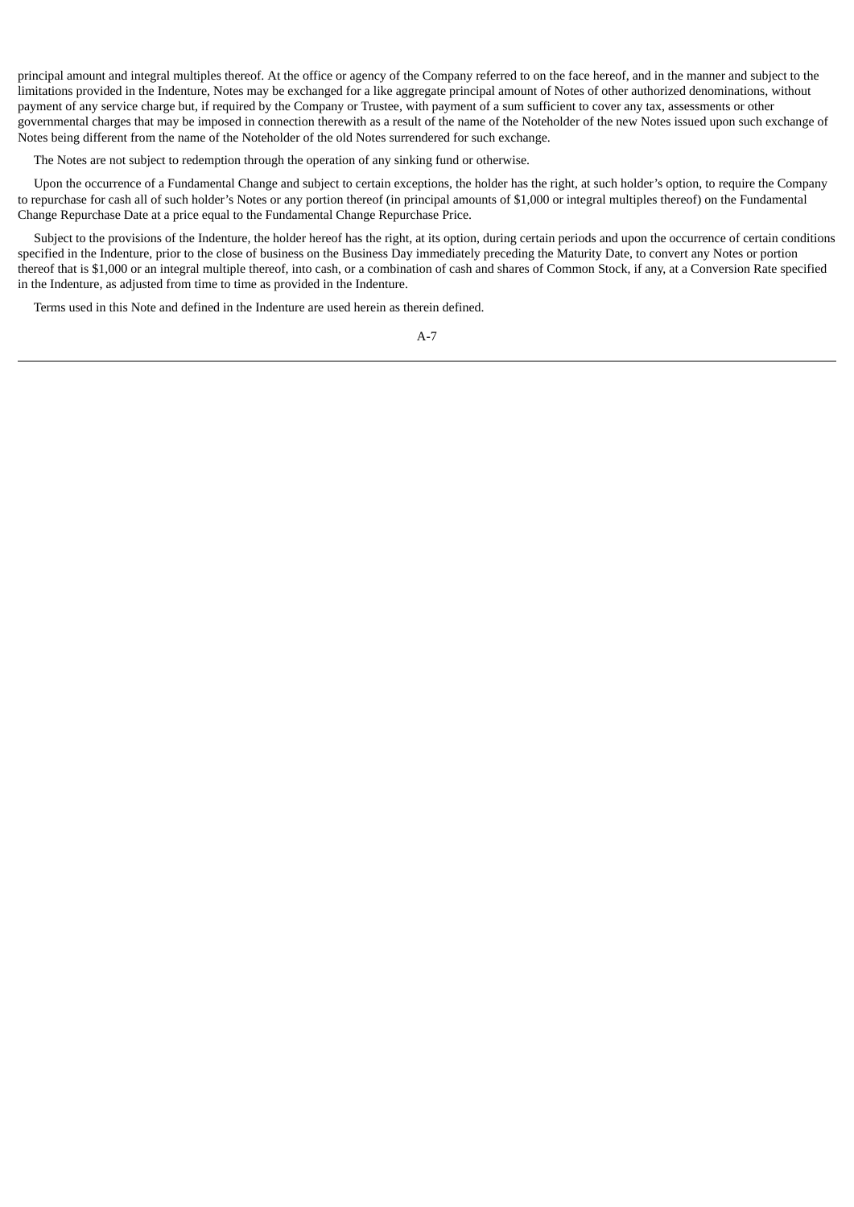principal amount and integral multiples thereof. At the office or agency of the Company referred to on the face hereof, and in the manner and subject to the limitations provided in the Indenture, Notes may be exchanged for a like aggregate principal amount of Notes of other authorized denominations, without payment of any service charge but, if required by the Company or Trustee, with payment of a sum sufficient to cover any tax, assessments or other governmental charges that may be imposed in connection therewith as a result of the name of the Noteholder of the new Notes issued upon such exchange of Notes being different from the name of the Noteholder of the old Notes surrendered for such exchange.

The Notes are not subject to redemption through the operation of any sinking fund or otherwise.

Upon the occurrence of a Fundamental Change and subject to certain exceptions, the holder has the right, at such holder's option, to require the Company to repurchase for cash all of such holder's Notes or any portion thereof (in principal amounts of $1,000 or integral multiples thereof) on the Fundamental Change Repurchase Date at a price equal to the Fundamental Change Repurchase Price.

Subject to the provisions of the Indenture, the holder hereof has the right, at its option, during certain periods and upon the occurrence of certain conditions specified in the Indenture, prior to the close of business on the Business Day immediately preceding the Maturity Date, to convert any Notes or portion thereof that is $1,000 or an integral multiple thereof, into cash, or a combination of cash and shares of Common Stock, if any, at a Conversion Rate specified in the Indenture, as adjusted from time to time as provided in the Indenture.

Terms used in this Note and defined in the Indenture are used herein as therein defined.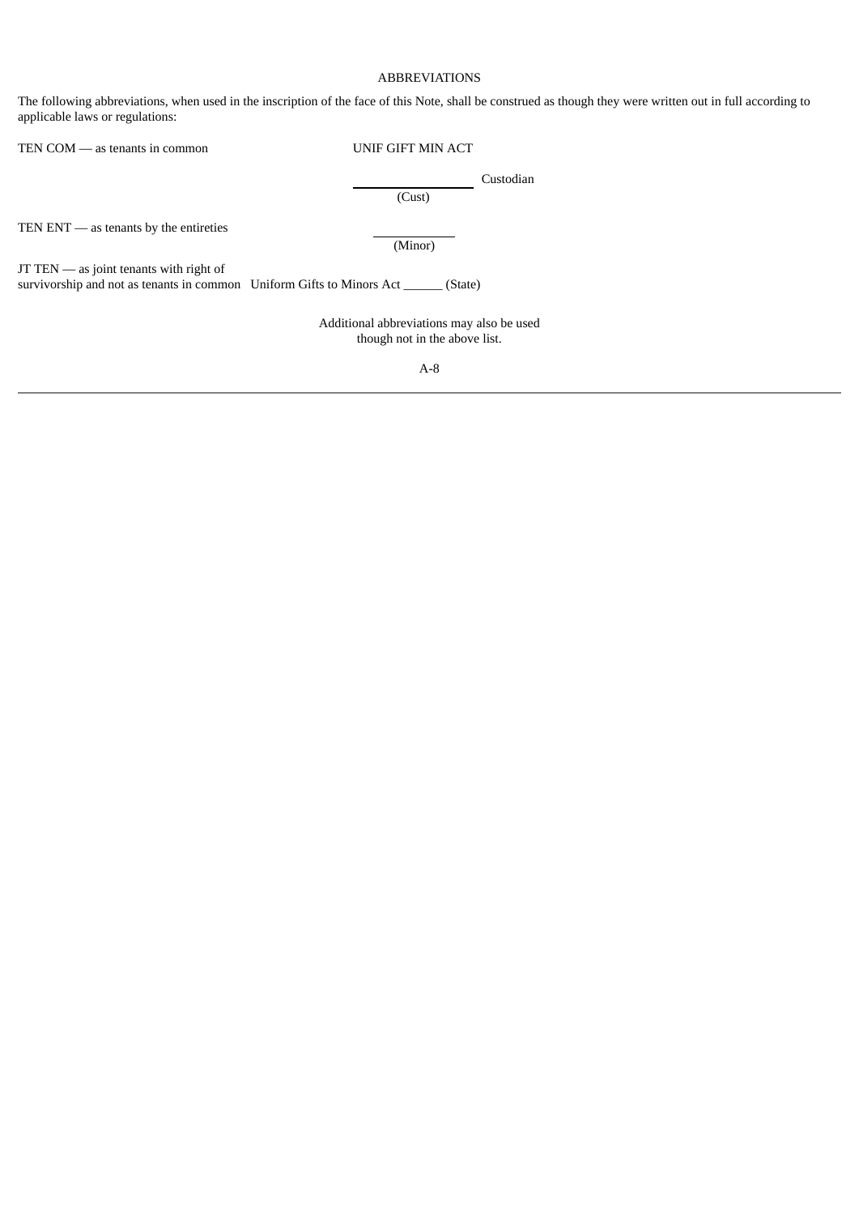ABBREVIATIONS

The following abbreviations, when used in the inscription of the face of this Note, shall be construed as though they were written out in full according to applicable laws or regulations:

| | |
|---|---|
| TEN COM — as tenants in common | UNIF GIFT MIN ACT |
| | ______________ Custodian<br>(Cust) |
| TEN ENT — as tenants by the entireties | ______________<br>(Minor) |
| JT TEN — as joint tenants with right of survivorship and not as tenants in common | Uniform Gifts to Minors Act ______ (State) |

Additional abbreviations may also be used though not in the above list.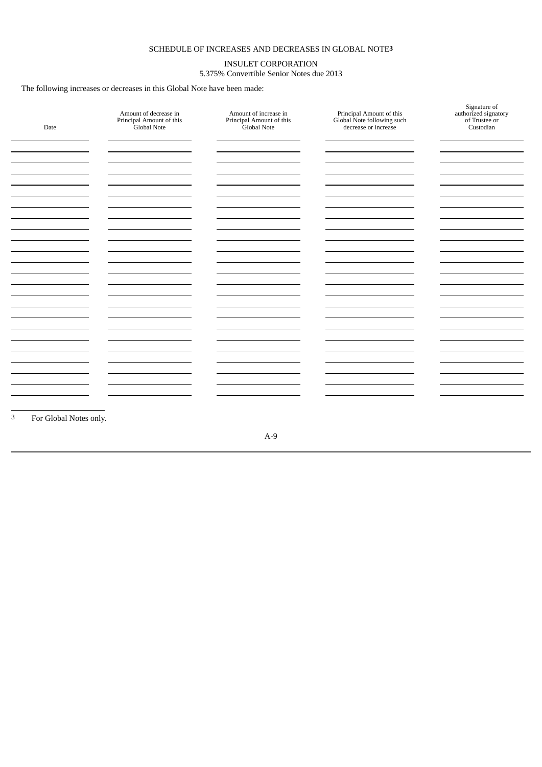SCHEDULE OF INCREASES AND DECREASES IN GLOBAL NOTE[3]

INSULET CORPORATION
5.375% Convertible Senior Notes due 2013

The following increases or decreases in this Global Note have been made:

| Date | Amount of decrease in Principal Amount of this Global Note | Amount of increase in Principal Amount of this Global Note | Principal Amount of this Global Note following such decrease or increase | Signature of authorized signatory of Trustee or Custodian |
|---|---|---|---|---|
| | | | | |
| | | | | |
| | | | | |
| | | | | |
| | | | | |
| | | | | |
| | | | | |
| | | | | |
| | | | | |
| | | | | |
| | | | | |
| | | | | |
| | | | | |
| | | | | |
| | | | | |
| | | | | |
| | | | | |
| | | | | |
| | | | | |
| | | | | |
| | | | | |
| | | | | |
| | | | | |
| | | | | |

3 For Global Notes only.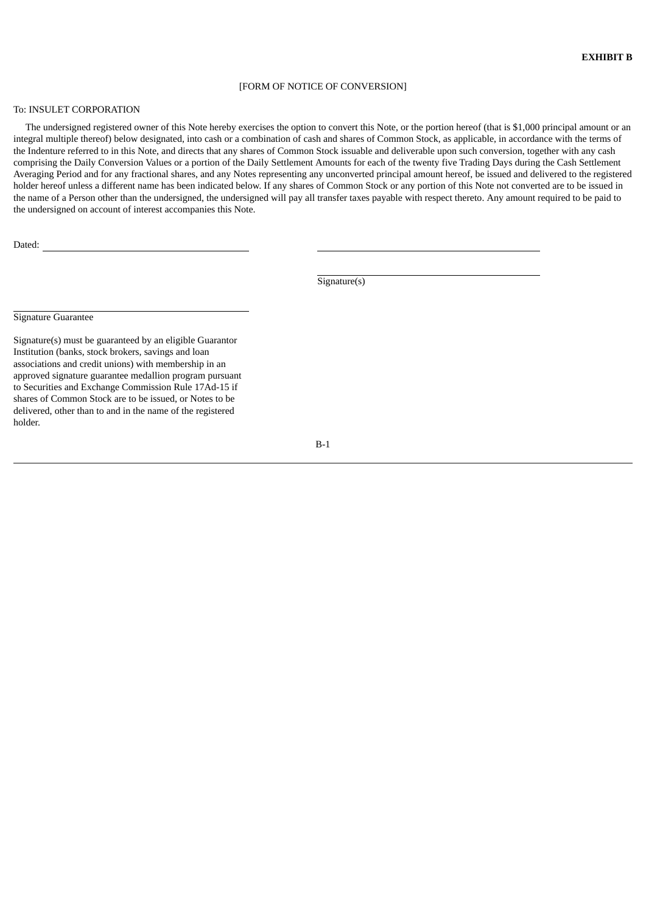**EXHIBIT B**

[FORM OF NOTICE OF CONVERSION]

To: INSULET CORPORATION

The undersigned registered owner of this Note hereby exercises the option to convert this Note, or the portion hereof (that is $1,000 principal amount or an integral multiple thereof) below designated, into cash or a combination of cash and shares of Common Stock, as applicable, in accordance with the terms of the Indenture referred to in this Note, and directs that any shares of Common Stock issuable and deliverable upon such conversion, together with any cash comprising the Daily Conversion Values or a portion of the Daily Settlement Amounts for each of the twenty five Trading Days during the Cash Settlement Averaging Period and for any fractional shares, and any Notes representing any unconverted principal amount hereof, be issued and delivered to the registered holder hereof unless a different name has been indicated below. If any shares of Common Stock or any portion of this Note not converted are to be issued in the name of a Person other than the undersigned, the undersigned will pay all transfer taxes payable with respect thereto. Any amount required to be paid to the undersigned on account of interest accompanies this Note.

Dated: ______________________________

______________________________

______________________________
Signature(s)

______________________________
Signature Guarantee

Signature(s) must be guaranteed by an eligible Guarantor Institution (banks, stock brokers, savings and loan associations and credit unions) with membership in an approved signature guarantee medallion program pursuant to Securities and Exchange Commission Rule 17Ad-15 if shares of Common Stock are to be issued, or Notes to be delivered, other than to and in the name of the registered holder.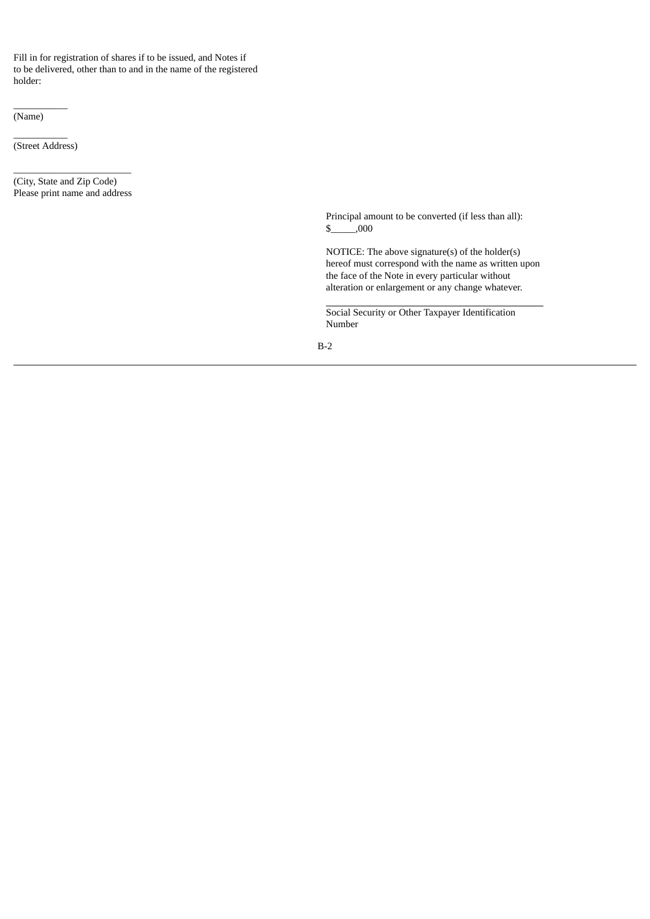Fill in for registration of shares if to be issued, and Notes if to be delivered, other than to and in the name of the registered holder:

\_\_\_\_\_\_\_\_\_\_\_

(Name)

\_\_\_\_\_\_\_\_\_\_\_

(Street Address)

\_\_\_\_\_\_\_\_\_\_\_\_\_\_\_\_\_\_\_\_\_\_\_\_

(City, State and Zip Code)
Please print name and address

Principal amount to be converted (if less than all):
$\_\_\_\_\_,000

NOTICE: The above signature(s) of the holder(s) hereof must correspond with the name as written upon the face of the Note in every particular without alteration or enlargement or any change whatever.

\_\_\_\_\_\_\_\_\_\_\_\_\_\_\_\_\_\_\_\_\_\_\_\_\_\_\_\_\_\_\_\_\_\_\_\_\_\_\_\_\_\_\_\_

Social Security or Other Taxpayer Identification Number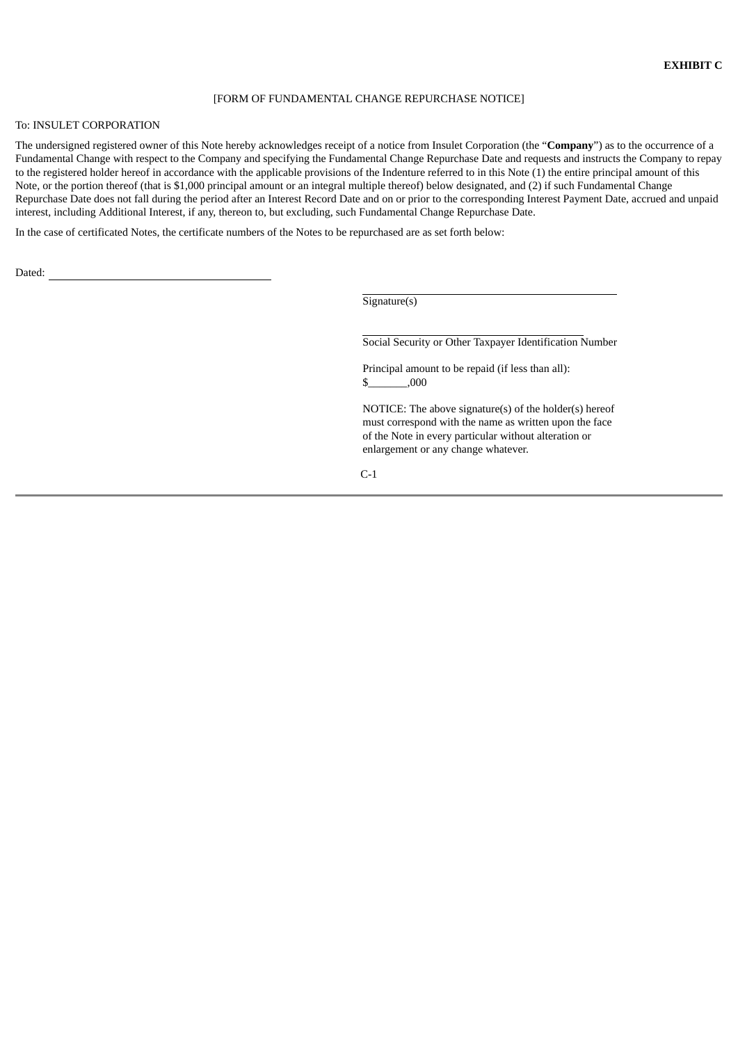**EXHIBIT C**

[FORM OF FUNDAMENTAL CHANGE REPURCHASE NOTICE]

To: INSULET CORPORATION

The undersigned registered owner of this Note hereby acknowledges receipt of a notice from Insulet Corporation (the "**Company**") as to the occurrence of a Fundamental Change with respect to the Company and specifying the Fundamental Change Repurchase Date and requests and instructs the Company to repay to the registered holder hereof in accordance with the applicable provisions of the Indenture referred to in this Note (1) the entire principal amount of this Note, or the portion thereof (that is $1,000 principal amount or an integral multiple thereof) below designated, and (2) if such Fundamental Change Repurchase Date does not fall during the period after an Interest Record Date and on or prior to the corresponding Interest Payment Date, accrued and unpaid interest, including Additional Interest, if any, thereon to, but excluding, such Fundamental Change Repurchase Date.

In the case of certificated Notes, the certificate numbers of the Notes to be repurchased are as set forth below:

Dated: \_\_\_\_\_\_\_\_\_\_\_\_\_\_\_\_\_\_\_\_\_\_\_\_\_\_\_\_\_\_\_\_\_\_\_\_

\_\_\_\_\_\_\_\_\_\_\_\_\_\_\_\_\_\_\_\_\_\_\_\_\_\_\_\_\_\_\_\_\_\_\_\_
Signature(s)

\_\_\_\_\_\_\_\_\_\_\_\_\_\_\_\_\_\_\_\_\_\_\_\_\_\_\_\_\_\_\_\_\_\_\_\_
Social Security or Other Taxpayer Identification Number

Principal amount to be repaid (if less than all):
$\_\_\_\_\_\_\_,000

NOTICE: The above signature(s) of the holder(s) hereof must correspond with the name as written upon the face of the Note in every particular without alteration or enlargement or any change whatever.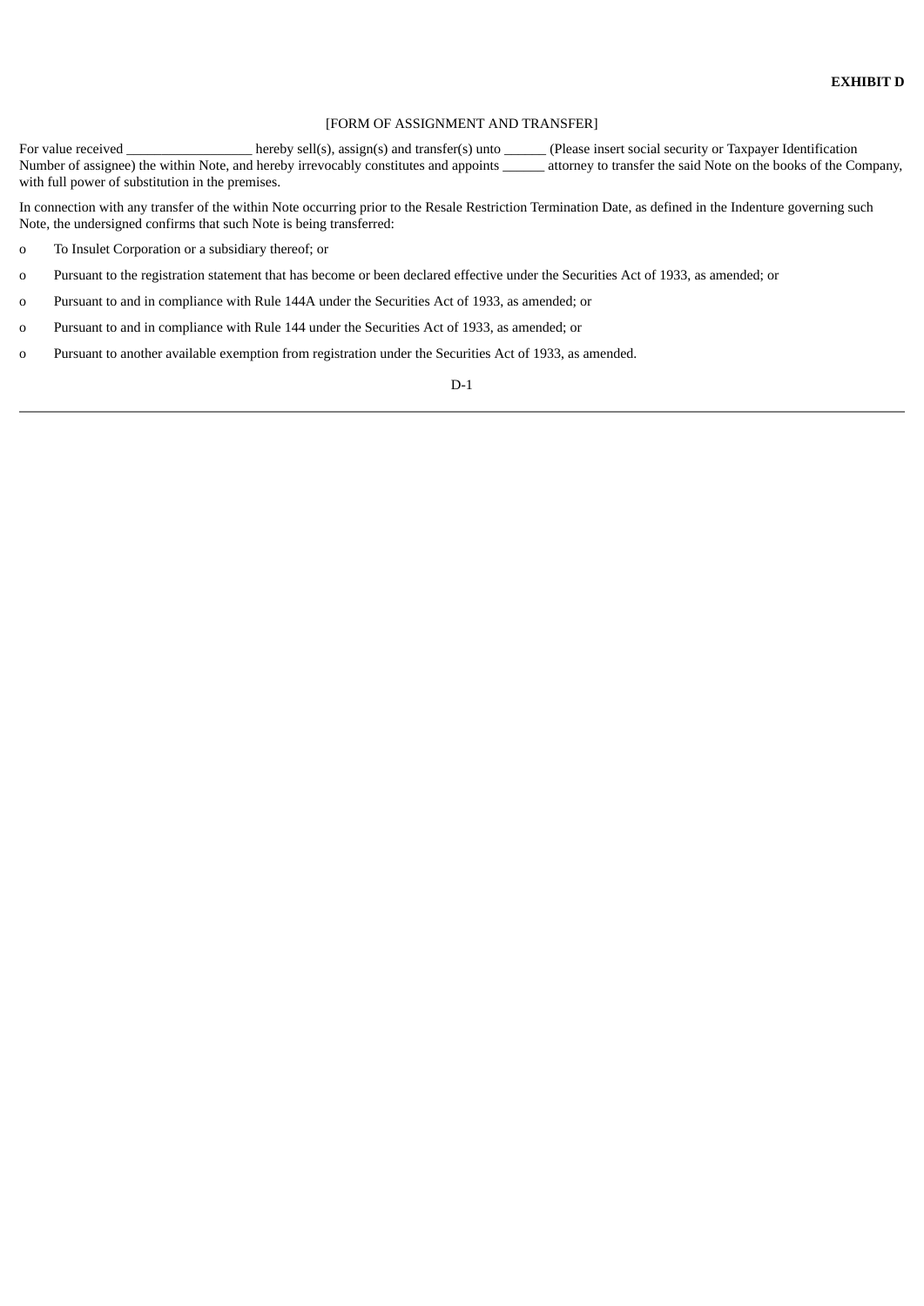**EXHIBIT D**

[FORM OF ASSIGNMENT AND TRANSFER]

For value received __________________ hereby sell(s), assign(s) and transfer(s) unto ______ (Please insert social security or Taxpayer Identification Number of assignee) the within Note, and hereby irrevocably constitutes and appoints ______ attorney to transfer the said Note on the books of the Company, with full power of substitution in the premises.

In connection with any transfer of the within Note occurring prior to the Resale Restriction Termination Date, as defined in the Indenture governing such Note, the undersigned confirms that such Note is being transferred:

o To Insulet Corporation or a subsidiary thereof; or

o Pursuant to the registration statement that has become or been declared effective under the Securities Act of 1933, as amended; or

o Pursuant to and in compliance with Rule 144A under the Securities Act of 1933, as amended; or

o Pursuant to and in compliance with Rule 144 under the Securities Act of 1933, as amended; or

o Pursuant to another available exemption from registration under the Securities Act of 1933, as amended.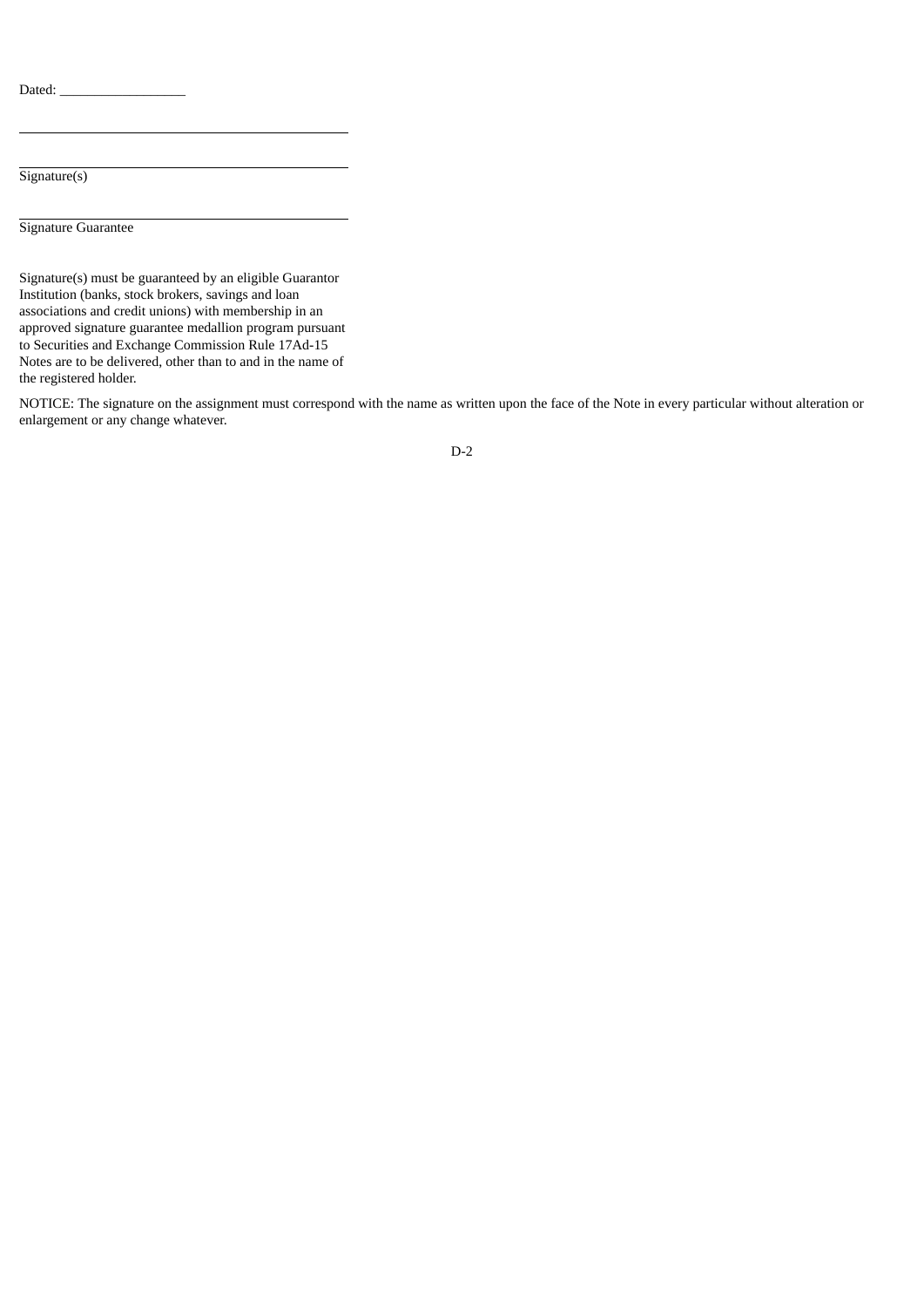Dated: __________________

\_\_\_\_\_\_\_\_\_\_\_\_\_\_\_\_\_\_\_\_\_\_\_\_\_\_\_\_\_\_\_\_\_\_\_\_\_\_\_\_\_\_\_\_

\_\_\_\_\_\_\_\_\_\_\_\_\_\_\_\_\_\_\_\_\_\_\_\_\_\_\_\_\_\_\_\_\_\_\_\_\_\_\_\_\_\_\_\_

Signature(s)

\_\_\_\_\_\_\_\_\_\_\_\_\_\_\_\_\_\_\_\_\_\_\_\_\_\_\_\_\_\_\_\_\_\_\_\_\_\_\_\_\_\_\_\_

Signature Guarantee

Signature(s) must be guaranteed by an eligible Guarantor Institution (banks, stock brokers, savings and loan associations and credit unions) with membership in an approved signature guarantee medallion program pursuant to Securities and Exchange Commission Rule 17Ad-15 Notes are to be delivered, other than to and in the name of the registered holder.

NOTICE: The signature on the assignment must correspond with the name as written upon the face of the Note in every particular without alteration or enlargement or any change whatever.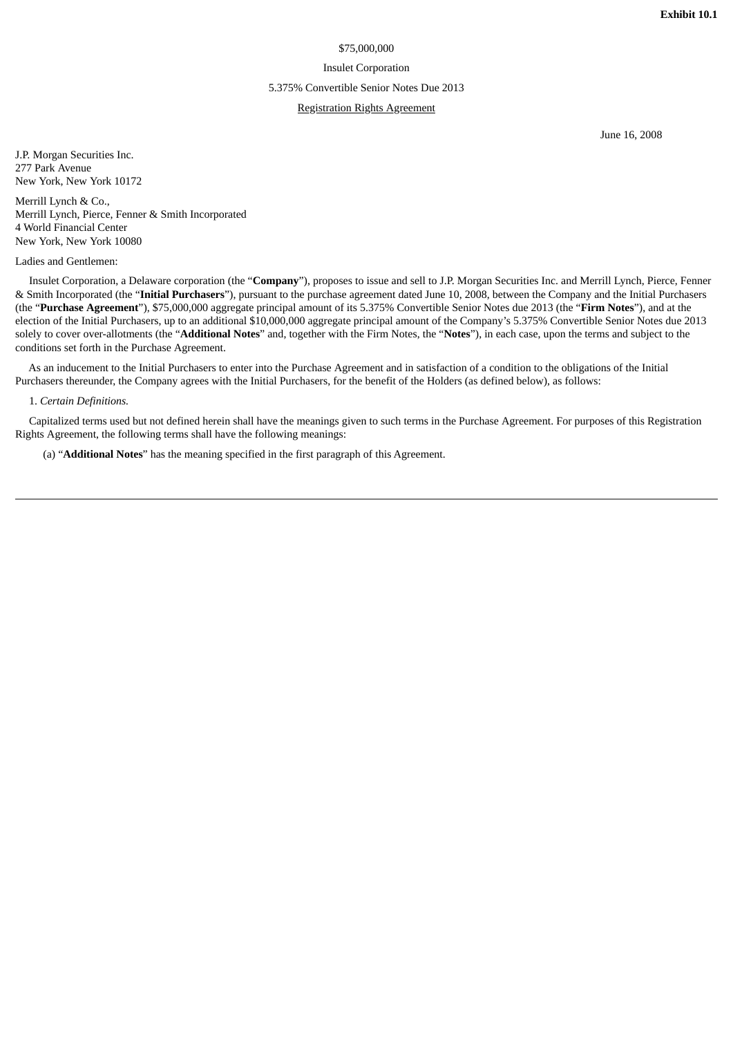**Exhibit 10.1**

$75,000,000

Insulet Corporation

5.375% Convertible Senior Notes Due 2013

Registration Rights Agreement

June 16, 2008

J.P. Morgan Securities Inc.
277 Park Avenue
New York, New York 10172

Merrill Lynch & Co.,
Merrill Lynch, Pierce, Fenner & Smith Incorporated
4 World Financial Center
New York, New York 10080

Ladies and Gentlemen:

Insulet Corporation, a Delaware corporation (the "**Company**"), proposes to issue and sell to J.P. Morgan Securities Inc. and Merrill Lynch, Pierce, Fenner & Smith Incorporated (the "**Initial Purchasers**"), pursuant to the purchase agreement dated June 10, 2008, between the Company and the Initial Purchasers (the "**Purchase Agreement**"), $75,000,000 aggregate principal amount of its 5.375% Convertible Senior Notes due 2013 (the "**Firm Notes**"), and at the election of the Initial Purchasers, up to an additional $10,000,000 aggregate principal amount of the Company's 5.375% Convertible Senior Notes due 2013 solely to cover over-allotments (the "**Additional Notes**" and, together with the Firm Notes, the "**Notes**"), in each case, upon the terms and subject to the conditions set forth in the Purchase Agreement.

As an inducement to the Initial Purchasers to enter into the Purchase Agreement and in satisfaction of a condition to the obligations of the Initial Purchasers thereunder, the Company agrees with the Initial Purchasers, for the benefit of the Holders (as defined below), as follows:

1. *Certain Definitions.*

Capitalized terms used but not defined herein shall have the meanings given to such terms in the Purchase Agreement. For purposes of this Registration Rights Agreement, the following terms shall have the following meanings:

(a) "**Additional Notes**" has the meaning specified in the first paragraph of this Agreement.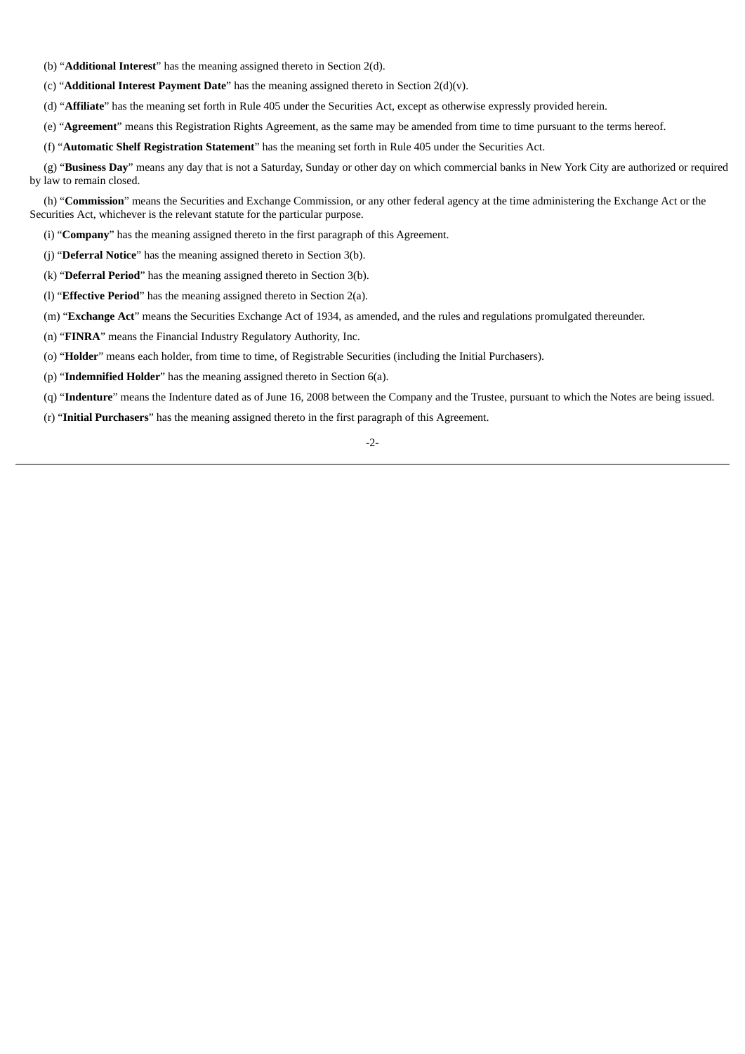(b) "**Additional Interest**" has the meaning assigned thereto in Section 2(d).

(c) "**Additional Interest Payment Date**" has the meaning assigned thereto in Section 2(d)(v).

(d) "**Affiliate**" has the meaning set forth in Rule 405 under the Securities Act, except as otherwise expressly provided herein.

(e) "**Agreement**" means this Registration Rights Agreement, as the same may be amended from time to time pursuant to the terms hereof.

(f) "**Automatic Shelf Registration Statement**" has the meaning set forth in Rule 405 under the Securities Act.

(g) "**Business Day**" means any day that is not a Saturday, Sunday or other day on which commercial banks in New York City are authorized or required by law to remain closed.

(h) "**Commission**" means the Securities and Exchange Commission, or any other federal agency at the time administering the Exchange Act or the Securities Act, whichever is the relevant statute for the particular purpose.

(i) "**Company**" has the meaning assigned thereto in the first paragraph of this Agreement.

(j) "**Deferral Notice**" has the meaning assigned thereto in Section 3(b).

(k) "**Deferral Period**" has the meaning assigned thereto in Section 3(b).

(l) "**Effective Period**" has the meaning assigned thereto in Section 2(a).

(m) "**Exchange Act**" means the Securities Exchange Act of 1934, as amended, and the rules and regulations promulgated thereunder.

(n) "**FINRA**" means the Financial Industry Regulatory Authority, Inc.

(o) "**Holder**" means each holder, from time to time, of Registrable Securities (including the Initial Purchasers).

(p) "**Indemnified Holder**" has the meaning assigned thereto in Section 6(a).

(q) "**Indenture**" means the Indenture dated as of June 16, 2008 between the Company and the Trustee, pursuant to which the Notes are being issued.

(r) "**Initial Purchasers**" has the meaning assigned thereto in the first paragraph of this Agreement.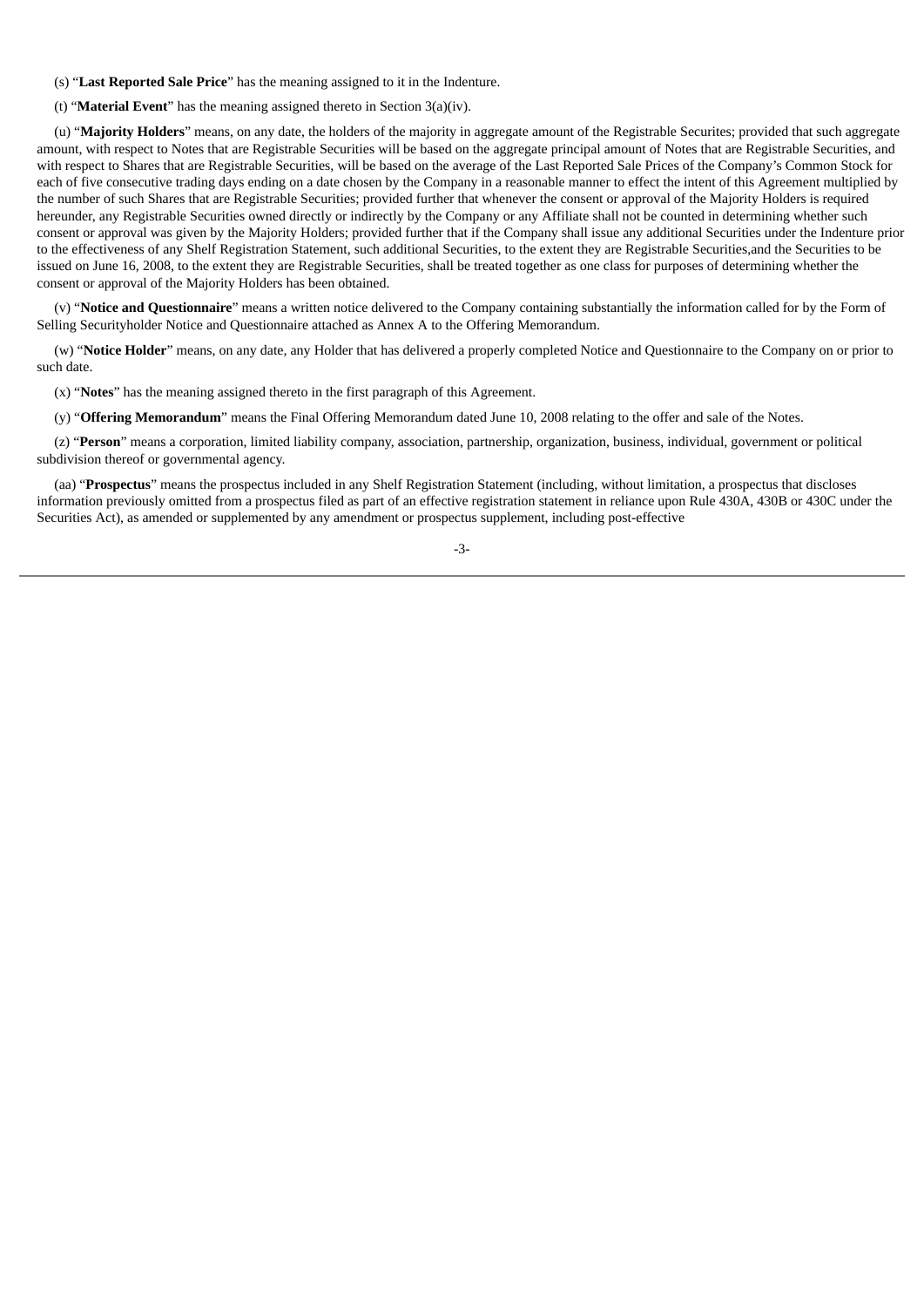(s) "**Last Reported Sale Price**" has the meaning assigned to it in the Indenture.

(t) "**Material Event**" has the meaning assigned thereto in Section 3(a)(iv).

(u) "**Majority Holders**" means, on any date, the holders of the majority in aggregate amount of the Registrable Securites; provided that such aggregate amount, with respect to Notes that are Registrable Securities will be based on the aggregate principal amount of Notes that are Registrable Securities, and with respect to Shares that are Registrable Securities, will be based on the average of the Last Reported Sale Prices of the Company's Common Stock for each of five consecutive trading days ending on a date chosen by the Company in a reasonable manner to effect the intent of this Agreement multiplied by the number of such Shares that are Registrable Securities; provided further that whenever the consent or approval of the Majority Holders is required hereunder, any Registrable Securities owned directly or indirectly by the Company or any Affiliate shall not be counted in determining whether such consent or approval was given by the Majority Holders; provided further that if the Company shall issue any additional Securities under the Indenture prior to the effectiveness of any Shelf Registration Statement, such additional Securities, to the extent they are Registrable Securities,and the Securities to be issued on June 16, 2008, to the extent they are Registrable Securities, shall be treated together as one class for purposes of determining whether the consent or approval of the Majority Holders has been obtained.

(v) "**Notice and Questionnaire**" means a written notice delivered to the Company containing substantially the information called for by the Form of Selling Securityholder Notice and Questionnaire attached as Annex A to the Offering Memorandum.

(w) "**Notice Holder**" means, on any date, any Holder that has delivered a properly completed Notice and Questionnaire to the Company on or prior to such date.

(x) "**Notes**" has the meaning assigned thereto in the first paragraph of this Agreement.

(y) "**Offering Memorandum**" means the Final Offering Memorandum dated June 10, 2008 relating to the offer and sale of the Notes.

(z) "**Person**" means a corporation, limited liability company, association, partnership, organization, business, individual, government or political subdivision thereof or governmental agency.

(aa) "**Prospectus**" means the prospectus included in any Shelf Registration Statement (including, without limitation, a prospectus that discloses information previously omitted from a prospectus filed as part of an effective registration statement in reliance upon Rule 430A, 430B or 430C under the Securities Act), as amended or supplemented by any amendment or prospectus supplement, including post-effective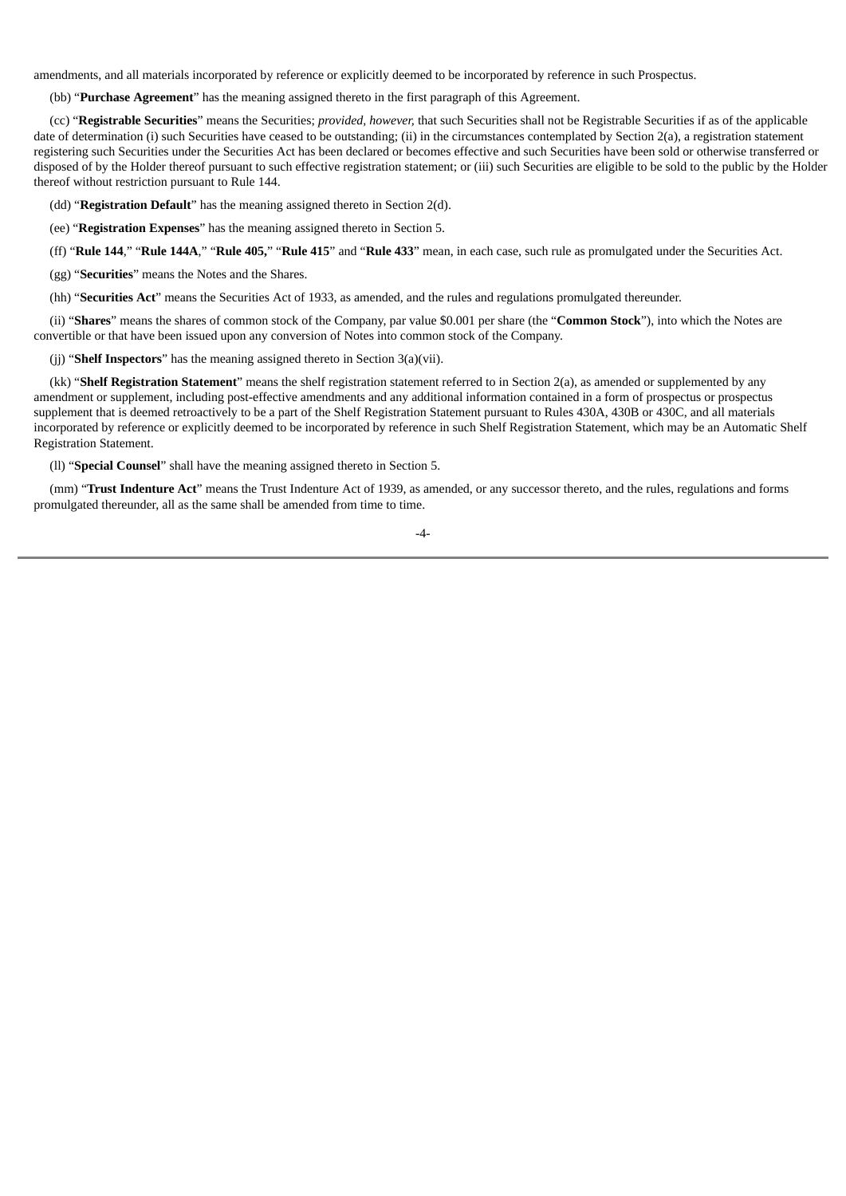amendments, and all materials incorporated by reference or explicitly deemed to be incorporated by reference in such Prospectus.

(bb) "**Purchase Agreement**" has the meaning assigned thereto in the first paragraph of this Agreement.

(cc) "**Registrable Securities**" means the Securities; *provided, however,* that such Securities shall not be Registrable Securities if as of the applicable date of determination (i) such Securities have ceased to be outstanding; (ii) in the circumstances contemplated by Section 2(a), a registration statement registering such Securities under the Securities Act has been declared or becomes effective and such Securities have been sold or otherwise transferred or disposed of by the Holder thereof pursuant to such effective registration statement; or (iii) such Securities are eligible to be sold to the public by the Holder thereof without restriction pursuant to Rule 144.

(dd) "**Registration Default**" has the meaning assigned thereto in Section 2(d).

(ee) "**Registration Expenses**" has the meaning assigned thereto in Section 5.

(ff) "**Rule 144**," "**Rule 144A**," "**Rule 405,**" "**Rule 415**" and "**Rule 433**" mean, in each case, such rule as promulgated under the Securities Act.

(gg) "**Securities**" means the Notes and the Shares.

(hh) "**Securities Act**" means the Securities Act of 1933, as amended, and the rules and regulations promulgated thereunder.

(ii) "**Shares**" means the shares of common stock of the Company, par value $0.001 per share (the "**Common Stock**"), into which the Notes are convertible or that have been issued upon any conversion of Notes into common stock of the Company.

(jj) "**Shelf Inspectors**" has the meaning assigned thereto in Section 3(a)(vii).

(kk) "**Shelf Registration Statement**" means the shelf registration statement referred to in Section 2(a), as amended or supplemented by any amendment or supplement, including post-effective amendments and any additional information contained in a form of prospectus or prospectus supplement that is deemed retroactively to be a part of the Shelf Registration Statement pursuant to Rules 430A, 430B or 430C, and all materials incorporated by reference or explicitly deemed to be incorporated by reference in such Shelf Registration Statement, which may be an Automatic Shelf Registration Statement.

(ll) "**Special Counsel**" shall have the meaning assigned thereto in Section 5.

(mm) "**Trust Indenture Act**" means the Trust Indenture Act of 1939, as amended, or any successor thereto, and the rules, regulations and forms promulgated thereunder, all as the same shall be amended from time to time.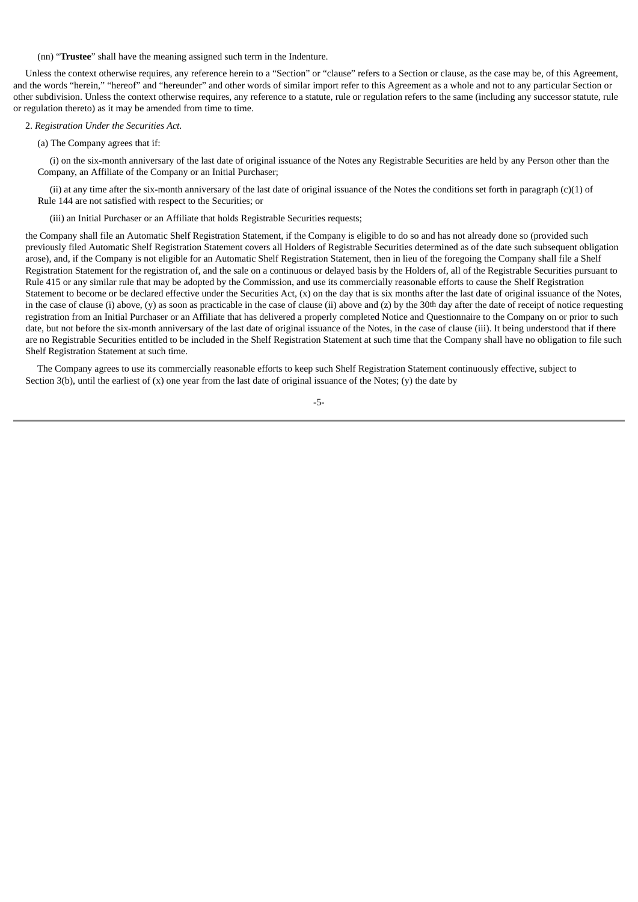(nn) "**Trustee**" shall have the meaning assigned such term in the Indenture.

Unless the context otherwise requires, any reference herein to a "Section" or "clause" refers to a Section or clause, as the case may be, of this Agreement, and the words "herein," "hereof" and "hereunder" and other words of similar import refer to this Agreement as a whole and not to any particular Section or other subdivision. Unless the context otherwise requires, any reference to a statute, rule or regulation refers to the same (including any successor statute, rule or regulation thereto) as it may be amended from time to time.

2. *Registration Under the Securities Act.*

(a) The Company agrees that if:

(i) on the six-month anniversary of the last date of original issuance of the Notes any Registrable Securities are held by any Person other than the Company, an Affiliate of the Company or an Initial Purchaser;

(ii) at any time after the six-month anniversary of the last date of original issuance of the Notes the conditions set forth in paragraph (c)(1) of Rule 144 are not satisfied with respect to the Securities; or

(iii) an Initial Purchaser or an Affiliate that holds Registrable Securities requests;

the Company shall file an Automatic Shelf Registration Statement, if the Company is eligible to do so and has not already done so (provided such previously filed Automatic Shelf Registration Statement covers all Holders of Registrable Securities determined as of the date such subsequent obligation arose), and, if the Company is not eligible for an Automatic Shelf Registration Statement, then in lieu of the foregoing the Company shall file a Shelf Registration Statement for the registration of, and the sale on a continuous or delayed basis by the Holders of, all of the Registrable Securities pursuant to Rule 415 or any similar rule that may be adopted by the Commission, and use its commercially reasonable efforts to cause the Shelf Registration Statement to become or be declared effective under the Securities Act, (x) on the day that is six months after the last date of original issuance of the Notes, in the case of clause (i) above, (y) as soon as practicable in the case of clause (ii) above and (z) by the 30th day after the date of receipt of notice requesting registration from an Initial Purchaser or an Affiliate that has delivered a properly completed Notice and Questionnaire to the Company on or prior to such date, but not before the six-month anniversary of the last date of original issuance of the Notes, in the case of clause (iii). It being understood that if there are no Registrable Securities entitled to be included in the Shelf Registration Statement at such time that the Company shall have no obligation to file such Shelf Registration Statement at such time.

The Company agrees to use its commercially reasonable efforts to keep such Shelf Registration Statement continuously effective, subject to Section 3(b), until the earliest of (x) one year from the last date of original issuance of the Notes; (y) the date by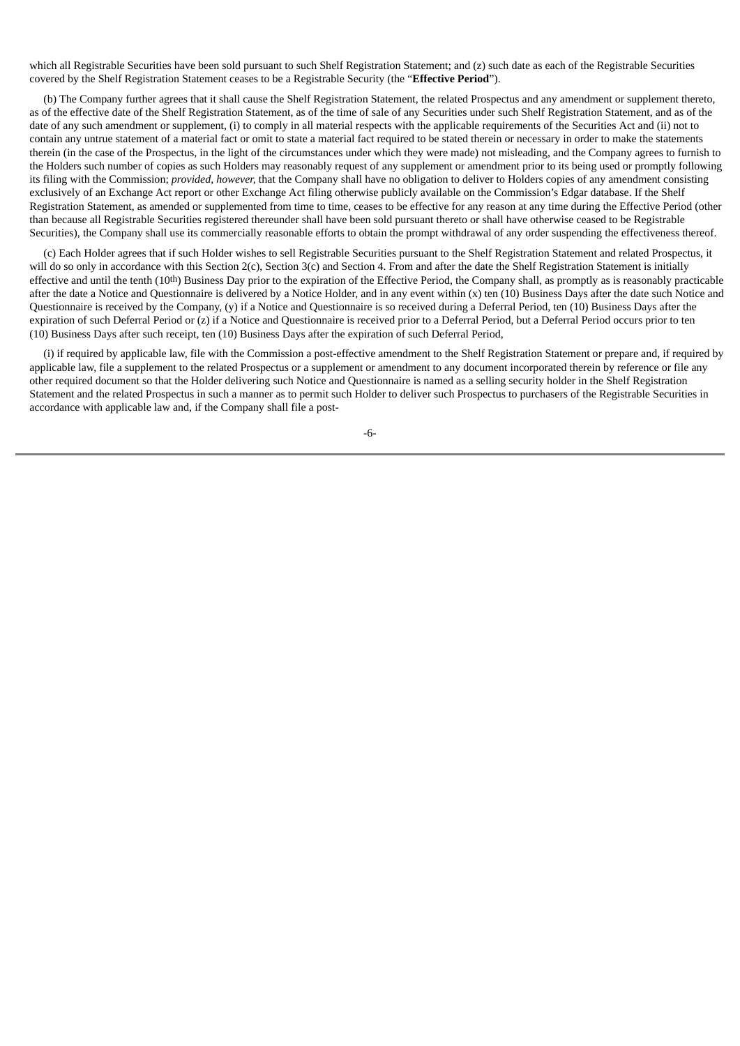which all Registrable Securities have been sold pursuant to such Shelf Registration Statement; and (z) such date as each of the Registrable Securities covered by the Shelf Registration Statement ceases to be a Registrable Security (the "**Effective Period**").

(b) The Company further agrees that it shall cause the Shelf Registration Statement, the related Prospectus and any amendment or supplement thereto, as of the effective date of the Shelf Registration Statement, as of the time of sale of any Securities under such Shelf Registration Statement, and as of the date of any such amendment or supplement, (i) to comply in all material respects with the applicable requirements of the Securities Act and (ii) not to contain any untrue statement of a material fact or omit to state a material fact required to be stated therein or necessary in order to make the statements therein (in the case of the Prospectus, in the light of the circumstances under which they were made) not misleading, and the Company agrees to furnish to the Holders such number of copies as such Holders may reasonably request of any supplement or amendment prior to its being used or promptly following its filing with the Commission; *provided, however,* that the Company shall have no obligation to deliver to Holders copies of any amendment consisting exclusively of an Exchange Act report or other Exchange Act filing otherwise publicly available on the Commission's Edgar database. If the Shelf Registration Statement, as amended or supplemented from time to time, ceases to be effective for any reason at any time during the Effective Period (other than because all Registrable Securities registered thereunder shall have been sold pursuant thereto or shall have otherwise ceased to be Registrable Securities), the Company shall use its commercially reasonable efforts to obtain the prompt withdrawal of any order suspending the effectiveness thereof.

(c) Each Holder agrees that if such Holder wishes to sell Registrable Securities pursuant to the Shelf Registration Statement and related Prospectus, it will do so only in accordance with this Section 2(c), Section 3(c) and Section 4. From and after the date the Shelf Registration Statement is initially effective and until the tenth (10th) Business Day prior to the expiration of the Effective Period, the Company shall, as promptly as is reasonably practicable after the date a Notice and Questionnaire is delivered by a Notice Holder, and in any event within (x) ten (10) Business Days after the date such Notice and Questionnaire is received by the Company, (y) if a Notice and Questionnaire is so received during a Deferral Period, ten (10) Business Days after the expiration of such Deferral Period or (z) if a Notice and Questionnaire is received prior to a Deferral Period, but a Deferral Period occurs prior to ten (10) Business Days after such receipt, ten (10) Business Days after the expiration of such Deferral Period,

(i) if required by applicable law, file with the Commission a post-effective amendment to the Shelf Registration Statement or prepare and, if required by applicable law, file a supplement to the related Prospectus or a supplement or amendment to any document incorporated therein by reference or file any other required document so that the Holder delivering such Notice and Questionnaire is named as a selling security holder in the Shelf Registration Statement and the related Prospectus in such a manner as to permit such Holder to deliver such Prospectus to purchasers of the Registrable Securities in accordance with applicable law and, if the Company shall file a post-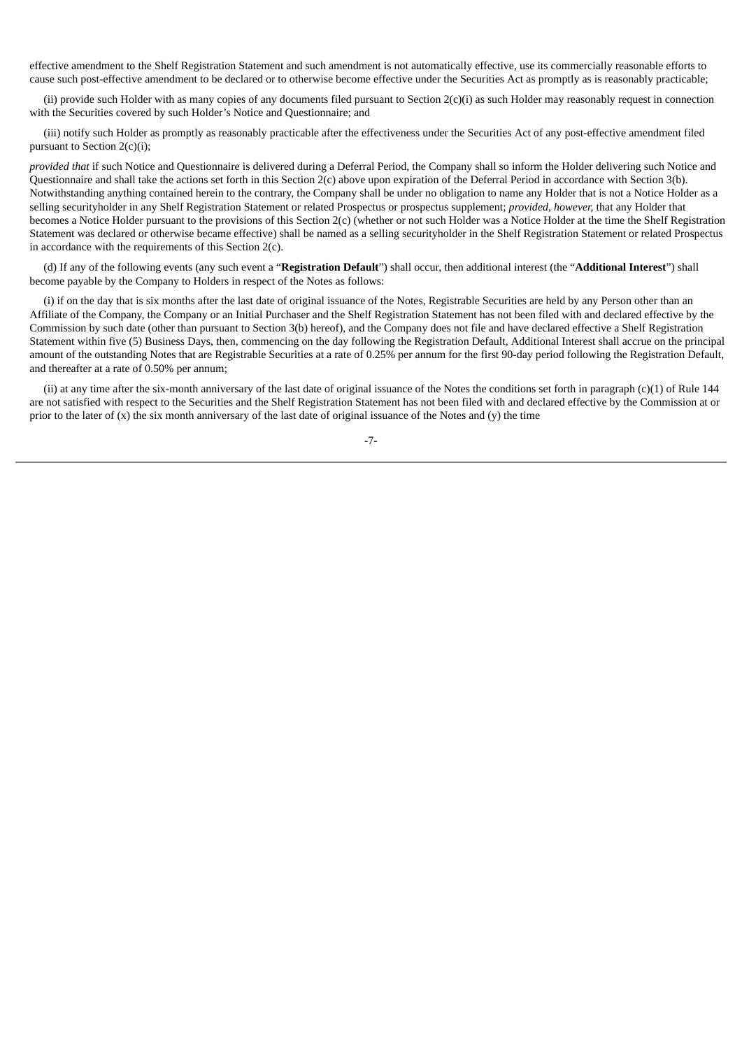effective amendment to the Shelf Registration Statement and such amendment is not automatically effective, use its commercially reasonable efforts to cause such post-effective amendment to be declared or to otherwise become effective under the Securities Act as promptly as is reasonably practicable;

(ii) provide such Holder with as many copies of any documents filed pursuant to Section 2(c)(i) as such Holder may reasonably request in connection with the Securities covered by such Holder's Notice and Questionnaire; and

(iii) notify such Holder as promptly as reasonably practicable after the effectiveness under the Securities Act of any post-effective amendment filed pursuant to Section 2(c)(i);

*provided that* if such Notice and Questionnaire is delivered during a Deferral Period, the Company shall so inform the Holder delivering such Notice and Questionnaire and shall take the actions set forth in this Section 2(c) above upon expiration of the Deferral Period in accordance with Section 3(b). Notwithstanding anything contained herein to the contrary, the Company shall be under no obligation to name any Holder that is not a Notice Holder as a selling securityholder in any Shelf Registration Statement or related Prospectus or prospectus supplement; *provided, however,* that any Holder that becomes a Notice Holder pursuant to the provisions of this Section 2(c) (whether or not such Holder was a Notice Holder at the time the Shelf Registration Statement was declared or otherwise became effective) shall be named as a selling securityholder in the Shelf Registration Statement or related Prospectus in accordance with the requirements of this Section 2(c).

(d) If any of the following events (any such event a "**Registration Default**") shall occur, then additional interest (the "**Additional Interest**") shall become payable by the Company to Holders in respect of the Notes as follows:

(i) if on the day that is six months after the last date of original issuance of the Notes, Registrable Securities are held by any Person other than an Affiliate of the Company, the Company or an Initial Purchaser and the Shelf Registration Statement has not been filed with and declared effective by the Commission by such date (other than pursuant to Section 3(b) hereof), and the Company does not file and have declared effective a Shelf Registration Statement within five (5) Business Days, then, commencing on the day following the Registration Default, Additional Interest shall accrue on the principal amount of the outstanding Notes that are Registrable Securities at a rate of 0.25% per annum for the first 90-day period following the Registration Default, and thereafter at a rate of 0.50% per annum;

(ii) at any time after the six-month anniversary of the last date of original issuance of the Notes the conditions set forth in paragraph (c)(1) of Rule 144 are not satisfied with respect to the Securities and the Shelf Registration Statement has not been filed with and declared effective by the Commission at or prior to the later of (x) the six month anniversary of the last date of original issuance of the Notes and (y) the time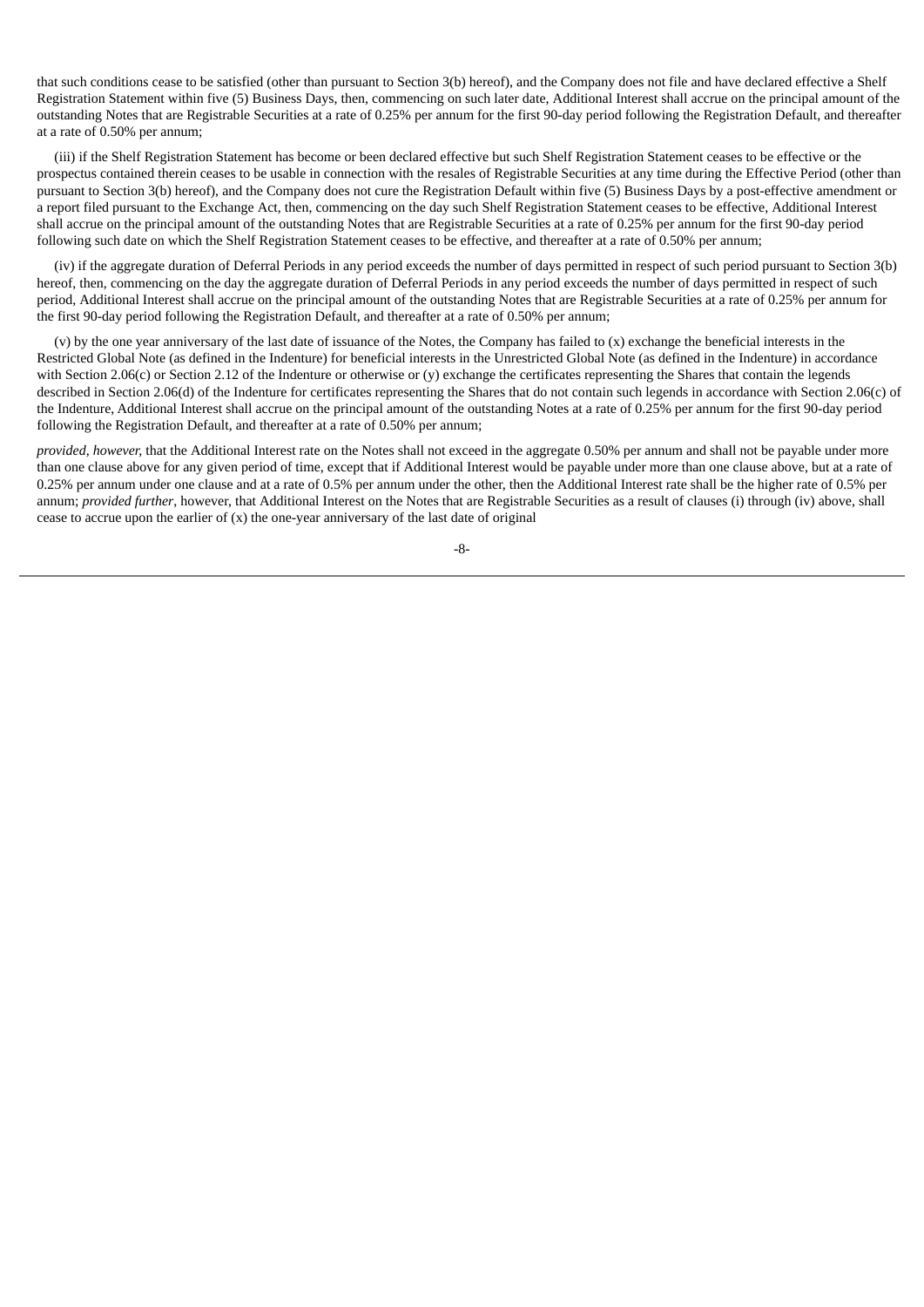that such conditions cease to be satisfied (other than pursuant to Section 3(b) hereof), and the Company does not file and have declared effective a Shelf Registration Statement within five (5) Business Days, then, commencing on such later date, Additional Interest shall accrue on the principal amount of the outstanding Notes that are Registrable Securities at a rate of 0.25% per annum for the first 90-day period following the Registration Default, and thereafter at a rate of 0.50% per annum;

(iii) if the Shelf Registration Statement has become or been declared effective but such Shelf Registration Statement ceases to be effective or the prospectus contained therein ceases to be usable in connection with the resales of Registrable Securities at any time during the Effective Period (other than pursuant to Section 3(b) hereof), and the Company does not cure the Registration Default within five (5) Business Days by a post-effective amendment or a report filed pursuant to the Exchange Act, then, commencing on the day such Shelf Registration Statement ceases to be effective, Additional Interest shall accrue on the principal amount of the outstanding Notes that are Registrable Securities at a rate of 0.25% per annum for the first 90-day period following such date on which the Shelf Registration Statement ceases to be effective, and thereafter at a rate of 0.50% per annum;

(iv) if the aggregate duration of Deferral Periods in any period exceeds the number of days permitted in respect of such period pursuant to Section 3(b) hereof, then, commencing on the day the aggregate duration of Deferral Periods in any period exceeds the number of days permitted in respect of such period, Additional Interest shall accrue on the principal amount of the outstanding Notes that are Registrable Securities at a rate of 0.25% per annum for the first 90-day period following the Registration Default, and thereafter at a rate of 0.50% per annum;

(v) by the one year anniversary of the last date of issuance of the Notes, the Company has failed to (x) exchange the beneficial interests in the Restricted Global Note (as defined in the Indenture) for beneficial interests in the Unrestricted Global Note (as defined in the Indenture) in accordance with Section 2.06(c) or Section 2.12 of the Indenture or otherwise or (y) exchange the certificates representing the Shares that contain the legends described in Section 2.06(d) of the Indenture for certificates representing the Shares that do not contain such legends in accordance with Section 2.06(c) of the Indenture, Additional Interest shall accrue on the principal amount of the outstanding Notes at a rate of 0.25% per annum for the first 90-day period following the Registration Default, and thereafter at a rate of 0.50% per annum;

*provided, however,* that the Additional Interest rate on the Notes shall not exceed in the aggregate 0.50% per annum and shall not be payable under more than one clause above for any given period of time, except that if Additional Interest would be payable under more than one clause above, but at a rate of 0.25% per annum under one clause and at a rate of 0.5% per annum under the other, then the Additional Interest rate shall be the higher rate of 0.5% per annum; *provided further*, however, that Additional Interest on the Notes that are Registrable Securities as a result of clauses (i) through (iv) above, shall cease to accrue upon the earlier of (x) the one-year anniversary of the last date of original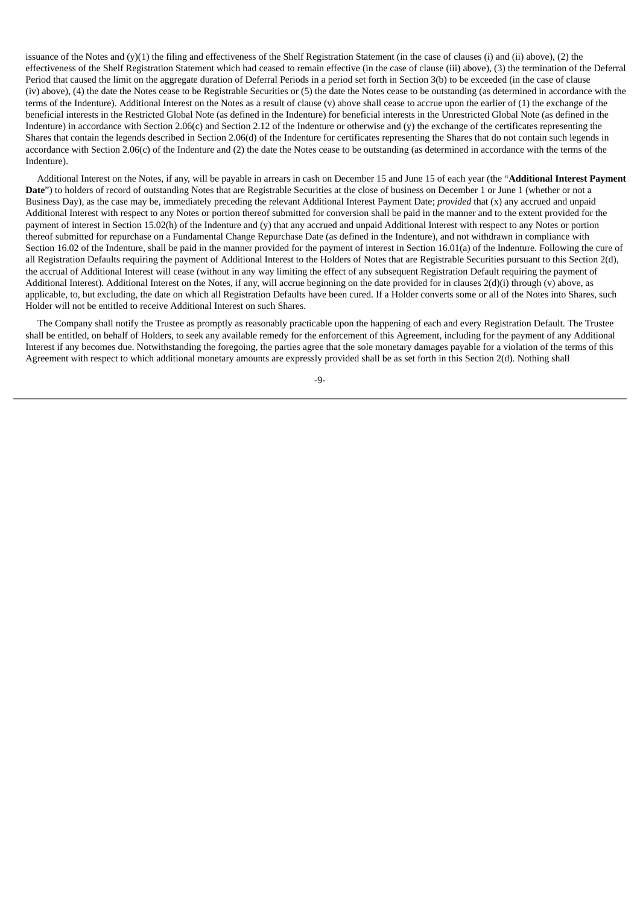issuance of the Notes and (y)(1) the filing and effectiveness of the Shelf Registration Statement (in the case of clauses (i) and (ii) above), (2) the effectiveness of the Shelf Registration Statement which had ceased to remain effective (in the case of clause (iii) above), (3) the termination of the Deferral Period that caused the limit on the aggregate duration of Deferral Periods in a period set forth in Section 3(b) to be exceeded (in the case of clause (iv) above), (4) the date the Notes cease to be Registrable Securities or (5) the date the Notes cease to be outstanding (as determined in accordance with the terms of the Indenture). Additional Interest on the Notes as a result of clause (v) above shall cease to accrue upon the earlier of (1) the exchange of the beneficial interests in the Restricted Global Note (as defined in the Indenture) for beneficial interests in the Unrestricted Global Note (as defined in the Indenture) in accordance with Section 2.06(c) and Section 2.12 of the Indenture or otherwise and (y) the exchange of the certificates representing the Shares that contain the legends described in Section 2.06(d) of the Indenture for certificates representing the Shares that do not contain such legends in accordance with Section 2.06(c) of the Indenture and (2) the date the Notes cease to be outstanding (as determined in accordance with the terms of the Indenture).

Additional Interest on the Notes, if any, will be payable in arrears in cash on December 15 and June 15 of each year (the "**Additional Interest Payment Date**") to holders of record of outstanding Notes that are Registrable Securities at the close of business on December 1 or June 1 (whether or not a Business Day), as the case may be, immediately preceding the relevant Additional Interest Payment Date; *provided* that (x) any accrued and unpaid Additional Interest with respect to any Notes or portion thereof submitted for conversion shall be paid in the manner and to the extent provided for the payment of interest in Section 15.02(h) of the Indenture and (y) that any accrued and unpaid Additional Interest with respect to any Notes or portion thereof submitted for repurchase on a Fundamental Change Repurchase Date (as defined in the Indenture), and not withdrawn in compliance with Section 16.02 of the Indenture, shall be paid in the manner provided for the payment of interest in Section 16.01(a) of the Indenture. Following the cure of all Registration Defaults requiring the payment of Additional Interest to the Holders of Notes that are Registrable Securities pursuant to this Section 2(d), the accrual of Additional Interest will cease (without in any way limiting the effect of any subsequent Registration Default requiring the payment of Additional Interest). Additional Interest on the Notes, if any, will accrue beginning on the date provided for in clauses 2(d)(i) through (v) above, as applicable, to, but excluding, the date on which all Registration Defaults have been cured. If a Holder converts some or all of the Notes into Shares, such Holder will not be entitled to receive Additional Interest on such Shares.

The Company shall notify the Trustee as promptly as reasonably practicable upon the happening of each and every Registration Default. The Trustee shall be entitled, on behalf of Holders, to seek any available remedy for the enforcement of this Agreement, including for the payment of any Additional Interest if any becomes due. Notwithstanding the foregoing, the parties agree that the sole monetary damages payable for a violation of the terms of this Agreement with respect to which additional monetary amounts are expressly provided shall be as set forth in this Section 2(d). Nothing shall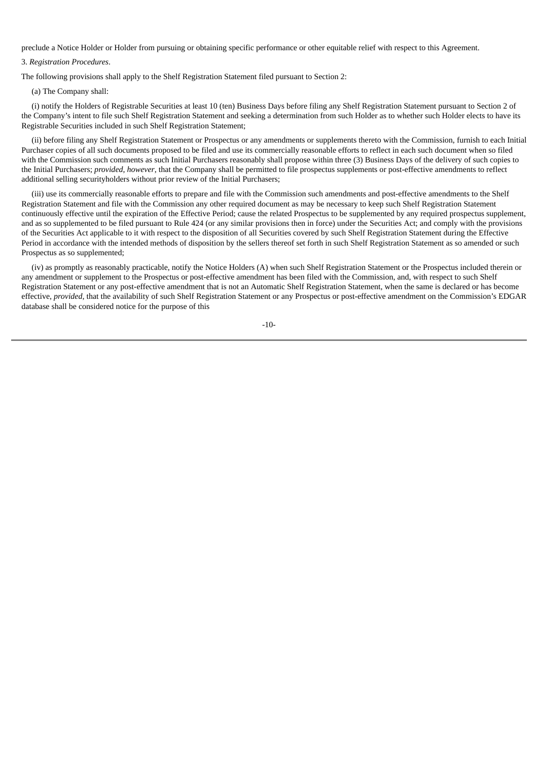preclude a Notice Holder or Holder from pursuing or obtaining specific performance or other equitable relief with respect to this Agreement.

3. *Registration Procedures*.

The following provisions shall apply to the Shelf Registration Statement filed pursuant to Section 2:

(a) The Company shall:

(i) notify the Holders of Registrable Securities at least 10 (ten) Business Days before filing any Shelf Registration Statement pursuant to Section 2 of the Company's intent to file such Shelf Registration Statement and seeking a determination from such Holder as to whether such Holder elects to have its Registrable Securities included in such Shelf Registration Statement;

(ii) before filing any Shelf Registration Statement or Prospectus or any amendments or supplements thereto with the Commission, furnish to each Initial Purchaser copies of all such documents proposed to be filed and use its commercially reasonable efforts to reflect in each such document when so filed with the Commission such comments as such Initial Purchasers reasonably shall propose within three (3) Business Days of the delivery of such copies to the Initial Purchasers; *provided, however,* that the Company shall be permitted to file prospectus supplements or post-effective amendments to reflect additional selling securityholders without prior review of the Initial Purchasers;

(iii) use its commercially reasonable efforts to prepare and file with the Commission such amendments and post-effective amendments to the Shelf Registration Statement and file with the Commission any other required document as may be necessary to keep such Shelf Registration Statement continuously effective until the expiration of the Effective Period; cause the related Prospectus to be supplemented by any required prospectus supplement, and as so supplemented to be filed pursuant to Rule 424 (or any similar provisions then in force) under the Securities Act; and comply with the provisions of the Securities Act applicable to it with respect to the disposition of all Securities covered by such Shelf Registration Statement during the Effective Period in accordance with the intended methods of disposition by the sellers thereof set forth in such Shelf Registration Statement as so amended or such Prospectus as so supplemented;

(iv) as promptly as reasonably practicable, notify the Notice Holders (A) when such Shelf Registration Statement or the Prospectus included therein or any amendment or supplement to the Prospectus or post-effective amendment has been filed with the Commission, and, with respect to such Shelf Registration Statement or any post-effective amendment that is not an Automatic Shelf Registration Statement, when the same is declared or has become effective, *provided*, that the availability of such Shelf Registration Statement or any Prospectus or post-effective amendment on the Commission's EDGAR database shall be considered notice for the purpose of this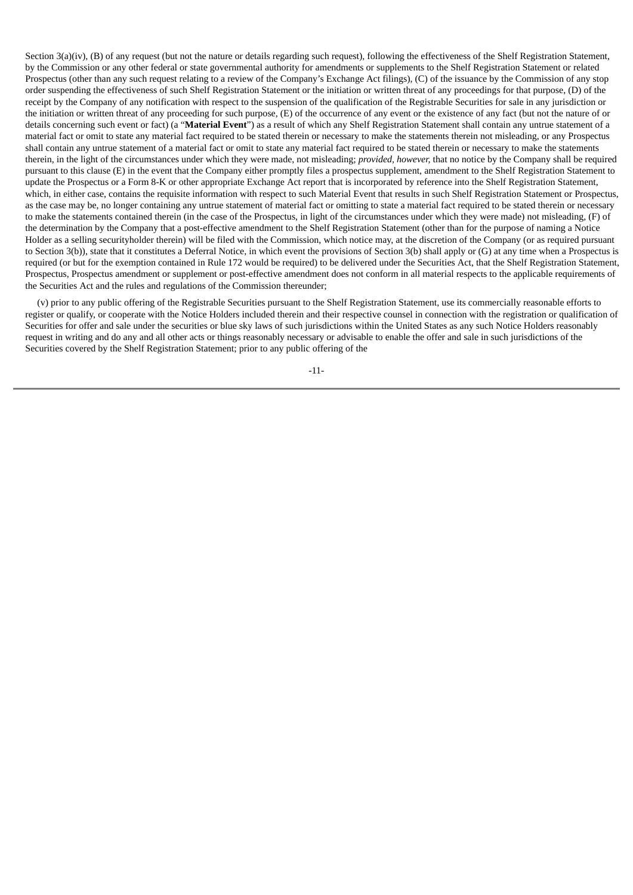Section 3(a)(iv), (B) of any request (but not the nature or details regarding such request), following the effectiveness of the Shelf Registration Statement, by the Commission or any other federal or state governmental authority for amendments or supplements to the Shelf Registration Statement or related Prospectus (other than any such request relating to a review of the Company's Exchange Act filings), (C) of the issuance by the Commission of any stop order suspending the effectiveness of such Shelf Registration Statement or the initiation or written threat of any proceedings for that purpose, (D) of the receipt by the Company of any notification with respect to the suspension of the qualification of the Registrable Securities for sale in any jurisdiction or the initiation or written threat of any proceeding for such purpose, (E) of the occurrence of any event or the existence of any fact (but not the nature of or details concerning such event or fact) (a "**Material Event**") as a result of which any Shelf Registration Statement shall contain any untrue statement of a material fact or omit to state any material fact required to be stated therein or necessary to make the statements therein not misleading, or any Prospectus shall contain any untrue statement of a material fact or omit to state any material fact required to be stated therein or necessary to make the statements therein, in the light of the circumstances under which they were made, not misleading; *provided, however,* that no notice by the Company shall be required pursuant to this clause (E) in the event that the Company either promptly files a prospectus supplement, amendment to the Shelf Registration Statement to update the Prospectus or a Form 8-K or other appropriate Exchange Act report that is incorporated by reference into the Shelf Registration Statement, which, in either case, contains the requisite information with respect to such Material Event that results in such Shelf Registration Statement or Prospectus, as the case may be, no longer containing any untrue statement of material fact or omitting to state a material fact required to be stated therein or necessary to make the statements contained therein (in the case of the Prospectus, in light of the circumstances under which they were made) not misleading, (F) of the determination by the Company that a post-effective amendment to the Shelf Registration Statement (other than for the purpose of naming a Notice Holder as a selling securityholder therein) will be filed with the Commission, which notice may, at the discretion of the Company (or as required pursuant to Section 3(b)), state that it constitutes a Deferral Notice, in which event the provisions of Section 3(b) shall apply or (G) at any time when a Prospectus is required (or but for the exemption contained in Rule 172 would be required) to be delivered under the Securities Act, that the Shelf Registration Statement, Prospectus, Prospectus amendment or supplement or post-effective amendment does not conform in all material respects to the applicable requirements of the Securities Act and the rules and regulations of the Commission thereunder;

(v) prior to any public offering of the Registrable Securities pursuant to the Shelf Registration Statement, use its commercially reasonable efforts to register or qualify, or cooperate with the Notice Holders included therein and their respective counsel in connection with the registration or qualification of Securities for offer and sale under the securities or blue sky laws of such jurisdictions within the United States as any such Notice Holders reasonably request in writing and do any and all other acts or things reasonably necessary or advisable to enable the offer and sale in such jurisdictions of the Securities covered by the Shelf Registration Statement; prior to any public offering of the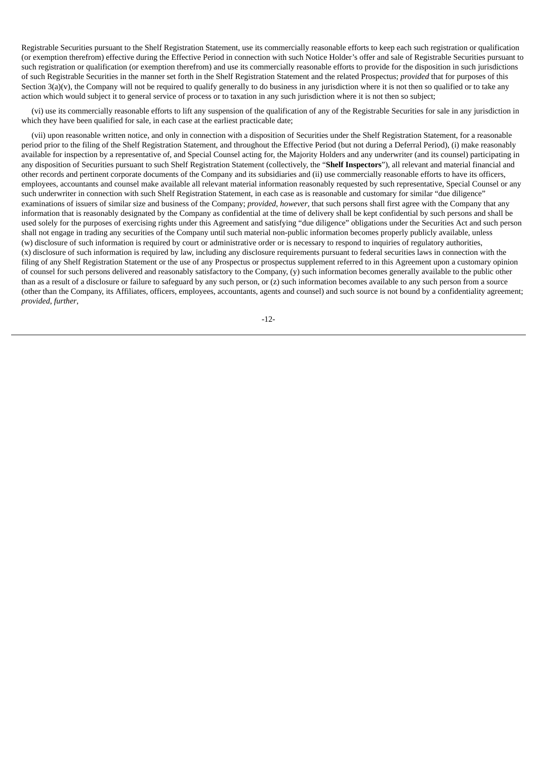Registrable Securities pursuant to the Shelf Registration Statement, use its commercially reasonable efforts to keep each such registration or qualification (or exemption therefrom) effective during the Effective Period in connection with such Notice Holder's offer and sale of Registrable Securities pursuant to such registration or qualification (or exemption therefrom) and use its commercially reasonable efforts to provide for the disposition in such jurisdictions of such Registrable Securities in the manner set forth in the Shelf Registration Statement and the related Prospectus; *provided* that for purposes of this Section 3(a)(v), the Company will not be required to qualify generally to do business in any jurisdiction where it is not then so qualified or to take any action which would subject it to general service of process or to taxation in any such jurisdiction where it is not then so subject;

(vi) use its commercially reasonable efforts to lift any suspension of the qualification of any of the Registrable Securities for sale in any jurisdiction in which they have been qualified for sale, in each case at the earliest practicable date;

(vii) upon reasonable written notice, and only in connection with a disposition of Securities under the Shelf Registration Statement, for a reasonable period prior to the filing of the Shelf Registration Statement, and throughout the Effective Period (but not during a Deferral Period), (i) make reasonably available for inspection by a representative of, and Special Counsel acting for, the Majority Holders and any underwriter (and its counsel) participating in any disposition of Securities pursuant to such Shelf Registration Statement (collectively, the "**Shelf Inspectors**"), all relevant and material financial and other records and pertinent corporate documents of the Company and its subsidiaries and (ii) use commercially reasonable efforts to have its officers, employees, accountants and counsel make available all relevant material information reasonably requested by such representative, Special Counsel or any such underwriter in connection with such Shelf Registration Statement, in each case as is reasonable and customary for similar "due diligence" examinations of issuers of similar size and business of the Company; *provided*, *however*, that such persons shall first agree with the Company that any information that is reasonably designated by the Company as confidential at the time of delivery shall be kept confidential by such persons and shall be used solely for the purposes of exercising rights under this Agreement and satisfying "due diligence" obligations under the Securities Act and such person shall not engage in trading any securities of the Company until such material non-public information becomes properly publicly available, unless (w) disclosure of such information is required by court or administrative order or is necessary to respond to inquiries of regulatory authorities, (x) disclosure of such information is required by law, including any disclosure requirements pursuant to federal securities laws in connection with the filing of any Shelf Registration Statement or the use of any Prospectus or prospectus supplement referred to in this Agreement upon a customary opinion of counsel for such persons delivered and reasonably satisfactory to the Company, (y) such information becomes generally available to the public other than as a result of a disclosure or failure to safeguard by any such person, or (z) such information becomes available to any such person from a source (other than the Company, its Affiliates, officers, employees, accountants, agents and counsel) and such source is not bound by a confidentiality agreement; *provided*, *further*,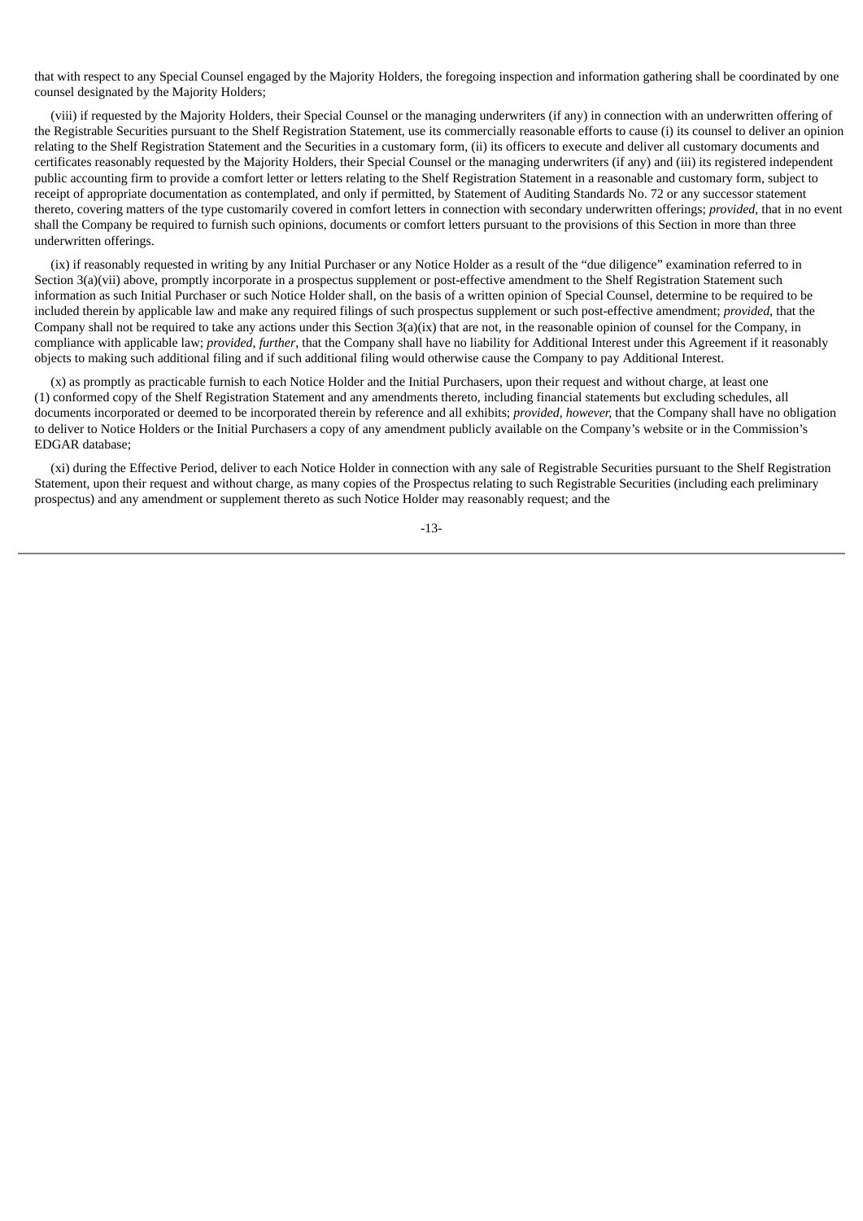that with respect to any Special Counsel engaged by the Majority Holders, the foregoing inspection and information gathering shall be coordinated by one counsel designated by the Majority Holders;

(viii) if requested by the Majority Holders, their Special Counsel or the managing underwriters (if any) in connection with an underwritten offering of the Registrable Securities pursuant to the Shelf Registration Statement, use its commercially reasonable efforts to cause (i) its counsel to deliver an opinion relating to the Shelf Registration Statement and the Securities in a customary form, (ii) its officers to execute and deliver all customary documents and certificates reasonably requested by the Majority Holders, their Special Counsel or the managing underwriters (if any) and (iii) its registered independent public accounting firm to provide a comfort letter or letters relating to the Shelf Registration Statement in a reasonable and customary form, subject to receipt of appropriate documentation as contemplated, and only if permitted, by Statement of Auditing Standards No. 72 or any successor statement thereto, covering matters of the type customarily covered in comfort letters in connection with secondary underwritten offerings; *provided*, that in no event shall the Company be required to furnish such opinions, documents or comfort letters pursuant to the provisions of this Section in more than three underwritten offerings.

(ix) if reasonably requested in writing by any Initial Purchaser or any Notice Holder as a result of the "due diligence" examination referred to in Section 3(a)(vii) above, promptly incorporate in a prospectus supplement or post-effective amendment to the Shelf Registration Statement such information as such Initial Purchaser or such Notice Holder shall, on the basis of a written opinion of Special Counsel, determine to be required to be included therein by applicable law and make any required filings of such prospectus supplement or such post-effective amendment; *provided*, that the Company shall not be required to take any actions under this Section 3(a)(ix) that are not, in the reasonable opinion of counsel for the Company, in compliance with applicable law; *provided, further*, that the Company shall have no liability for Additional Interest under this Agreement if it reasonably objects to making such additional filing and if such additional filing would otherwise cause the Company to pay Additional Interest.

(x) as promptly as practicable furnish to each Notice Holder and the Initial Purchasers, upon their request and without charge, at least one (1) conformed copy of the Shelf Registration Statement and any amendments thereto, including financial statements but excluding schedules, all documents incorporated or deemed to be incorporated therein by reference and all exhibits; *provided, however*, that the Company shall have no obligation to deliver to Notice Holders or the Initial Purchasers a copy of any amendment publicly available on the Company's website or in the Commission's EDGAR database;

(xi) during the Effective Period, deliver to each Notice Holder in connection with any sale of Registrable Securities pursuant to the Shelf Registration Statement, upon their request and without charge, as many copies of the Prospectus relating to such Registrable Securities (including each preliminary prospectus) and any amendment or supplement thereto as such Notice Holder may reasonably request; and the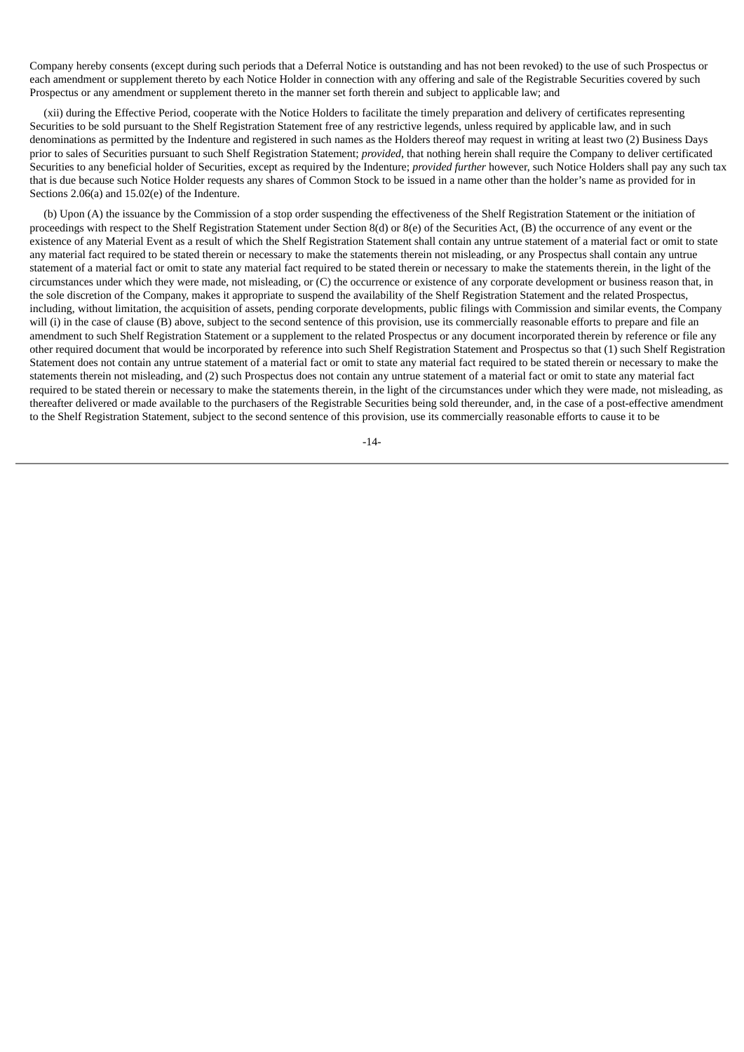Company hereby consents (except during such periods that a Deferral Notice is outstanding and has not been revoked) to the use of such Prospectus or each amendment or supplement thereto by each Notice Holder in connection with any offering and sale of the Registrable Securities covered by such Prospectus or any amendment or supplement thereto in the manner set forth therein and subject to applicable law; and

(xii) during the Effective Period, cooperate with the Notice Holders to facilitate the timely preparation and delivery of certificates representing Securities to be sold pursuant to the Shelf Registration Statement free of any restrictive legends, unless required by applicable law, and in such denominations as permitted by the Indenture and registered in such names as the Holders thereof may request in writing at least two (2) Business Days prior to sales of Securities pursuant to such Shelf Registration Statement; *provided*, that nothing herein shall require the Company to deliver certificated Securities to any beneficial holder of Securities, except as required by the Indenture; *provided further* however, such Notice Holders shall pay any such tax that is due because such Notice Holder requests any shares of Common Stock to be issued in a name other than the holder's name as provided for in Sections 2.06(a) and 15.02(e) of the Indenture.

(b) Upon (A) the issuance by the Commission of a stop order suspending the effectiveness of the Shelf Registration Statement or the initiation of proceedings with respect to the Shelf Registration Statement under Section 8(d) or 8(e) of the Securities Act, (B) the occurrence of any event or the existence of any Material Event as a result of which the Shelf Registration Statement shall contain any untrue statement of a material fact or omit to state any material fact required to be stated therein or necessary to make the statements therein not misleading, or any Prospectus shall contain any untrue statement of a material fact or omit to state any material fact required to be stated therein or necessary to make the statements therein, in the light of the circumstances under which they were made, not misleading, or (C) the occurrence or existence of any corporate development or business reason that, in the sole discretion of the Company, makes it appropriate to suspend the availability of the Shelf Registration Statement and the related Prospectus, including, without limitation, the acquisition of assets, pending corporate developments, public filings with Commission and similar events, the Company will (i) in the case of clause (B) above, subject to the second sentence of this provision, use its commercially reasonable efforts to prepare and file an amendment to such Shelf Registration Statement or a supplement to the related Prospectus or any document incorporated therein by reference or file any other required document that would be incorporated by reference into such Shelf Registration Statement and Prospectus so that (1) such Shelf Registration Statement does not contain any untrue statement of a material fact or omit to state any material fact required to be stated therein or necessary to make the statements therein not misleading, and (2) such Prospectus does not contain any untrue statement of a material fact or omit to state any material fact required to be stated therein or necessary to make the statements therein, in the light of the circumstances under which they were made, not misleading, as thereafter delivered or made available to the purchasers of the Registrable Securities being sold thereunder, and, in the case of a post-effective amendment to the Shelf Registration Statement, subject to the second sentence of this provision, use its commercially reasonable efforts to cause it to be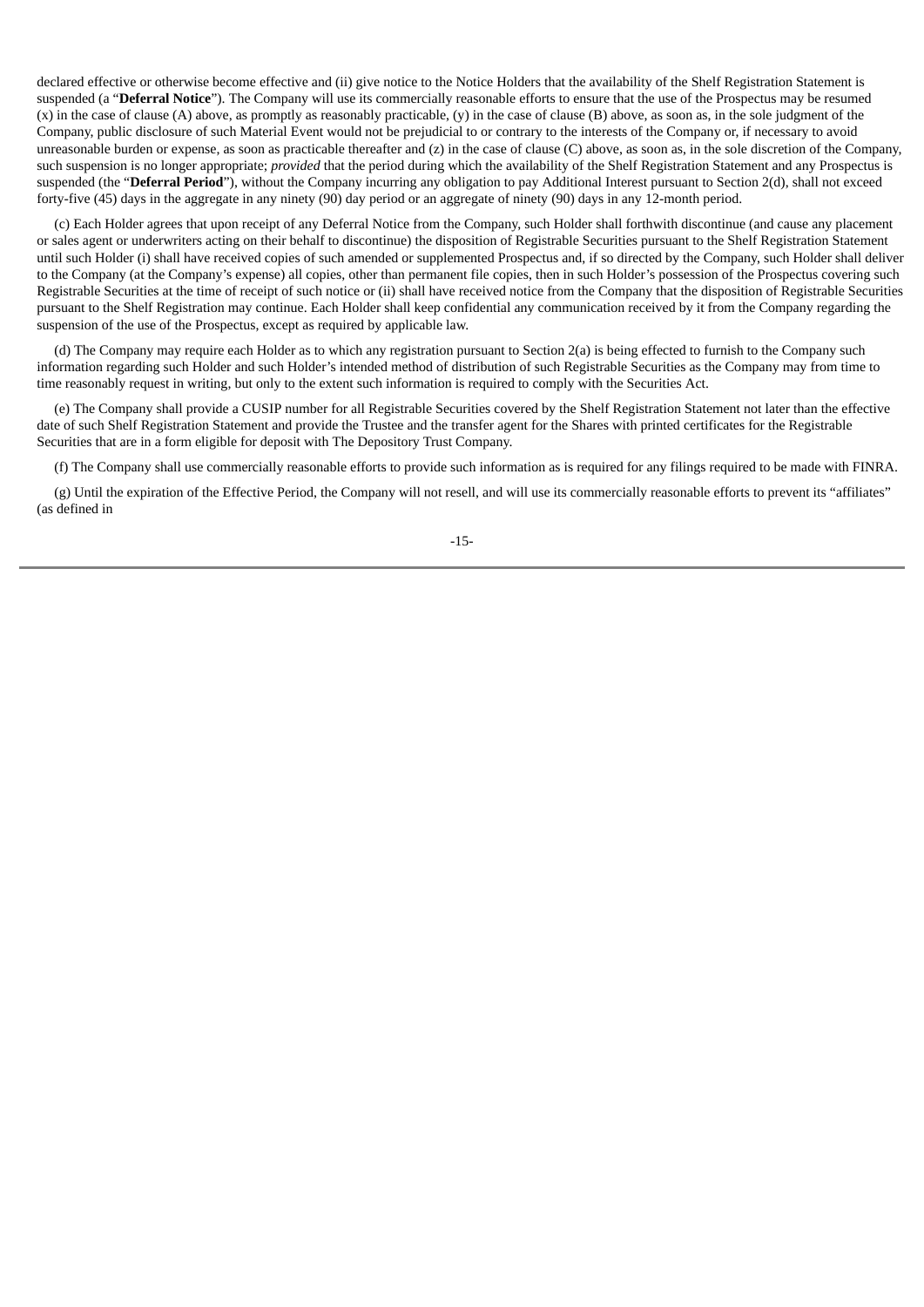declared effective or otherwise become effective and (ii) give notice to the Notice Holders that the availability of the Shelf Registration Statement is suspended (a "**Deferral Notice**"). The Company will use its commercially reasonable efforts to ensure that the use of the Prospectus may be resumed (x) in the case of clause (A) above, as promptly as reasonably practicable, (y) in the case of clause (B) above, as soon as, in the sole judgment of the Company, public disclosure of such Material Event would not be prejudicial to or contrary to the interests of the Company or, if necessary to avoid unreasonable burden or expense, as soon as practicable thereafter and (z) in the case of clause (C) above, as soon as, in the sole discretion of the Company, such suspension is no longer appropriate; *provided* that the period during which the availability of the Shelf Registration Statement and any Prospectus is suspended (the "**Deferral Period**"), without the Company incurring any obligation to pay Additional Interest pursuant to Section 2(d), shall not exceed forty-five (45) days in the aggregate in any ninety (90) day period or an aggregate of ninety (90) days in any 12-month period.

(c) Each Holder agrees that upon receipt of any Deferral Notice from the Company, such Holder shall forthwith discontinue (and cause any placement or sales agent or underwriters acting on their behalf to discontinue) the disposition of Registrable Securities pursuant to the Shelf Registration Statement until such Holder (i) shall have received copies of such amended or supplemented Prospectus and, if so directed by the Company, such Holder shall deliver to the Company (at the Company's expense) all copies, other than permanent file copies, then in such Holder's possession of the Prospectus covering such Registrable Securities at the time of receipt of such notice or (ii) shall have received notice from the Company that the disposition of Registrable Securities pursuant to the Shelf Registration may continue. Each Holder shall keep confidential any communication received by it from the Company regarding the suspension of the use of the Prospectus, except as required by applicable law.

(d) The Company may require each Holder as to which any registration pursuant to Section 2(a) is being effected to furnish to the Company such information regarding such Holder and such Holder's intended method of distribution of such Registrable Securities as the Company may from time to time reasonably request in writing, but only to the extent such information is required to comply with the Securities Act.

(e) The Company shall provide a CUSIP number for all Registrable Securities covered by the Shelf Registration Statement not later than the effective date of such Shelf Registration Statement and provide the Trustee and the transfer agent for the Shares with printed certificates for the Registrable Securities that are in a form eligible for deposit with The Depository Trust Company.

(f) The Company shall use commercially reasonable efforts to provide such information as is required for any filings required to be made with FINRA.

(g) Until the expiration of the Effective Period, the Company will not resell, and will use its commercially reasonable efforts to prevent its "affiliates" (as defined in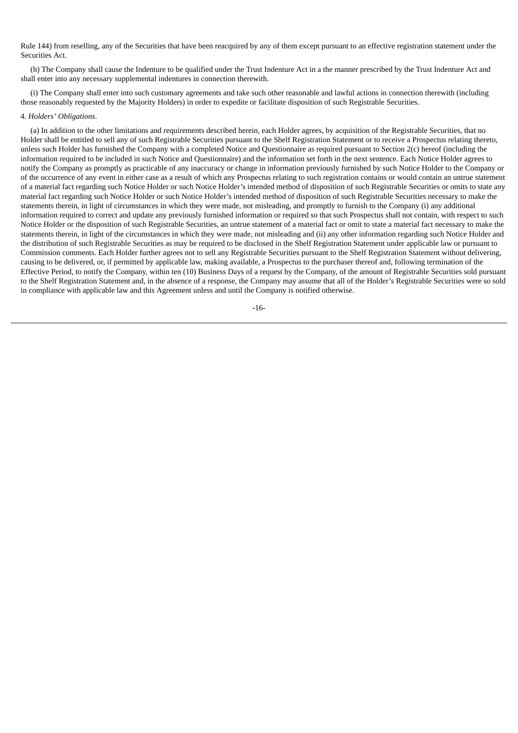Rule 144) from reselling, any of the Securities that have been reacquired by any of them except pursuant to an effective registration statement under the Securities Act.

(h) The Company shall cause the Indenture to be qualified under the Trust Indenture Act in a the manner prescribed by the Trust Indenture Act and shall enter into any necessary supplemental indentures in connection therewith.

(i) The Company shall enter into such customary agreements and take such other reasonable and lawful actions in connection therewith (including those reasonably requested by the Majority Holders) in order to expedite or facilitate disposition of such Registrable Securities.

4. *Holders' Obligations*.

(a) In addition to the other limitations and requirements described herein, each Holder agrees, by acquisition of the Registrable Securities, that no Holder shall be entitled to sell any of such Registrable Securities pursuant to the Shelf Registration Statement or to receive a Prospectus relating thereto, unless such Holder has furnished the Company with a completed Notice and Questionnaire as required pursuant to Section 2(c) hereof (including the information required to be included in such Notice and Questionnaire) and the information set forth in the next sentence. Each Notice Holder agrees to notify the Company as promptly as practicable of any inaccuracy or change in information previously furnished by such Notice Holder to the Company or of the occurrence of any event in either case as a result of which any Prospectus relating to such registration contains or would contain an untrue statement of a material fact regarding such Notice Holder or such Notice Holder's intended method of disposition of such Registrable Securities or omits to state any material fact regarding such Notice Holder or such Notice Holder's intended method of disposition of such Registrable Securities necessary to make the statements therein, in light of circumstances in which they were made, not misleading, and promptly to furnish to the Company (i) any additional information required to correct and update any previously furnished information or required so that such Prospectus shall not contain, with respect to such Notice Holder or the disposition of such Registrable Securities, an untrue statement of a material fact or omit to state a material fact necessary to make the statements therein, in light of the circumstances in which they were made, not misleading and (ii) any other information regarding such Notice Holder and the distribution of such Registrable Securities as may be required to be disclosed in the Shelf Registration Statement under applicable law or pursuant to Commission comments. Each Holder further agrees not to sell any Registrable Securities pursuant to the Shelf Registration Statement without delivering, causing to be delivered, or, if permitted by applicable law, making available, a Prospectus to the purchaser thereof and, following termination of the Effective Period, to notify the Company, within ten (10) Business Days of a request by the Company, of the amount of Registrable Securities sold pursuant to the Shelf Registration Statement and, in the absence of a response, the Company may assume that all of the Holder's Registrable Securities were so sold in compliance with applicable law and this Agreement unless and until the Company is notified otherwise.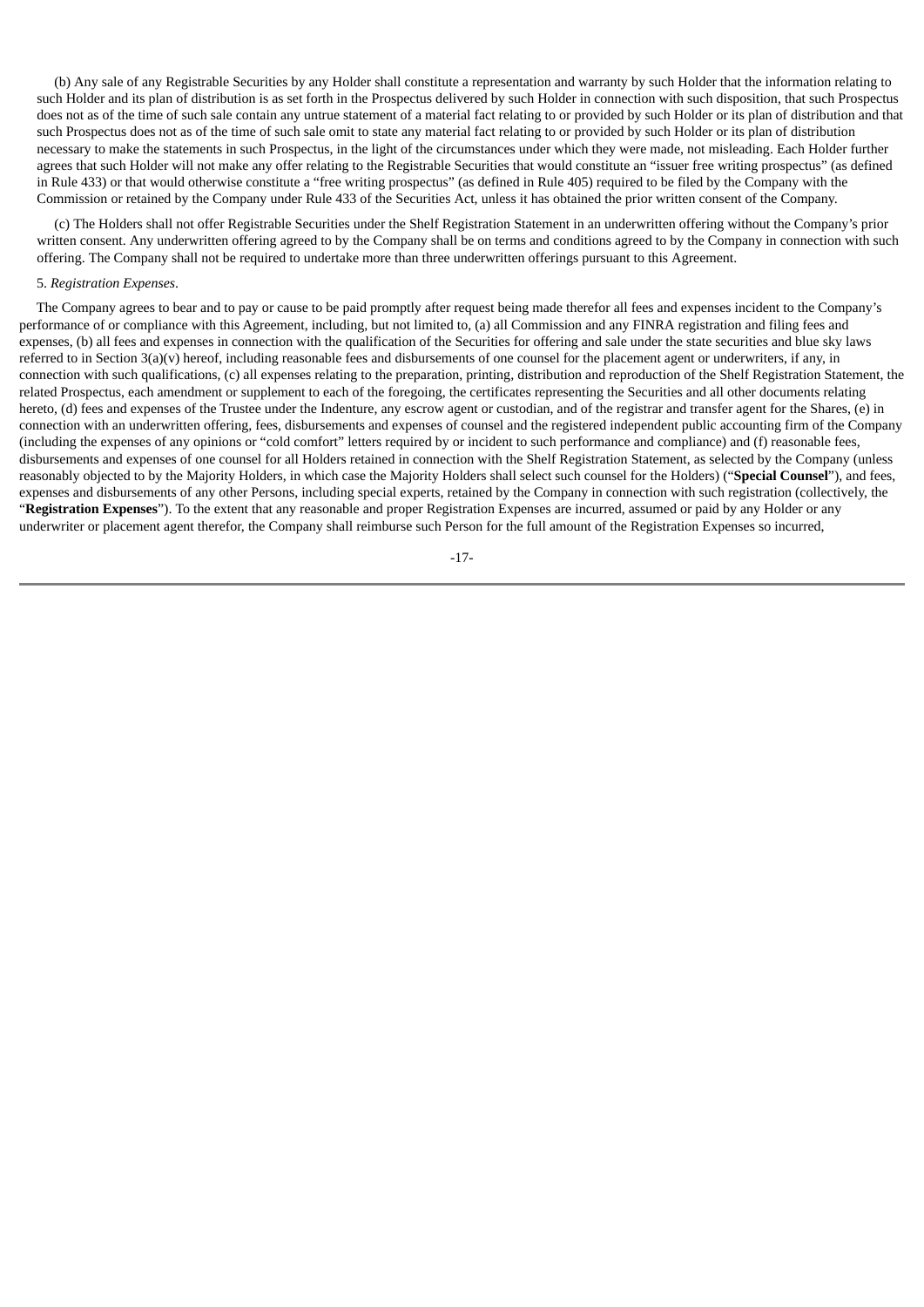(b) Any sale of any Registrable Securities by any Holder shall constitute a representation and warranty by such Holder that the information relating to such Holder and its plan of distribution is as set forth in the Prospectus delivered by such Holder in connection with such disposition, that such Prospectus does not as of the time of such sale contain any untrue statement of a material fact relating to or provided by such Holder or its plan of distribution and that such Prospectus does not as of the time of such sale omit to state any material fact relating to or provided by such Holder or its plan of distribution necessary to make the statements in such Prospectus, in the light of the circumstances under which they were made, not misleading. Each Holder further agrees that such Holder will not make any offer relating to the Registrable Securities that would constitute an "issuer free writing prospectus" (as defined in Rule 433) or that would otherwise constitute a "free writing prospectus" (as defined in Rule 405) required to be filed by the Company with the Commission or retained by the Company under Rule 433 of the Securities Act, unless it has obtained the prior written consent of the Company.

(c) The Holders shall not offer Registrable Securities under the Shelf Registration Statement in an underwritten offering without the Company's prior written consent. Any underwritten offering agreed to by the Company shall be on terms and conditions agreed to by the Company in connection with such offering. The Company shall not be required to undertake more than three underwritten offerings pursuant to this Agreement.

5. *Registration Expenses*.

The Company agrees to bear and to pay or cause to be paid promptly after request being made therefor all fees and expenses incident to the Company's performance of or compliance with this Agreement, including, but not limited to, (a) all Commission and any FINRA registration and filing fees and expenses, (b) all fees and expenses in connection with the qualification of the Securities for offering and sale under the state securities and blue sky laws referred to in Section 3(a)(v) hereof, including reasonable fees and disbursements of one counsel for the placement agent or underwriters, if any, in connection with such qualifications, (c) all expenses relating to the preparation, printing, distribution and reproduction of the Shelf Registration Statement, the related Prospectus, each amendment or supplement to each of the foregoing, the certificates representing the Securities and all other documents relating hereto, (d) fees and expenses of the Trustee under the Indenture, any escrow agent or custodian, and of the registrar and transfer agent for the Shares, (e) in connection with an underwritten offering, fees, disbursements and expenses of counsel and the registered independent public accounting firm of the Company (including the expenses of any opinions or "cold comfort" letters required by or incident to such performance and compliance) and (f) reasonable fees, disbursements and expenses of one counsel for all Holders retained in connection with the Shelf Registration Statement, as selected by the Company (unless reasonably objected to by the Majority Holders, in which case the Majority Holders shall select such counsel for the Holders) ("**Special Counsel**"), and fees, expenses and disbursements of any other Persons, including special experts, retained by the Company in connection with such registration (collectively, the "**Registration Expenses**"). To the extent that any reasonable and proper Registration Expenses are incurred, assumed or paid by any Holder or any underwriter or placement agent therefor, the Company shall reimburse such Person for the full amount of the Registration Expenses so incurred,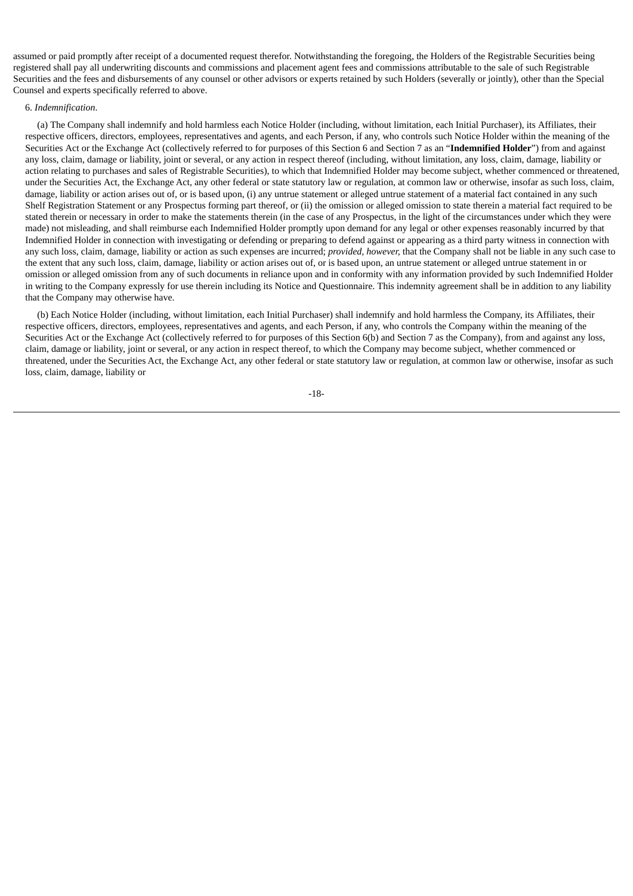assumed or paid promptly after receipt of a documented request therefor. Notwithstanding the foregoing, the Holders of the Registrable Securities being registered shall pay all underwriting discounts and commissions and placement agent fees and commissions attributable to the sale of such Registrable Securities and the fees and disbursements of any counsel or other advisors or experts retained by such Holders (severally or jointly), other than the Special Counsel and experts specifically referred to above.

6. *Indemnification*.

(a) The Company shall indemnify and hold harmless each Notice Holder (including, without limitation, each Initial Purchaser), its Affiliates, their respective officers, directors, employees, representatives and agents, and each Person, if any, who controls such Notice Holder within the meaning of the Securities Act or the Exchange Act (collectively referred to for purposes of this Section 6 and Section 7 as an "**Indemnified Holder**") from and against any loss, claim, damage or liability, joint or several, or any action in respect thereof (including, without limitation, any loss, claim, damage, liability or action relating to purchases and sales of Registrable Securities), to which that Indemnified Holder may become subject, whether commenced or threatened, under the Securities Act, the Exchange Act, any other federal or state statutory law or regulation, at common law or otherwise, insofar as such loss, claim, damage, liability or action arises out of, or is based upon, (i) any untrue statement or alleged untrue statement of a material fact contained in any such Shelf Registration Statement or any Prospectus forming part thereof, or (ii) the omission or alleged omission to state therein a material fact required to be stated therein or necessary in order to make the statements therein (in the case of any Prospectus, in the light of the circumstances under which they were made) not misleading, and shall reimburse each Indemnified Holder promptly upon demand for any legal or other expenses reasonably incurred by that Indemnified Holder in connection with investigating or defending or preparing to defend against or appearing as a third party witness in connection with any such loss, claim, damage, liability or action as such expenses are incurred; *provided, however,* that the Company shall not be liable in any such case to the extent that any such loss, claim, damage, liability or action arises out of, or is based upon, an untrue statement or alleged untrue statement in or omission or alleged omission from any of such documents in reliance upon and in conformity with any information provided by such Indemnified Holder in writing to the Company expressly for use therein including its Notice and Questionnaire. This indemnity agreement shall be in addition to any liability that the Company may otherwise have.

(b) Each Notice Holder (including, without limitation, each Initial Purchaser) shall indemnify and hold harmless the Company, its Affiliates, their respective officers, directors, employees, representatives and agents, and each Person, if any, who controls the Company within the meaning of the Securities Act or the Exchange Act (collectively referred to for purposes of this Section 6(b) and Section 7 as the Company), from and against any loss, claim, damage or liability, joint or several, or any action in respect thereof, to which the Company may become subject, whether commenced or threatened, under the Securities Act, the Exchange Act, any other federal or state statutory law or regulation, at common law or otherwise, insofar as such loss, claim, damage, liability or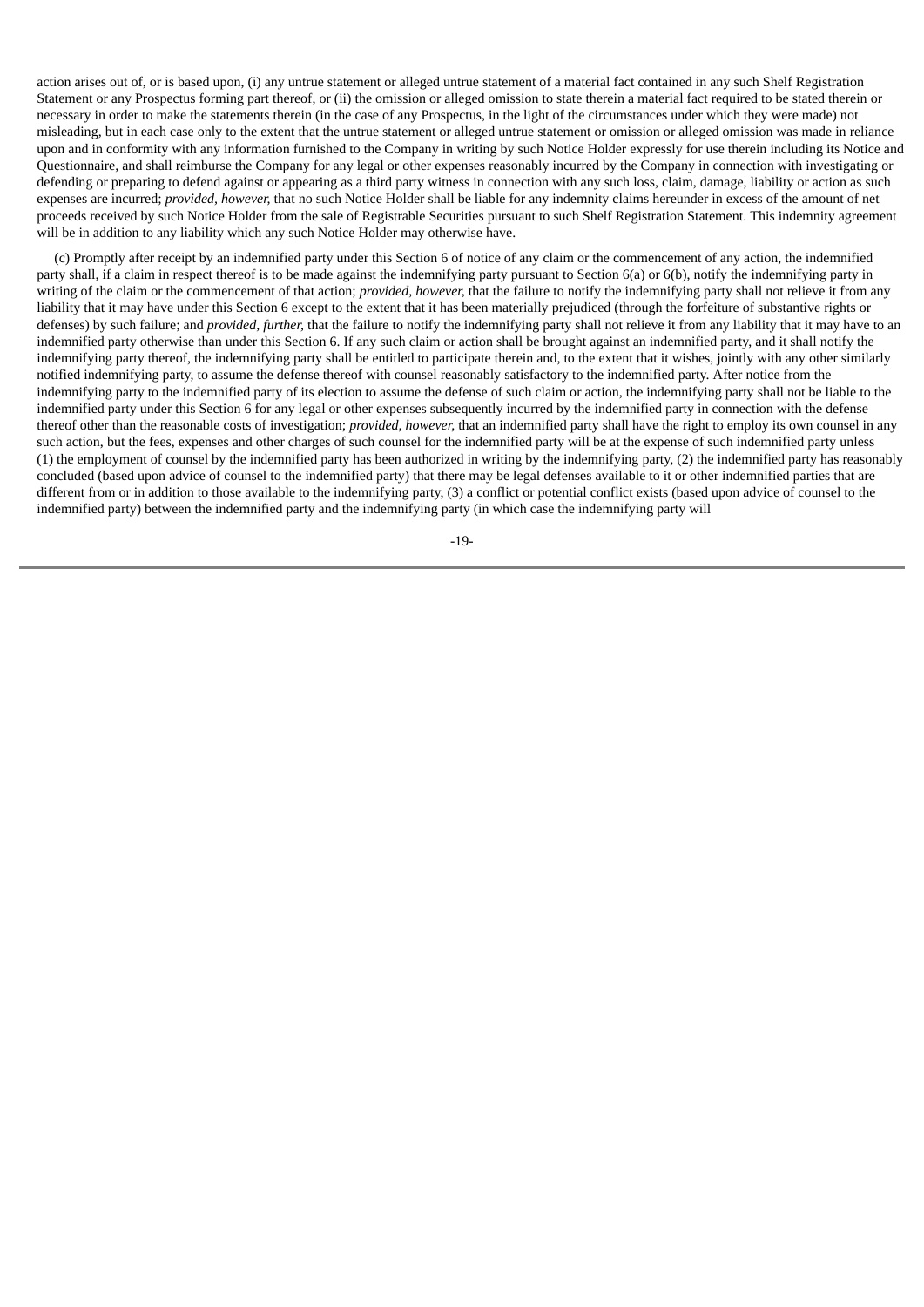action arises out of, or is based upon, (i) any untrue statement or alleged untrue statement of a material fact contained in any such Shelf Registration Statement or any Prospectus forming part thereof, or (ii) the omission or alleged omission to state therein a material fact required to be stated therein or necessary in order to make the statements therein (in the case of any Prospectus, in the light of the circumstances under which they were made) not misleading, but in each case only to the extent that the untrue statement or alleged untrue statement or omission or alleged omission was made in reliance upon and in conformity with any information furnished to the Company in writing by such Notice Holder expressly for use therein including its Notice and Questionnaire, and shall reimburse the Company for any legal or other expenses reasonably incurred by the Company in connection with investigating or defending or preparing to defend against or appearing as a third party witness in connection with any such loss, claim, damage, liability or action as such expenses are incurred; *provided, however,* that no such Notice Holder shall be liable for any indemnity claims hereunder in excess of the amount of net proceeds received by such Notice Holder from the sale of Registrable Securities pursuant to such Shelf Registration Statement. This indemnity agreement will be in addition to any liability which any such Notice Holder may otherwise have.

(c) Promptly after receipt by an indemnified party under this Section 6 of notice of any claim or the commencement of any action, the indemnified party shall, if a claim in respect thereof is to be made against the indemnifying party pursuant to Section 6(a) or 6(b), notify the indemnifying party in writing of the claim or the commencement of that action; *provided, however,* that the failure to notify the indemnifying party shall not relieve it from any liability that it may have under this Section 6 except to the extent that it has been materially prejudiced (through the forfeiture of substantive rights or defenses) by such failure; and *provided, further,* that the failure to notify the indemnifying party shall not relieve it from any liability that it may have to an indemnified party otherwise than under this Section 6. If any such claim or action shall be brought against an indemnified party, and it shall notify the indemnifying party thereof, the indemnifying party shall be entitled to participate therein and, to the extent that it wishes, jointly with any other similarly notified indemnifying party, to assume the defense thereof with counsel reasonably satisfactory to the indemnified party. After notice from the indemnifying party to the indemnified party of its election to assume the defense of such claim or action, the indemnifying party shall not be liable to the indemnified party under this Section 6 for any legal or other expenses subsequently incurred by the indemnified party in connection with the defense thereof other than the reasonable costs of investigation; *provided, however,* that an indemnified party shall have the right to employ its own counsel in any such action, but the fees, expenses and other charges of such counsel for the indemnified party will be at the expense of such indemnified party unless (1) the employment of counsel by the indemnified party has been authorized in writing by the indemnifying party, (2) the indemnified party has reasonably concluded (based upon advice of counsel to the indemnified party) that there may be legal defenses available to it or other indemnified parties that are different from or in addition to those available to the indemnifying party, (3) a conflict or potential conflict exists (based upon advice of counsel to the indemnified party) between the indemnified party and the indemnifying party (in which case the indemnifying party will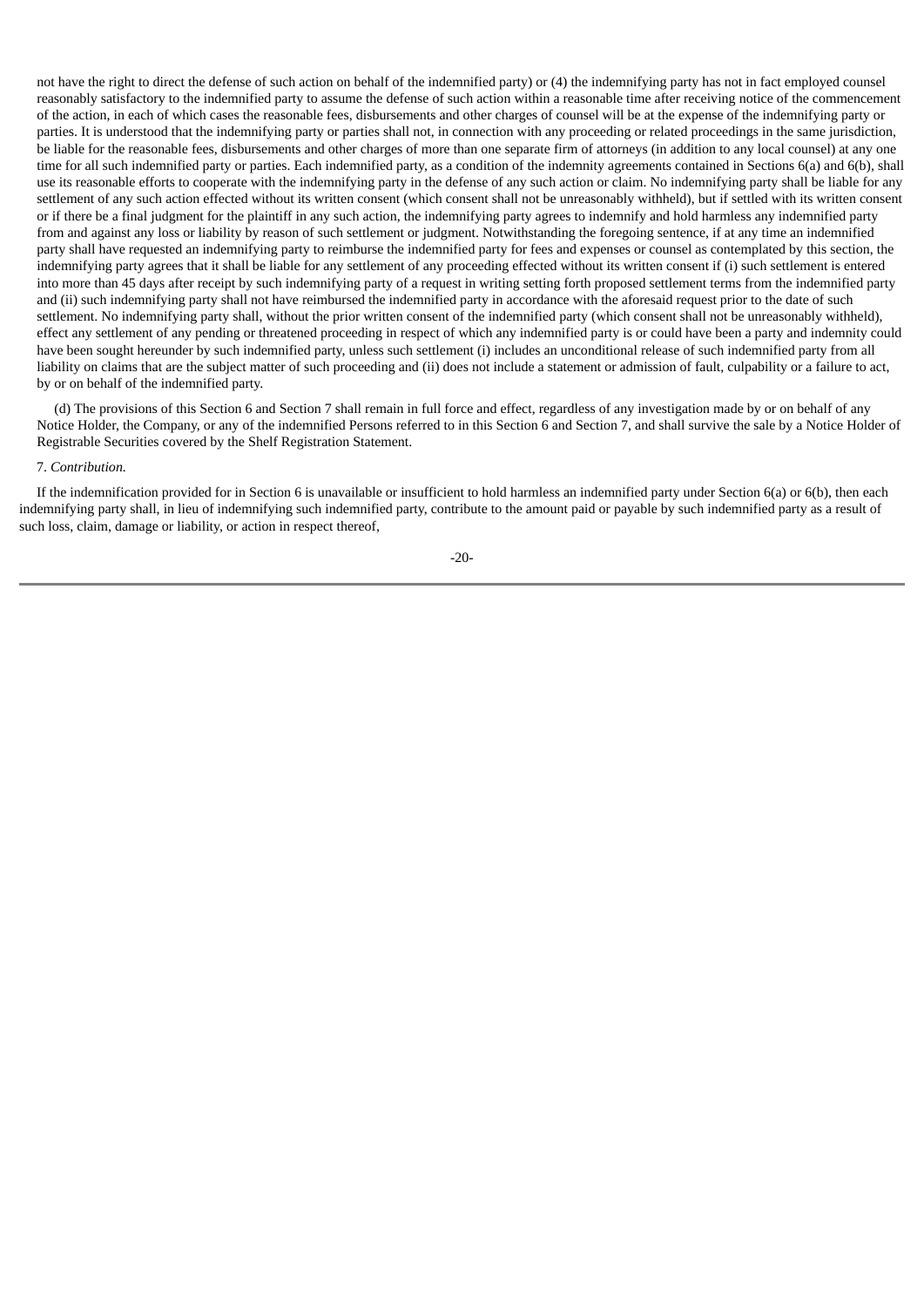not have the right to direct the defense of such action on behalf of the indemnified party) or (4) the indemnifying party has not in fact employed counsel reasonably satisfactory to the indemnified party to assume the defense of such action within a reasonable time after receiving notice of the commencement of the action, in each of which cases the reasonable fees, disbursements and other charges of counsel will be at the expense of the indemnifying party or parties. It is understood that the indemnifying party or parties shall not, in connection with any proceeding or related proceedings in the same jurisdiction, be liable for the reasonable fees, disbursements and other charges of more than one separate firm of attorneys (in addition to any local counsel) at any one time for all such indemnified party or parties. Each indemnified party, as a condition of the indemnity agreements contained in Sections 6(a) and 6(b), shall use its reasonable efforts to cooperate with the indemnifying party in the defense of any such action or claim. No indemnifying party shall be liable for any settlement of any such action effected without its written consent (which consent shall not be unreasonably withheld), but if settled with its written consent or if there be a final judgment for the plaintiff in any such action, the indemnifying party agrees to indemnify and hold harmless any indemnified party from and against any loss or liability by reason of such settlement or judgment. Notwithstanding the foregoing sentence, if at any time an indemnified party shall have requested an indemnifying party to reimburse the indemnified party for fees and expenses or counsel as contemplated by this section, the indemnifying party agrees that it shall be liable for any settlement of any proceeding effected without its written consent if (i) such settlement is entered into more than 45 days after receipt by such indemnifying party of a request in writing setting forth proposed settlement terms from the indemnified party and (ii) such indemnifying party shall not have reimbursed the indemnified party in accordance with the aforesaid request prior to the date of such settlement. No indemnifying party shall, without the prior written consent of the indemnified party (which consent shall not be unreasonably withheld), effect any settlement of any pending or threatened proceeding in respect of which any indemnified party is or could have been a party and indemnity could have been sought hereunder by such indemnified party, unless such settlement (i) includes an unconditional release of such indemnified party from all liability on claims that are the subject matter of such proceeding and (ii) does not include a statement or admission of fault, culpability or a failure to act, by or on behalf of the indemnified party.

(d) The provisions of this Section 6 and Section 7 shall remain in full force and effect, regardless of any investigation made by or on behalf of any Notice Holder, the Company, or any of the indemnified Persons referred to in this Section 6 and Section 7, and shall survive the sale by a Notice Holder of Registrable Securities covered by the Shelf Registration Statement.

7. *Contribution.*

If the indemnification provided for in Section 6 is unavailable or insufficient to hold harmless an indemnified party under Section 6(a) or 6(b), then each indemnifying party shall, in lieu of indemnifying such indemnified party, contribute to the amount paid or payable by such indemnified party as a result of such loss, claim, damage or liability, or action in respect thereof,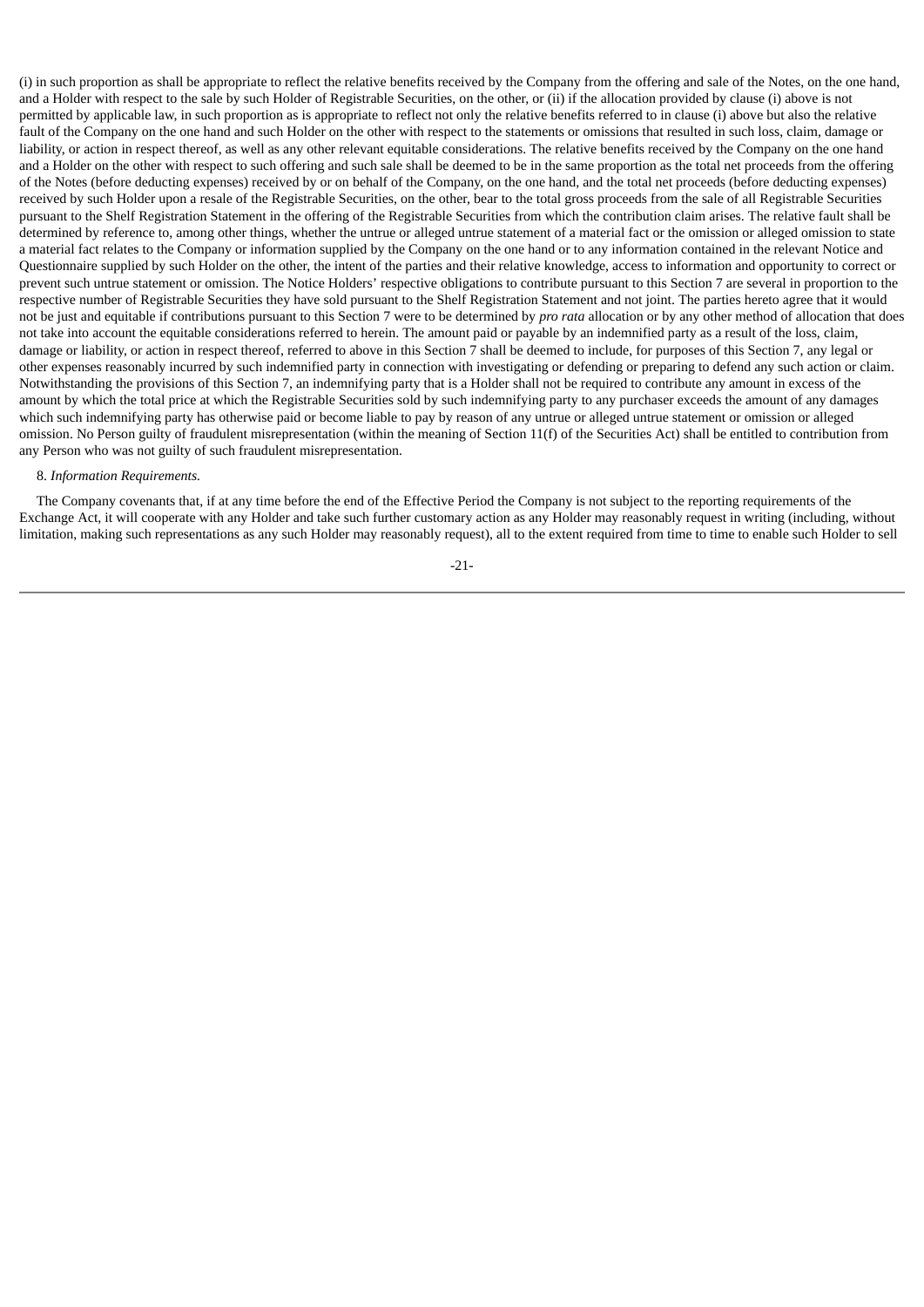(i) in such proportion as shall be appropriate to reflect the relative benefits received by the Company from the offering and sale of the Notes, on the one hand, and a Holder with respect to the sale by such Holder of Registrable Securities, on the other, or (ii) if the allocation provided by clause (i) above is not permitted by applicable law, in such proportion as is appropriate to reflect not only the relative benefits referred to in clause (i) above but also the relative fault of the Company on the one hand and such Holder on the other with respect to the statements or omissions that resulted in such loss, claim, damage or liability, or action in respect thereof, as well as any other relevant equitable considerations. The relative benefits received by the Company on the one hand and a Holder on the other with respect to such offering and such sale shall be deemed to be in the same proportion as the total net proceeds from the offering of the Notes (before deducting expenses) received by or on behalf of the Company, on the one hand, and the total net proceeds (before deducting expenses) received by such Holder upon a resale of the Registrable Securities, on the other, bear to the total gross proceeds from the sale of all Registrable Securities pursuant to the Shelf Registration Statement in the offering of the Registrable Securities from which the contribution claim arises. The relative fault shall be determined by reference to, among other things, whether the untrue or alleged untrue statement of a material fact or the omission or alleged omission to state a material fact relates to the Company or information supplied by the Company on the one hand or to any information contained in the relevant Notice and Questionnaire supplied by such Holder on the other, the intent of the parties and their relative knowledge, access to information and opportunity to correct or prevent such untrue statement or omission. The Notice Holders' respective obligations to contribute pursuant to this Section 7 are several in proportion to the respective number of Registrable Securities they have sold pursuant to the Shelf Registration Statement and not joint. The parties hereto agree that it would not be just and equitable if contributions pursuant to this Section 7 were to be determined by *pro rata* allocation or by any other method of allocation that does not take into account the equitable considerations referred to herein. The amount paid or payable by an indemnified party as a result of the loss, claim, damage or liability, or action in respect thereof, referred to above in this Section 7 shall be deemed to include, for purposes of this Section 7, any legal or other expenses reasonably incurred by such indemnified party in connection with investigating or defending or preparing to defend any such action or claim. Notwithstanding the provisions of this Section 7, an indemnifying party that is a Holder shall not be required to contribute any amount in excess of the amount by which the total price at which the Registrable Securities sold by such indemnifying party to any purchaser exceeds the amount of any damages which such indemnifying party has otherwise paid or become liable to pay by reason of any untrue or alleged untrue statement or omission or alleged omission. No Person guilty of fraudulent misrepresentation (within the meaning of Section 11(f) of the Securities Act) shall be entitled to contribution from any Person who was not guilty of such fraudulent misrepresentation.

8. *Information Requirements.*

The Company covenants that, if at any time before the end of the Effective Period the Company is not subject to the reporting requirements of the Exchange Act, it will cooperate with any Holder and take such further customary action as any Holder may reasonably request in writing (including, without limitation, making such representations as any such Holder may reasonably request), all to the extent required from time to time to enable such Holder to sell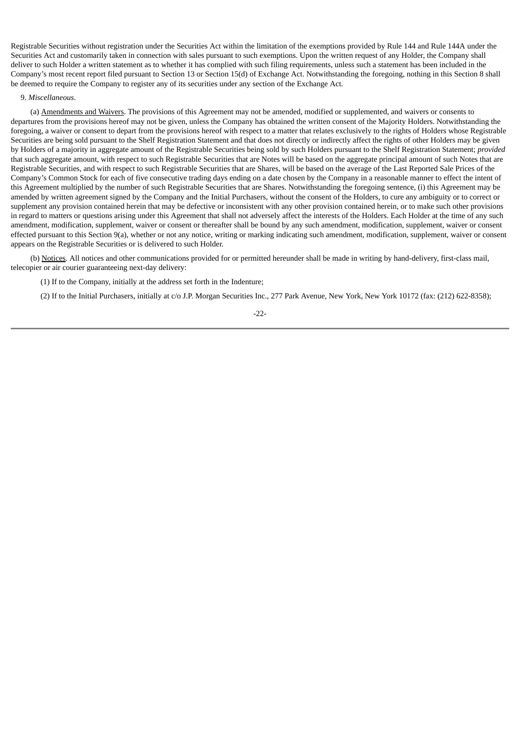Registrable Securities without registration under the Securities Act within the limitation of the exemptions provided by Rule 144 and Rule 144A under the Securities Act and customarily taken in connection with sales pursuant to such exemptions. Upon the written request of any Holder, the Company shall deliver to such Holder a written statement as to whether it has complied with such filing requirements, unless such a statement has been included in the Company's most recent report filed pursuant to Section 13 or Section 15(d) of Exchange Act. Notwithstanding the foregoing, nothing in this Section 8 shall be deemed to require the Company to register any of its securities under any section of the Exchange Act.

9. *Miscellaneous*.

(a) Amendments and Waivers. The provisions of this Agreement may not be amended, modified or supplemented, and waivers or consents to departures from the provisions hereof may not be given, unless the Company has obtained the written consent of the Majority Holders. Notwithstanding the foregoing, a waiver or consent to depart from the provisions hereof with respect to a matter that relates exclusively to the rights of Holders whose Registrable Securities are being sold pursuant to the Shelf Registration Statement and that does not directly or indirectly affect the rights of other Holders may be given by Holders of a majority in aggregate amount of the Registrable Securities being sold by such Holders pursuant to the Shelf Registration Statement; *provided* that such aggregate amount, with respect to such Registrable Securities that are Notes will be based on the aggregate principal amount of such Notes that are Registrable Securities, and with respect to such Registrable Securities that are Shares, will be based on the average of the Last Reported Sale Prices of the Company's Common Stock for each of five consecutive trading days ending on a date chosen by the Company in a reasonable manner to effect the intent of this Agreement multiplied by the number of such Registrable Securities that are Shares. Notwithstanding the foregoing sentence, (i) this Agreement may be amended by written agreement signed by the Company and the Initial Purchasers, without the consent of the Holders, to cure any ambiguity or to correct or supplement any provision contained herein that may be defective or inconsistent with any other provision contained herein, or to make such other provisions in regard to matters or questions arising under this Agreement that shall not adversely affect the interests of the Holders. Each Holder at the time of any such amendment, modification, supplement, waiver or consent or thereafter shall be bound by any such amendment, modification, supplement, waiver or consent effected pursuant to this Section 9(a), whether or not any notice, writing or marking indicating such amendment, modification, supplement, waiver or consent appears on the Registrable Securities or is delivered to such Holder.

(b) Notices. All notices and other communications provided for or permitted hereunder shall be made in writing by hand-delivery, first-class mail, telecopier or air courier guaranteeing next-day delivery:

(1) If to the Company, initially at the address set forth in the Indenture;

(2) If to the Initial Purchasers, initially at c/o J.P. Morgan Securities Inc., 277 Park Avenue, New York, New York 10172 (fax: (212) 622-8358);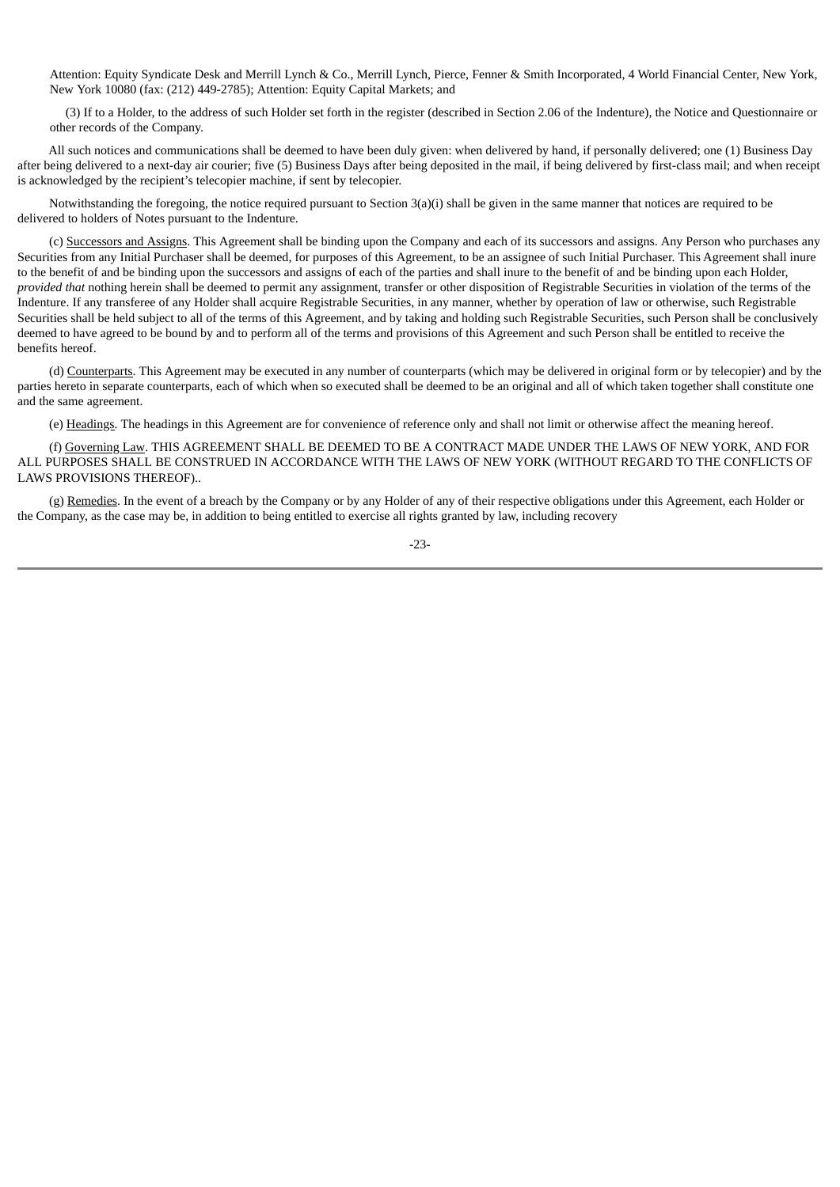Attention: Equity Syndicate Desk and Merrill Lynch & Co., Merrill Lynch, Pierce, Fenner & Smith Incorporated, 4 World Financial Center, New York, New York 10080 (fax: (212) 449-2785); Attention: Equity Capital Markets; and

(3) If to a Holder, to the address of such Holder set forth in the register (described in Section 2.06 of the Indenture), the Notice and Questionnaire or other records of the Company.

All such notices and communications shall be deemed to have been duly given: when delivered by hand, if personally delivered; one (1) Business Day after being delivered to a next-day air courier; five (5) Business Days after being deposited in the mail, if being delivered by first-class mail; and when receipt is acknowledged by the recipient's telecopier machine, if sent by telecopier.

Notwithstanding the foregoing, the notice required pursuant to Section 3(a)(i) shall be given in the same manner that notices are required to be delivered to holders of Notes pursuant to the Indenture.

(c) Successors and Assigns. This Agreement shall be binding upon the Company and each of its successors and assigns. Any Person who purchases any Securities from any Initial Purchaser shall be deemed, for purposes of this Agreement, to be an assignee of such Initial Purchaser. This Agreement shall inure to the benefit of and be binding upon the successors and assigns of each of the parties and shall inure to the benefit of and be binding upon each Holder, *provided that* nothing herein shall be deemed to permit any assignment, transfer or other disposition of Registrable Securities in violation of the terms of the Indenture. If any transferee of any Holder shall acquire Registrable Securities, in any manner, whether by operation of law or otherwise, such Registrable Securities shall be held subject to all of the terms of this Agreement, and by taking and holding such Registrable Securities, such Person shall be conclusively deemed to have agreed to be bound by and to perform all of the terms and provisions of this Agreement and such Person shall be entitled to receive the benefits hereof.

(d) Counterparts. This Agreement may be executed in any number of counterparts (which may be delivered in original form or by telecopier) and by the parties hereto in separate counterparts, each of which when so executed shall be deemed to be an original and all of which taken together shall constitute one and the same agreement.

(e) Headings. The headings in this Agreement are for convenience of reference only and shall not limit or otherwise affect the meaning hereof.

(f) Governing Law. THIS AGREEMENT SHALL BE DEEMED TO BE A CONTRACT MADE UNDER THE LAWS OF NEW YORK, AND FOR ALL PURPOSES SHALL BE CONSTRUED IN ACCORDANCE WITH THE LAWS OF NEW YORK (WITHOUT REGARD TO THE CONFLICTS OF LAWS PROVISIONS THEREOF)..

(g) Remedies. In the event of a breach by the Company or by any Holder of any of their respective obligations under this Agreement, each Holder or the Company, as the case may be, in addition to being entitled to exercise all rights granted by law, including recovery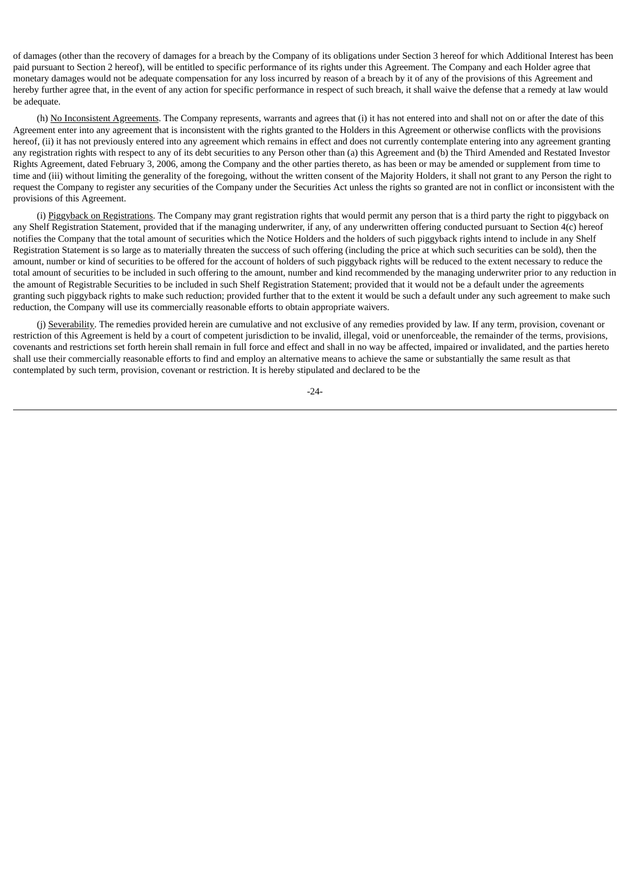of damages (other than the recovery of damages for a breach by the Company of its obligations under Section 3 hereof for which Additional Interest has been paid pursuant to Section 2 hereof), will be entitled to specific performance of its rights under this Agreement. The Company and each Holder agree that monetary damages would not be adequate compensation for any loss incurred by reason of a breach by it of any of the provisions of this Agreement and hereby further agree that, in the event of any action for specific performance in respect of such breach, it shall waive the defense that a remedy at law would be adequate.

(h) No Inconsistent Agreements. The Company represents, warrants and agrees that (i) it has not entered into and shall not on or after the date of this Agreement enter into any agreement that is inconsistent with the rights granted to the Holders in this Agreement or otherwise conflicts with the provisions hereof, (ii) it has not previously entered into any agreement which remains in effect and does not currently contemplate entering into any agreement granting any registration rights with respect to any of its debt securities to any Person other than (a) this Agreement and (b) the Third Amended and Restated Investor Rights Agreement, dated February 3, 2006, among the Company and the other parties thereto, as has been or may be amended or supplement from time to time and (iii) without limiting the generality of the foregoing, without the written consent of the Majority Holders, it shall not grant to any Person the right to request the Company to register any securities of the Company under the Securities Act unless the rights so granted are not in conflict or inconsistent with the provisions of this Agreement.

(i) Piggyback on Registrations. The Company may grant registration rights that would permit any person that is a third party the right to piggyback on any Shelf Registration Statement, provided that if the managing underwriter, if any, of any underwritten offering conducted pursuant to Section 4(c) hereof notifies the Company that the total amount of securities which the Notice Holders and the holders of such piggyback rights intend to include in any Shelf Registration Statement is so large as to materially threaten the success of such offering (including the price at which such securities can be sold), then the amount, number or kind of securities to be offered for the account of holders of such piggyback rights will be reduced to the extent necessary to reduce the total amount of securities to be included in such offering to the amount, number and kind recommended by the managing underwriter prior to any reduction in the amount of Registrable Securities to be included in such Shelf Registration Statement; provided that it would not be a default under the agreements granting such piggyback rights to make such reduction; provided further that to the extent it would be such a default under any such agreement to make such reduction, the Company will use its commercially reasonable efforts to obtain appropriate waivers.

(j) Severability. The remedies provided herein are cumulative and not exclusive of any remedies provided by law. If any term, provision, covenant or restriction of this Agreement is held by a court of competent jurisdiction to be invalid, illegal, void or unenforceable, the remainder of the terms, provisions, covenants and restrictions set forth herein shall remain in full force and effect and shall in no way be affected, impaired or invalidated, and the parties hereto shall use their commercially reasonable efforts to find and employ an alternative means to achieve the same or substantially the same result as that contemplated by such term, provision, covenant or restriction. It is hereby stipulated and declared to be the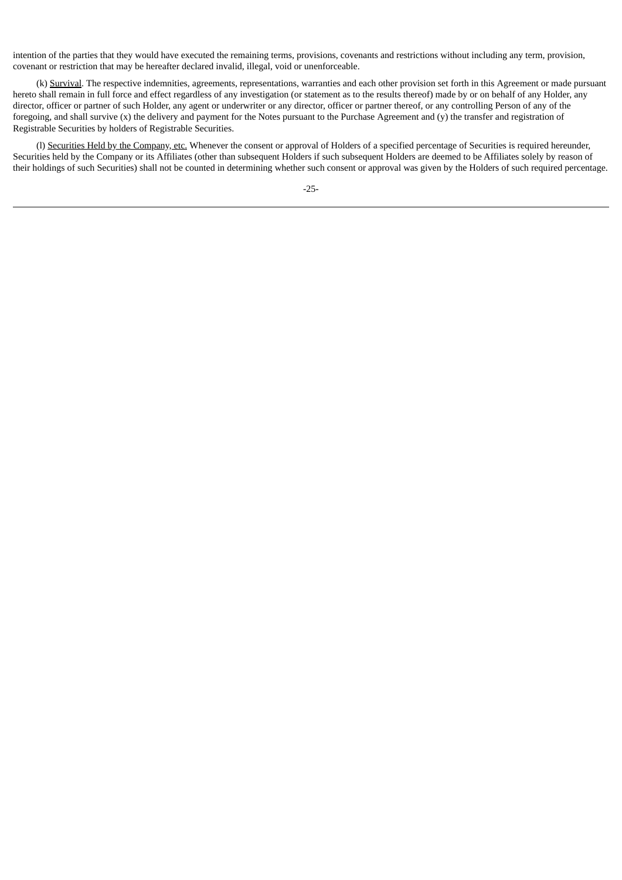intention of the parties that they would have executed the remaining terms, provisions, covenants and restrictions without including any term, provision, covenant or restriction that may be hereafter declared invalid, illegal, void or unenforceable.

(k) Survival. The respective indemnities, agreements, representations, warranties and each other provision set forth in this Agreement or made pursuant hereto shall remain in full force and effect regardless of any investigation (or statement as to the results thereof) made by or on behalf of any Holder, any director, officer or partner of such Holder, any agent or underwriter or any director, officer or partner thereof, or any controlling Person of any of the foregoing, and shall survive (x) the delivery and payment for the Notes pursuant to the Purchase Agreement and (y) the transfer and registration of Registrable Securities by holders of Registrable Securities.

(l) Securities Held by the Company, etc. Whenever the consent or approval of Holders of a specified percentage of Securities is required hereunder, Securities held by the Company or its Affiliates (other than subsequent Holders if such subsequent Holders are deemed to be Affiliates solely by reason of their holdings of such Securities) shall not be counted in determining whether such consent or approval was given by the Holders of such required percentage.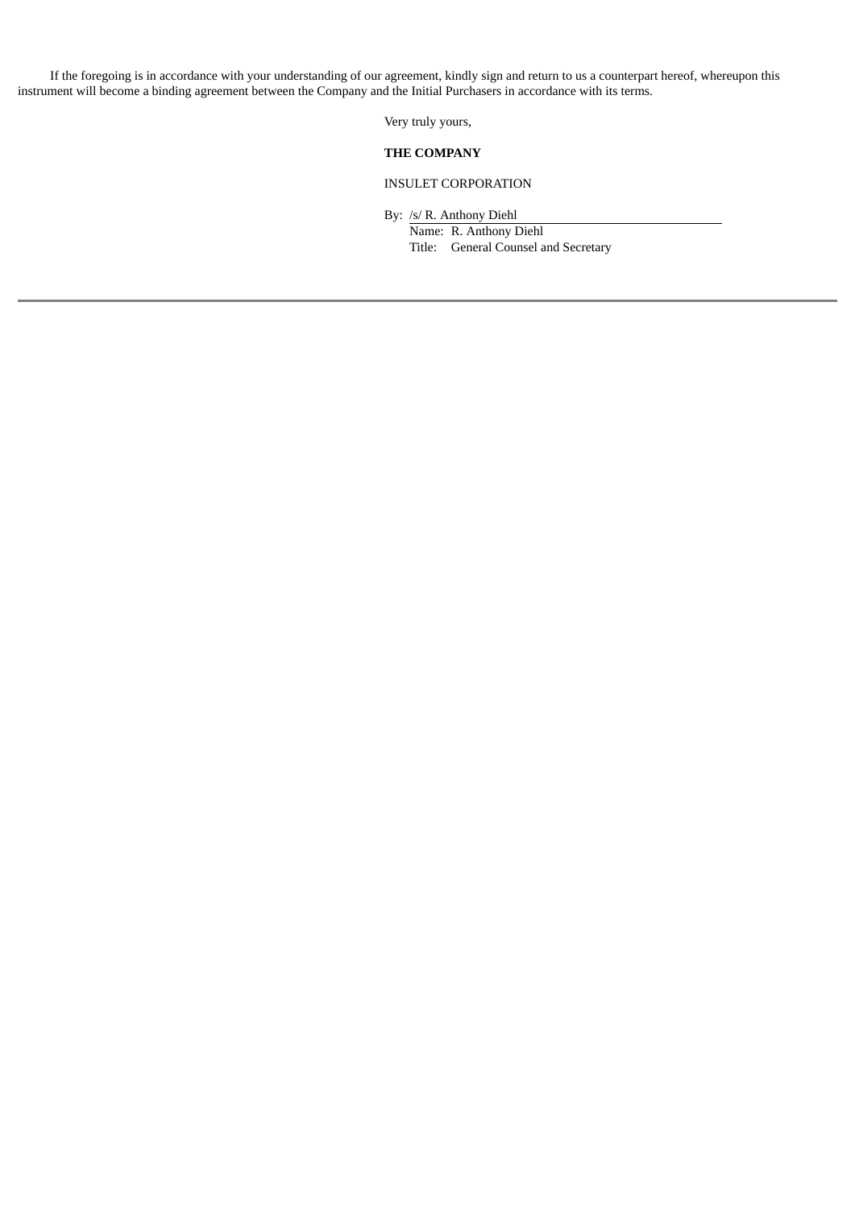If the foregoing is in accordance with your understanding of our agreement, kindly sign and return to us a counterpart hereof, whereupon this instrument will become a binding agreement between the Company and the Initial Purchasers in accordance with its terms.

Very truly yours,

**THE COMPANY**

INSULET CORPORATION

By: /s/ R. Anthony Diehl
Name: R. Anthony Diehl
Title: General Counsel and Secretary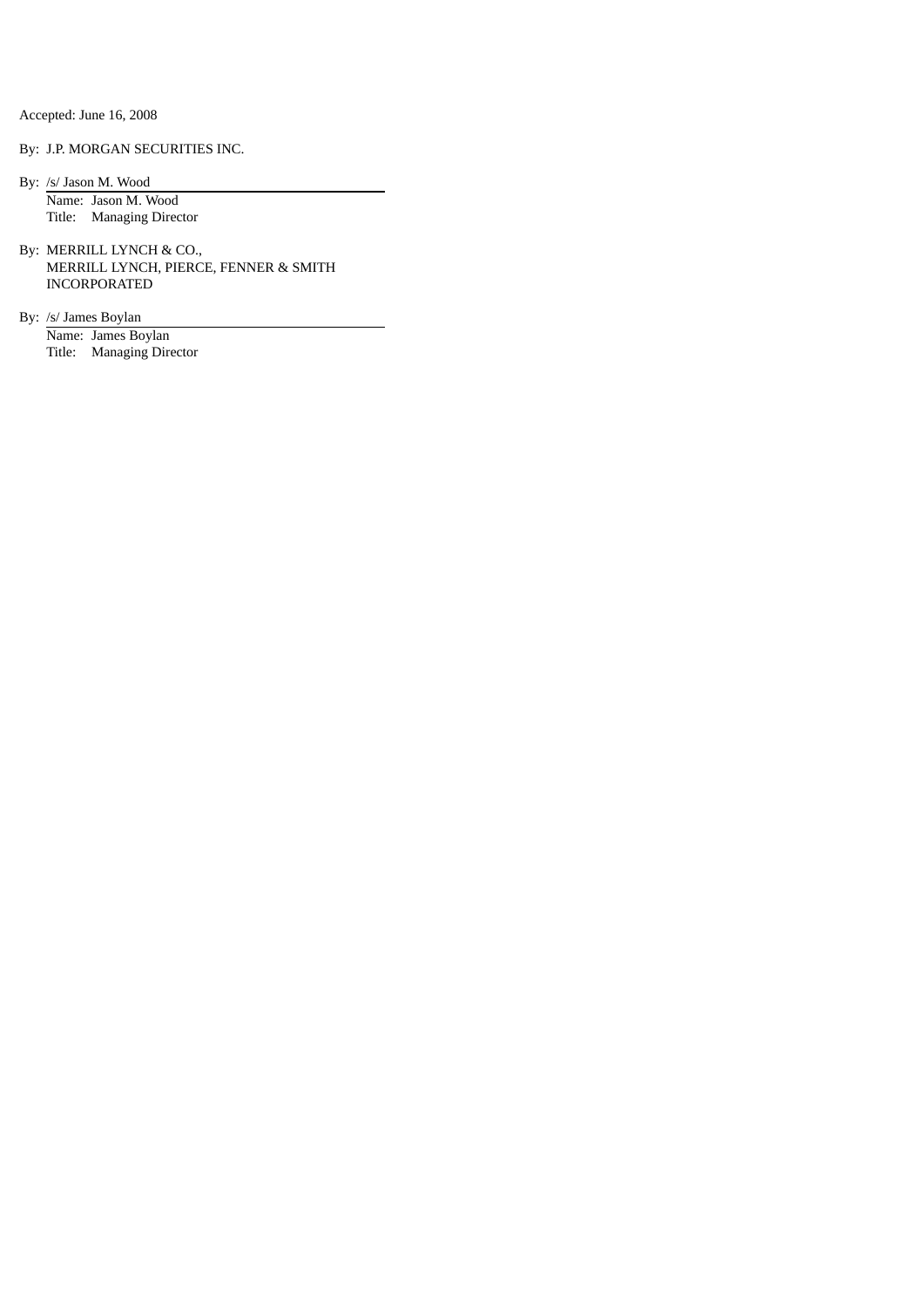Accepted: June 16, 2008

By: J.P. MORGAN SECURITIES INC.

By: /s/ Jason M. Wood

Name: Jason M. Wood

Title: Managing Director

By: MERRILL LYNCH & CO.,
MERRILL LYNCH, PIERCE, FENNER & SMITH
INCORPORATED

By: /s/ James Boylan

Name: James Boylan

Title: Managing Director